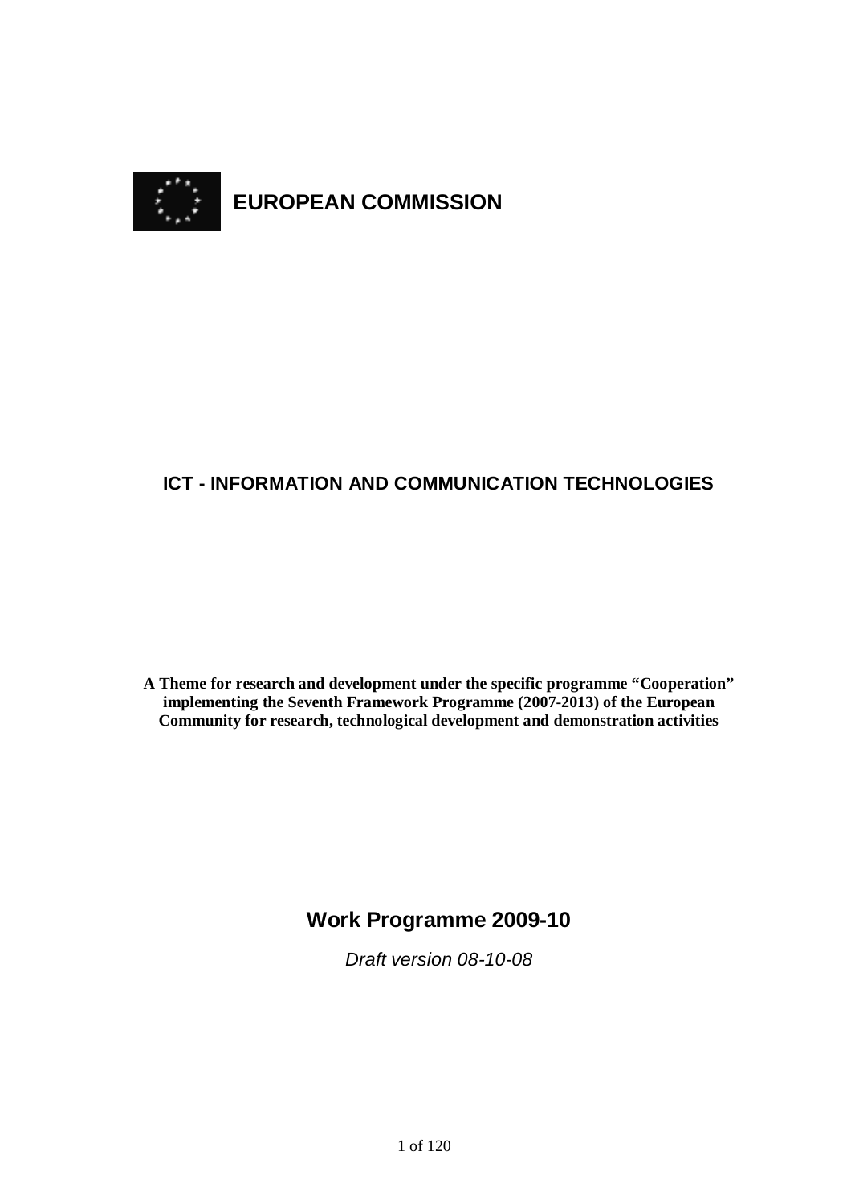# EUROPEAN COMMISSION

## ICT - INFORMATION AND COMMUNICATION TECHNOLOGIES

**A Theme for research and development under the specific programme "Cooperation" implementing the Seventh Framework Programme (2007-2013) of the European Community for research, technological development and demonstration activities**

## Work Programme 2009-10

*Draft version 08-10-08*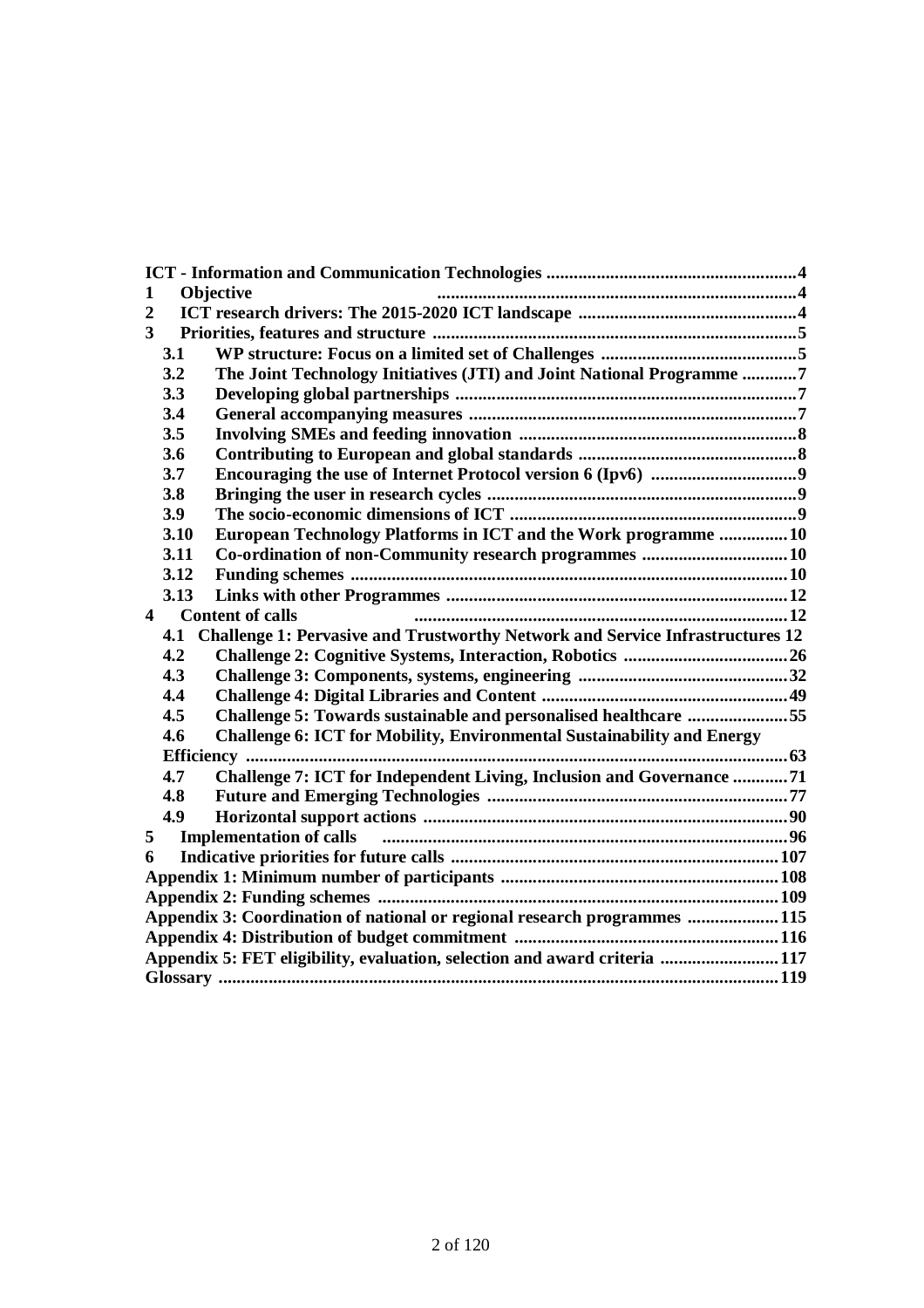**ICT - Information and Communication Technologies** ....................................................... 4

**1 Objective** ............................................................................... 4

**2 ICT research drivers: The 2015-2020 ICT landscape** ............................................... 4

**3 Priorities, features and structure** ............................................................................ 5

- **3.1 WP structure: Focus on a limited set of Challenges** ........................................... 5
- **3.2 The Joint Technology Initiatives (JTI) and Joint National Programme** ............ 7
- **3.3 Developing global partnerships** ......................................................................... 7
- **3.4 General accompanying measures** ...................................................................... 7
- **3.5 Involving SMEs and feeding innovation** ............................................................ 8
- **3.6 Contributing to European and global standards** ............................................... 8
- **3.7 Encouraging the use of Internet Protocol version 6 (Ipv6)** ................................ 9
- **3.8 Bringing the user in research cycles** .................................................................. 9
- **3.9 The socio-economic dimensions of ICT** ............................................................. 9
- **3.10 European Technology Platforms in ICT and the Work programme** ............... 10
- **3.11 Co-ordination of non-Community research programmes** ................................ 10
- **3.12 Funding schemes** ............................................................................................. 10
- **3.13 Links with other Programmes** .......................................................................... 12

**4 Content of calls** ............................................................................................................ 12

- **4.1 Challenge 1: Pervasive and Trustworthy Network and Service Infrastructures** 12
- **4.2 Challenge 2: Cognitive Systems, Interaction, Robotics** .................................... 26
- **4.3 Challenge 3: Components, systems, engineering** ............................................. 32
- **4.4 Challenge 4: Digital Libraries and Content** ...................................................... 49
- **4.5 Challenge 5: Towards sustainable and personalised healthcare** ..................... 55
- **4.6 Challenge 6: ICT for Mobility, Environmental Sustainability and Energy Efficiency** ............................................................................................................. 63
- **4.7 Challenge 7: ICT for Independent Living, Inclusion and Governance** ............ 71
- **4.8 Future and Emerging Technologies** ................................................................. 77
- **4.9 Horizontal support actions** ............................................................................... 90

**5 Implementation of calls** ............................................................................................. 96

**6 Indicative priorities for future calls** ......................................................................... 107

**Appendix 1: Minimum number of participants** ........................................................... 108

**Appendix 2: Funding schemes** ..................................................................................... 109

**Appendix 3: Coordination of national or regional research programmes** ................... 115

**Appendix 4: Distribution of budget commitment** ......................................................... 116

**Appendix 5: FET eligibility, evaluation, selection and award criteria** ......................... 117

**Glossary** ........................................................................................................................ 119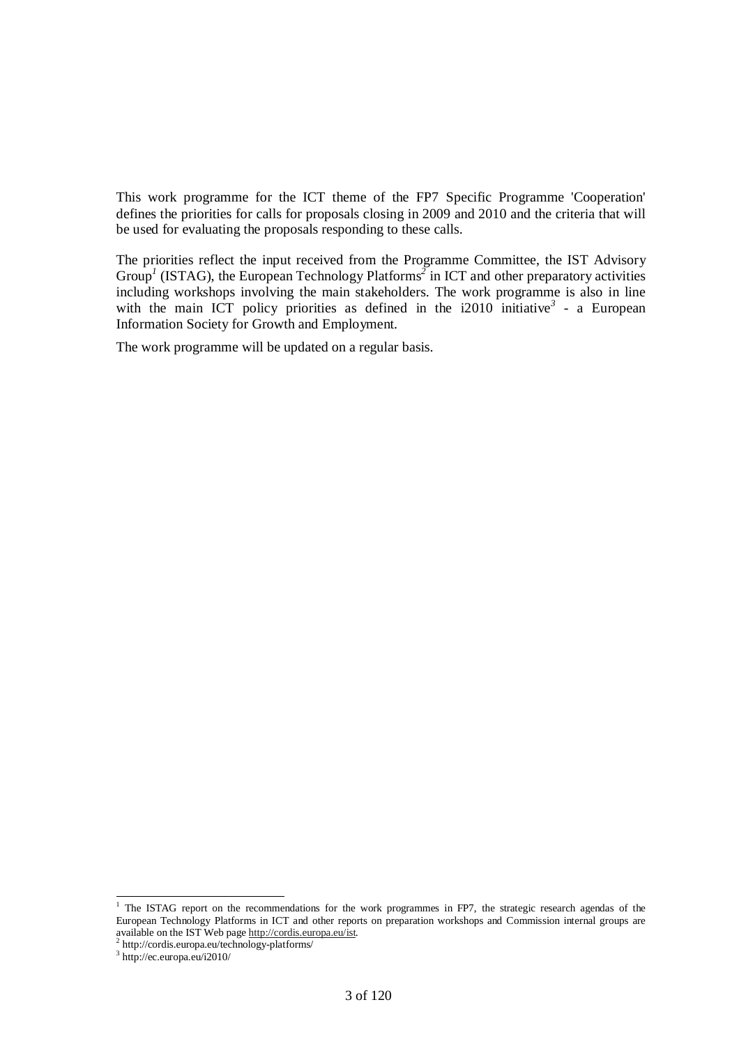This work programme for the ICT theme of the FP7 Specific Programme 'Cooperation' defines the priorities for calls for proposals closing in 2009 and 2010 and the criteria that will be used for evaluating the proposals responding to these calls.

The priorities reflect the input received from the Programme Committee, the IST Advisory Group[1] (ISTAG), the European Technology Platforms[2] in ICT and other preparatory activities including workshops involving the main stakeholders. The work programme is also in line with the main ICT policy priorities as defined in the i2010 initiative[3] - a European Information Society for Growth and Employment.

The work programme will be updated on a regular basis.

---

[1] The ISTAG report on the recommendations for the work programmes in FP7, the strategic research agendas of the European Technology Platforms in ICT and other reports on preparation workshops and Commission internal groups are available on the IST Web page http://cordis.europa.eu/ist.

[2] http://cordis.europa.eu/technology-platforms/

[3] http://ec.europa.eu/i2010/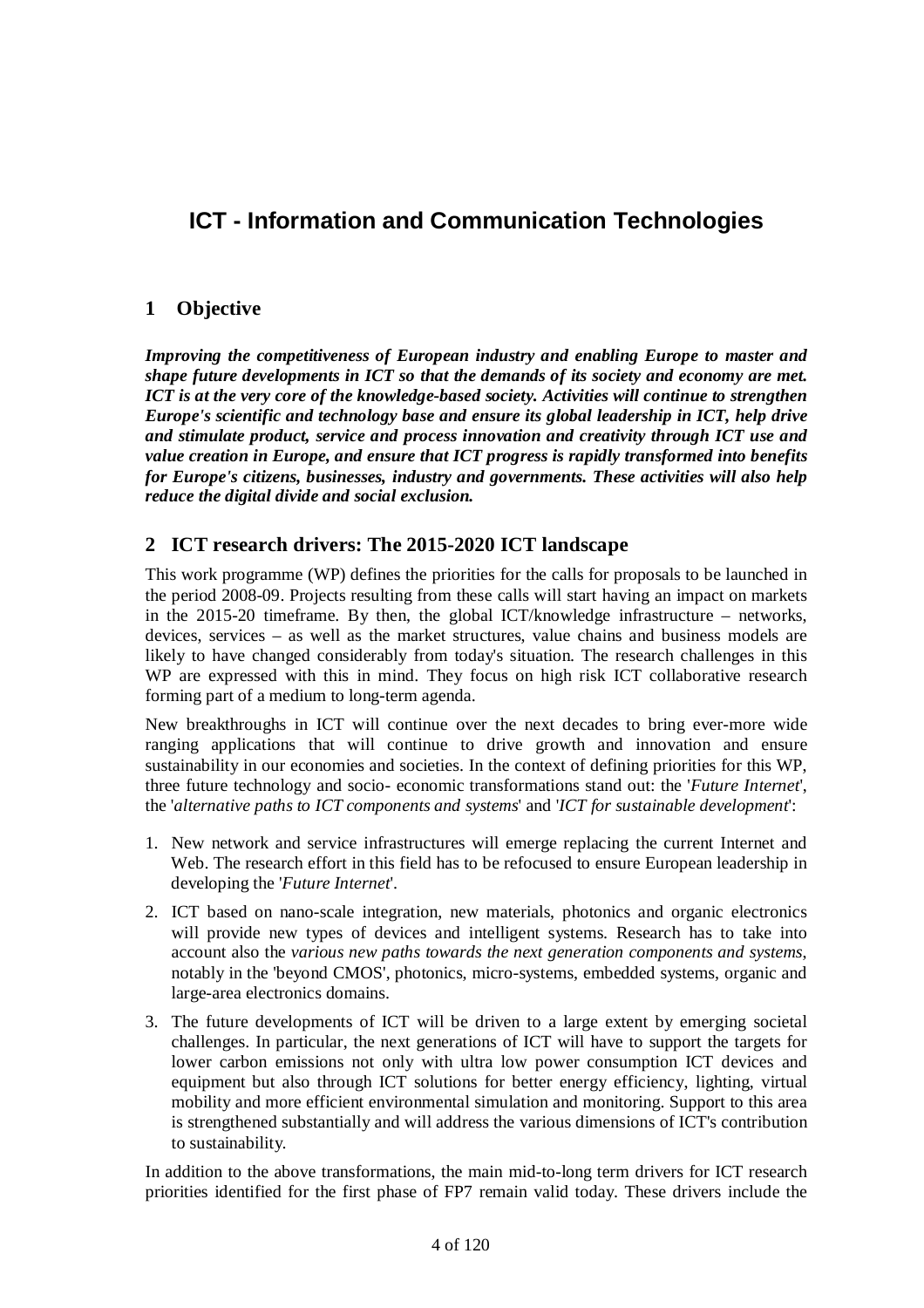# ICT - Information and Communication Technologies

## 1 Objective

***Improving the competitiveness of European industry and enabling Europe to master and shape future developments in ICT so that the demands of its society and economy are met. ICT is at the very core of the knowledge-based society. Activities will continue to strengthen Europe's scientific and technology base and ensure its global leadership in ICT, help drive and stimulate product, service and process innovation and creativity through ICT use and value creation in Europe, and ensure that ICT progress is rapidly transformed into benefits for Europe's citizens, businesses, industry and governments. These activities will also help reduce the digital divide and social exclusion.***

## 2 ICT research drivers: The 2015-2020 ICT landscape

This work programme (WP) defines the priorities for the calls for proposals to be launched in the period 2008-09. Projects resulting from these calls will start having an impact on markets in the 2015-20 timeframe. By then, the global ICT/knowledge infrastructure – networks, devices, services – as well as the market structures, value chains and business models are likely to have changed considerably from today's situation. The research challenges in this WP are expressed with this in mind. They focus on high risk ICT collaborative research forming part of a medium to long-term agenda.

New breakthroughs in ICT will continue over the next decades to bring ever-more wide ranging applications that will continue to drive growth and innovation and ensure sustainability in our economies and societies. In the context of defining priorities for this WP, three future technology and socio- economic transformations stand out: the '*Future Internet*', the '*alternative paths to ICT components and systems*' and '*ICT for sustainable development*':

1. New network and service infrastructures will emerge replacing the current Internet and Web. The research effort in this field has to be refocused to ensure European leadership in developing the '*Future Internet*'.
2. ICT based on nano-scale integration, new materials, photonics and organic electronics will provide new types of devices and intelligent systems. Research has to take into account also the *various new paths towards the next generation components and systems*, notably in the 'beyond CMOS', photonics, micro-systems, embedded systems, organic and large-area electronics domains.
3. The future developments of ICT will be driven to a large extent by emerging societal challenges. In particular, the next generations of ICT will have to support the targets for lower carbon emissions not only with ultra low power consumption ICT devices and equipment but also through ICT solutions for better energy efficiency, lighting, virtual mobility and more efficient environmental simulation and monitoring. Support to this area is strengthened substantially and will address the various dimensions of ICT's contribution to sustainability.

In addition to the above transformations, the main mid-to-long term drivers for ICT research priorities identified for the first phase of FP7 remain valid today. These drivers include the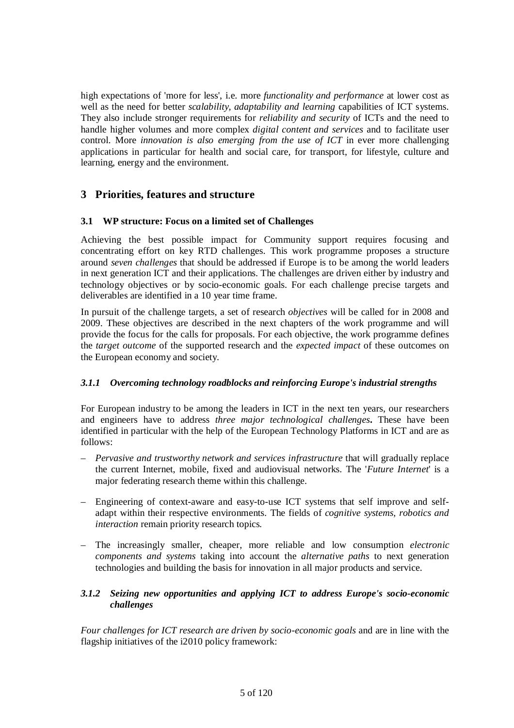high expectations of 'more for less', i.e. more *functionality and performance* at lower cost as well as the need for better *scalability, adaptability and learning* capabilities of ICT systems. They also include stronger requirements for *reliability and security* of ICTs and the need to handle higher volumes and more complex *digital content and services* and to facilitate user control. More *innovation is also emerging from the use of ICT* in ever more challenging applications in particular for health and social care, for transport, for lifestyle, culture and learning, energy and the environment.

# 3 Priorities, features and structure

## 3.1 WP structure: Focus on a limited set of Challenges

Achieving the best possible impact for Community support requires focusing and concentrating effort on key RTD challenges. This work programme proposes a structure around *seven challenges* that should be addressed if Europe is to be among the world leaders in next generation ICT and their applications. The challenges are driven either by industry and technology objectives or by socio-economic goals. For each challenge precise targets and deliverables are identified in a 10 year time frame.

In pursuit of the challenge targets, a set of research *objectives* will be called for in 2008 and 2009. These objectives are described in the next chapters of the work programme and will provide the focus for the calls for proposals. For each objective, the work programme defines the *target outcome* of the supported research and the *expected impact* of these outcomes on the European economy and society.

### *3.1.1 Overcoming technology roadblocks and reinforcing Europe's industrial strengths*

For European industry to be among the leaders in ICT in the next ten years, our researchers and engineers have to address *three major technological challenges***.** These have been identified in particular with the help of the European Technology Platforms in ICT and are as follows:

- *Pervasive and trustworthy network and services infrastructure* that will gradually replace the current Internet, mobile, fixed and audiovisual networks. The '*Future Internet*' is a major federating research theme within this challenge.
- Engineering of context-aware and easy-to-use ICT systems that self improve and self-adapt within their respective environments. The fields of *cognitive systems, robotics and interaction* remain priority research topics.
- The increasingly smaller, cheaper, more reliable and low consumption *electronic components and systems* taking into account the *alternative paths* to next generation technologies and building the basis for innovation in all major products and service.

### *3.1.2 Seizing new opportunities and applying ICT to address Europe's socio-economic challenges*

*Four challenges for ICT research are driven by socio-economic goals* and are in line with the flagship initiatives of the i2010 policy framework: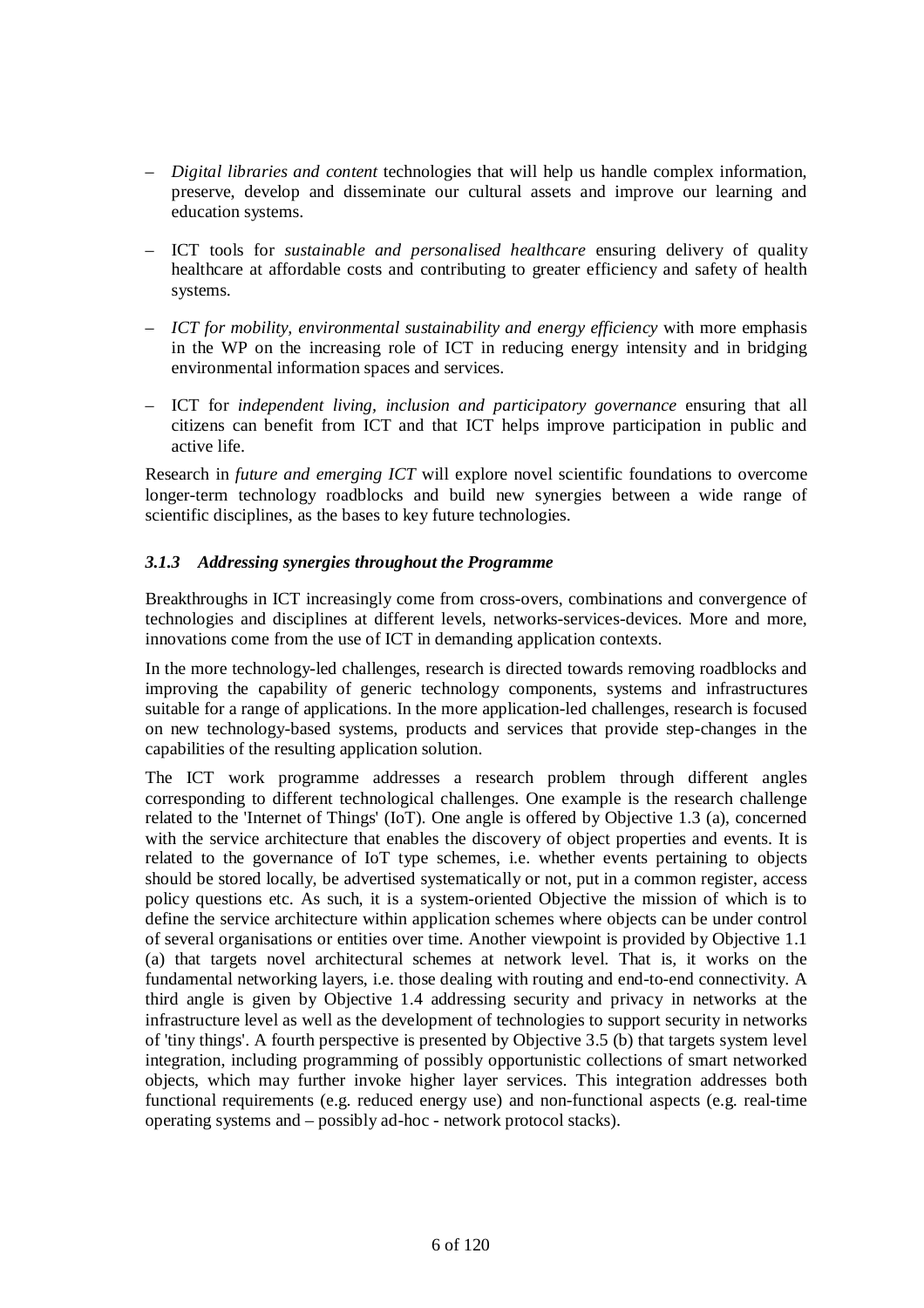- *Digital libraries and content* technologies that will help us handle complex information, preserve, develop and disseminate our cultural assets and improve our learning and education systems.
- ICT tools for *sustainable and personalised healthcare* ensuring delivery of quality healthcare at affordable costs and contributing to greater efficiency and safety of health systems.
- *ICT for mobility, environmental sustainability and energy efficiency* with more emphasis in the WP on the increasing role of ICT in reducing energy intensity and in bridging environmental information spaces and services.
- ICT for *independent living, inclusion and participatory governance* ensuring that all citizens can benefit from ICT and that ICT helps improve participation in public and active life.

Research in *future and emerging ICT* will explore novel scientific foundations to overcome longer-term technology roadblocks and build new synergies between a wide range of scientific disciplines, as the bases to key future technologies.

### *3.1.3 Addressing synergies throughout the Programme*

Breakthroughs in ICT increasingly come from cross-overs, combinations and convergence of technologies and disciplines at different levels, networks-services-devices. More and more, innovations come from the use of ICT in demanding application contexts.

In the more technology-led challenges, research is directed towards removing roadblocks and improving the capability of generic technology components, systems and infrastructures suitable for a range of applications. In the more application-led challenges, research is focused on new technology-based systems, products and services that provide step-changes in the capabilities of the resulting application solution.

The ICT work programme addresses a research problem through different angles corresponding to different technological challenges. One example is the research challenge related to the 'Internet of Things' (IoT). One angle is offered by Objective 1.3 (a), concerned with the service architecture that enables the discovery of object properties and events. It is related to the governance of IoT type schemes, i.e. whether events pertaining to objects should be stored locally, be advertised systematically or not, put in a common register, access policy questions etc. As such, it is a system-oriented Objective the mission of which is to define the service architecture within application schemes where objects can be under control of several organisations or entities over time. Another viewpoint is provided by Objective 1.1 (a) that targets novel architectural schemes at network level. That is, it works on the fundamental networking layers, i.e. those dealing with routing and end-to-end connectivity. A third angle is given by Objective 1.4 addressing security and privacy in networks at the infrastructure level as well as the development of technologies to support security in networks of 'tiny things'. A fourth perspective is presented by Objective 3.5 (b) that targets system level integration, including programming of possibly opportunistic collections of smart networked objects, which may further invoke higher layer services. This integration addresses both functional requirements (e.g. reduced energy use) and non-functional aspects (e.g. real-time operating systems and – possibly ad-hoc - network protocol stacks).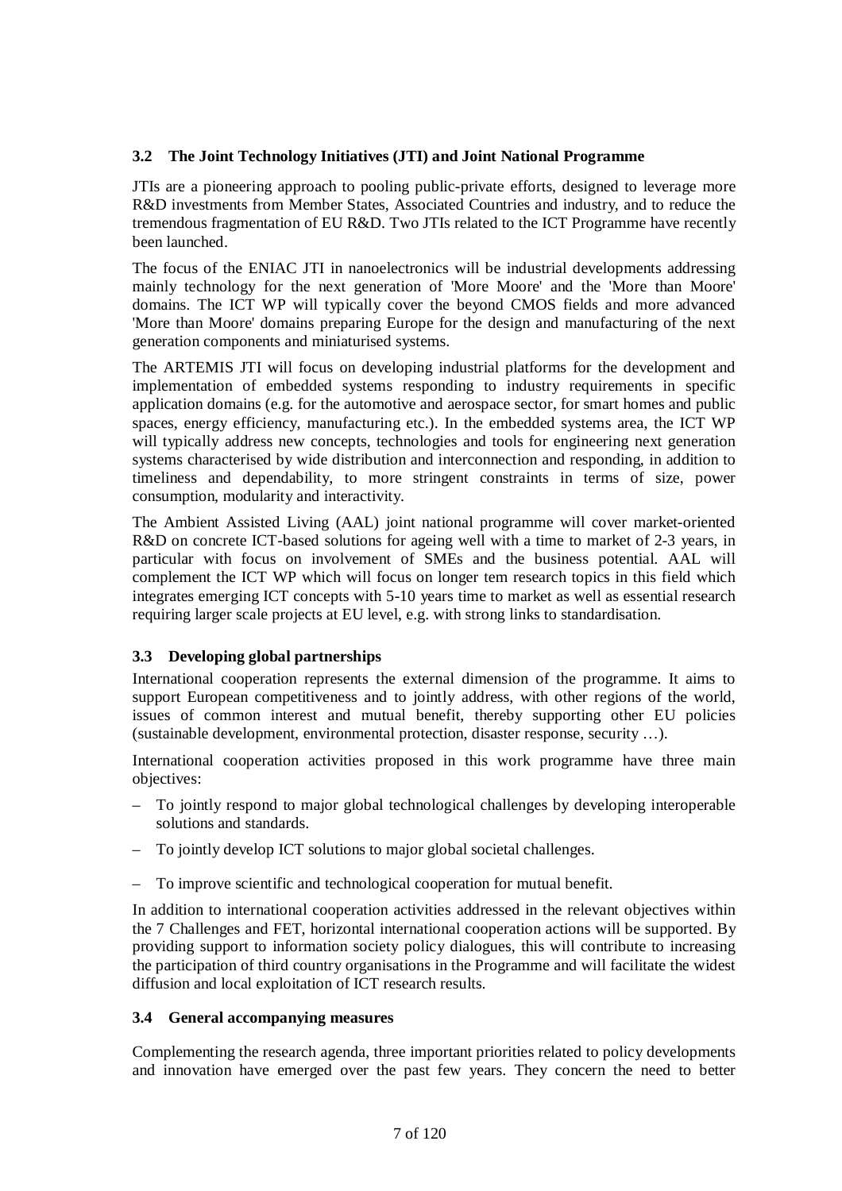### 3.2 The Joint Technology Initiatives (JTI) and Joint National Programme

JTIs are a pioneering approach to pooling public-private efforts, designed to leverage more R&D investments from Member States, Associated Countries and industry, and to reduce the tremendous fragmentation of EU R&D. Two JTIs related to the ICT Programme have recently been launched.

The focus of the ENIAC JTI in nanoelectronics will be industrial developments addressing mainly technology for the next generation of 'More Moore' and the 'More than Moore' domains. The ICT WP will typically cover the beyond CMOS fields and more advanced 'More than Moore' domains preparing Europe for the design and manufacturing of the next generation components and miniaturised systems.

The ARTEMIS JTI will focus on developing industrial platforms for the development and implementation of embedded systems responding to industry requirements in specific application domains (e.g. for the automotive and aerospace sector, for smart homes and public spaces, energy efficiency, manufacturing etc.). In the embedded systems area, the ICT WP will typically address new concepts, technologies and tools for engineering next generation systems characterised by wide distribution and interconnection and responding, in addition to timeliness and dependability, to more stringent constraints in terms of size, power consumption, modularity and interactivity.

The Ambient Assisted Living (AAL) joint national programme will cover market-oriented R&D on concrete ICT-based solutions for ageing well with a time to market of 2-3 years, in particular with focus on involvement of SMEs and the business potential. AAL will complement the ICT WP which will focus on longer tem research topics in this field which integrates emerging ICT concepts with 5-10 years time to market as well as essential research requiring larger scale projects at EU level, e.g. with strong links to standardisation.

### 3.3 Developing global partnerships

International cooperation represents the external dimension of the programme. It aims to support European competitiveness and to jointly address, with other regions of the world, issues of common interest and mutual benefit, thereby supporting other EU policies (sustainable development, environmental protection, disaster response, security …).

International cooperation activities proposed in this work programme have three main objectives:

- To jointly respond to major global technological challenges by developing interoperable solutions and standards.
- To jointly develop ICT solutions to major global societal challenges.
- To improve scientific and technological cooperation for mutual benefit.

In addition to international cooperation activities addressed in the relevant objectives within the 7 Challenges and FET, horizontal international cooperation actions will be supported. By providing support to information society policy dialogues, this will contribute to increasing the participation of third country organisations in the Programme and will facilitate the widest diffusion and local exploitation of ICT research results.

### 3.4 General accompanying measures

Complementing the research agenda, three important priorities related to policy developments and innovation have emerged over the past few years. They concern the need to better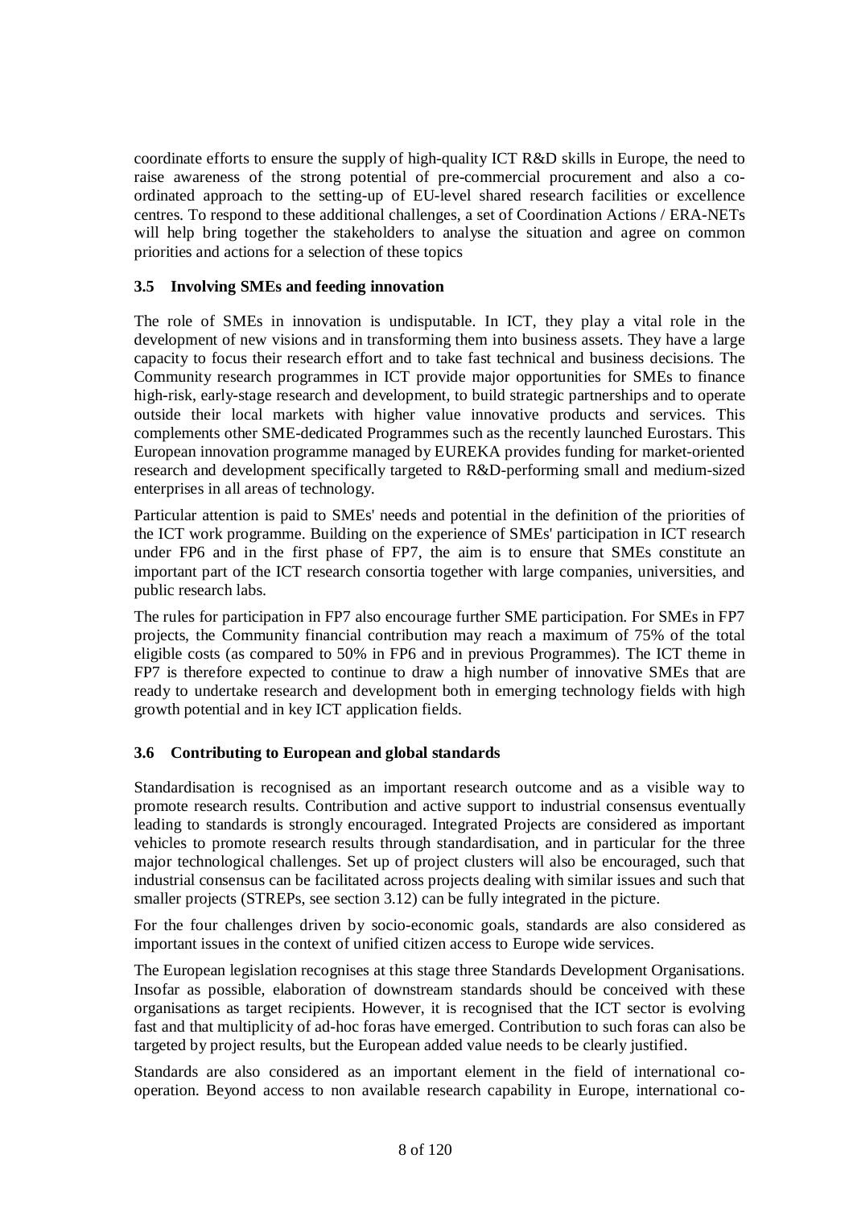coordinate efforts to ensure the supply of high-quality ICT R&D skills in Europe, the need to raise awareness of the strong potential of pre-commercial procurement and also a co-ordinated approach to the setting-up of EU-level shared research facilities or excellence centres. To respond to these additional challenges, a set of Coordination Actions / ERA-NETs will help bring together the stakeholders to analyse the situation and agree on common priorities and actions for a selection of these topics

### 3.5 Involving SMEs and feeding innovation

The role of SMEs in innovation is undisputable. In ICT, they play a vital role in the development of new visions and in transforming them into business assets. They have a large capacity to focus their research effort and to take fast technical and business decisions. The Community research programmes in ICT provide major opportunities for SMEs to finance high-risk, early-stage research and development, to build strategic partnerships and to operate outside their local markets with higher value innovative products and services. This complements other SME-dedicated Programmes such as the recently launched Eurostars. This European innovation programme managed by EUREKA provides funding for market-oriented research and development specifically targeted to R&D-performing small and medium-sized enterprises in all areas of technology.

Particular attention is paid to SMEs' needs and potential in the definition of the priorities of the ICT work programme. Building on the experience of SMEs' participation in ICT research under FP6 and in the first phase of FP7, the aim is to ensure that SMEs constitute an important part of the ICT research consortia together with large companies, universities, and public research labs.

The rules for participation in FP7 also encourage further SME participation. For SMEs in FP7 projects, the Community financial contribution may reach a maximum of 75% of the total eligible costs (as compared to 50% in FP6 and in previous Programmes). The ICT theme in FP7 is therefore expected to continue to draw a high number of innovative SMEs that are ready to undertake research and development both in emerging technology fields with high growth potential and in key ICT application fields.

### 3.6 Contributing to European and global standards

Standardisation is recognised as an important research outcome and as a visible way to promote research results. Contribution and active support to industrial consensus eventually leading to standards is strongly encouraged. Integrated Projects are considered as important vehicles to promote research results through standardisation, and in particular for the three major technological challenges. Set up of project clusters will also be encouraged, such that industrial consensus can be facilitated across projects dealing with similar issues and such that smaller projects (STREPs, see section 3.12) can be fully integrated in the picture.

For the four challenges driven by socio-economic goals, standards are also considered as important issues in the context of unified citizen access to Europe wide services.

The European legislation recognises at this stage three Standards Development Organisations. Insofar as possible, elaboration of downstream standards should be conceived with these organisations as target recipients. However, it is recognised that the ICT sector is evolving fast and that multiplicity of ad-hoc foras have emerged. Contribution to such foras can also be targeted by project results, but the European added value needs to be clearly justified.

Standards are also considered as an important element in the field of international co-operation. Beyond access to non available research capability in Europe, international co-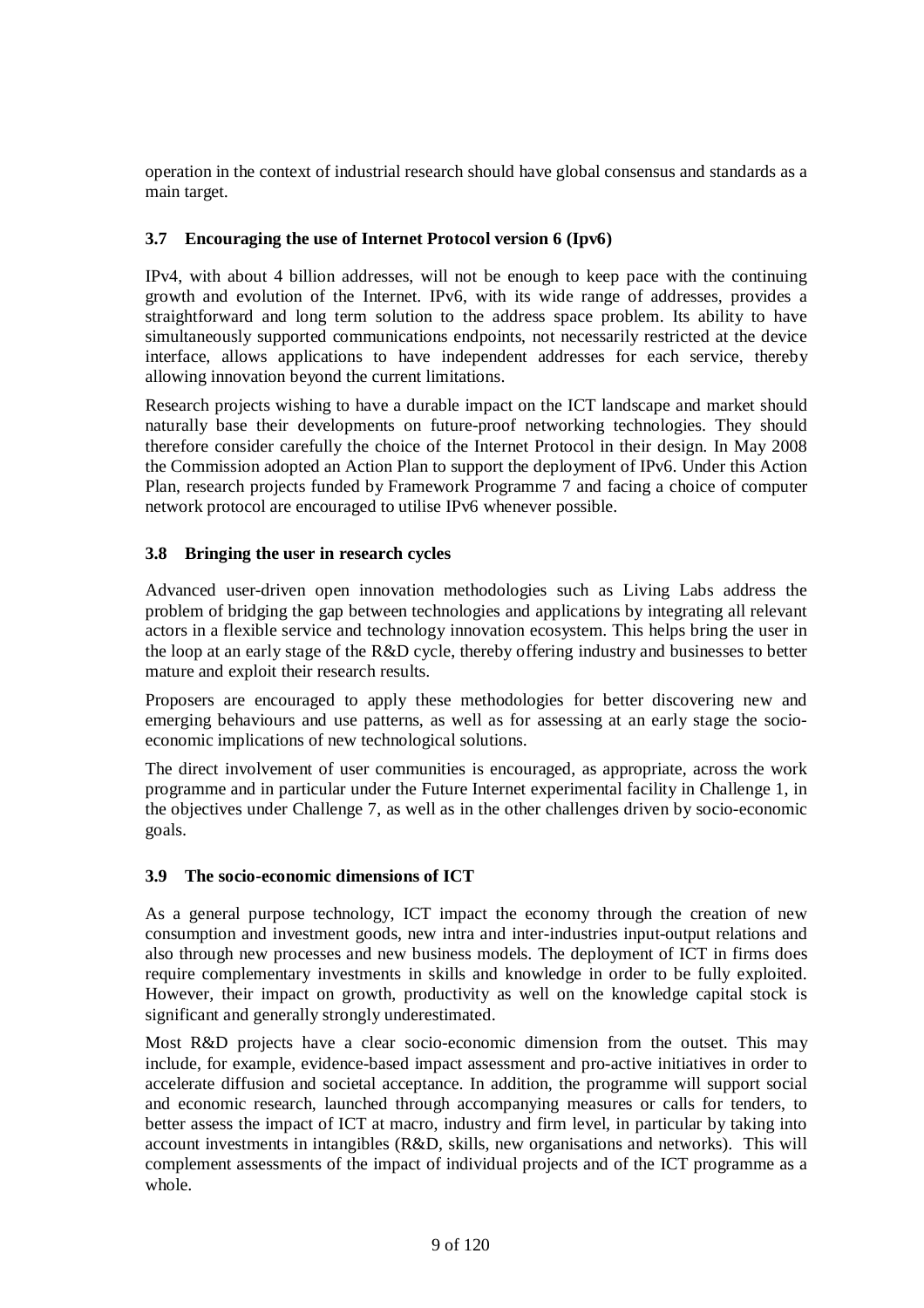operation in the context of industrial research should have global consensus and standards as a main target.

### 3.7 Encouraging the use of Internet Protocol version 6 (Ipv6)

IPv4, with about 4 billion addresses, will not be enough to keep pace with the continuing growth and evolution of the Internet. IPv6, with its wide range of addresses, provides a straightforward and long term solution to the address space problem. Its ability to have simultaneously supported communications endpoints, not necessarily restricted at the device interface, allows applications to have independent addresses for each service, thereby allowing innovation beyond the current limitations.

Research projects wishing to have a durable impact on the ICT landscape and market should naturally base their developments on future-proof networking technologies. They should therefore consider carefully the choice of the Internet Protocol in their design. In May 2008 the Commission adopted an Action Plan to support the deployment of IPv6. Under this Action Plan, research projects funded by Framework Programme 7 and facing a choice of computer network protocol are encouraged to utilise IPv6 whenever possible.

### 3.8 Bringing the user in research cycles

Advanced user-driven open innovation methodologies such as Living Labs address the problem of bridging the gap between technologies and applications by integrating all relevant actors in a flexible service and technology innovation ecosystem. This helps bring the user in the loop at an early stage of the R&D cycle, thereby offering industry and businesses to better mature and exploit their research results.

Proposers are encouraged to apply these methodologies for better discovering new and emerging behaviours and use patterns, as well as for assessing at an early stage the socio-economic implications of new technological solutions.

The direct involvement of user communities is encouraged, as appropriate, across the work programme and in particular under the Future Internet experimental facility in Challenge 1, in the objectives under Challenge 7, as well as in the other challenges driven by socio-economic goals.

### 3.9 The socio-economic dimensions of ICT

As a general purpose technology, ICT impact the economy through the creation of new consumption and investment goods, new intra and inter-industries input-output relations and also through new processes and new business models. The deployment of ICT in firms does require complementary investments in skills and knowledge in order to be fully exploited. However, their impact on growth, productivity as well on the knowledge capital stock is significant and generally strongly underestimated.

Most R&D projects have a clear socio-economic dimension from the outset. This may include, for example, evidence-based impact assessment and pro-active initiatives in order to accelerate diffusion and societal acceptance. In addition, the programme will support social and economic research, launched through accompanying measures or calls for tenders, to better assess the impact of ICT at macro, industry and firm level, in particular by taking into account investments in intangibles (R&D, skills, new organisations and networks). This will complement assessments of the impact of individual projects and of the ICT programme as a whole.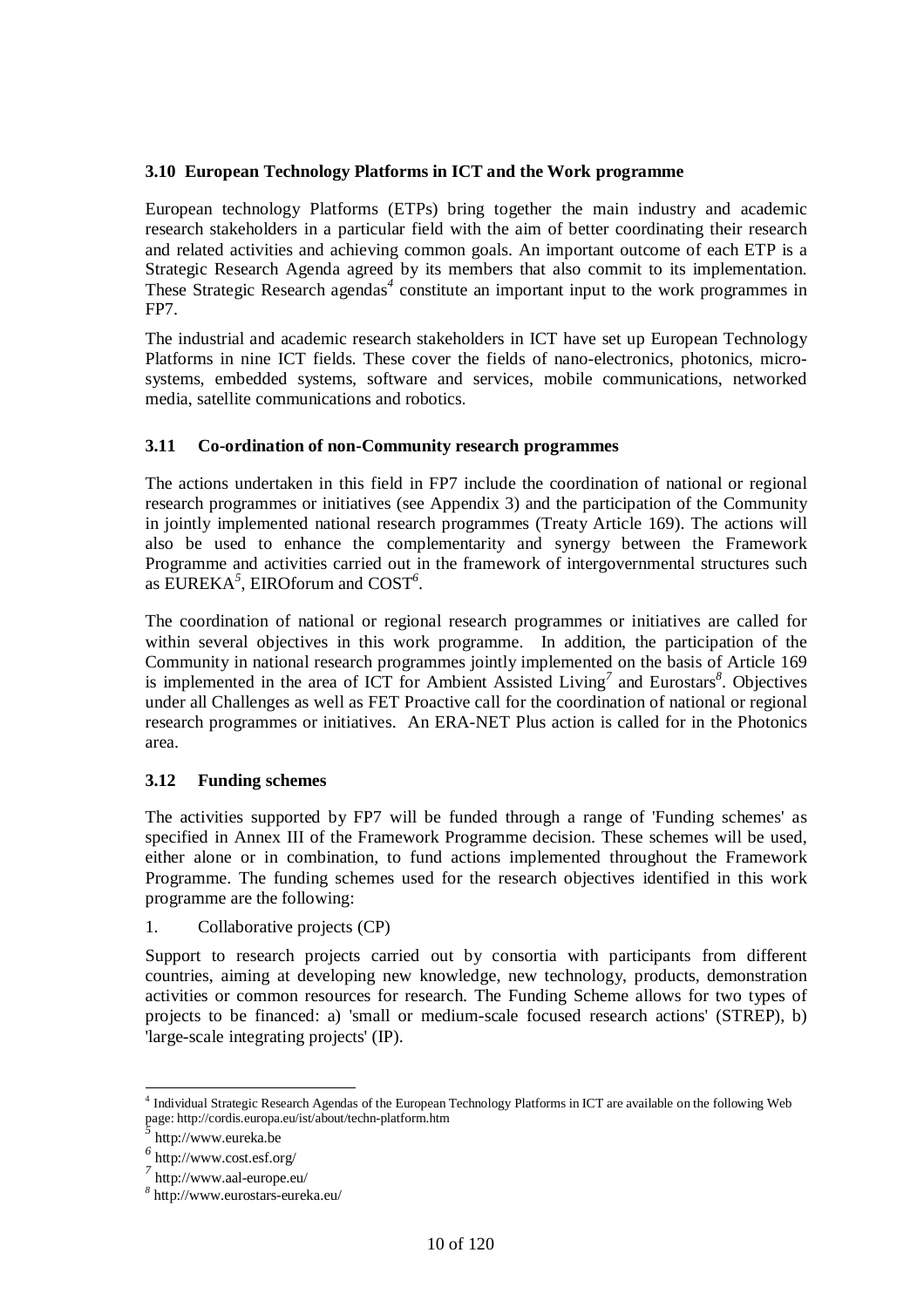### 3.10 European Technology Platforms in ICT and the Work programme

European technology Platforms (ETPs) bring together the main industry and academic research stakeholders in a particular field with the aim of better coordinating their research and related activities and achieving common goals. An important outcome of each ETP is a Strategic Research Agenda agreed by its members that also commit to its implementation. These Strategic Research agendas[4] constitute an important input to the work programmes in FP7.

The industrial and academic research stakeholders in ICT have set up European Technology Platforms in nine ICT fields. These cover the fields of nano-electronics, photonics, micro-systems, embedded systems, software and services, mobile communications, networked media, satellite communications and robotics.

### 3.11 Co-ordination of non-Community research programmes

The actions undertaken in this field in FP7 include the coordination of national or regional research programmes or initiatives (see Appendix 3) and the participation of the Community in jointly implemented national research programmes (Treaty Article 169). The actions will also be used to enhance the complementarity and synergy between the Framework Programme and activities carried out in the framework of intergovernmental structures such as EUREKA[5], EIROforum and COST[6].

The coordination of national or regional research programmes or initiatives are called for within several objectives in this work programme. In addition, the participation of the Community in national research programmes jointly implemented on the basis of Article 169 is implemented in the area of ICT for Ambient Assisted Living[7] and Eurostars[8]. Objectives under all Challenges as well as FET Proactive call for the coordination of national or regional research programmes or initiatives. An ERA-NET Plus action is called for in the Photonics area.

### 3.12 Funding schemes

The activities supported by FP7 will be funded through a range of 'Funding schemes' as specified in Annex III of the Framework Programme decision. These schemes will be used, either alone or in combination, to fund actions implemented throughout the Framework Programme. The funding schemes used for the research objectives identified in this work programme are the following:

1. Collaborative projects (CP)

Support to research projects carried out by consortia with participants from different countries, aiming at developing new knowledge, new technology, products, demonstration activities or common resources for research. The Funding Scheme allows for two types of projects to be financed: a) 'small or medium-scale focused research actions' (STREP), b) 'large-scale integrating projects' (IP).

---

[4] Individual Strategic Research Agendas of the European Technology Platforms in ICT are available on the following Web page: http://cordis.europa.eu/ist/about/techn-platform.htm

[5] http://www.eureka.be

[6] http://www.cost.esf.org/

[7] http://www.aal-europe.eu/

[8] http://www.eurostars-eureka.eu/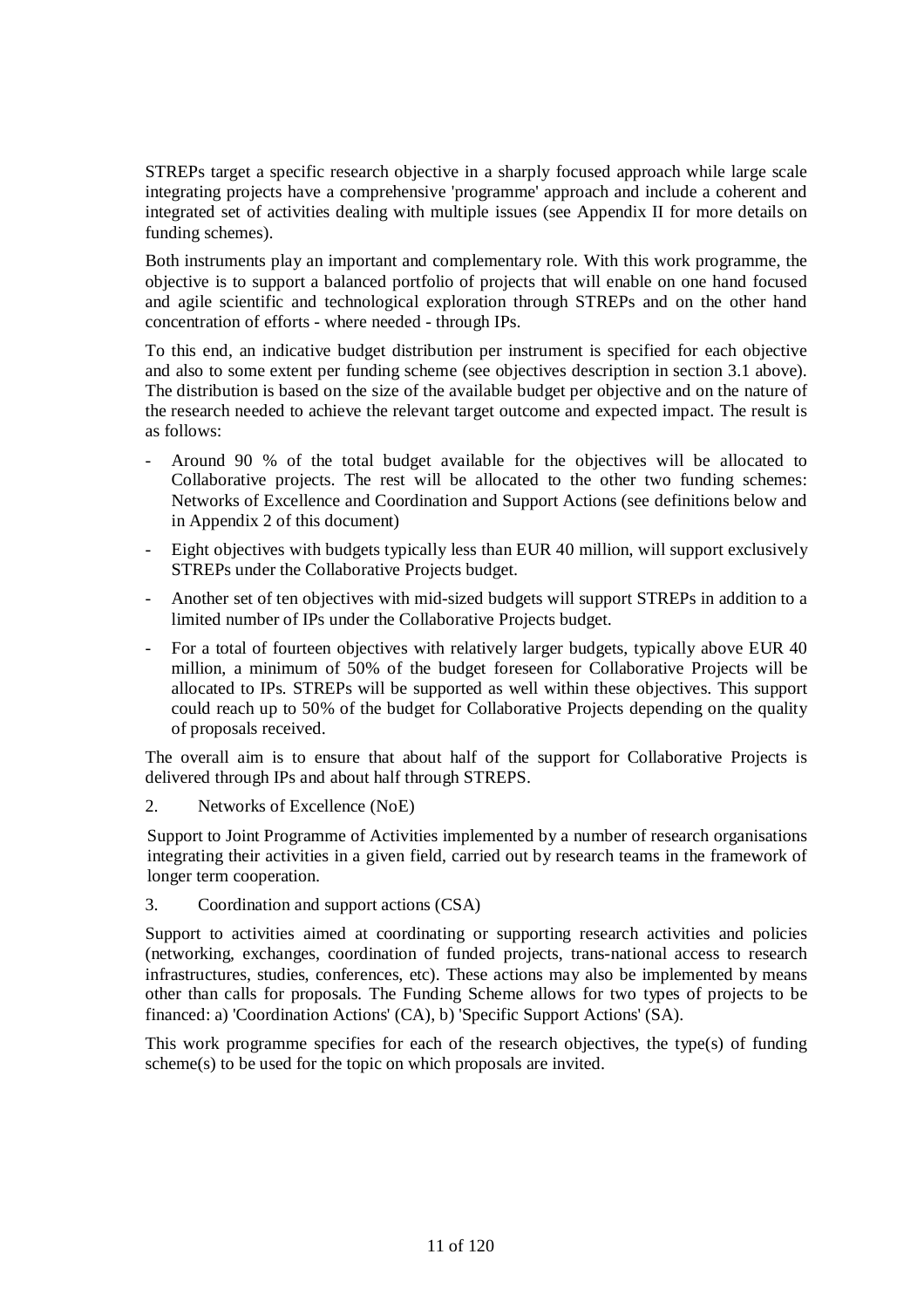STREPs target a specific research objective in a sharply focused approach while large scale integrating projects have a comprehensive 'programme' approach and include a coherent and integrated set of activities dealing with multiple issues (see Appendix II for more details on funding schemes).

Both instruments play an important and complementary role. With this work programme, the objective is to support a balanced portfolio of projects that will enable on one hand focused and agile scientific and technological exploration through STREPs and on the other hand concentration of efforts - where needed - through IPs.

To this end, an indicative budget distribution per instrument is specified for each objective and also to some extent per funding scheme (see objectives description in section 3.1 above). The distribution is based on the size of the available budget per objective and on the nature of the research needed to achieve the relevant target outcome and expected impact. The result is as follows:

- Around 90 % of the total budget available for the objectives will be allocated to Collaborative projects. The rest will be allocated to the other two funding schemes: Networks of Excellence and Coordination and Support Actions (see definitions below and in Appendix 2 of this document)
- Eight objectives with budgets typically less than EUR 40 million, will support exclusively STREPs under the Collaborative Projects budget.
- Another set of ten objectives with mid-sized budgets will support STREPs in addition to a limited number of IPs under the Collaborative Projects budget.
- For a total of fourteen objectives with relatively larger budgets, typically above EUR 40 million, a minimum of 50% of the budget foreseen for Collaborative Projects will be allocated to IPs. STREPs will be supported as well within these objectives. This support could reach up to 50% of the budget for Collaborative Projects depending on the quality of proposals received.

The overall aim is to ensure that about half of the support for Collaborative Projects is delivered through IPs and about half through STREPS.

2. Networks of Excellence (NoE)

Support to Joint Programme of Activities implemented by a number of research organisations integrating their activities in a given field, carried out by research teams in the framework of longer term cooperation.

3. Coordination and support actions (CSA)

Support to activities aimed at coordinating or supporting research activities and policies (networking, exchanges, coordination of funded projects, trans-national access to research infrastructures, studies, conferences, etc). These actions may also be implemented by means other than calls for proposals. The Funding Scheme allows for two types of projects to be financed: a) 'Coordination Actions' (CA), b) 'Specific Support Actions' (SA).

This work programme specifies for each of the research objectives, the type(s) of funding scheme(s) to be used for the topic on which proposals are invited.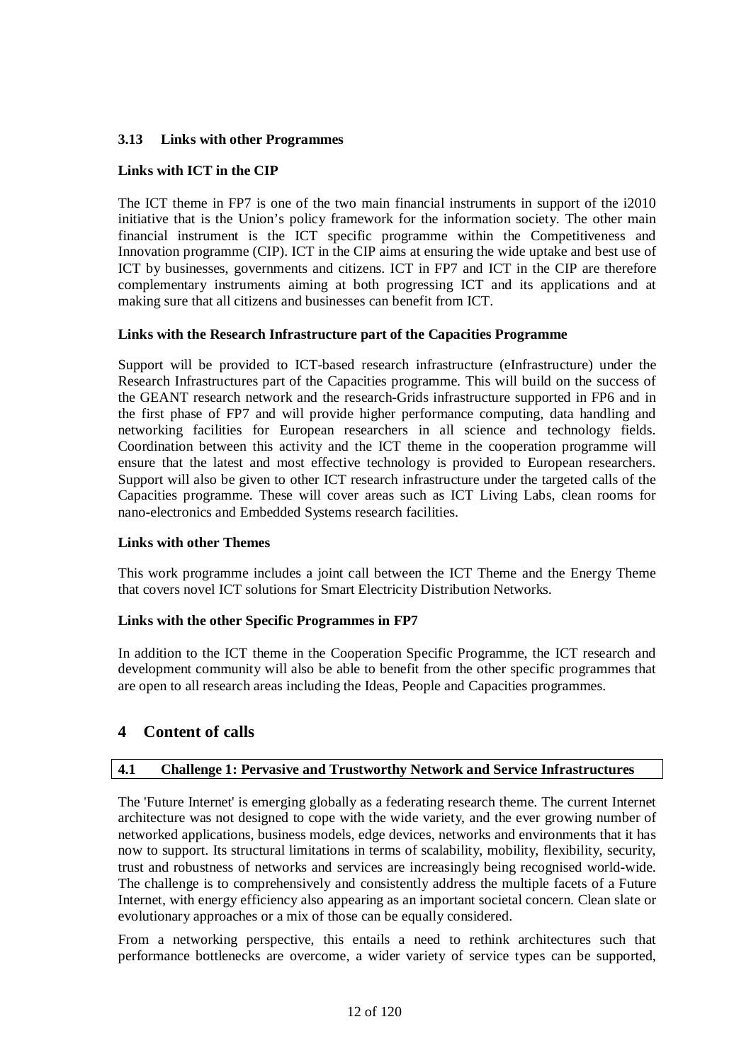### 3.13 Links with other Programmes

**Links with ICT in the CIP**

The ICT theme in FP7 is one of the two main financial instruments in support of the i2010 initiative that is the Union's policy framework for the information society. The other main financial instrument is the ICT specific programme within the Competitiveness and Innovation programme (CIP). ICT in the CIP aims at ensuring the wide uptake and best use of ICT by businesses, governments and citizens. ICT in FP7 and ICT in the CIP are therefore complementary instruments aiming at both progressing ICT and its applications and at making sure that all citizens and businesses can benefit from ICT.

**Links with the Research Infrastructure part of the Capacities Programme**

Support will be provided to ICT-based research infrastructure (eInfrastructure) under the Research Infrastructures part of the Capacities programme. This will build on the success of the GEANT research network and the research-Grids infrastructure supported in FP6 and in the first phase of FP7 and will provide higher performance computing, data handling and networking facilities for European researchers in all science and technology fields. Coordination between this activity and the ICT theme in the cooperation programme will ensure that the latest and most effective technology is provided to European researchers. Support will also be given to other ICT research infrastructure under the targeted calls of the Capacities programme. These will cover areas such as ICT Living Labs, clean rooms for nano-electronics and Embedded Systems research facilities.

**Links with other Themes**

This work programme includes a joint call between the ICT Theme and the Energy Theme that covers novel ICT solutions for Smart Electricity Distribution Networks.

**Links with the other Specific Programmes in FP7**

In addition to the ICT theme in the Cooperation Specific Programme, the ICT research and development community will also be able to benefit from the other specific programmes that are open to all research areas including the Ideas, People and Capacities programmes.

# 4 Content of calls

### 4.1 Challenge 1: Pervasive and Trustworthy Network and Service Infrastructures

The 'Future Internet' is emerging globally as a federating research theme. The current Internet architecture was not designed to cope with the wide variety, and the ever growing number of networked applications, business models, edge devices, networks and environments that it has now to support. Its structural limitations in terms of scalability, mobility, flexibility, security, trust and robustness of networks and services are increasingly being recognised world-wide. The challenge is to comprehensively and consistently address the multiple facets of a Future Internet, with energy efficiency also appearing as an important societal concern. Clean slate or evolutionary approaches or a mix of those can be equally considered.

From a networking perspective, this entails a need to rethink architectures such that performance bottlenecks are overcome, a wider variety of service types can be supported,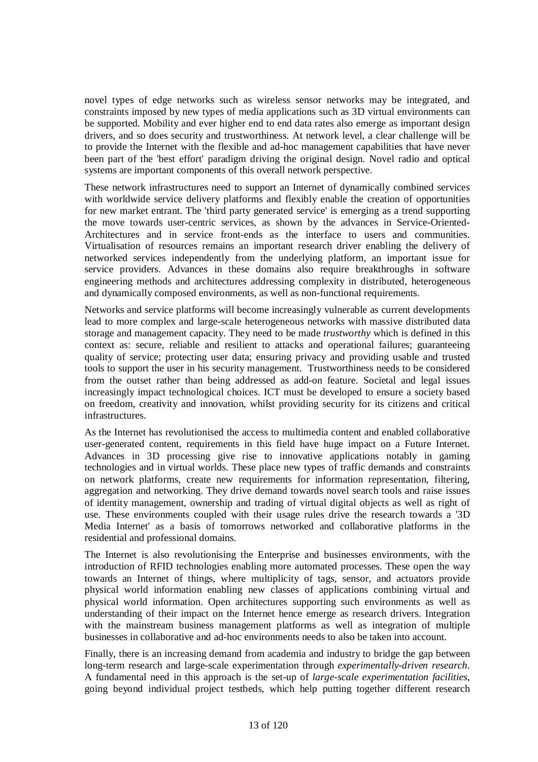novel types of edge networks such as wireless sensor networks may be integrated, and constraints imposed by new types of media applications such as 3D virtual environments can be supported. Mobility and ever higher end to end data rates also emerge as important design drivers, and so does security and trustworthiness. At network level, a clear challenge will be to provide the Internet with the flexible and ad-hoc management capabilities that have never been part of the 'best effort' paradigm driving the original design. Novel radio and optical systems are important components of this overall network perspective.

These network infrastructures need to support an Internet of dynamically combined services with worldwide service delivery platforms and flexibly enable the creation of opportunities for new market entrant. The 'third party generated service' is emerging as a trend supporting the move towards user-centric services, as shown by the advances in Service-Oriented-Architectures and in service front-ends as the interface to users and communities. Virtualisation of resources remains an important research driver enabling the delivery of networked services independently from the underlying platform, an important issue for service providers. Advances in these domains also require breakthroughs in software engineering methods and architectures addressing complexity in distributed, heterogeneous and dynamically composed environments, as well as non-functional requirements.

Networks and service platforms will become increasingly vulnerable as current developments lead to more complex and large-scale heterogeneous networks with massive distributed data storage and management capacity. They need to be made *trustworthy* which is defined in this context as: secure, reliable and resilient to attacks and operational failures; guaranteeing quality of service; protecting user data; ensuring privacy and providing usable and trusted tools to support the user in his security management. Trustworthiness needs to be considered from the outset rather than being addressed as add-on feature. Societal and legal issues increasingly impact technological choices. ICT must be developed to ensure a society based on freedom, creativity and innovation, whilst providing security for its citizens and critical infrastructures.

As the Internet has revolutionised the access to multimedia content and enabled collaborative user-generated content, requirements in this field have huge impact on a Future Internet. Advances in 3D processing give rise to innovative applications notably in gaming technologies and in virtual worlds. These place new types of traffic demands and constraints on network platforms, create new requirements for information representation, filtering, aggregation and networking. They drive demand towards novel search tools and raise issues of identity management, ownership and trading of virtual digital objects as well as right of use. These environments coupled with their usage rules drive the research towards a '3D Media Internet' as a basis of tomorrows networked and collaborative platforms in the residential and professional domains.

The Internet is also revolutionising the Enterprise and businesses environments, with the introduction of RFID technologies enabling more automated processes. These open the way towards an Internet of things, where multiplicity of tags, sensor, and actuators provide physical world information enabling new classes of applications combining virtual and physical world information. Open architectures supporting such environments as well as understanding of their impact on the Internet hence emerge as research drivers. Integration with the mainstream business management platforms as well as integration of multiple businesses in collaborative and ad-hoc environments needs to also be taken into account.

Finally, there is an increasing demand from academia and industry to bridge the gap between long-term research and large-scale experimentation through *experimentally-driven research*. A fundamental need in this approach is the set-up of *large-scale experimentation facilities*, going beyond individual project testbeds, which help putting together different research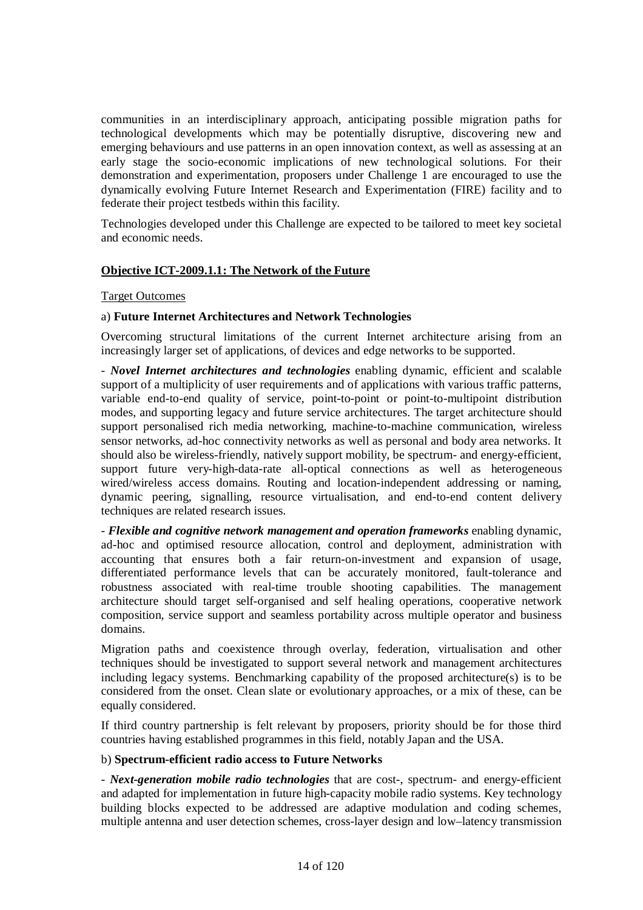communities in an interdisciplinary approach, anticipating possible migration paths for technological developments which may be potentially disruptive, discovering new and emerging behaviours and use patterns in an open innovation context, as well as assessing at an early stage the socio-economic implications of new technological solutions. For their demonstration and experimentation, proposers under Challenge 1 are encouraged to use the dynamically evolving Future Internet Research and Experimentation (FIRE) facility and to federate their project testbeds within this facility.

Technologies developed under this Challenge are expected to be tailored to meet key societal and economic needs.

## Objective ICT-2009.1.1: The Network of the Future

Target Outcomes

a) **Future Internet Architectures and Network Technologies**

Overcoming structural limitations of the current Internet architecture arising from an increasingly larger set of applications, of devices and edge networks to be supported.

- ***Novel Internet architectures and technologies*** enabling dynamic, efficient and scalable support of a multiplicity of user requirements and of applications with various traffic patterns, variable end-to-end quality of service, point-to-point or point-to-multipoint distribution modes, and supporting legacy and future service architectures. The target architecture should support personalised rich media networking, machine-to-machine communication, wireless sensor networks, ad-hoc connectivity networks as well as personal and body area networks. It should also be wireless-friendly, natively support mobility, be spectrum- and energy-efficient, support future very-high-data-rate all-optical connections as well as heterogeneous wired/wireless access domains. Routing and location-independent addressing or naming, dynamic peering, signalling, resource virtualisation, and end-to-end content delivery techniques are related research issues.

- ***Flexible and cognitive network management and operation frameworks*** enabling dynamic, ad-hoc and optimised resource allocation, control and deployment, administration with accounting that ensures both a fair return-on-investment and expansion of usage, differentiated performance levels that can be accurately monitored, fault-tolerance and robustness associated with real-time trouble shooting capabilities. The management architecture should target self-organised and self healing operations, cooperative network composition, service support and seamless portability across multiple operator and business domains.

Migration paths and coexistence through overlay, federation, virtualisation and other techniques should be investigated to support several network and management architectures including legacy systems. Benchmarking capability of the proposed architecture(s) is to be considered from the onset. Clean slate or evolutionary approaches, or a mix of these, can be equally considered.

If third country partnership is felt relevant by proposers, priority should be for those third countries having established programmes in this field, notably Japan and the USA.

b) **Spectrum-efficient radio access to Future Networks**

- ***Next-generation mobile radio technologies*** that are cost-, spectrum- and energy-efficient and adapted for implementation in future high-capacity mobile radio systems. Key technology building blocks expected to be addressed are adaptive modulation and coding schemes, multiple antenna and user detection schemes, cross-layer design and low–latency transmission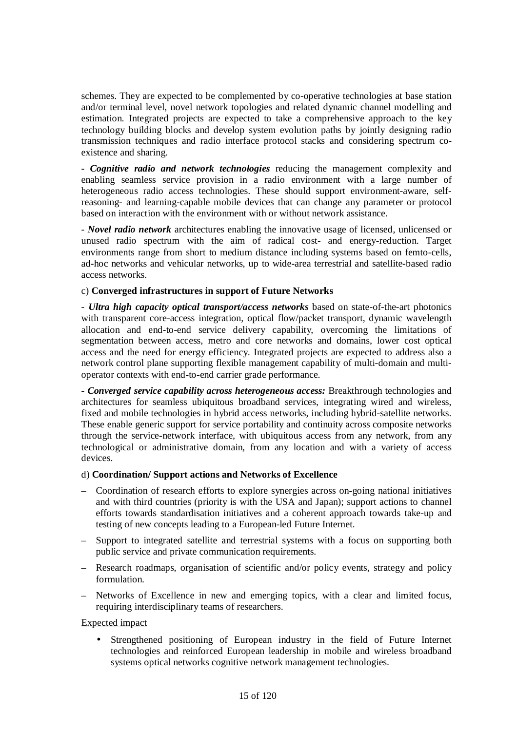schemes. They are expected to be complemented by co-operative technologies at base station and/or terminal level, novel network topologies and related dynamic channel modelling and estimation. Integrated projects are expected to take a comprehensive approach to the key technology building blocks and develop system evolution paths by jointly designing radio transmission techniques and radio interface protocol stacks and considering spectrum co-existence and sharing.

- ***Cognitive radio and network technologies*** reducing the management complexity and enabling seamless service provision in a radio environment with a large number of heterogeneous radio access technologies. These should support environment-aware, self-reasoning- and learning-capable mobile devices that can change any parameter or protocol based on interaction with the environment with or without network assistance.

- ***Novel radio network*** architectures enabling the innovative usage of licensed, unlicensed or unused radio spectrum with the aim of radical cost- and energy-reduction. Target environments range from short to medium distance including systems based on femto-cells, ad-hoc networks and vehicular networks, up to wide-area terrestrial and satellite-based radio access networks.

c) **Converged infrastructures in support of Future Networks**

- ***Ultra high capacity optical transport/access networks*** based on state-of-the-art photonics with transparent core-access integration, optical flow/packet transport, dynamic wavelength allocation and end-to-end service delivery capability, overcoming the limitations of segmentation between access, metro and core networks and domains, lower cost optical access and the need for energy efficiency. Integrated projects are expected to address also a network control plane supporting flexible management capability of multi-domain and multi-operator contexts with end-to-end carrier grade performance.

- ***Converged service capability across heterogeneous access:*** Breakthrough technologies and architectures for seamless ubiquitous broadband services, integrating wired and wireless, fixed and mobile technologies in hybrid access networks, including hybrid-satellite networks. These enable generic support for service portability and continuity across composite networks through the service-network interface, with ubiquitous access from any network, from any technological or administrative domain, from any location and with a variety of access devices.

d) **Coordination/ Support actions and Networks of Excellence**

- Coordination of research efforts to explore synergies across on-going national initiatives and with third countries (priority is with the USA and Japan); support actions to channel efforts towards standardisation initiatives and a coherent approach towards take-up and testing of new concepts leading to a European-led Future Internet.
- Support to integrated satellite and terrestrial systems with a focus on supporting both public service and private communication requirements.
- Research roadmaps, organisation of scientific and/or policy events, strategy and policy formulation.
- Networks of Excellence in new and emerging topics, with a clear and limited focus, requiring interdisciplinary teams of researchers.

Expected impact

- Strengthened positioning of European industry in the field of Future Internet technologies and reinforced European leadership in mobile and wireless broadband systems optical networks cognitive network management technologies.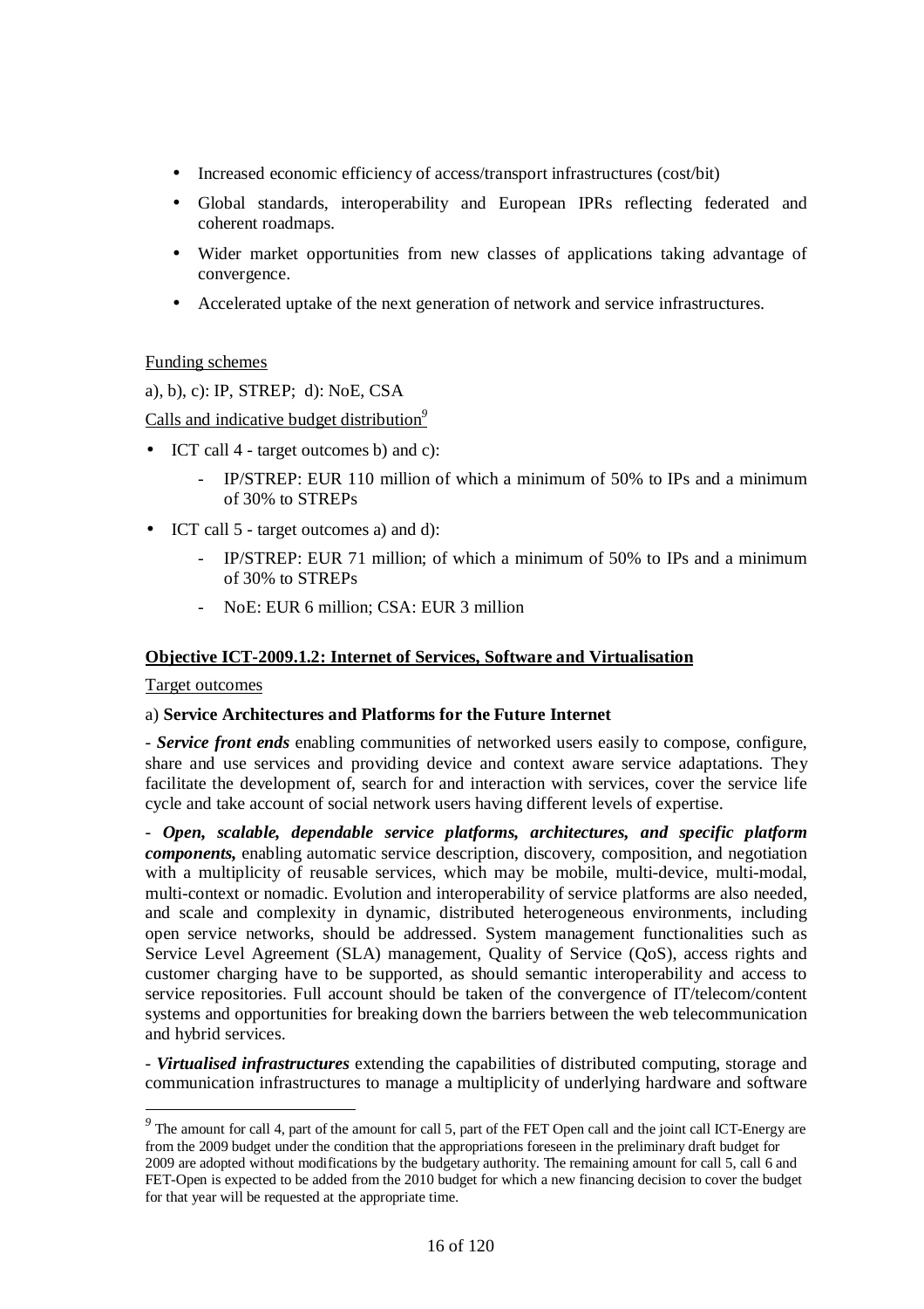- Increased economic efficiency of access/transport infrastructures (cost/bit)
- Global standards, interoperability and European IPRs reflecting federated and coherent roadmaps.
- Wider market opportunities from new classes of applications taking advantage of convergence.
- Accelerated uptake of the next generation of network and service infrastructures.

Funding schemes

a), b), c): IP, STREP; d): NoE, CSA

Calls and indicative budget distribution[9]

- ICT call 4 - target outcomes b) and c):
  - IP/STREP: EUR 110 million of which a minimum of 50% to IPs and a minimum of 30% to STREPs
- ICT call 5 - target outcomes a) and d):
  - IP/STREP: EUR 71 million; of which a minimum of 50% to IPs and a minimum of 30% to STREPs
  - NoE: EUR 6 million; CSA: EUR 3 million

**Objective ICT-2009.1.2: Internet of Services, Software and Virtualisation**

Target outcomes

a) **Service Architectures and Platforms for the Future Internet**

- ***Service front ends*** enabling communities of networked users easily to compose, configure, share and use services and providing device and context aware service adaptations. They facilitate the development of, search for and interaction with services, cover the service life cycle and take account of social network users having different levels of expertise.

- ***Open, scalable, dependable service platforms, architectures, and specific platform components,*** enabling automatic service description, discovery, composition, and negotiation with a multiplicity of reusable services, which may be mobile, multi-device, multi-modal, multi-context or nomadic. Evolution and interoperability of service platforms are also needed, and scale and complexity in dynamic, distributed heterogeneous environments, including open service networks, should be addressed. System management functionalities such as Service Level Agreement (SLA) management, Quality of Service (QoS), access rights and customer charging have to be supported, as should semantic interoperability and access to service repositories. Full account should be taken of the convergence of IT/telecom/content systems and opportunities for breaking down the barriers between the web telecommunication and hybrid services.

- ***Virtualised infrastructures*** extending the capabilities of distributed computing, storage and communication infrastructures to manage a multiplicity of underlying hardware and software

---

[9] The amount for call 4, part of the amount for call 5, part of the FET Open call and the joint call ICT-Energy are from the 2009 budget under the condition that the appropriations foreseen in the preliminary draft budget for 2009 are adopted without modifications by the budgetary authority. The remaining amount for call 5, call 6 and FET-Open is expected to be added from the 2010 budget for which a new financing decision to cover the budget for that year will be requested at the appropriate time.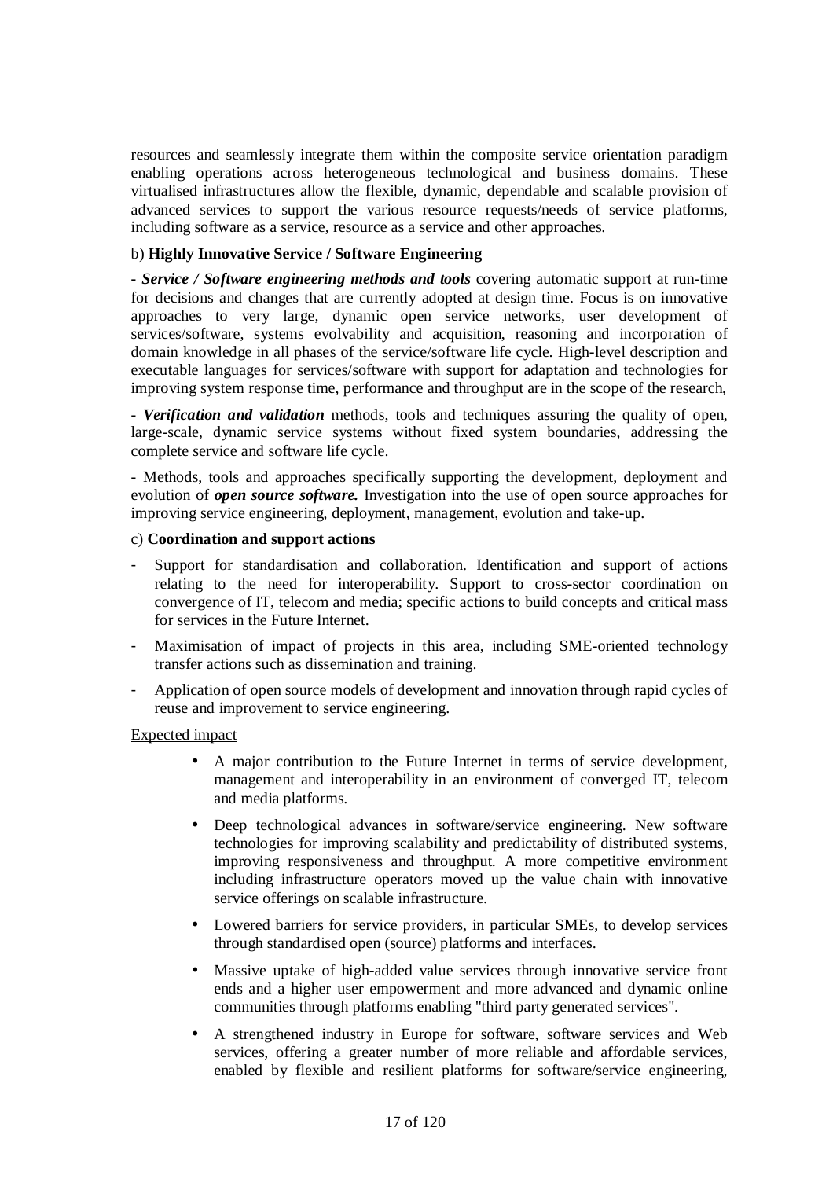resources and seamlessly integrate them within the composite service orientation paradigm enabling operations across heterogeneous technological and business domains. These virtualised infrastructures allow the flexible, dynamic, dependable and scalable provision of advanced services to support the various resource requests/needs of service platforms, including software as a service, resource as a service and other approaches.

b) **Highly Innovative Service / Software Engineering**

- ***Service / Software engineering methods and tools*** covering automatic support at run-time for decisions and changes that are currently adopted at design time. Focus is on innovative approaches to very large, dynamic open service networks, user development of services/software, systems evolvability and acquisition, reasoning and incorporation of domain knowledge in all phases of the service/software life cycle. High-level description and executable languages for services/software with support for adaptation and technologies for improving system response time, performance and throughput are in the scope of the research,

- ***Verification and validation*** methods, tools and techniques assuring the quality of open, large-scale, dynamic service systems without fixed system boundaries, addressing the complete service and software life cycle.

- Methods, tools and approaches specifically supporting the development, deployment and evolution of ***open source software.*** Investigation into the use of open source approaches for improving service engineering, deployment, management, evolution and take-up.

c) **Coordination and support actions**

- Support for standardisation and collaboration. Identification and support of actions relating to the need for interoperability. Support to cross-sector coordination on convergence of IT, telecom and media; specific actions to build concepts and critical mass for services in the Future Internet.
- Maximisation of impact of projects in this area, including SME-oriented technology transfer actions such as dissemination and training.
- Application of open source models of development and innovation through rapid cycles of reuse and improvement to service engineering.

Expected impact

- A major contribution to the Future Internet in terms of service development, management and interoperability in an environment of converged IT, telecom and media platforms.
- Deep technological advances in software/service engineering. New software technologies for improving scalability and predictability of distributed systems, improving responsiveness and throughput. A more competitive environment including infrastructure operators moved up the value chain with innovative service offerings on scalable infrastructure.
- Lowered barriers for service providers, in particular SMEs, to develop services through standardised open (source) platforms and interfaces.
- Massive uptake of high-added value services through innovative service front ends and a higher user empowerment and more advanced and dynamic online communities through platforms enabling "third party generated services".
- A strengthened industry in Europe for software, software services and Web services, offering a greater number of more reliable and affordable services, enabled by flexible and resilient platforms for software/service engineering,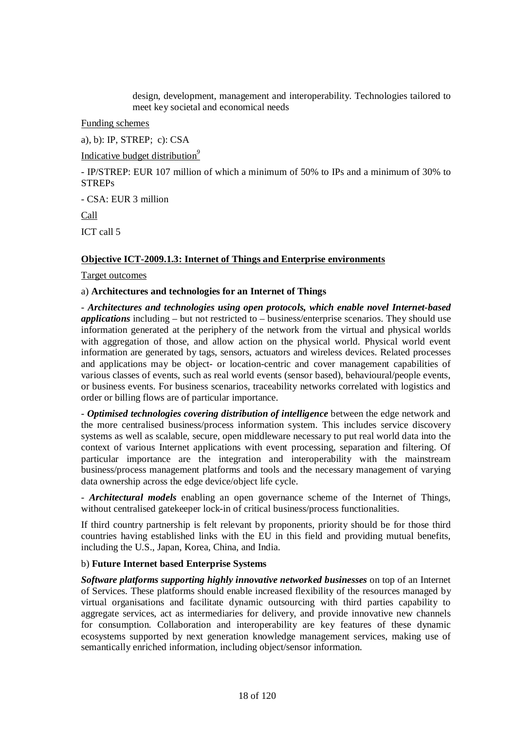design, development, management and interoperability. Technologies tailored to meet key societal and economical needs

Funding schemes

a), b): IP, STREP; c): CSA

Indicative budget distribution[9]

- IP/STREP: EUR 107 million of which a minimum of 50% to IPs and a minimum of 30% to STREPs

- CSA: EUR 3 million

Call

ICT call 5

**Objective ICT-2009.1.3: Internet of Things and Enterprise environments**

Target outcomes

a) **Architectures and technologies for an Internet of Things**

- ***Architectures and technologies using open protocols, which enable novel Internet-based applications*** including – but not restricted to – business/enterprise scenarios. They should use information generated at the periphery of the network from the virtual and physical worlds with aggregation of those, and allow action on the physical world. Physical world event information are generated by tags, sensors, actuators and wireless devices. Related processes and applications may be object- or location-centric and cover management capabilities of various classes of events, such as real world events (sensor based), behavioural/people events, or business events. For business scenarios, traceability networks correlated with logistics and order or billing flows are of particular importance.

- ***Optimised technologies covering distribution of intelligence*** between the edge network and the more centralised business/process information system. This includes service discovery systems as well as scalable, secure, open middleware necessary to put real world data into the context of various Internet applications with event processing, separation and filtering. Of particular importance are the integration and interoperability with the mainstream business/process management platforms and tools and the necessary management of varying data ownership across the edge device/object life cycle.

- ***Architectural models*** enabling an open governance scheme of the Internet of Things, without centralised gatekeeper lock-in of critical business/process functionalities.

If third country partnership is felt relevant by proponents, priority should be for those third countries having established links with the EU in this field and providing mutual benefits, including the U.S., Japan, Korea, China, and India.

b) **Future Internet based Enterprise Systems**

***Software platforms supporting highly innovative networked businesses*** on top of an Internet of Services. These platforms should enable increased flexibility of the resources managed by virtual organisations and facilitate dynamic outsourcing with third parties capability to aggregate services, act as intermediaries for delivery, and provide innovative new channels for consumption. Collaboration and interoperability are key features of these dynamic ecosystems supported by next generation knowledge management services, making use of semantically enriched information, including object/sensor information.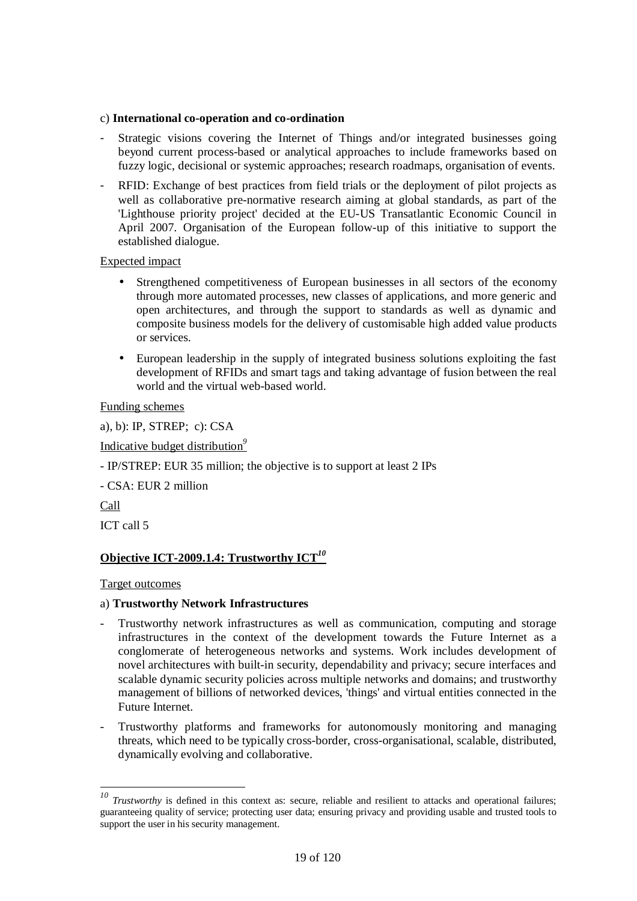c) **International co-operation and co-ordination**

- Strategic visions covering the Internet of Things and/or integrated businesses going beyond current process-based or analytical approaches to include frameworks based on fuzzy logic, decisional or systemic approaches; research roadmaps, organisation of events.
- RFID: Exchange of best practices from field trials or the deployment of pilot projects as well as collaborative pre-normative research aiming at global standards, as part of the 'Lighthouse priority project' decided at the EU-US Transatlantic Economic Council in April 2007. Organisation of the European follow-up of this initiative to support the established dialogue.

Expected impact

- Strengthened competitiveness of European businesses in all sectors of the economy through more automated processes, new classes of applications, and more generic and open architectures, and through the support to standards as well as dynamic and composite business models for the delivery of customisable high added value products or services.
- European leadership in the supply of integrated business solutions exploiting the fast development of RFIDs and smart tags and taking advantage of fusion between the real world and the virtual web-based world.

Funding schemes

a), b): IP, STREP; c): CSA

Indicative budget distribution[9]

- IP/STREP: EUR 35 million; the objective is to support at least 2 IPs

- CSA: EUR 2 million

Call

ICT call 5

## Objective ICT-2009.1.4: Trustworthy ICT[10]

Target outcomes

a) **Trustworthy Network Infrastructures**

- Trustworthy network infrastructures as well as communication, computing and storage infrastructures in the context of the development towards the Future Internet as a conglomerate of heterogeneous networks and systems. Work includes development of novel architectures with built-in security, dependability and privacy; secure interfaces and scalable dynamic security policies across multiple networks and domains; and trustworthy management of billions of networked devices, 'things' and virtual entities connected in the Future Internet.
- Trustworthy platforms and frameworks for autonomously monitoring and managing threats, which need to be typically cross-border, cross-organisational, scalable, distributed, dynamically evolving and collaborative.

---

[10] *Trustworthy* is defined in this context as: secure, reliable and resilient to attacks and operational failures; guaranteeing quality of service; protecting user data; ensuring privacy and providing usable and trusted tools to support the user in his security management.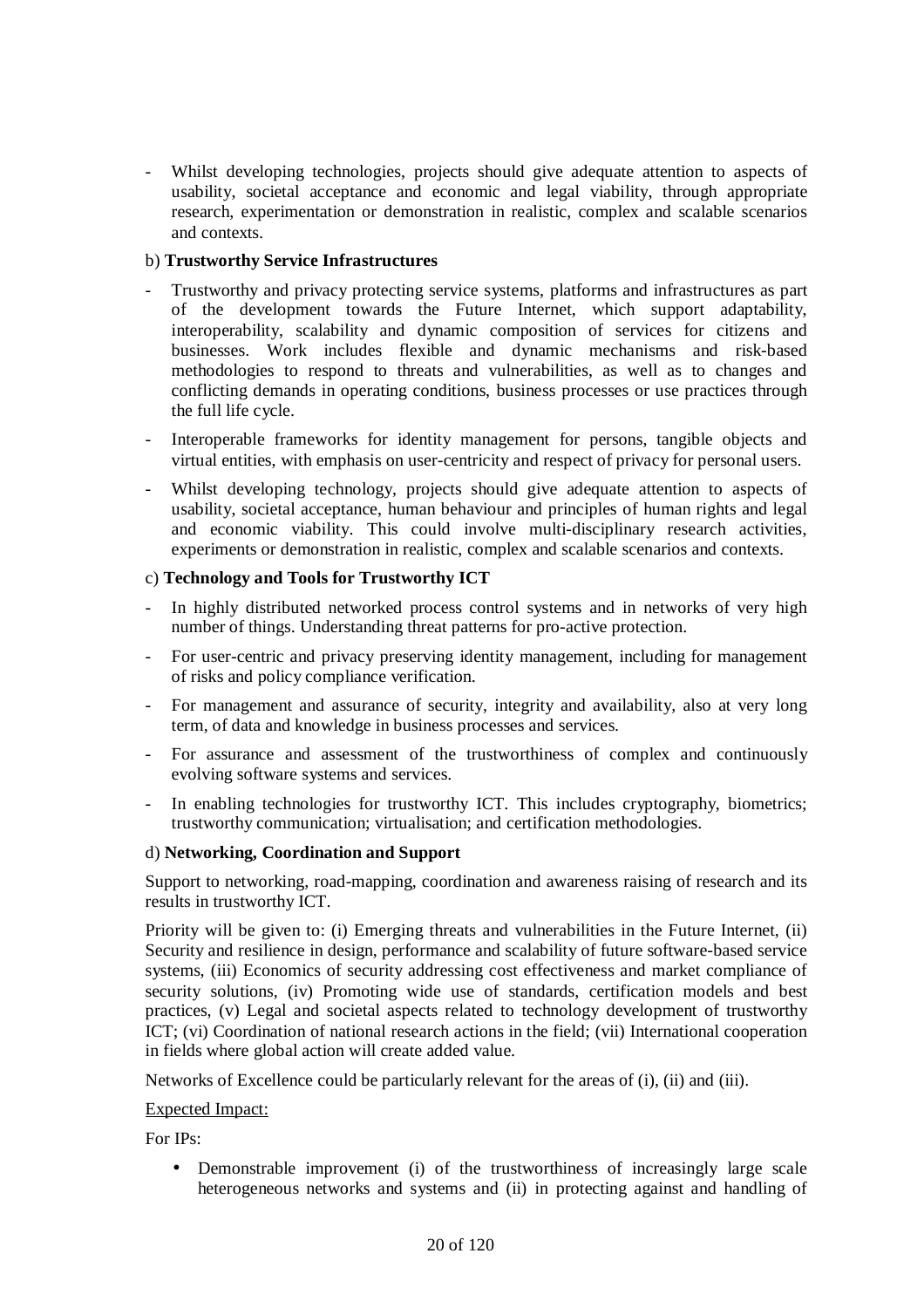- Whilst developing technologies, projects should give adequate attention to aspects of usability, societal acceptance and economic and legal viability, through appropriate research, experimentation or demonstration in realistic, complex and scalable scenarios and contexts.

b) **Trustworthy Service Infrastructures**

- Trustworthy and privacy protecting service systems, platforms and infrastructures as part of the development towards the Future Internet, which support adaptability, interoperability, scalability and dynamic composition of services for citizens and businesses. Work includes flexible and dynamic mechanisms and risk-based methodologies to respond to threats and vulnerabilities, as well as to changes and conflicting demands in operating conditions, business processes or use practices through the full life cycle.
- Interoperable frameworks for identity management for persons, tangible objects and virtual entities, with emphasis on user-centricity and respect of privacy for personal users.
- Whilst developing technology, projects should give adequate attention to aspects of usability, societal acceptance, human behaviour and principles of human rights and legal and economic viability. This could involve multi-disciplinary research activities, experiments or demonstration in realistic, complex and scalable scenarios and contexts.

c) **Technology and Tools for Trustworthy ICT**

- In highly distributed networked process control systems and in networks of very high number of things. Understanding threat patterns for pro-active protection.
- For user-centric and privacy preserving identity management, including for management of risks and policy compliance verification.
- For management and assurance of security, integrity and availability, also at very long term, of data and knowledge in business processes and services.
- For assurance and assessment of the trustworthiness of complex and continuously evolving software systems and services.
- In enabling technologies for trustworthy ICT. This includes cryptography, biometrics; trustworthy communication; virtualisation; and certification methodologies.

d) **Networking, Coordination and Support**

Support to networking, road-mapping, coordination and awareness raising of research and its results in trustworthy ICT.

Priority will be given to: (i) Emerging threats and vulnerabilities in the Future Internet, (ii) Security and resilience in design, performance and scalability of future software-based service systems, (iii) Economics of security addressing cost effectiveness and market compliance of security solutions, (iv) Promoting wide use of standards, certification models and best practices, (v) Legal and societal aspects related to technology development of trustworthy ICT; (vi) Coordination of national research actions in the field; (vii) International cooperation in fields where global action will create added value.

Networks of Excellence could be particularly relevant for the areas of (i), (ii) and (iii).

<u>Expected Impact:</u>

For IPs:

- Demonstrable improvement (i) of the trustworthiness of increasingly large scale heterogeneous networks and systems and (ii) in protecting against and handling of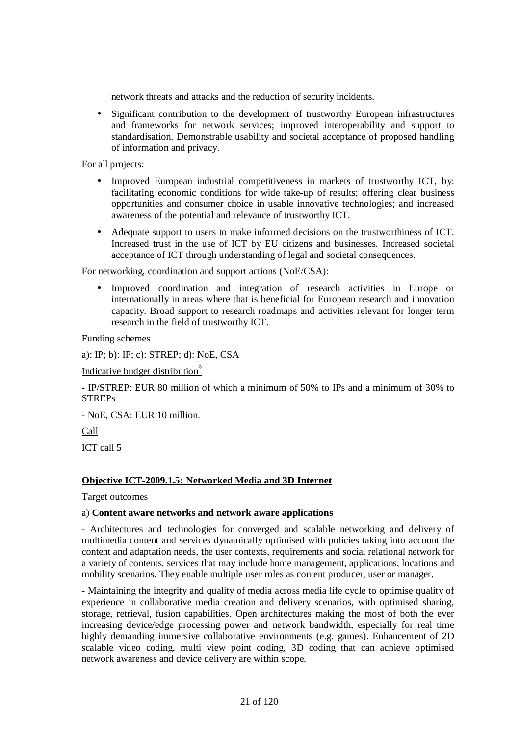network threats and attacks and the reduction of security incidents.

- Significant contribution to the development of trustworthy European infrastructures and frameworks for network services; improved interoperability and support to standardisation. Demonstrable usability and societal acceptance of proposed handling of information and privacy.

For all projects:

- Improved European industrial competitiveness in markets of trustworthy ICT, by: facilitating economic conditions for wide take-up of results; offering clear business opportunities and consumer choice in usable innovative technologies; and increased awareness of the potential and relevance of trustworthy ICT.
- Adequate support to users to make informed decisions on the trustworthiness of ICT. Increased trust in the use of ICT by EU citizens and businesses. Increased societal acceptance of ICT through understanding of legal and societal consequences.

For networking, coordination and support actions (NoE/CSA):

- Improved coordination and integration of research activities in Europe or internationally in areas where that is beneficial for European research and innovation capacity. Broad support to research roadmaps and activities relevant for longer term research in the field of trustworthy ICT.

Funding schemes

a): IP; b): IP; c): STREP; d): NoE, CSA

Indicative budget distribution[9]

- IP/STREP: EUR 80 million of which a minimum of 50% to IPs and a minimum of 30% to STREPs

- NoE, CSA: EUR 10 million.

Call

ICT call 5

**Objective ICT-2009.1.5: Networked Media and 3D Internet**

Target outcomes

a) **Content aware networks and network aware applications**

- Architectures and technologies for converged and scalable networking and delivery of multimedia content and services dynamically optimised with policies taking into account the content and adaptation needs, the user contexts, requirements and social relational network for a variety of contents, services that may include home management, applications, locations and mobility scenarios. They enable multiple user roles as content producer, user or manager.

- Maintaining the integrity and quality of media across media life cycle to optimise quality of experience in collaborative media creation and delivery scenarios, with optimised sharing, storage, retrieval, fusion capabilities. Open architectures making the most of both the ever increasing device/edge processing power and network bandwidth, especially for real time highly demanding immersive collaborative environments (e.g. games). Enhancement of 2D scalable video coding, multi view point coding, 3D coding that can achieve optimised network awareness and device delivery are within scope.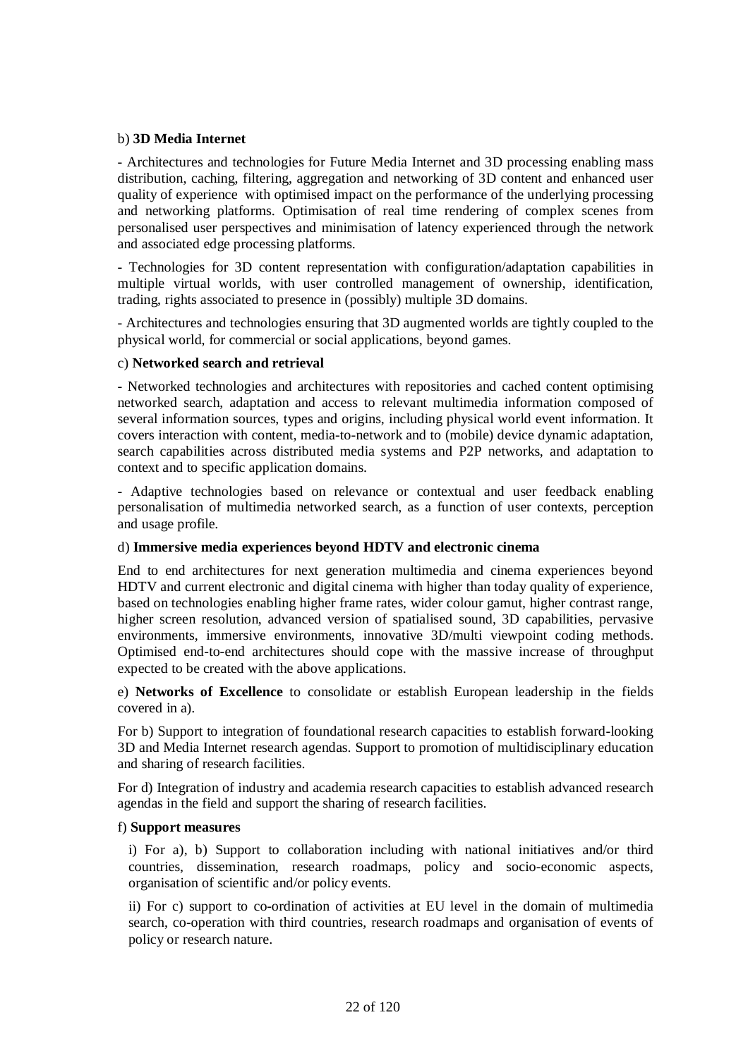b) **3D Media Internet**

- Architectures and technologies for Future Media Internet and 3D processing enabling mass distribution, caching, filtering, aggregation and networking of 3D content and enhanced user quality of experience with optimised impact on the performance of the underlying processing and networking platforms. Optimisation of real time rendering of complex scenes from personalised user perspectives and minimisation of latency experienced through the network and associated edge processing platforms.

- Technologies for 3D content representation with configuration/adaptation capabilities in multiple virtual worlds, with user controlled management of ownership, identification, trading, rights associated to presence in (possibly) multiple 3D domains.

- Architectures and technologies ensuring that 3D augmented worlds are tightly coupled to the physical world, for commercial or social applications, beyond games.

c) **Networked search and retrieval**

- Networked technologies and architectures with repositories and cached content optimising networked search, adaptation and access to relevant multimedia information composed of several information sources, types and origins, including physical world event information. It covers interaction with content, media-to-network and to (mobile) device dynamic adaptation, search capabilities across distributed media systems and P2P networks, and adaptation to context and to specific application domains.

- Adaptive technologies based on relevance or contextual and user feedback enabling personalisation of multimedia networked search, as a function of user contexts, perception and usage profile.

d) **Immersive media experiences beyond HDTV and electronic cinema**

End to end architectures for next generation multimedia and cinema experiences beyond HDTV and current electronic and digital cinema with higher than today quality of experience, based on technologies enabling higher frame rates, wider colour gamut, higher contrast range, higher screen resolution, advanced version of spatialised sound, 3D capabilities, pervasive environments, immersive environments, innovative 3D/multi viewpoint coding methods. Optimised end-to-end architectures should cope with the massive increase of throughput expected to be created with the above applications.

e) **Networks of Excellence** to consolidate or establish European leadership in the fields covered in a).

For b) Support to integration of foundational research capacities to establish forward-looking 3D and Media Internet research agendas. Support to promotion of multidisciplinary education and sharing of research facilities.

For d) Integration of industry and academia research capacities to establish advanced research agendas in the field and support the sharing of research facilities.

f) **Support measures**

i) For a), b) Support to collaboration including with national initiatives and/or third countries, dissemination, research roadmaps, policy and socio-economic aspects, organisation of scientific and/or policy events.

ii) For c) support to co-ordination of activities at EU level in the domain of multimedia search, co-operation with third countries, research roadmaps and organisation of events of policy or research nature.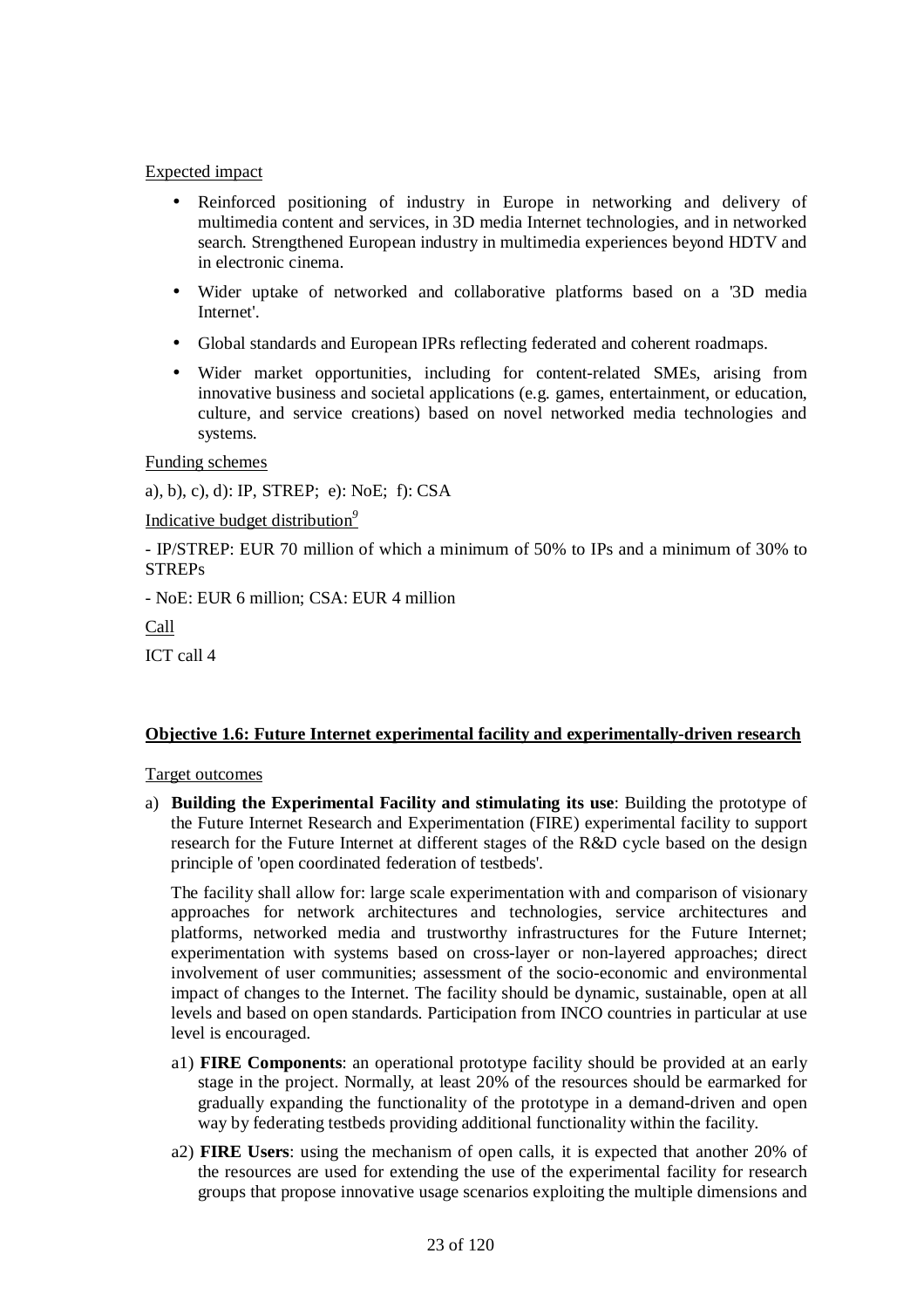Expected impact

- Reinforced positioning of industry in Europe in networking and delivery of multimedia content and services, in 3D media Internet technologies, and in networked search. Strengthened European industry in multimedia experiences beyond HDTV and in electronic cinema.
- Wider uptake of networked and collaborative platforms based on a '3D media Internet'.
- Global standards and European IPRs reflecting federated and coherent roadmaps.
- Wider market opportunities, including for content-related SMEs, arising from innovative business and societal applications (e.g. games, entertainment, or education, culture, and service creations) based on novel networked media technologies and systems.

Funding schemes

a), b), c), d): IP, STREP; e): NoE; f): CSA

Indicative budget distribution[9]

- IP/STREP: EUR 70 million of which a minimum of 50% to IPs and a minimum of 30% to STREPs

- NoE: EUR 6 million; CSA: EUR 4 million

Call

ICT call 4

**Objective 1.6: Future Internet experimental facility and experimentally-driven research**

Target outcomes

a) **Building the Experimental Facility and stimulating its use**: Building the prototype of the Future Internet Research and Experimentation (FIRE) experimental facility to support research for the Future Internet at different stages of the R&D cycle based on the design principle of 'open coordinated federation of testbeds'.

   The facility shall allow for: large scale experimentation with and comparison of visionary approaches for network architectures and technologies, service architectures and platforms, networked media and trustworthy infrastructures for the Future Internet; experimentation with systems based on cross-layer or non-layered approaches; direct involvement of user communities; assessment of the socio-economic and environmental impact of changes to the Internet. The facility should be dynamic, sustainable, open at all levels and based on open standards. Participation from INCO countries in particular at use level is encouraged.

   a1) **FIRE Components**: an operational prototype facility should be provided at an early stage in the project. Normally, at least 20% of the resources should be earmarked for gradually expanding the functionality of the prototype in a demand-driven and open way by federating testbeds providing additional functionality within the facility.

   a2) **FIRE Users**: using the mechanism of open calls, it is expected that another 20% of the resources are used for extending the use of the experimental facility for research groups that propose innovative usage scenarios exploiting the multiple dimensions and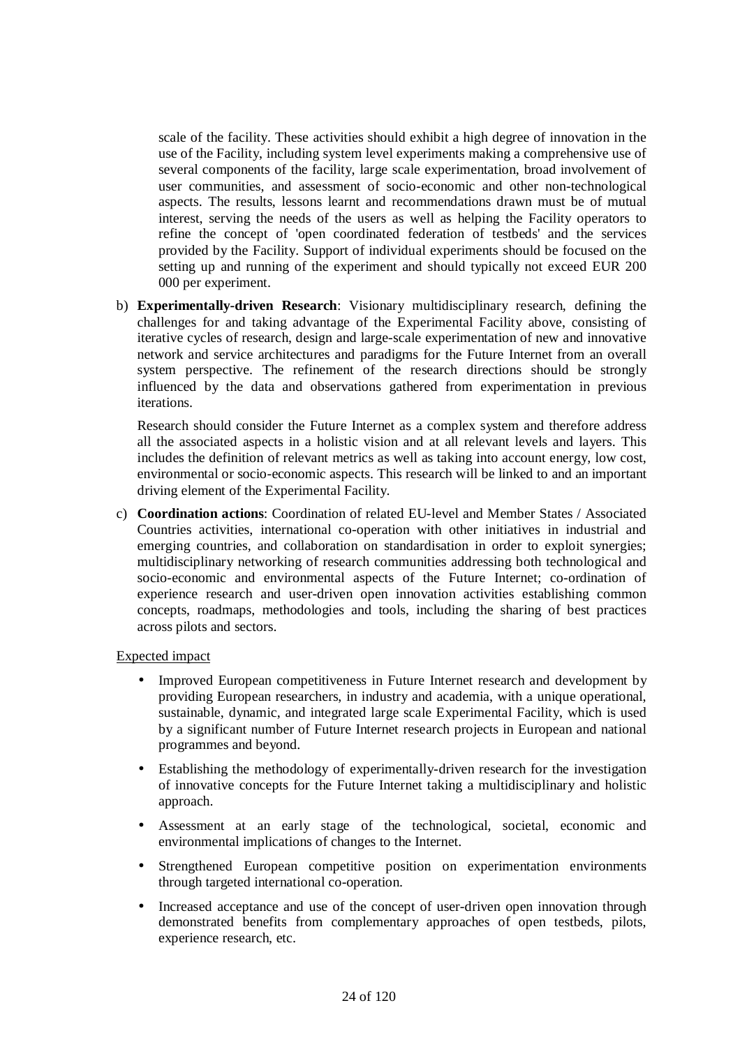scale of the facility. These activities should exhibit a high degree of innovation in the use of the Facility, including system level experiments making a comprehensive use of several components of the facility, large scale experimentation, broad involvement of user communities, and assessment of socio-economic and other non-technological aspects. The results, lessons learnt and recommendations drawn must be of mutual interest, serving the needs of the users as well as helping the Facility operators to refine the concept of 'open coordinated federation of testbeds' and the services provided by the Facility. Support of individual experiments should be focused on the setting up and running of the experiment and should typically not exceed EUR 200 000 per experiment.

b) **Experimentally-driven Research**: Visionary multidisciplinary research, defining the challenges for and taking advantage of the Experimental Facility above, consisting of iterative cycles of research, design and large-scale experimentation of new and innovative network and service architectures and paradigms for the Future Internet from an overall system perspective. The refinement of the research directions should be strongly influenced by the data and observations gathered from experimentation in previous iterations.

   Research should consider the Future Internet as a complex system and therefore address all the associated aspects in a holistic vision and at all relevant levels and layers. This includes the definition of relevant metrics as well as taking into account energy, low cost, environmental or socio-economic aspects. This research will be linked to and an important driving element of the Experimental Facility.

c) **Coordination actions**: Coordination of related EU-level and Member States / Associated Countries activities, international co-operation with other initiatives in industrial and emerging countries, and collaboration on standardisation in order to exploit synergies; multidisciplinary networking of research communities addressing both technological and socio-economic and environmental aspects of the Future Internet; co-ordination of experience research and user-driven open innovation activities establishing common concepts, roadmaps, methodologies and tools, including the sharing of best practices across pilots and sectors.

Expected impact

- Improved European competitiveness in Future Internet research and development by providing European researchers, in industry and academia, with a unique operational, sustainable, dynamic, and integrated large scale Experimental Facility, which is used by a significant number of Future Internet research projects in European and national programmes and beyond.
- Establishing the methodology of experimentally-driven research for the investigation of innovative concepts for the Future Internet taking a multidisciplinary and holistic approach.
- Assessment at an early stage of the technological, societal, economic and environmental implications of changes to the Internet.
- Strengthened European competitive position on experimentation environments through targeted international co-operation.
- Increased acceptance and use of the concept of user-driven open innovation through demonstrated benefits from complementary approaches of open testbeds, pilots, experience research, etc.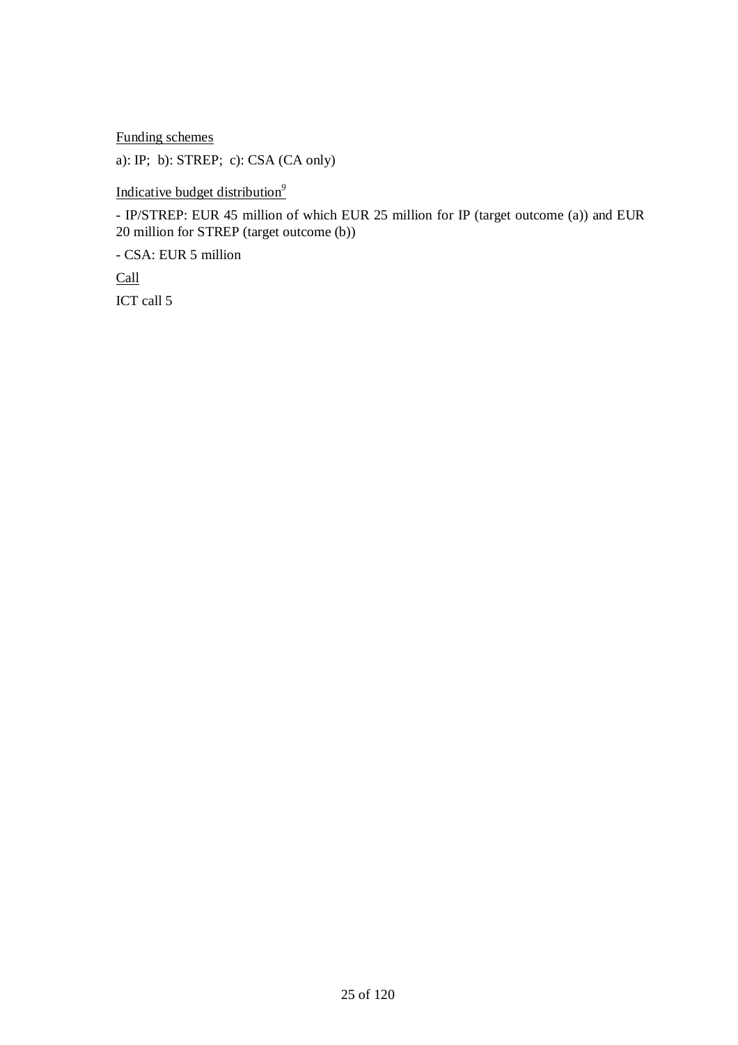Funding schemes

a): IP; b): STREP; c): CSA (CA only)

Indicative budget distribution[9]

- IP/STREP: EUR 45 million of which EUR 25 million for IP (target outcome (a)) and EUR 20 million for STREP (target outcome (b))

- CSA: EUR 5 million

Call

ICT call 5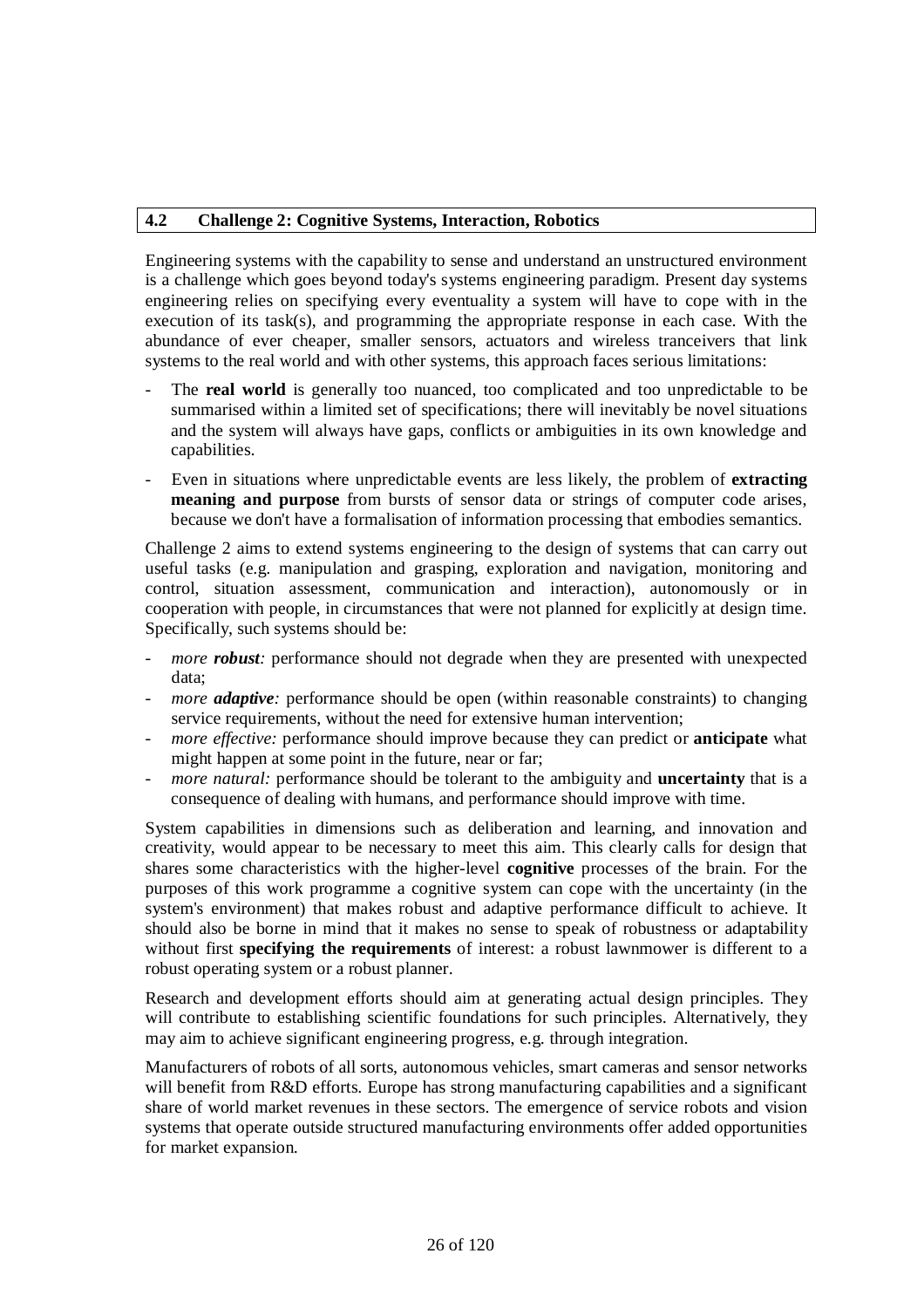## 4.2 Challenge 2: Cognitive Systems, Interaction, Robotics

Engineering systems with the capability to sense and understand an unstructured environment is a challenge which goes beyond today's systems engineering paradigm. Present day systems engineering relies on specifying every eventuality a system will have to cope with in the execution of its task(s), and programming the appropriate response in each case. With the abundance of ever cheaper, smaller sensors, actuators and wireless tranceivers that link systems to the real world and with other systems, this approach faces serious limitations:

- The **real world** is generally too nuanced, too complicated and too unpredictable to be summarised within a limited set of specifications; there will inevitably be novel situations and the system will always have gaps, conflicts or ambiguities in its own knowledge and capabilities.
- Even in situations where unpredictable events are less likely, the problem of **extracting meaning and purpose** from bursts of sensor data or strings of computer code arises, because we don't have a formalisation of information processing that embodies semantics.

Challenge 2 aims to extend systems engineering to the design of systems that can carry out useful tasks (e.g. manipulation and grasping, exploration and navigation, monitoring and control, situation assessment, communication and interaction), autonomously or in cooperation with people, in circumstances that were not planned for explicitly at design time. Specifically, such systems should be:

- *more **robust**:* performance should not degrade when they are presented with unexpected data;
- *more **adaptive**:* performance should be open (within reasonable constraints) to changing service requirements, without the need for extensive human intervention;
- *more effective:* performance should improve because they can predict or **anticipate** what might happen at some point in the future, near or far;
- *more natural:* performance should be tolerant to the ambiguity and **uncertainty** that is a consequence of dealing with humans, and performance should improve with time.

System capabilities in dimensions such as deliberation and learning, and innovation and creativity, would appear to be necessary to meet this aim. This clearly calls for design that shares some characteristics with the higher-level **cognitive** processes of the brain. For the purposes of this work programme a cognitive system can cope with the uncertainty (in the system's environment) that makes robust and adaptive performance difficult to achieve. It should also be borne in mind that it makes no sense to speak of robustness or adaptability without first **specifying the requirements** of interest: a robust lawnmower is different to a robust operating system or a robust planner.

Research and development efforts should aim at generating actual design principles. They will contribute to establishing scientific foundations for such principles. Alternatively, they may aim to achieve significant engineering progress, e.g. through integration.

Manufacturers of robots of all sorts, autonomous vehicles, smart cameras and sensor networks will benefit from R&D efforts. Europe has strong manufacturing capabilities and a significant share of world market revenues in these sectors. The emergence of service robots and vision systems that operate outside structured manufacturing environments offer added opportunities for market expansion.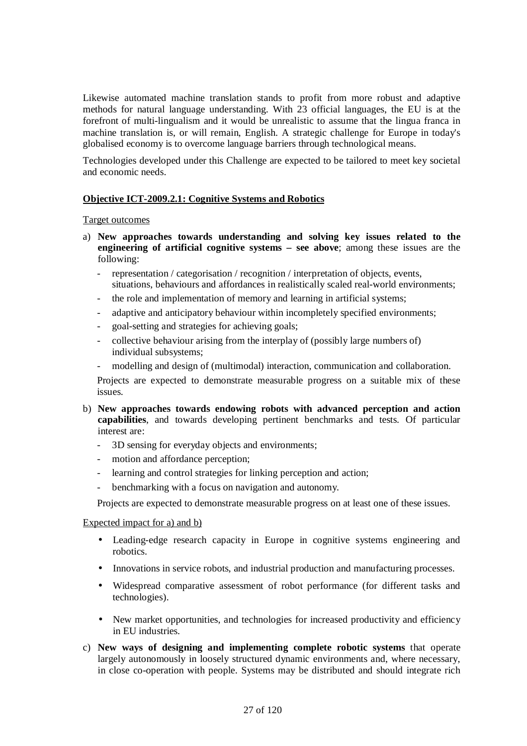Likewise automated machine translation stands to profit from more robust and adaptive methods for natural language understanding. With 23 official languages, the EU is at the forefront of multi-lingualism and it would be unrealistic to assume that the lingua franca in machine translation is, or will remain, English. A strategic challenge for Europe in today's globalised economy is to overcome language barriers through technological means.

Technologies developed under this Challenge are expected to be tailored to meet key societal and economic needs.

**Objective ICT-2009.2.1: Cognitive Systems and Robotics**

Target outcomes

a) **New approaches towards understanding and solving key issues related to the engineering of artificial cognitive systems – see above**; among these issues are the following:
   - representation / categorisation / recognition / interpretation of objects, events, situations, behaviours and affordances in realistically scaled real-world environments;
   - the role and implementation of memory and learning in artificial systems;
   - adaptive and anticipatory behaviour within incompletely specified environments;
   - goal-setting and strategies for achieving goals;
   - collective behaviour arising from the interplay of (possibly large numbers of) individual subsystems;
   - modelling and design of (multimodal) interaction, communication and collaboration.

   Projects are expected to demonstrate measurable progress on a suitable mix of these issues.

b) **New approaches towards endowing robots with advanced perception and action capabilities**, and towards developing pertinent benchmarks and tests. Of particular interest are:
   - 3D sensing for everyday objects and environments;
   - motion and affordance perception;
   - learning and control strategies for linking perception and action;
   - benchmarking with a focus on navigation and autonomy.

   Projects are expected to demonstrate measurable progress on at least one of these issues.

Expected impact for a) and b)

- Leading-edge research capacity in Europe in cognitive systems engineering and robotics.
- Innovations in service robots, and industrial production and manufacturing processes.
- Widespread comparative assessment of robot performance (for different tasks and technologies).
- New market opportunities, and technologies for increased productivity and efficiency in EU industries.

c) **New ways of designing and implementing complete robotic systems** that operate largely autonomously in loosely structured dynamic environments and, where necessary, in close co-operation with people. Systems may be distributed and should integrate rich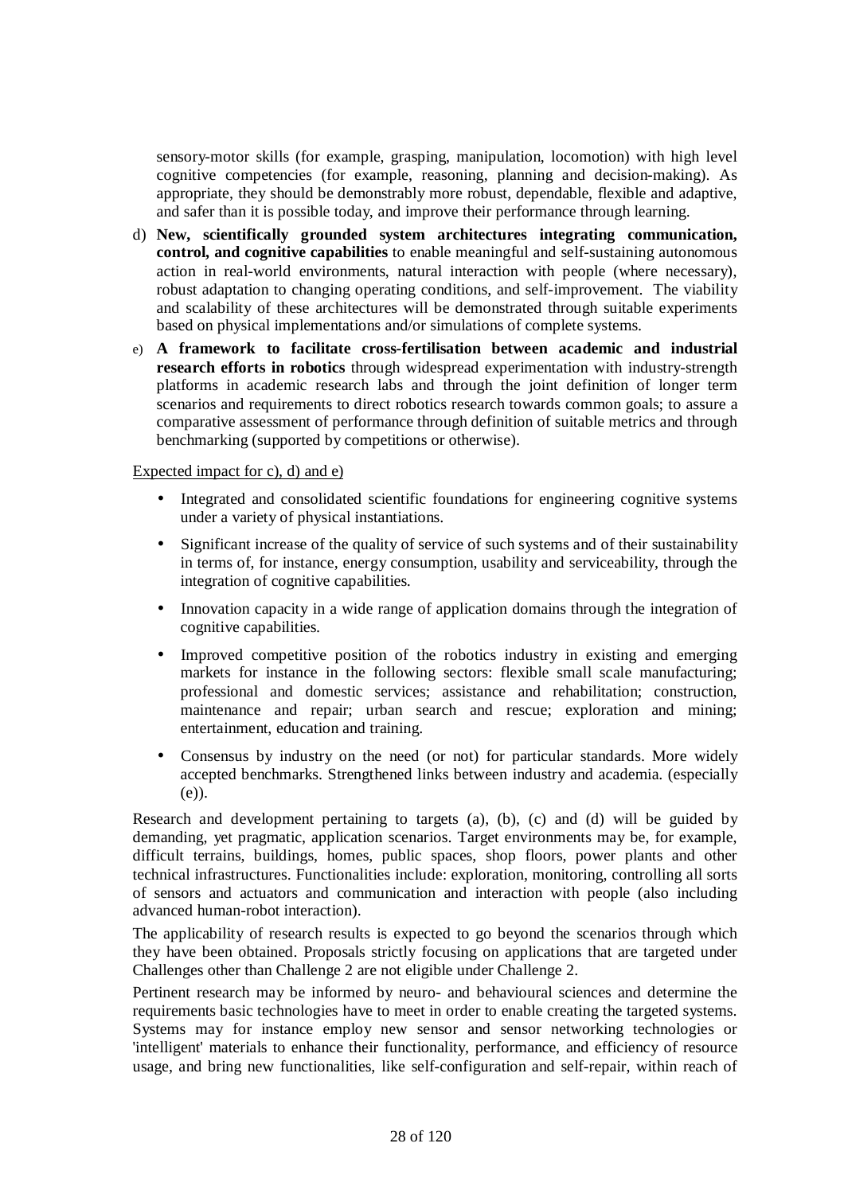sensory-motor skills (for example, grasping, manipulation, locomotion) with high level cognitive competencies (for example, reasoning, planning and decision-making). As appropriate, they should be demonstrably more robust, dependable, flexible and adaptive, and safer than it is possible today, and improve their performance through learning.

d) **New, scientifically grounded system architectures integrating communication, control, and cognitive capabilities** to enable meaningful and self-sustaining autonomous action in real-world environments, natural interaction with people (where necessary), robust adaptation to changing operating conditions, and self-improvement. The viability and scalability of these architectures will be demonstrated through suitable experiments based on physical implementations and/or simulations of complete systems.

e) **A framework to facilitate cross-fertilisation between academic and industrial research efforts in robotics** through widespread experimentation with industry-strength platforms in academic research labs and through the joint definition of longer term scenarios and requirements to direct robotics research towards common goals; to assure a comparative assessment of performance through definition of suitable metrics and through benchmarking (supported by competitions or otherwise).

<u>Expected impact for c), d) and e)</u>

- Integrated and consolidated scientific foundations for engineering cognitive systems under a variety of physical instantiations.
- Significant increase of the quality of service of such systems and of their sustainability in terms of, for instance, energy consumption, usability and serviceability, through the integration of cognitive capabilities.
- Innovation capacity in a wide range of application domains through the integration of cognitive capabilities.
- Improved competitive position of the robotics industry in existing and emerging markets for instance in the following sectors: flexible small scale manufacturing; professional and domestic services; assistance and rehabilitation; construction, maintenance and repair; urban search and rescue; exploration and mining; entertainment, education and training.
- Consensus by industry on the need (or not) for particular standards. More widely accepted benchmarks. Strengthened links between industry and academia. (especially (e)).

Research and development pertaining to targets (a), (b), (c) and (d) will be guided by demanding, yet pragmatic, application scenarios. Target environments may be, for example, difficult terrains, buildings, homes, public spaces, shop floors, power plants and other technical infrastructures. Functionalities include: exploration, monitoring, controlling all sorts of sensors and actuators and communication and interaction with people (also including advanced human-robot interaction).

The applicability of research results is expected to go beyond the scenarios through which they have been obtained. Proposals strictly focusing on applications that are targeted under Challenges other than Challenge 2 are not eligible under Challenge 2.

Pertinent research may be informed by neuro- and behavioural sciences and determine the requirements basic technologies have to meet in order to enable creating the targeted systems. Systems may for instance employ new sensor and sensor networking technologies or 'intelligent' materials to enhance their functionality, performance, and efficiency of resource usage, and bring new functionalities, like self-configuration and self-repair, within reach of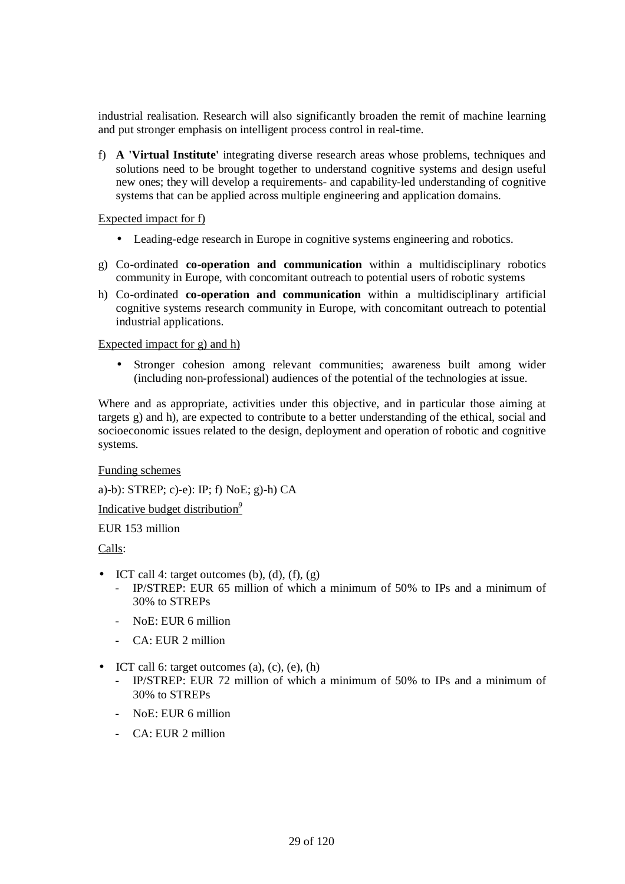industrial realisation. Research will also significantly broaden the remit of machine learning and put stronger emphasis on intelligent process control in real-time.

f) **A 'Virtual Institute'** integrating diverse research areas whose problems, techniques and solutions need to be brought together to understand cognitive systems and design useful new ones; they will develop a requirements- and capability-led understanding of cognitive systems that can be applied across multiple engineering and application domains.

Expected impact for f)

- Leading-edge research in Europe in cognitive systems engineering and robotics.

g) Co-ordinated **co-operation and communication** within a multidisciplinary robotics community in Europe, with concomitant outreach to potential users of robotic systems

h) Co-ordinated **co-operation and communication** within a multidisciplinary artificial cognitive systems research community in Europe, with concomitant outreach to potential industrial applications.

Expected impact for g) and h)

- Stronger cohesion among relevant communities; awareness built among wider (including non-professional) audiences of the potential of the technologies at issue.

Where and as appropriate, activities under this objective, and in particular those aiming at targets g) and h), are expected to contribute to a better understanding of the ethical, social and socioeconomic issues related to the design, deployment and operation of robotic and cognitive systems.

Funding schemes

a)-b): STREP; c)-e): IP; f) NoE; g)-h) CA

Indicative budget distribution[9]

EUR 153 million

Calls:

- ICT call 4: target outcomes (b), (d), (f), (g)
  - IP/STREP: EUR 65 million of which a minimum of 50% to IPs and a minimum of 30% to STREPs
  - NoE: EUR 6 million
  - CA: EUR 2 million
- ICT call 6: target outcomes (a), (c), (e), (h)
  - IP/STREP: EUR 72 million of which a minimum of 50% to IPs and a minimum of 30% to STREPs
  - NoE: EUR 6 million
  - CA: EUR 2 million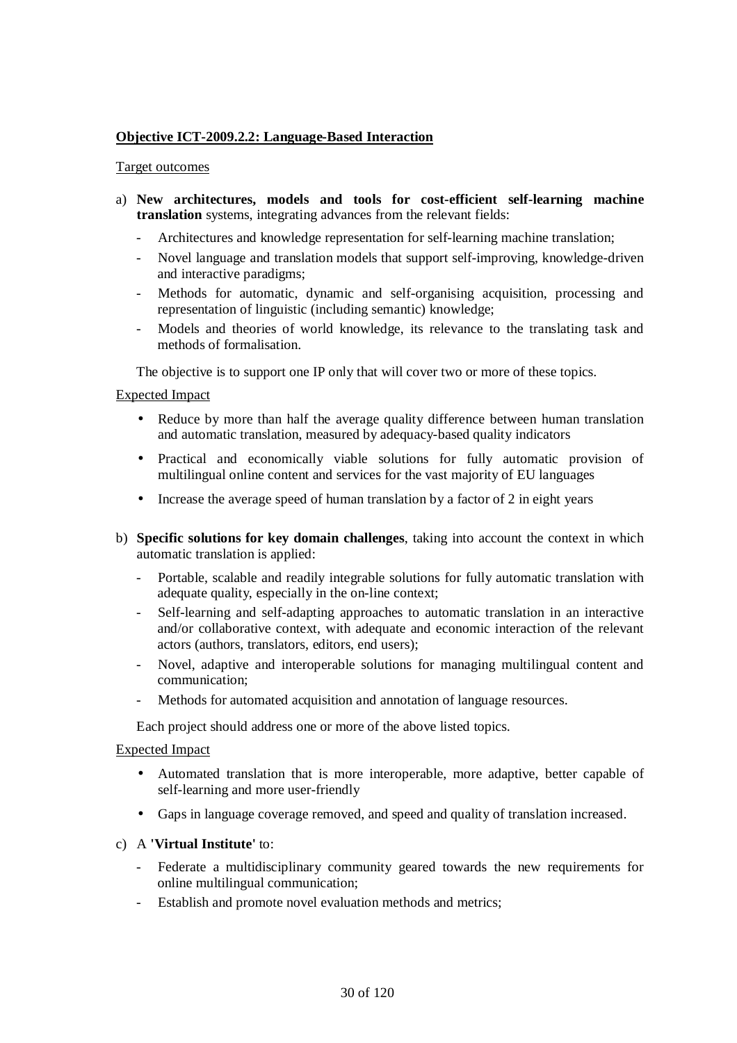**<u>Objective ICT-2009.2.2: Language-Based Interaction</u>**

<u>Target outcomes</u>

a) **New architectures, models and tools for cost-efficient self-learning machine translation** systems, integrating advances from the relevant fields:

- Architectures and knowledge representation for self-learning machine translation;
- Novel language and translation models that support self-improving, knowledge-driven and interactive paradigms;
- Methods for automatic, dynamic and self-organising acquisition, processing and representation of linguistic (including semantic) knowledge;
- Models and theories of world knowledge, its relevance to the translating task and methods of formalisation.

The objective is to support one IP only that will cover two or more of these topics.

<u>Expected Impact</u>

- Reduce by more than half the average quality difference between human translation and automatic translation, measured by adequacy-based quality indicators
- Practical and economically viable solutions for fully automatic provision of multilingual online content and services for the vast majority of EU languages
- Increase the average speed of human translation by a factor of 2 in eight years

b) **Specific solutions for key domain challenges**, taking into account the context in which automatic translation is applied:

- Portable, scalable and readily integrable solutions for fully automatic translation with adequate quality, especially in the on-line context;
- Self-learning and self-adapting approaches to automatic translation in an interactive and/or collaborative context, with adequate and economic interaction of the relevant actors (authors, translators, editors, end users);
- Novel, adaptive and interoperable solutions for managing multilingual content and communication;
- Methods for automated acquisition and annotation of language resources.

Each project should address one or more of the above listed topics.

<u>Expected Impact</u>

- Automated translation that is more interoperable, more adaptive, better capable of self-learning and more user-friendly
- Gaps in language coverage removed, and speed and quality of translation increased.

c) A **'Virtual Institute'** to:

- Federate a multidisciplinary community geared towards the new requirements for online multilingual communication;
- Establish and promote novel evaluation methods and metrics;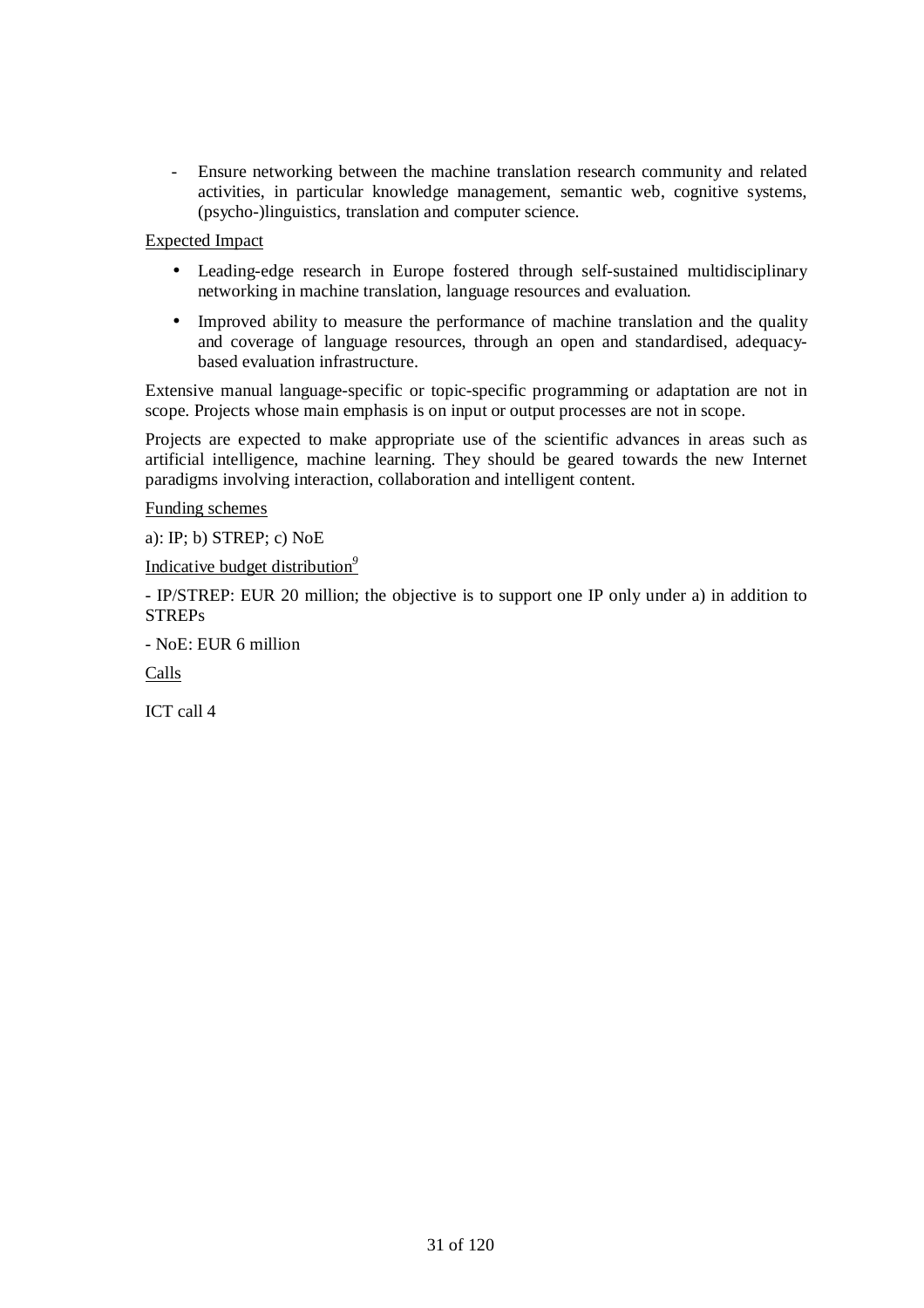- Ensure networking between the machine translation research community and related activities, in particular knowledge management, semantic web, cognitive systems, (psycho-)linguistics, translation and computer science.

Expected Impact

- Leading-edge research in Europe fostered through self-sustained multidisciplinary networking in machine translation, language resources and evaluation.
- Improved ability to measure the performance of machine translation and the quality and coverage of language resources, through an open and standardised, adequacy-based evaluation infrastructure.

Extensive manual language-specific or topic-specific programming or adaptation are not in scope. Projects whose main emphasis is on input or output processes are not in scope.

Projects are expected to make appropriate use of the scientific advances in areas such as artificial intelligence, machine learning. They should be geared towards the new Internet paradigms involving interaction, collaboration and intelligent content.

Funding schemes

a): IP; b) STREP; c) NoE

Indicative budget distribution[9]

- IP/STREP: EUR 20 million; the objective is to support one IP only under a) in addition to STREPs

- NoE: EUR 6 million

Calls

ICT call 4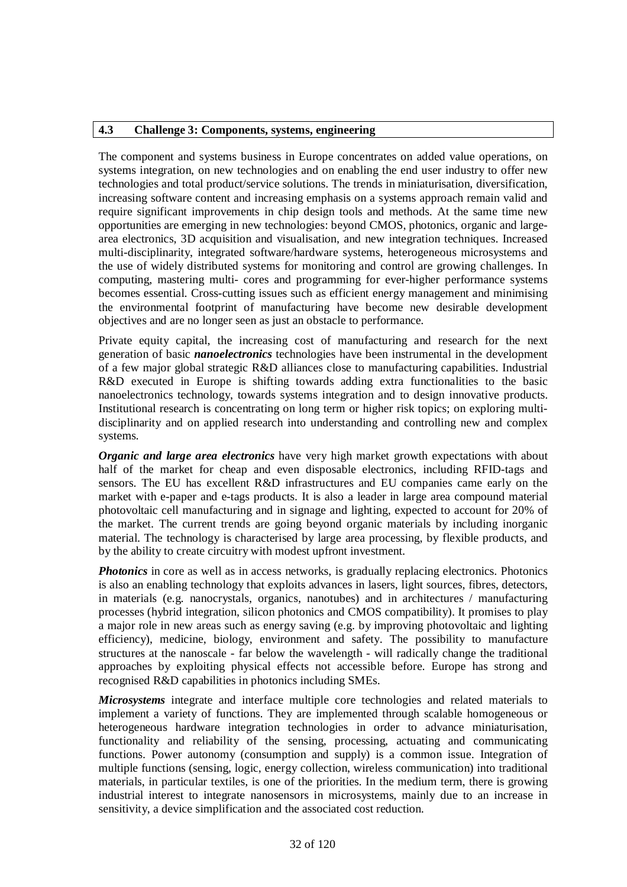## 4.3 Challenge 3: Components, systems, engineering

The component and systems business in Europe concentrates on added value operations, on systems integration, on new technologies and on enabling the end user industry to offer new technologies and total product/service solutions. The trends in miniaturisation, diversification, increasing software content and increasing emphasis on a systems approach remain valid and require significant improvements in chip design tools and methods. At the same time new opportunities are emerging in new technologies: beyond CMOS, photonics, organic and large-area electronics, 3D acquisition and visualisation, and new integration techniques. Increased multi-disciplinarity, integrated software/hardware systems, heterogeneous microsystems and the use of widely distributed systems for monitoring and control are growing challenges. In computing, mastering multi- cores and programming for ever-higher performance systems becomes essential. Cross-cutting issues such as efficient energy management and minimising the environmental footprint of manufacturing have become new desirable development objectives and are no longer seen as just an obstacle to performance.

Private equity capital, the increasing cost of manufacturing and research for the next generation of basic ***nanoelectronics*** technologies have been instrumental in the development of a few major global strategic R&D alliances close to manufacturing capabilities. Industrial R&D executed in Europe is shifting towards adding extra functionalities to the basic nanoelectronics technology, towards systems integration and to design innovative products. Institutional research is concentrating on long term or higher risk topics; on exploring multi-disciplinarity and on applied research into understanding and controlling new and complex systems.

***Organic and large area electronics*** have very high market growth expectations with about half of the market for cheap and even disposable electronics, including RFID-tags and sensors. The EU has excellent R&D infrastructures and EU companies came early on the market with e-paper and e-tags products. It is also a leader in large area compound material photovoltaic cell manufacturing and in signage and lighting, expected to account for 20% of the market. The current trends are going beyond organic materials by including inorganic material. The technology is characterised by large area processing, by flexible products, and by the ability to create circuitry with modest upfront investment.

***Photonics*** in core as well as in access networks, is gradually replacing electronics. Photonics is also an enabling technology that exploits advances in lasers, light sources, fibres, detectors, in materials (e.g. nanocrystals, organics, nanotubes) and in architectures / manufacturing processes (hybrid integration, silicon photonics and CMOS compatibility). It promises to play a major role in new areas such as energy saving (e.g. by improving photovoltaic and lighting efficiency), medicine, biology, environment and safety. The possibility to manufacture structures at the nanoscale - far below the wavelength - will radically change the traditional approaches by exploiting physical effects not accessible before. Europe has strong and recognised R&D capabilities in photonics including SMEs.

***Microsystems*** integrate and interface multiple core technologies and related materials to implement a variety of functions. They are implemented through scalable homogeneous or heterogeneous hardware integration technologies in order to advance miniaturisation, functionality and reliability of the sensing, processing, actuating and communicating functions. Power autonomy (consumption and supply) is a common issue. Integration of multiple functions (sensing, logic, energy collection, wireless communication) into traditional materials, in particular textiles, is one of the priorities. In the medium term, there is growing industrial interest to integrate nanosensors in microsystems, mainly due to an increase in sensitivity, a device simplification and the associated cost reduction.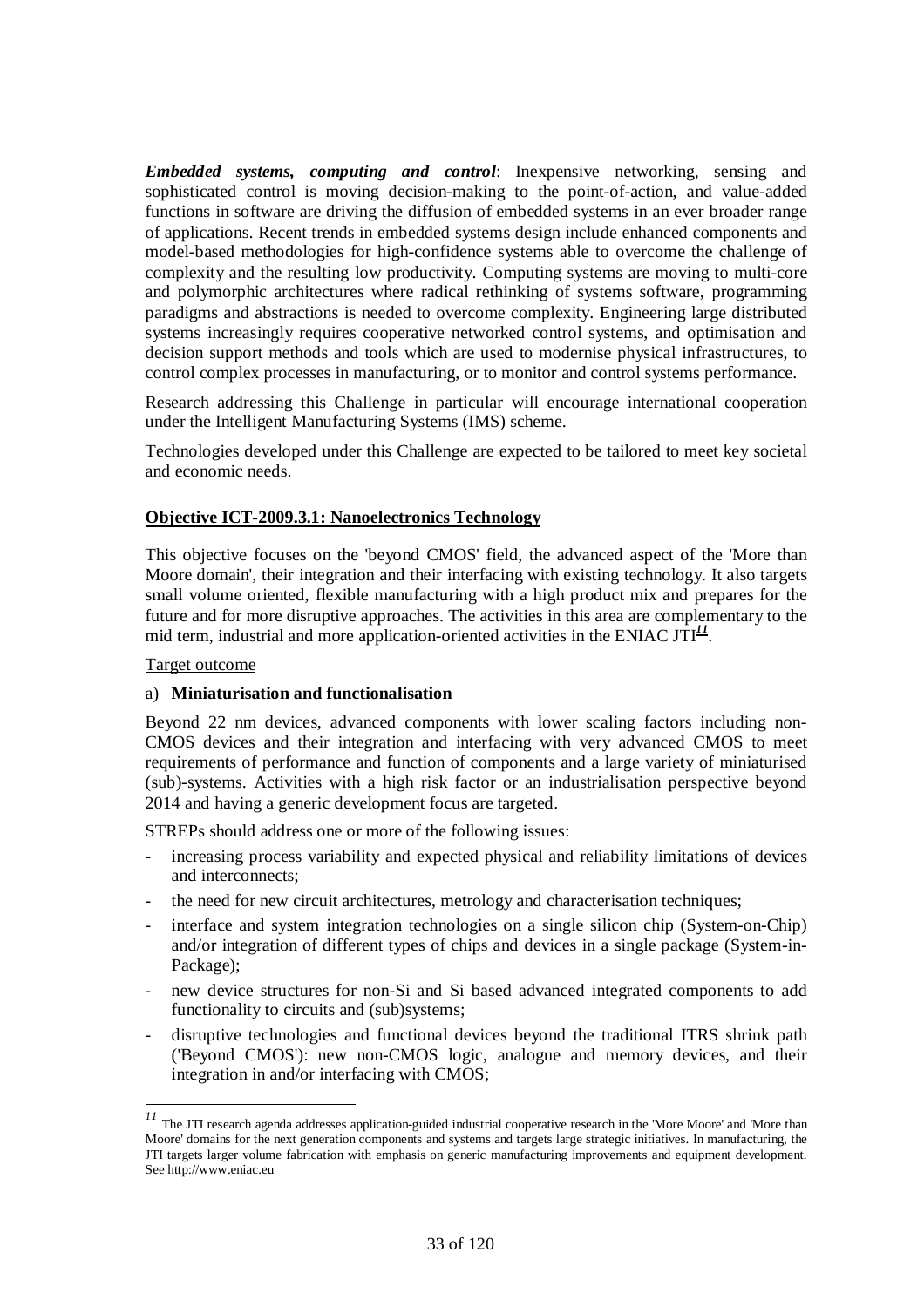***Embedded systems, computing and control***: Inexpensive networking, sensing and sophisticated control is moving decision-making to the point-of-action, and value-added functions in software are driving the diffusion of embedded systems in an ever broader range of applications. Recent trends in embedded systems design include enhanced components and model-based methodologies for high-confidence systems able to overcome the challenge of complexity and the resulting low productivity. Computing systems are moving to multi-core and polymorphic architectures where radical rethinking of systems software, programming paradigms and abstractions is needed to overcome complexity. Engineering large distributed systems increasingly requires cooperative networked control systems, and optimisation and decision support methods and tools which are used to modernise physical infrastructures, to control complex processes in manufacturing, or to monitor and control systems performance.

Research addressing this Challenge in particular will encourage international cooperation under the Intelligent Manufacturing Systems (IMS) scheme.

Technologies developed under this Challenge are expected to be tailored to meet key societal and economic needs.

**Objective ICT-2009.3.1: Nanoelectronics Technology**

This objective focuses on the 'beyond CMOS' field, the advanced aspect of the 'More than Moore domain', their integration and their interfacing with existing technology. It also targets small volume oriented, flexible manufacturing with a high product mix and prepares for the future and for more disruptive approaches. The activities in this area are complementary to the mid term, industrial and more application-oriented activities in the ENIAC JTI[11].

Target outcome

a) **Miniaturisation and functionalisation**

Beyond 22 nm devices, advanced components with lower scaling factors including non-CMOS devices and their integration and interfacing with very advanced CMOS to meet requirements of performance and function of components and a large variety of miniaturised (sub)-systems. Activities with a high risk factor or an industrialisation perspective beyond 2014 and having a generic development focus are targeted.

STREPs should address one or more of the following issues:

- increasing process variability and expected physical and reliability limitations of devices and interconnects;
- the need for new circuit architectures, metrology and characterisation techniques;
- interface and system integration technologies on a single silicon chip (System-on-Chip) and/or integration of different types of chips and devices in a single package (System-in-Package);
- new device structures for non-Si and Si based advanced integrated components to add functionality to circuits and (sub)systems;
- disruptive technologies and functional devices beyond the traditional ITRS shrink path ('Beyond CMOS'): new non-CMOS logic, analogue and memory devices, and their integration in and/or interfacing with CMOS;

---

[11] The JTI research agenda addresses application-guided industrial cooperative research in the 'More Moore' and 'More than Moore' domains for the next generation components and systems and targets large strategic initiatives. In manufacturing, the JTI targets larger volume fabrication with emphasis on generic manufacturing improvements and equipment development. See http://www.eniac.eu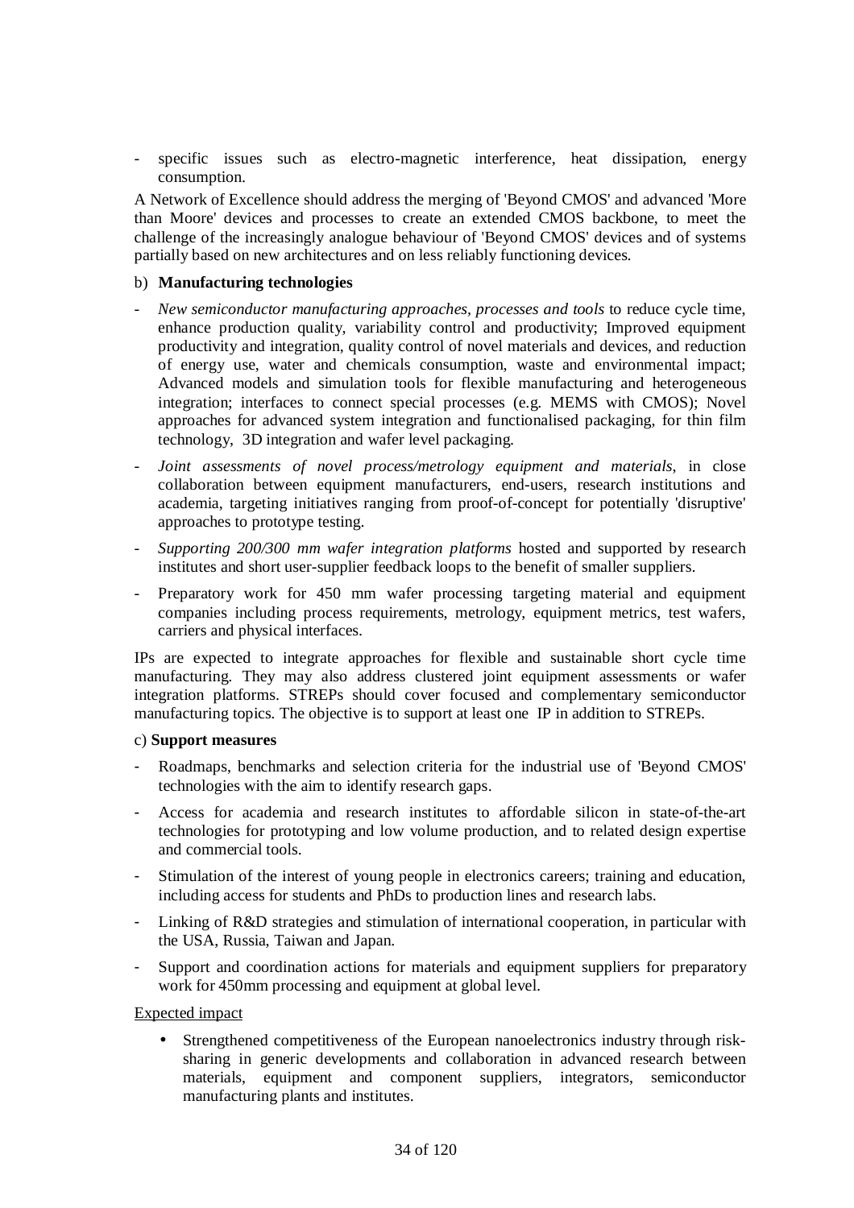- specific issues such as electro-magnetic interference, heat dissipation, energy consumption.

A Network of Excellence should address the merging of 'Beyond CMOS' and advanced 'More than Moore' devices and processes to create an extended CMOS backbone, to meet the challenge of the increasingly analogue behaviour of 'Beyond CMOS' devices and of systems partially based on new architectures and on less reliably functioning devices.

b) **Manufacturing technologies**

- *New semiconductor manufacturing approaches, processes and tools* to reduce cycle time, enhance production quality, variability control and productivity; Improved equipment productivity and integration, quality control of novel materials and devices, and reduction of energy use, water and chemicals consumption, waste and environmental impact; Advanced models and simulation tools for flexible manufacturing and heterogeneous integration; interfaces to connect special processes (e.g. MEMS with CMOS); Novel approaches for advanced system integration and functionalised packaging, for thin film technology, 3D integration and wafer level packaging.
- *Joint assessments of novel process/metrology equipment and materials*, in close collaboration between equipment manufacturers, end-users, research institutions and academia, targeting initiatives ranging from proof-of-concept for potentially 'disruptive' approaches to prototype testing.
- *Supporting 200/300 mm wafer integration platforms* hosted and supported by research institutes and short user-supplier feedback loops to the benefit of smaller suppliers.
- Preparatory work for 450 mm wafer processing targeting material and equipment companies including process requirements, metrology, equipment metrics, test wafers, carriers and physical interfaces.

IPs are expected to integrate approaches for flexible and sustainable short cycle time manufacturing. They may also address clustered joint equipment assessments or wafer integration platforms. STREPs should cover focused and complementary semiconductor manufacturing topics. The objective is to support at least one IP in addition to STREPs.

c) **Support measures**

- Roadmaps, benchmarks and selection criteria for the industrial use of 'Beyond CMOS' technologies with the aim to identify research gaps.
- Access for academia and research institutes to affordable silicon in state-of-the-art technologies for prototyping and low volume production, and to related design expertise and commercial tools.
- Stimulation of the interest of young people in electronics careers; training and education, including access for students and PhDs to production lines and research labs.
- Linking of R&D strategies and stimulation of international cooperation, in particular with the USA, Russia, Taiwan and Japan.
- Support and coordination actions for materials and equipment suppliers for preparatory work for 450mm processing and equipment at global level.

Expected impact

- Strengthened competitiveness of the European nanoelectronics industry through risk-sharing in generic developments and collaboration in advanced research between materials, equipment and component suppliers, integrators, semiconductor manufacturing plants and institutes.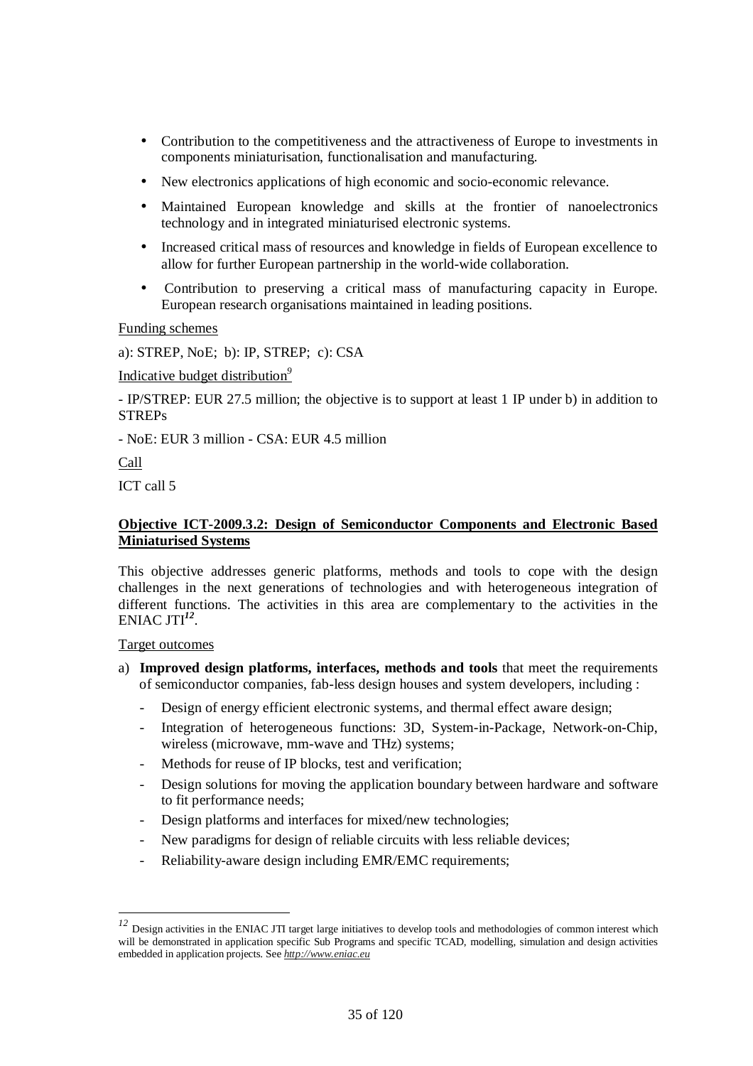- Contribution to the competitiveness and the attractiveness of Europe to investments in components miniaturisation, functionalisation and manufacturing.
- New electronics applications of high economic and socio-economic relevance.
- Maintained European knowledge and skills at the frontier of nanoelectronics technology and in integrated miniaturised electronic systems.
- Increased critical mass of resources and knowledge in fields of European excellence to allow for further European partnership in the world-wide collaboration.
- Contribution to preserving a critical mass of manufacturing capacity in Europe. European research organisations maintained in leading positions.

Funding schemes

a): STREP, NoE; b): IP, STREP; c): CSA

Indicative budget distribution[9]

- IP/STREP: EUR 27.5 million; the objective is to support at least 1 IP under b) in addition to STREPs

- NoE: EUR 3 million - CSA: EUR 4.5 million

Call

ICT call 5

**Objective ICT-2009.3.2: Design of Semiconductor Components and Electronic Based Miniaturised Systems**

This objective addresses generic platforms, methods and tools to cope with the design challenges in the next generations of technologies and with heterogeneous integration of different functions. The activities in this area are complementary to the activities in the ENIAC JTI[12].

Target outcomes

a) **Improved design platforms, interfaces, methods and tools** that meet the requirements of semiconductor companies, fab-less design houses and system developers, including :
   - Design of energy efficient electronic systems, and thermal effect aware design;
   - Integration of heterogeneous functions: 3D, System-in-Package, Network-on-Chip, wireless (microwave, mm-wave and THz) systems;
   - Methods for reuse of IP blocks, test and verification;
   - Design solutions for moving the application boundary between hardware and software to fit performance needs;
   - Design platforms and interfaces for mixed/new technologies;
   - New paradigms for design of reliable circuits with less reliable devices;
   - Reliability-aware design including EMR/EMC requirements;

---

[12] Design activities in the ENIAC JTI target large initiatives to develop tools and methodologies of common interest which will be demonstrated in application specific Sub Programs and specific TCAD, modelling, simulation and design activities embedded in application projects. See *http://www.eniac.eu*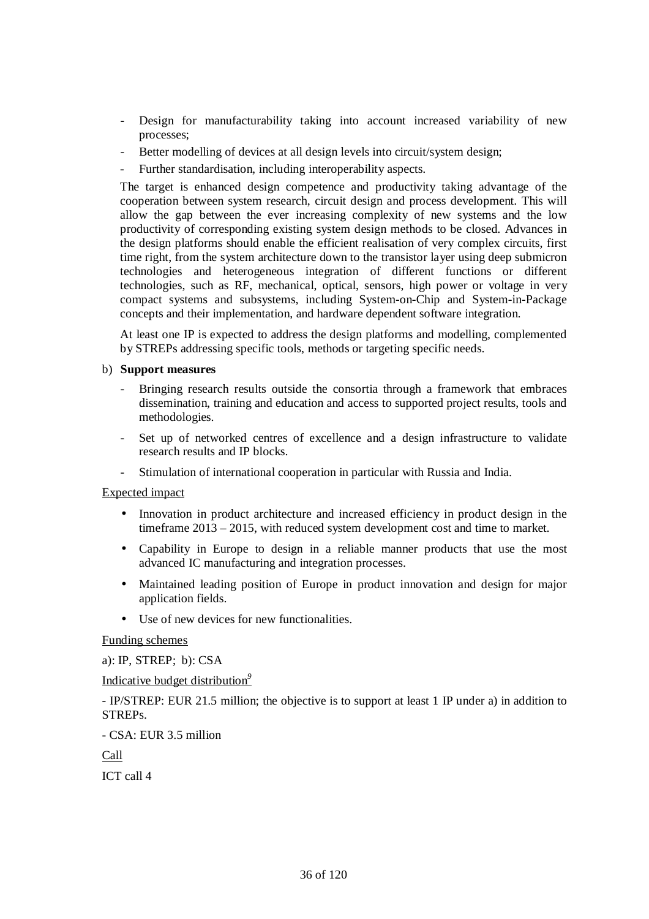- Design for manufacturability taking into account increased variability of new processes;
- Better modelling of devices at all design levels into circuit/system design;
- Further standardisation, including interoperability aspects.

The target is enhanced design competence and productivity taking advantage of the cooperation between system research, circuit design and process development. This will allow the gap between the ever increasing complexity of new systems and the low productivity of corresponding existing system design methods to be closed. Advances in the design platforms should enable the efficient realisation of very complex circuits, first time right, from the system architecture down to the transistor layer using deep submicron technologies and heterogeneous integration of different functions or different technologies, such as RF, mechanical, optical, sensors, high power or voltage in very compact systems and subsystems, including System-on-Chip and System-in-Package concepts and their implementation, and hardware dependent software integration.

At least one IP is expected to address the design platforms and modelling, complemented by STREPs addressing specific tools, methods or targeting specific needs.

b) **Support measures**

- Bringing research results outside the consortia through a framework that embraces dissemination, training and education and access to supported project results, tools and methodologies.
- Set up of networked centres of excellence and a design infrastructure to validate research results and IP blocks.
- Stimulation of international cooperation in particular with Russia and India.

Expected impact

- Innovation in product architecture and increased efficiency in product design in the timeframe 2013 – 2015, with reduced system development cost and time to market.
- Capability in Europe to design in a reliable manner products that use the most advanced IC manufacturing and integration processes.
- Maintained leading position of Europe in product innovation and design for major application fields.
- Use of new devices for new functionalities.

Funding schemes

a): IP, STREP; b): CSA

Indicative budget distribution[9]

- IP/STREP: EUR 21.5 million; the objective is to support at least 1 IP under a) in addition to STREPs.

- CSA: EUR 3.5 million

Call

ICT call 4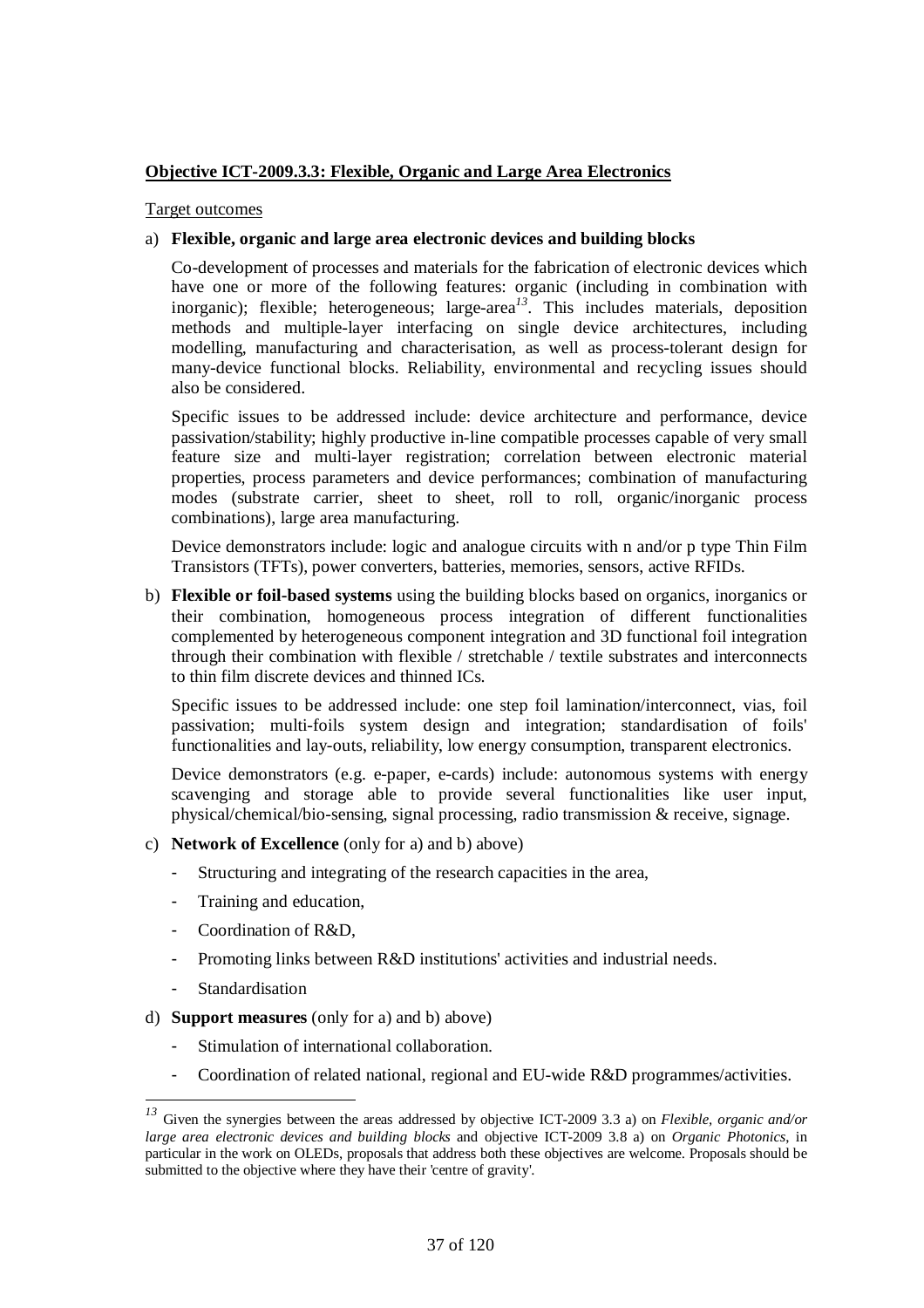**Objective ICT-2009.3.3: Flexible, Organic and Large Area Electronics**

Target outcomes

a) **Flexible, organic and large area electronic devices and building blocks**

   Co-development of processes and materials for the fabrication of electronic devices which have one or more of the following features: organic (including in combination with inorganic); flexible; heterogeneous; large-area[13]. This includes materials, deposition methods and multiple-layer interfacing on single device architectures, including modelling, manufacturing and characterisation, as well as process-tolerant design for many-device functional blocks. Reliability, environmental and recycling issues should also be considered.

   Specific issues to be addressed include: device architecture and performance, device passivation/stability; highly productive in-line compatible processes capable of very small feature size and multi-layer registration; correlation between electronic material properties, process parameters and device performances; combination of manufacturing modes (substrate carrier, sheet to sheet, roll to roll, organic/inorganic process combinations), large area manufacturing.

   Device demonstrators include: logic and analogue circuits with n and/or p type Thin Film Transistors (TFTs), power converters, batteries, memories, sensors, active RFIDs.

b) **Flexible or foil-based systems** using the building blocks based on organics, inorganics or their combination, homogeneous process integration of different functionalities complemented by heterogeneous component integration and 3D functional foil integration through their combination with flexible / stretchable / textile substrates and interconnects to thin film discrete devices and thinned ICs.

   Specific issues to be addressed include: one step foil lamination/interconnect, vias, foil passivation; multi-foils system design and integration; standardisation of foils' functionalities and lay-outs, reliability, low energy consumption, transparent electronics.

   Device demonstrators (e.g. e-paper, e-cards) include: autonomous systems with energy scavenging and storage able to provide several functionalities like user input, physical/chemical/bio-sensing, signal processing, radio transmission & receive, signage.

c) **Network of Excellence** (only for a) and b) above)

   - Structuring and integrating of the research capacities in the area,
   - Training and education,
   - Coordination of R&D,
   - Promoting links between R&D institutions' activities and industrial needs.
   - Standardisation

d) **Support measures** (only for a) and b) above)

   - Stimulation of international collaboration.
   - Coordination of related national, regional and EU-wide R&D programmes/activities.

---

[13] Given the synergies between the areas addressed by objective ICT-2009 3.3 a) on *Flexible, organic and/or large area electronic devices and building blocks* and objective ICT-2009 3.8 a) on *Organic Photonics*, in particular in the work on OLEDs, proposals that address both these objectives are welcome. Proposals should be submitted to the objective where they have their 'centre of gravity'.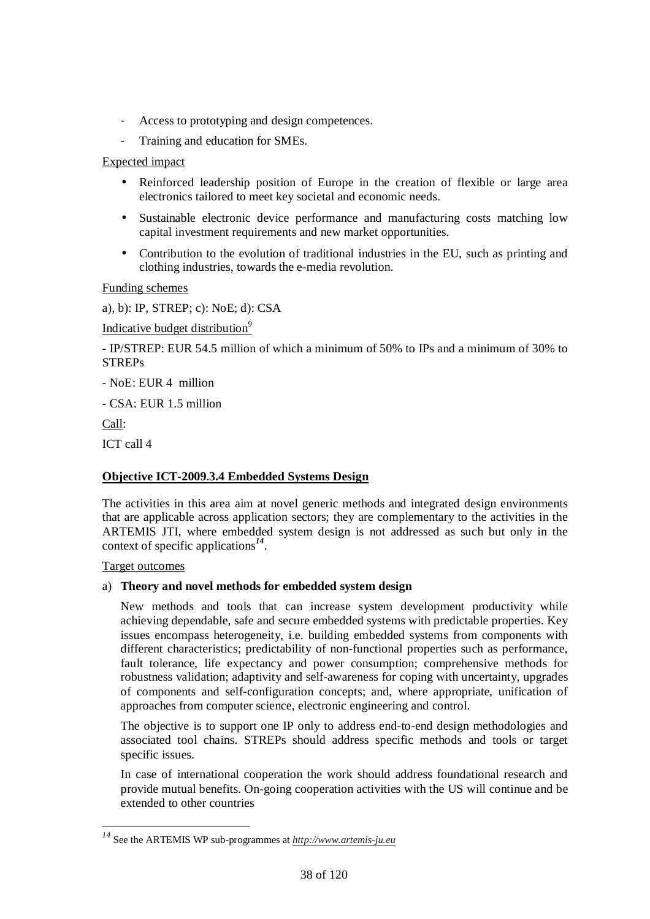- Access to prototyping and design competences.
- Training and education for SMEs.

Expected impact

- Reinforced leadership position of Europe in the creation of flexible or large area electronics tailored to meet key societal and economic needs.
- Sustainable electronic device performance and manufacturing costs matching low capital investment requirements and new market opportunities.
- Contribution to the evolution of traditional industries in the EU, such as printing and clothing industries, towards the e-media revolution.

Funding schemes

a), b): IP, STREP; c): NoE; d): CSA

Indicative budget distribution[9]

- IP/STREP: EUR 54.5 million of which a minimum of 50% to IPs and a minimum of 30% to STREPs

- NoE: EUR 4 million

- CSA: EUR 1.5 million

Call:

ICT call 4

**Objective ICT-2009.3.4 Embedded Systems Design**

The activities in this area aim at novel generic methods and integrated design environments that are applicable across application sectors; they are complementary to the activities in the ARTEMIS JTI, where embedded system design is not addressed as such but only in the context of specific applications[14].

Target outcomes

a) **Theory and novel methods for embedded system design**

New methods and tools that can increase system development productivity while achieving dependable, safe and secure embedded systems with predictable properties. Key issues encompass heterogeneity, i.e. building embedded systems from components with different characteristics; predictability of non-functional properties such as performance, fault tolerance, life expectancy and power consumption; comprehensive methods for robustness validation; adaptivity and self-awareness for coping with uncertainty, upgrades of components and self-configuration concepts; and, where appropriate, unification of approaches from computer science, electronic engineering and control.

The objective is to support one IP only to address end-to-end design methodologies and associated tool chains. STREPs should address specific methods and tools or target specific issues.

In case of international cooperation the work should address foundational research and provide mutual benefits. On-going cooperation activities with the US will continue and be extended to other countries

---

[14] See the ARTEMIS WP sub-programmes at *http://www.artemis-ju.eu*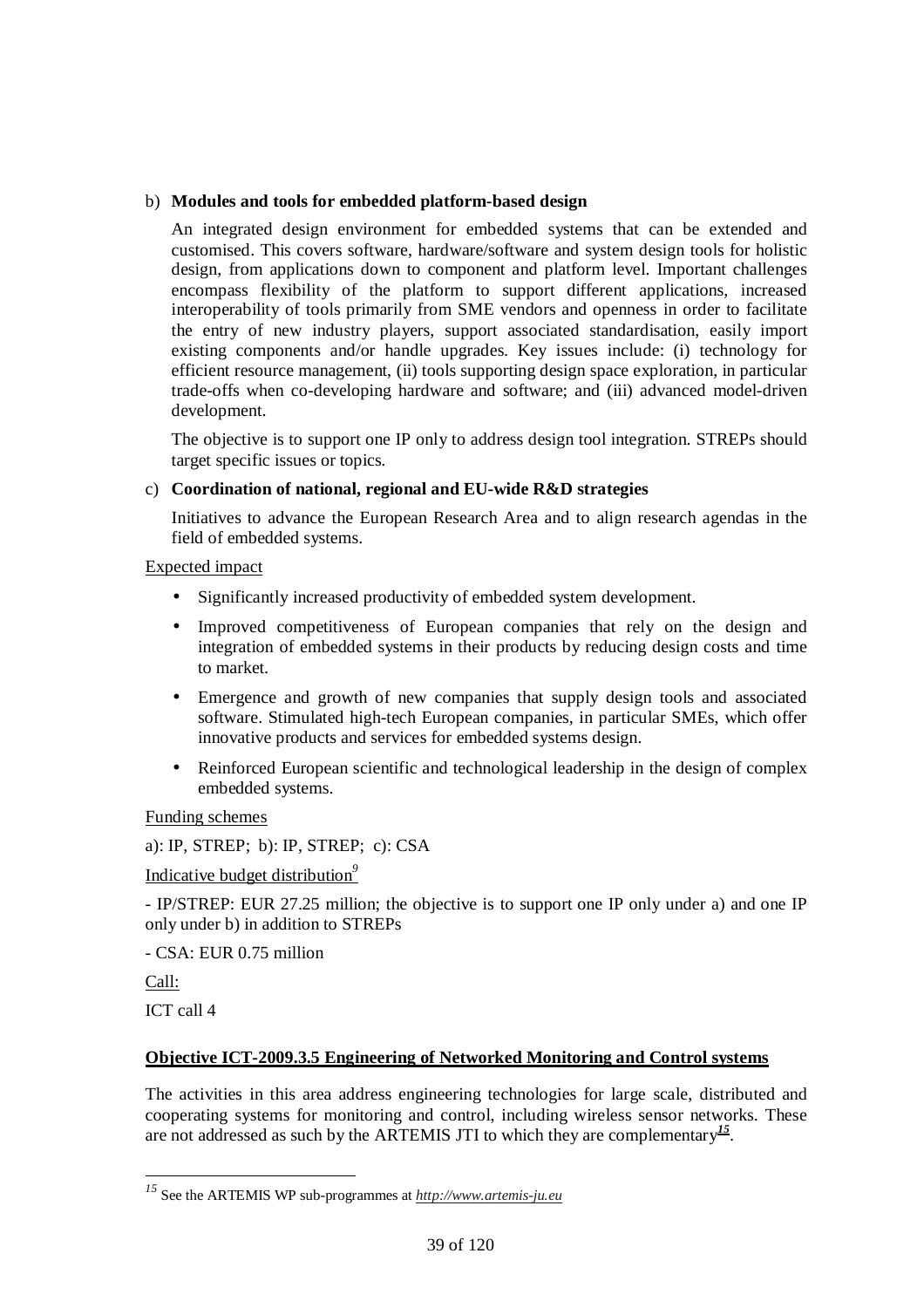b) **Modules and tools for embedded platform-based design**

An integrated design environment for embedded systems that can be extended and customised. This covers software, hardware/software and system design tools for holistic design, from applications down to component and platform level. Important challenges encompass flexibility of the platform to support different applications, increased interoperability of tools primarily from SME vendors and openness in order to facilitate the entry of new industry players, support associated standardisation, easily import existing components and/or handle upgrades. Key issues include: (i) technology for efficient resource management, (ii) tools supporting design space exploration, in particular trade-offs when co-developing hardware and software; and (iii) advanced model-driven development.

The objective is to support one IP only to address design tool integration. STREPs should target specific issues or topics.

c) **Coordination of national, regional and EU-wide R&D strategies**

Initiatives to advance the European Research Area and to align research agendas in the field of embedded systems.

Expected impact

- Significantly increased productivity of embedded system development.
- Improved competitiveness of European companies that rely on the design and integration of embedded systems in their products by reducing design costs and time to market.
- Emergence and growth of new companies that supply design tools and associated software. Stimulated high-tech European companies, in particular SMEs, which offer innovative products and services for embedded systems design.
- Reinforced European scientific and technological leadership in the design of complex embedded systems.

Funding schemes

a): IP, STREP; b): IP, STREP; c): CSA

Indicative budget distribution[9]

- IP/STREP: EUR 27.25 million; the objective is to support one IP only under a) and one IP only under b) in addition to STREPs

- CSA: EUR 0.75 million

Call:

ICT call 4

**Objective ICT-2009.3.5 Engineering of Networked Monitoring and Control systems**

The activities in this area address engineering technologies for large scale, distributed and cooperating systems for monitoring and control, including wireless sensor networks. These are not addressed as such by the ARTEMIS JTI to which they are complementary[15].

---

[15] See the ARTEMIS WP sub-programmes at *http://www.artemis-ju.eu*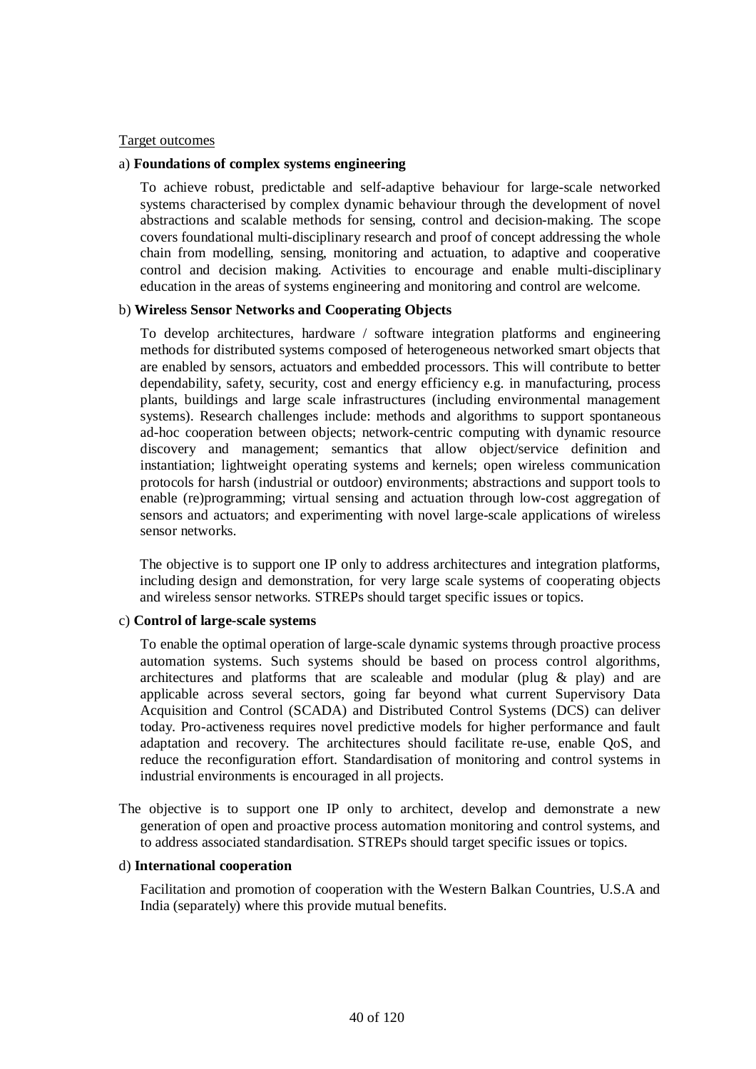Target outcomes

a) **Foundations of complex systems engineering**

To achieve robust, predictable and self-adaptive behaviour for large-scale networked systems characterised by complex dynamic behaviour through the development of novel abstractions and scalable methods for sensing, control and decision-making. The scope covers foundational multi-disciplinary research and proof of concept addressing the whole chain from modelling, sensing, monitoring and actuation, to adaptive and cooperative control and decision making. Activities to encourage and enable multi-disciplinary education in the areas of systems engineering and monitoring and control are welcome.

b) **Wireless Sensor Networks and Cooperating Objects**

To develop architectures, hardware / software integration platforms and engineering methods for distributed systems composed of heterogeneous networked smart objects that are enabled by sensors, actuators and embedded processors. This will contribute to better dependability, safety, security, cost and energy efficiency e.g. in manufacturing, process plants, buildings and large scale infrastructures (including environmental management systems). Research challenges include: methods and algorithms to support spontaneous ad-hoc cooperation between objects; network-centric computing with dynamic resource discovery and management; semantics that allow object/service definition and instantiation; lightweight operating systems and kernels; open wireless communication protocols for harsh (industrial or outdoor) environments; abstractions and support tools to enable (re)programming; virtual sensing and actuation through low-cost aggregation of sensors and actuators; and experimenting with novel large-scale applications of wireless sensor networks.

The objective is to support one IP only to address architectures and integration platforms, including design and demonstration, for very large scale systems of cooperating objects and wireless sensor networks. STREPs should target specific issues or topics.

c) **Control of large-scale systems**

To enable the optimal operation of large-scale dynamic systems through proactive process automation systems. Such systems should be based on process control algorithms, architectures and platforms that are scaleable and modular (plug & play) and are applicable across several sectors, going far beyond what current Supervisory Data Acquisition and Control (SCADA) and Distributed Control Systems (DCS) can deliver today. Pro-activeness requires novel predictive models for higher performance and fault adaptation and recovery. The architectures should facilitate re-use, enable QoS, and reduce the reconfiguration effort. Standardisation of monitoring and control systems in industrial environments is encouraged in all projects.

The objective is to support one IP only to architect, develop and demonstrate a new generation of open and proactive process automation monitoring and control systems, and to address associated standardisation. STREPs should target specific issues or topics.

d) **International cooperation**

Facilitation and promotion of cooperation with the Western Balkan Countries, U.S.A and India (separately) where this provide mutual benefits.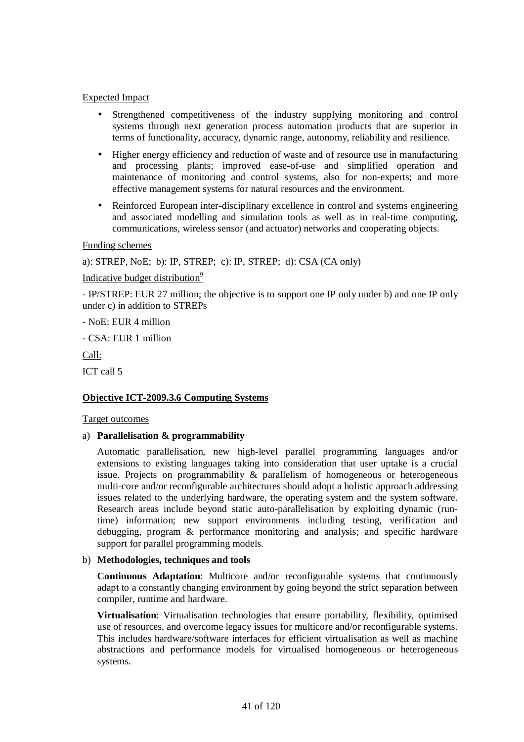Expected Impact

- Strengthened competitiveness of the industry supplying monitoring and control systems through next generation process automation products that are superior in terms of functionality, accuracy, dynamic range, autonomy, reliability and resilience.
- Higher energy efficiency and reduction of waste and of resource use in manufacturing and processing plants; improved ease-of-use and simplified operation and maintenance of monitoring and control systems, also for non-experts; and more effective management systems for natural resources and the environment.
- Reinforced European inter-disciplinary excellence in control and systems engineering and associated modelling and simulation tools as well as in real-time computing, communications, wireless sensor (and actuator) networks and cooperating objects.

Funding schemes

a): STREP, NoE; b): IP, STREP; c): IP, STREP; d): CSA (CA only)

Indicative budget distribution[9]

- IP/STREP: EUR 27 million; the objective is to support one IP only under b) and one IP only under c) in addition to STREPs

- NoE: EUR 4 million

- CSA: EUR 1 million

Call:

ICT call 5

**Objective ICT-2009.3.6 Computing Systems**

Target outcomes

a) **Parallelisation & programmability**

Automatic parallelisation, new high-level parallel programming languages and/or extensions to existing languages taking into consideration that user uptake is a crucial issue. Projects on programmability & parallelism of homogeneous or heterogeneous multi-core and/or reconfigurable architectures should adopt a holistic approach addressing issues related to the underlying hardware, the operating system and the system software. Research areas include beyond static auto-parallelisation by exploiting dynamic (run-time) information; new support environments including testing, verification and debugging, program & performance monitoring and analysis; and specific hardware support for parallel programming models.

b) **Methodologies, techniques and tools**

**Continuous Adaptation**: Multicore and/or reconfigurable systems that continuously adapt to a constantly changing environment by going beyond the strict separation between compiler, runtime and hardware.

**Virtualisation**: Virtualisation technologies that ensure portability, flexibility, optimised use of resources, and overcome legacy issues for multicore and/or reconfigurable systems. This includes hardware/software interfaces for efficient virtualisation as well as machine abstractions and performance models for virtualised homogeneous or heterogeneous systems.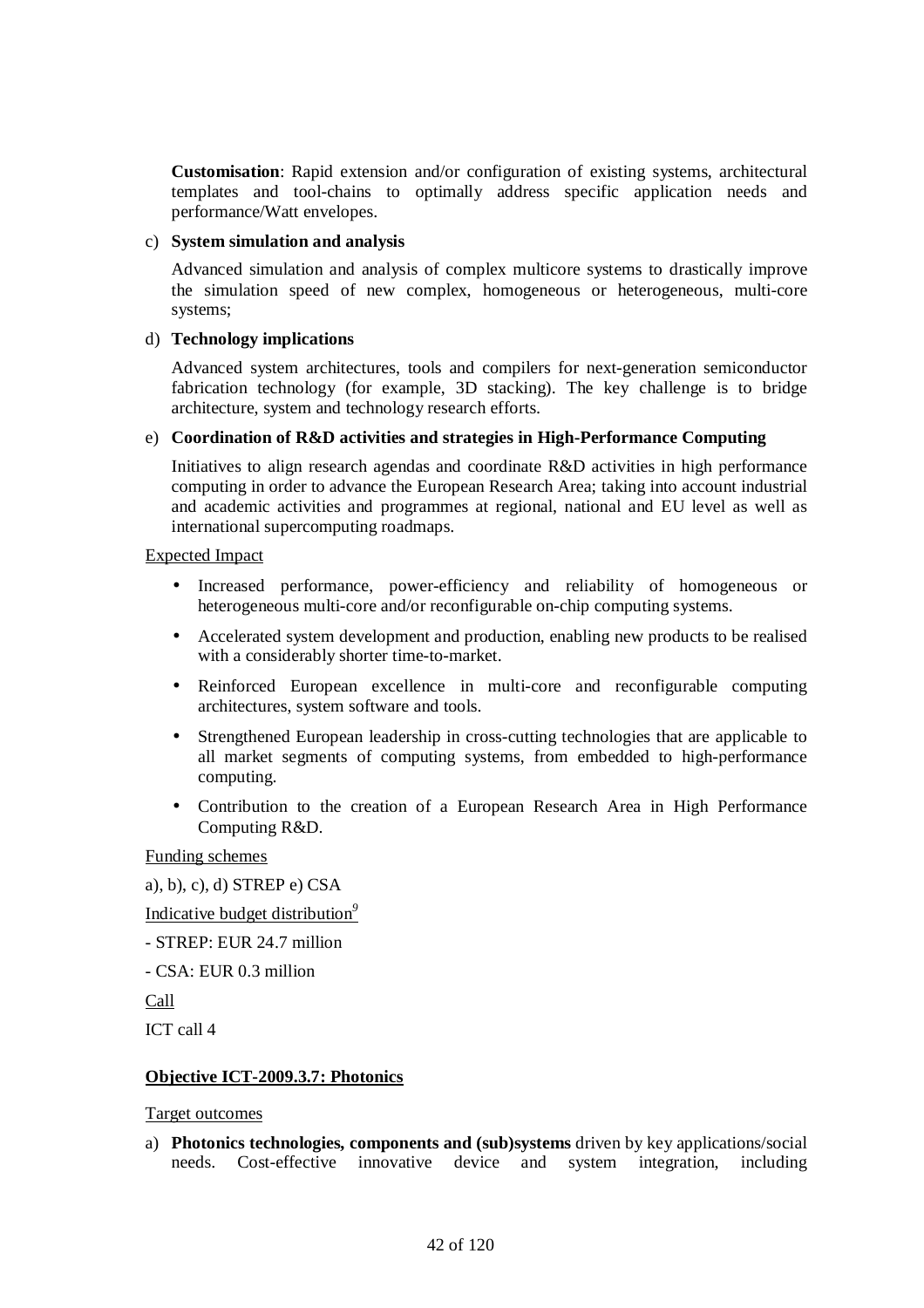**Customisation**: Rapid extension and/or configuration of existing systems, architectural templates and tool-chains to optimally address specific application needs and performance/Watt envelopes.

c) **System simulation and analysis**

Advanced simulation and analysis of complex multicore systems to drastically improve the simulation speed of new complex, homogeneous or heterogeneous, multi-core systems;

d) **Technology implications**

Advanced system architectures, tools and compilers for next-generation semiconductor fabrication technology (for example, 3D stacking). The key challenge is to bridge architecture, system and technology research efforts.

e) **Coordination of R&D activities and strategies in High-Performance Computing**

Initiatives to align research agendas and coordinate R&D activities in high performance computing in order to advance the European Research Area; taking into account industrial and academic activities and programmes at regional, national and EU level as well as international supercomputing roadmaps.

Expected Impact

- Increased performance, power-efficiency and reliability of homogeneous or heterogeneous multi-core and/or reconfigurable on-chip computing systems.
- Accelerated system development and production, enabling new products to be realised with a considerably shorter time-to-market.
- Reinforced European excellence in multi-core and reconfigurable computing architectures, system software and tools.
- Strengthened European leadership in cross-cutting technologies that are applicable to all market segments of computing systems, from embedded to high-performance computing.
- Contribution to the creation of a European Research Area in High Performance Computing R&D.

Funding schemes

a), b), c), d) STREP e) CSA

Indicative budget distribution[9]

- STREP: EUR 24.7 million

- CSA: EUR 0.3 million

Call

ICT call 4

**Objective ICT-2009.3.7: Photonics**

Target outcomes

a) **Photonics technologies, components and (sub)systems** driven by key applications/social needs. Cost-effective innovative device and system integration, including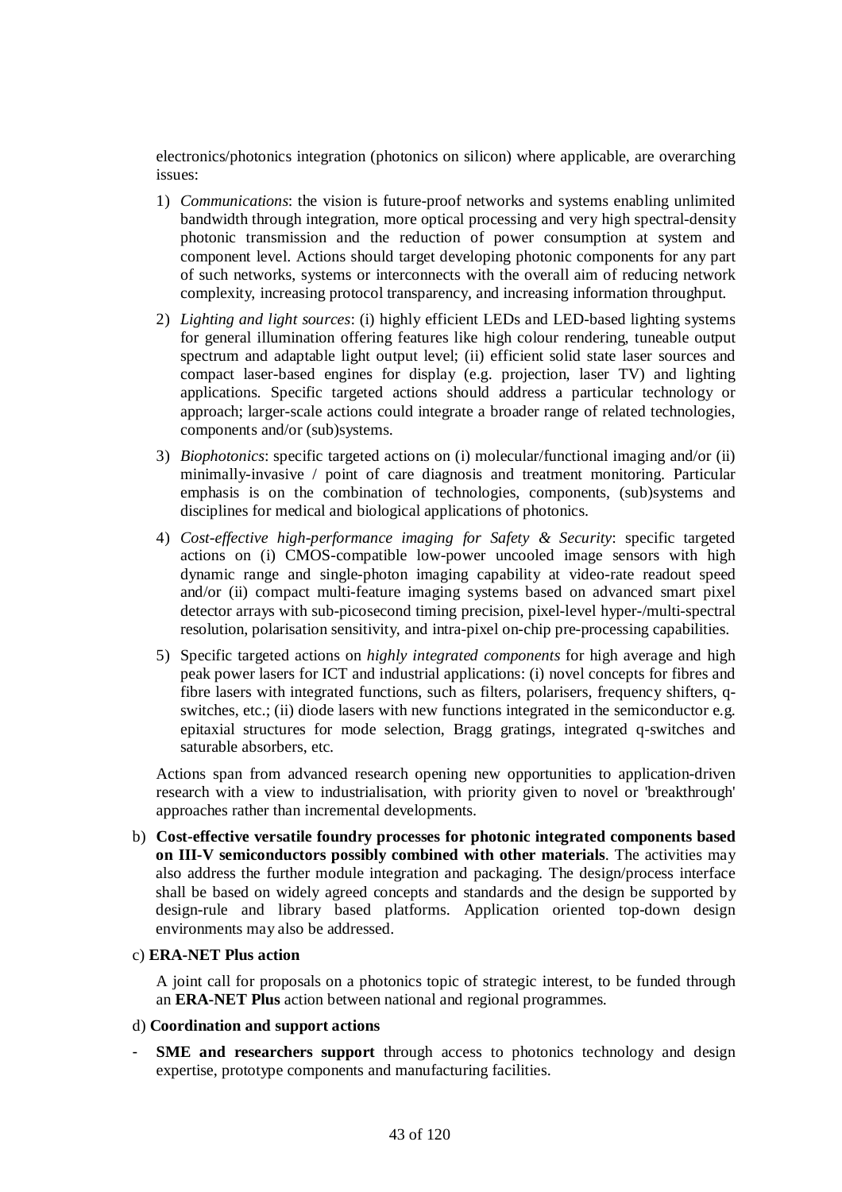electronics/photonics integration (photonics on silicon) where applicable, are overarching issues:

1) *Communications*: the vision is future-proof networks and systems enabling unlimited bandwidth through integration, more optical processing and very high spectral-density photonic transmission and the reduction of power consumption at system and component level. Actions should target developing photonic components for any part of such networks, systems or interconnects with the overall aim of reducing network complexity, increasing protocol transparency, and increasing information throughput.

2) *Lighting and light sources*: (i) highly efficient LEDs and LED-based lighting systems for general illumination offering features like high colour rendering, tuneable output spectrum and adaptable light output level; (ii) efficient solid state laser sources and compact laser-based engines for display (e.g. projection, laser TV) and lighting applications. Specific targeted actions should address a particular technology or approach; larger-scale actions could integrate a broader range of related technologies, components and/or (sub)systems.

3) *Biophotonics*: specific targeted actions on (i) molecular/functional imaging and/or (ii) minimally-invasive / point of care diagnosis and treatment monitoring. Particular emphasis is on the combination of technologies, components, (sub)systems and disciplines for medical and biological applications of photonics.

4) *Cost-effective high-performance imaging for Safety & Security*: specific targeted actions on (i) CMOS-compatible low-power uncooled image sensors with high dynamic range and single-photon imaging capability at video-rate readout speed and/or (ii) compact multi-feature imaging systems based on advanced smart pixel detector arrays with sub-picosecond timing precision, pixel-level hyper-/multi-spectral resolution, polarisation sensitivity, and intra-pixel on-chip pre-processing capabilities.

5) Specific targeted actions on *highly integrated components* for high average and high peak power lasers for ICT and industrial applications: (i) novel concepts for fibres and fibre lasers with integrated functions, such as filters, polarisers, frequency shifters, q-switches, etc.; (ii) diode lasers with new functions integrated in the semiconductor e.g. epitaxial structures for mode selection, Bragg gratings, integrated q-switches and saturable absorbers, etc.

Actions span from advanced research opening new opportunities to application-driven research with a view to industrialisation, with priority given to novel or 'breakthrough' approaches rather than incremental developments.

b) **Cost-effective versatile foundry processes for photonic integrated components based on III-V semiconductors possibly combined with other materials**. The activities may also address the further module integration and packaging. The design/process interface shall be based on widely agreed concepts and standards and the design be supported by design-rule and library based platforms. Application oriented top-down design environments may also be addressed.

c) **ERA-NET Plus action**

A joint call for proposals on a photonics topic of strategic interest, to be funded through an **ERA-NET Plus** action between national and regional programmes.

d) **Coordination and support actions**

- **SME and researchers support** through access to photonics technology and design expertise, prototype components and manufacturing facilities.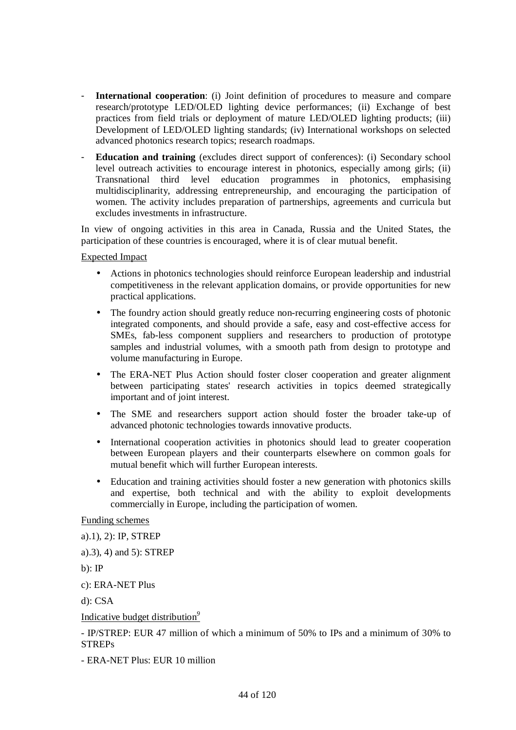- **International cooperation**: (i) Joint definition of procedures to measure and compare research/prototype LED/OLED lighting device performances; (ii) Exchange of best practices from field trials or deployment of mature LED/OLED lighting products; (iii) Development of LED/OLED lighting standards; (iv) International workshops on selected advanced photonics research topics; research roadmaps.
- **Education and training** (excludes direct support of conferences): (i) Secondary school level outreach activities to encourage interest in photonics, especially among girls; (ii) Transnational third level education programmes in photonics, emphasising multidisciplinarity, addressing entrepreneurship, and encouraging the participation of women. The activity includes preparation of partnerships, agreements and curricula but excludes investments in infrastructure.

In view of ongoing activities in this area in Canada, Russia and the United States, the participation of these countries is encouraged, where it is of clear mutual benefit.

Expected Impact

- Actions in photonics technologies should reinforce European leadership and industrial competitiveness in the relevant application domains, or provide opportunities for new practical applications.
- The foundry action should greatly reduce non-recurring engineering costs of photonic integrated components, and should provide a safe, easy and cost-effective access for SMEs, fab-less component suppliers and researchers to production of prototype samples and industrial volumes, with a smooth path from design to prototype and volume manufacturing in Europe.
- The ERA-NET Plus Action should foster closer cooperation and greater alignment between participating states' research activities in topics deemed strategically important and of joint interest.
- The SME and researchers support action should foster the broader take-up of advanced photonic technologies towards innovative products.
- International cooperation activities in photonics should lead to greater cooperation between European players and their counterparts elsewhere on common goals for mutual benefit which will further European interests.
- Education and training activities should foster a new generation with photonics skills and expertise, both technical and with the ability to exploit developments commercially in Europe, including the participation of women.

Funding schemes

a).1), 2): IP, STREP

a).3), 4) and 5): STREP

b): IP

c): ERA-NET Plus

d): CSA

Indicative budget distribution[9]

- IP/STREP: EUR 47 million of which a minimum of 50% to IPs and a minimum of 30% to STREPs

- ERA-NET Plus: EUR 10 million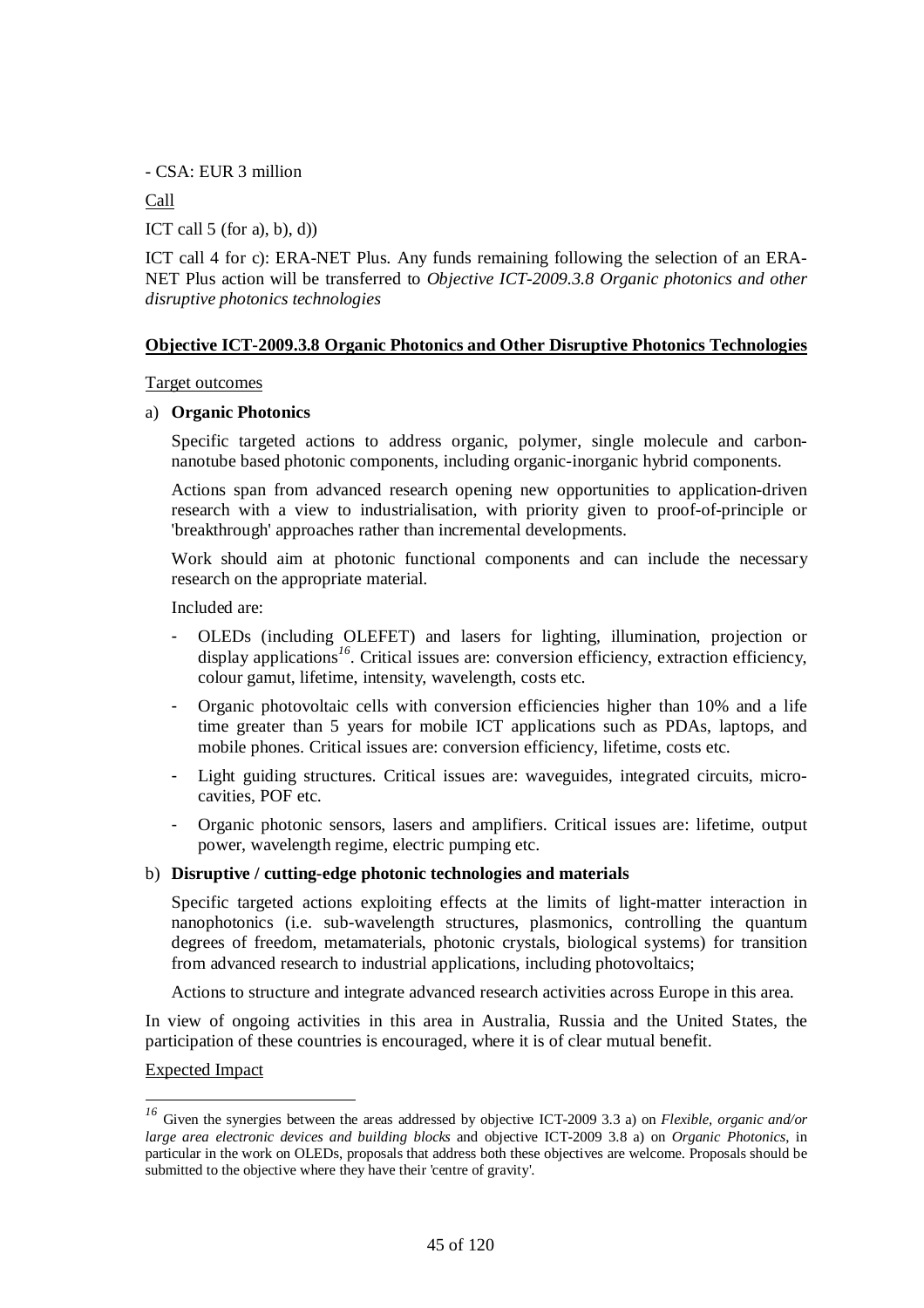- CSA: EUR 3 million

Call

ICT call 5 (for a), b), d))

ICT call 4 for c): ERA-NET Plus. Any funds remaining following the selection of an ERA-NET Plus action will be transferred to *Objective ICT-2009.3.8 Organic photonics and other disruptive photonics technologies*

**Objective ICT-2009.3.8 Organic Photonics and Other Disruptive Photonics Technologies**

Target outcomes

a) **Organic Photonics**

Specific targeted actions to address organic, polymer, single molecule and carbon-nanotube based photonic components, including organic-inorganic hybrid components.

Actions span from advanced research opening new opportunities to application-driven research with a view to industrialisation, with priority given to proof-of-principle or 'breakthrough' approaches rather than incremental developments.

Work should aim at photonic functional components and can include the necessary research on the appropriate material.

Included are:

- OLEDs (including OLEFET) and lasers for lighting, illumination, projection or display applications[16]. Critical issues are: conversion efficiency, extraction efficiency, colour gamut, lifetime, intensity, wavelength, costs etc.
- Organic photovoltaic cells with conversion efficiencies higher than 10% and a life time greater than 5 years for mobile ICT applications such as PDAs, laptops, and mobile phones. Critical issues are: conversion efficiency, lifetime, costs etc.
- Light guiding structures. Critical issues are: waveguides, integrated circuits, micro-cavities, POF etc.
- Organic photonic sensors, lasers and amplifiers. Critical issues are: lifetime, output power, wavelength regime, electric pumping etc.

b) **Disruptive / cutting-edge photonic technologies and materials**

Specific targeted actions exploiting effects at the limits of light-matter interaction in nanophotonics (i.e. sub-wavelength structures, plasmonics, controlling the quantum degrees of freedom, metamaterials, photonic crystals, biological systems) for transition from advanced research to industrial applications, including photovoltaics;

Actions to structure and integrate advanced research activities across Europe in this area.

In view of ongoing activities in this area in Australia, Russia and the United States, the participation of these countries is encouraged, where it is of clear mutual benefit.

Expected Impact

---

[16] Given the synergies between the areas addressed by objective ICT-2009 3.3 a) on *Flexible, organic and/or large area electronic devices and building blocks* and objective ICT-2009 3.8 a) on *Organic Photonics*, in particular in the work on OLEDs, proposals that address both these objectives are welcome. Proposals should be submitted to the objective where they have their 'centre of gravity'.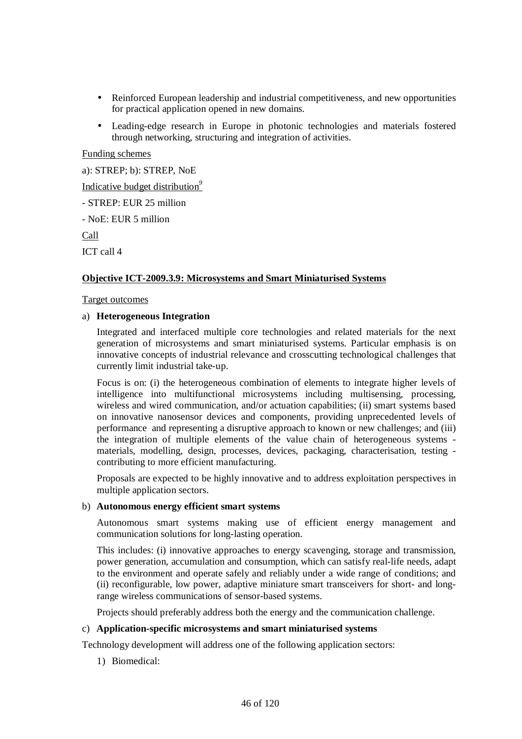- Reinforced European leadership and industrial competitiveness, and new opportunities for practical application opened in new domains.
- Leading-edge research in Europe in photonic technologies and materials fostered through networking, structuring and integration of activities.

Funding schemes

a): STREP; b): STREP, NoE

Indicative budget distribution[9]

- STREP: EUR 25 million
- NoE: EUR 5 million

Call

ICT call 4

**Objective ICT-2009.3.9: Microsystems and Smart Miniaturised Systems**

Target outcomes

a) **Heterogeneous Integration**

Integrated and interfaced multiple core technologies and related materials for the next generation of microsystems and smart miniaturised systems. Particular emphasis is on innovative concepts of industrial relevance and crosscutting technological challenges that currently limit industrial take-up.

Focus is on: (i) the heterogeneous combination of elements to integrate higher levels of intelligence into multifunctional microsystems including multisensing, processing, wireless and wired communication, and/or actuation capabilities; (ii) smart systems based on innovative nanosensor devices and components, providing unprecedented levels of performance and representing a disruptive approach to known or new challenges; and (iii) the integration of multiple elements of the value chain of heterogeneous systems - materials, modelling, design, processes, devices, packaging, characterisation, testing - contributing to more efficient manufacturing.

Proposals are expected to be highly innovative and to address exploitation perspectives in multiple application sectors.

b) **Autonomous energy efficient smart systems**

Autonomous smart systems making use of efficient energy management and communication solutions for long-lasting operation.

This includes: (i) innovative approaches to energy scavenging, storage and transmission, power generation, accumulation and consumption, which can satisfy real-life needs, adapt to the environment and operate safely and reliably under a wide range of conditions; and (ii) reconfigurable, low power, adaptive miniature smart transceivers for short- and long-range wireless communications of sensor-based systems.

Projects should preferably address both the energy and the communication challenge.

c) **Application-specific microsystems and smart miniaturised systems**

Technology development will address one of the following application sectors:

1) Biomedical: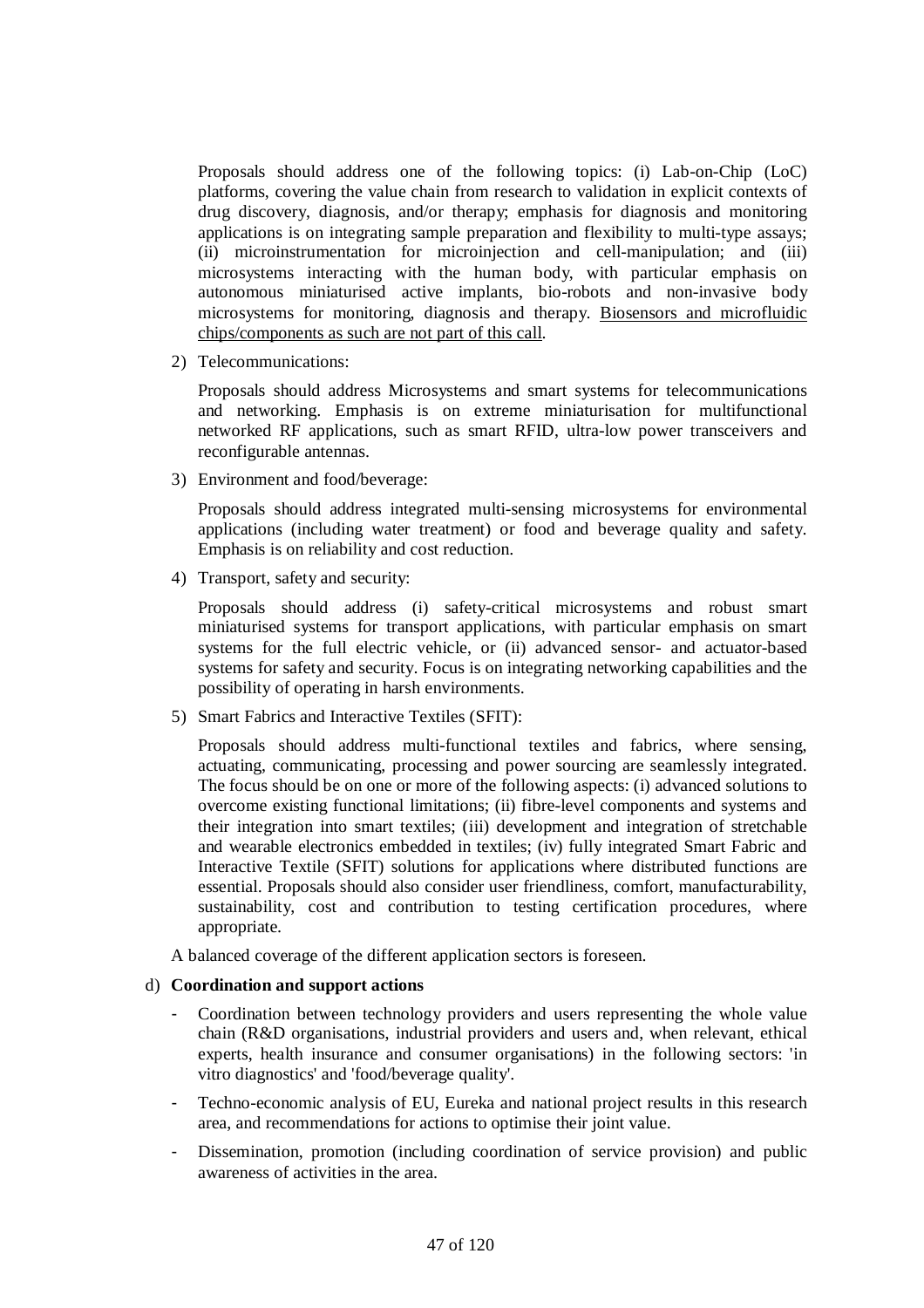Proposals should address one of the following topics: (i) Lab-on-Chip (LoC) platforms, covering the value chain from research to validation in explicit contexts of drug discovery, diagnosis, and/or therapy; emphasis for diagnosis and monitoring applications is on integrating sample preparation and flexibility to multi-type assays; (ii) microinstrumentation for microinjection and cell-manipulation; and (iii) microsystems interacting with the human body, with particular emphasis on autonomous miniaturised active implants, bio-robots and non-invasive body microsystems for monitoring, diagnosis and therapy. <u>Biosensors and microfluidic chips/components as such are not part of this call</u>.

2) Telecommunications:

   Proposals should address Microsystems and smart systems for telecommunications and networking. Emphasis is on extreme miniaturisation for multifunctional networked RF applications, such as smart RFID, ultra-low power transceivers and reconfigurable antennas.

3) Environment and food/beverage:

   Proposals should address integrated multi-sensing microsystems for environmental applications (including water treatment) or food and beverage quality and safety. Emphasis is on reliability and cost reduction.

4) Transport, safety and security:

   Proposals should address (i) safety-critical microsystems and robust smart miniaturised systems for transport applications, with particular emphasis on smart systems for the full electric vehicle, or (ii) advanced sensor- and actuator-based systems for safety and security. Focus is on integrating networking capabilities and the possibility of operating in harsh environments.

5) Smart Fabrics and Interactive Textiles (SFIT):

   Proposals should address multi-functional textiles and fabrics, where sensing, actuating, communicating, processing and power sourcing are seamlessly integrated. The focus should be on one or more of the following aspects: (i) advanced solutions to overcome existing functional limitations; (ii) fibre-level components and systems and their integration into smart textiles; (iii) development and integration of stretchable and wearable electronics embedded in textiles; (iv) fully integrated Smart Fabric and Interactive Textile (SFIT) solutions for applications where distributed functions are essential. Proposals should also consider user friendliness, comfort, manufacturability, sustainability, cost and contribution to testing certification procedures, where appropriate.

A balanced coverage of the different application sectors is foreseen.

d) **Coordination and support actions**

- Coordination between technology providers and users representing the whole value chain (R&D organisations, industrial providers and users and, when relevant, ethical experts, health insurance and consumer organisations) in the following sectors: 'in vitro diagnostics' and 'food/beverage quality'.
- Techno-economic analysis of EU, Eureka and national project results in this research area, and recommendations for actions to optimise their joint value.
- Dissemination, promotion (including coordination of service provision) and public awareness of activities in the area.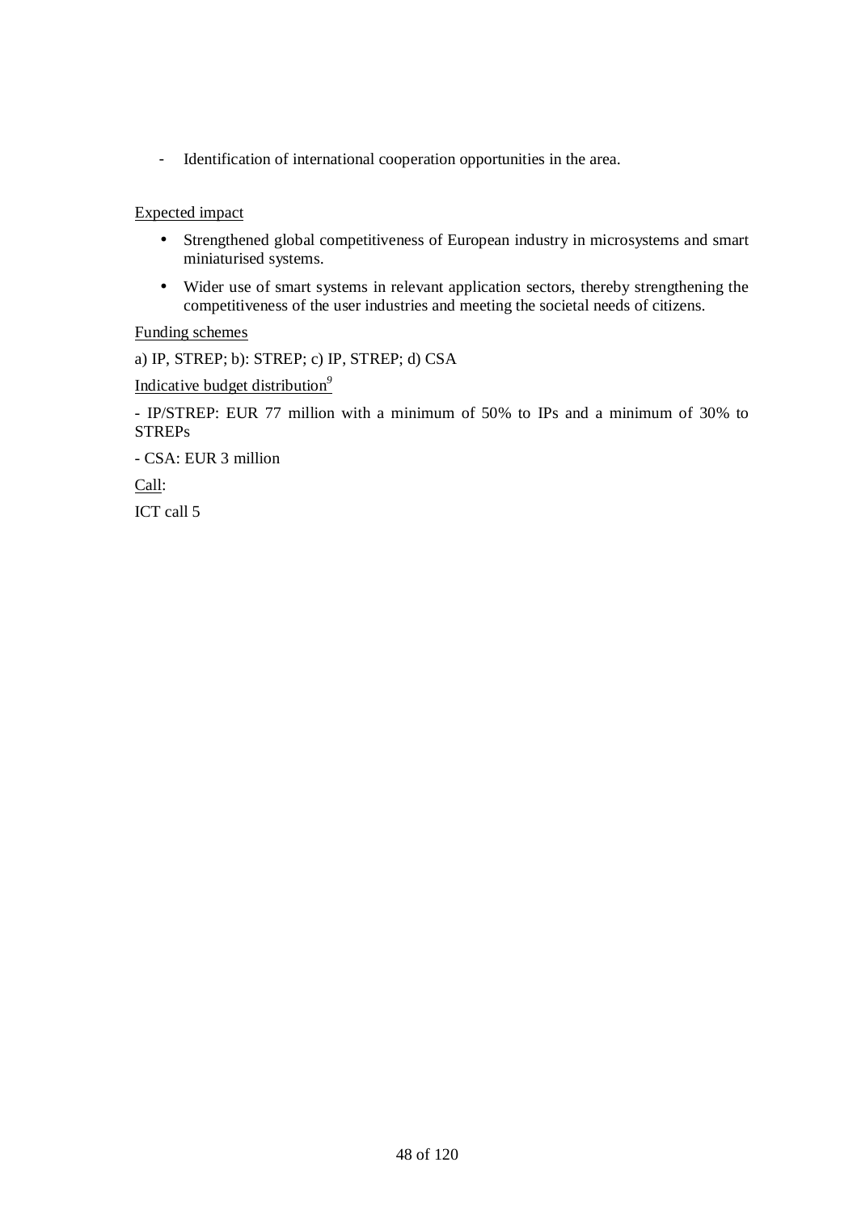- Identification of international cooperation opportunities in the area.

Expected impact

- Strengthened global competitiveness of European industry in microsystems and smart miniaturised systems.
- Wider use of smart systems in relevant application sectors, thereby strengthening the competitiveness of the user industries and meeting the societal needs of citizens.

Funding schemes

a) IP, STREP; b): STREP; c) IP, STREP; d) CSA

Indicative budget distribution[9]

- IP/STREP: EUR 77 million with a minimum of 50% to IPs and a minimum of 30% to STREPs

- CSA: EUR 3 million

Call:

ICT call 5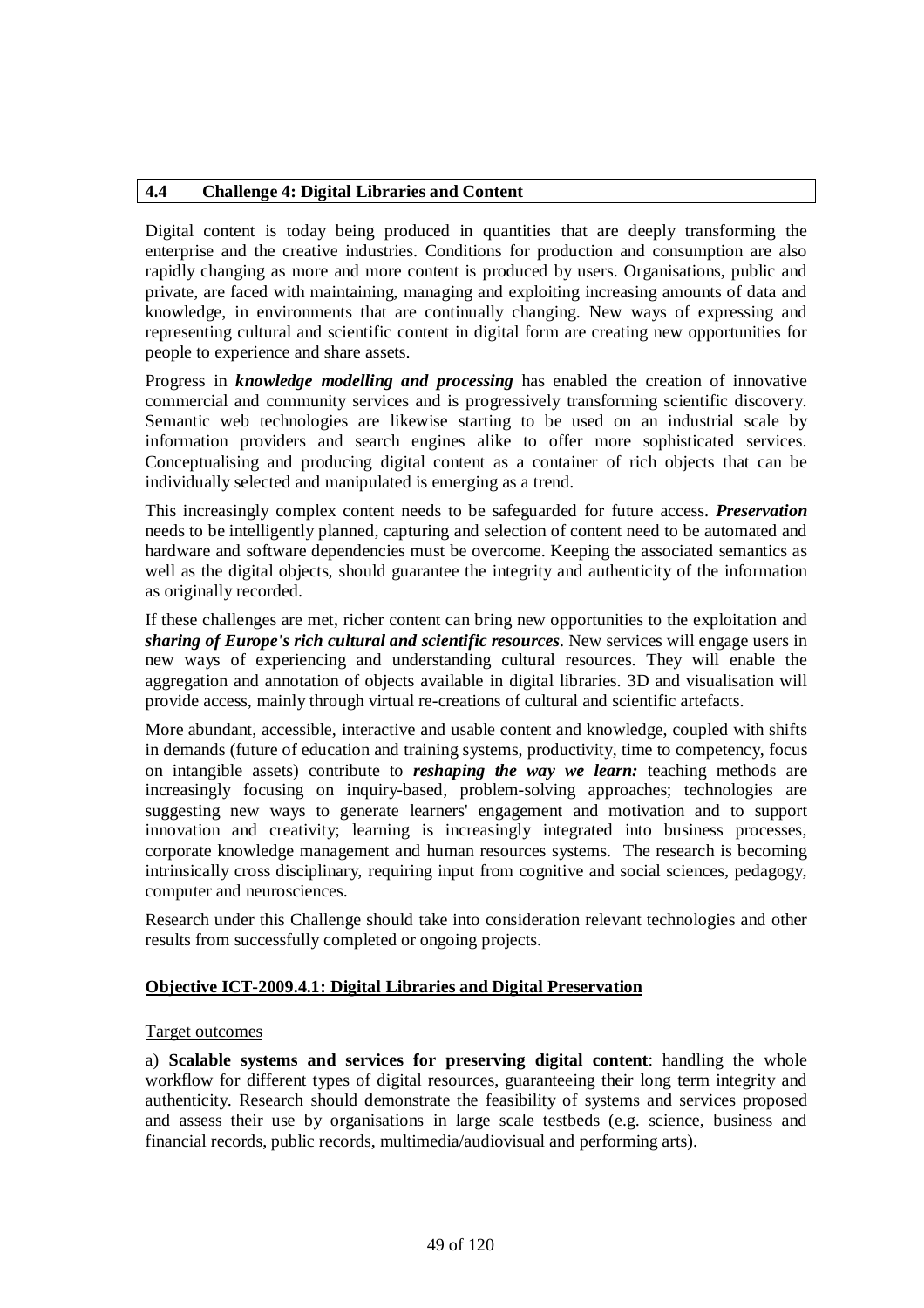## 4.4 Challenge 4: Digital Libraries and Content

Digital content is today being produced in quantities that are deeply transforming the enterprise and the creative industries. Conditions for production and consumption are also rapidly changing as more and more content is produced by users. Organisations, public and private, are faced with maintaining, managing and exploiting increasing amounts of data and knowledge, in environments that are continually changing. New ways of expressing and representing cultural and scientific content in digital form are creating new opportunities for people to experience and share assets.

Progress in ***knowledge modelling and processing*** has enabled the creation of innovative commercial and community services and is progressively transforming scientific discovery. Semantic web technologies are likewise starting to be used on an industrial scale by information providers and search engines alike to offer more sophisticated services. Conceptualising and producing digital content as a container of rich objects that can be individually selected and manipulated is emerging as a trend.

This increasingly complex content needs to be safeguarded for future access. ***Preservation*** needs to be intelligently planned, capturing and selection of content need to be automated and hardware and software dependencies must be overcome. Keeping the associated semantics as well as the digital objects, should guarantee the integrity and authenticity of the information as originally recorded.

If these challenges are met, richer content can bring new opportunities to the exploitation and ***sharing of Europe's rich cultural and scientific resources***. New services will engage users in new ways of experiencing and understanding cultural resources. They will enable the aggregation and annotation of objects available in digital libraries. 3D and visualisation will provide access, mainly through virtual re-creations of cultural and scientific artefacts.

More abundant, accessible, interactive and usable content and knowledge, coupled with shifts in demands (future of education and training systems, productivity, time to competency, focus on intangible assets) contribute to ***reshaping the way we learn:*** teaching methods are increasingly focusing on inquiry-based, problem-solving approaches; technologies are suggesting new ways to generate learners' engagement and motivation and to support innovation and creativity; learning is increasingly integrated into business processes, corporate knowledge management and human resources systems. The research is becoming intrinsically cross disciplinary, requiring input from cognitive and social sciences, pedagogy, computer and neurosciences.

Research under this Challenge should take into consideration relevant technologies and other results from successfully completed or ongoing projects.

### Objective ICT-2009.4.1: Digital Libraries and Digital Preservation

Target outcomes

a) **Scalable systems and services for preserving digital content**: handling the whole workflow for different types of digital resources, guaranteeing their long term integrity and authenticity. Research should demonstrate the feasibility of systems and services proposed and assess their use by organisations in large scale testbeds (e.g. science, business and financial records, public records, multimedia/audiovisual and performing arts).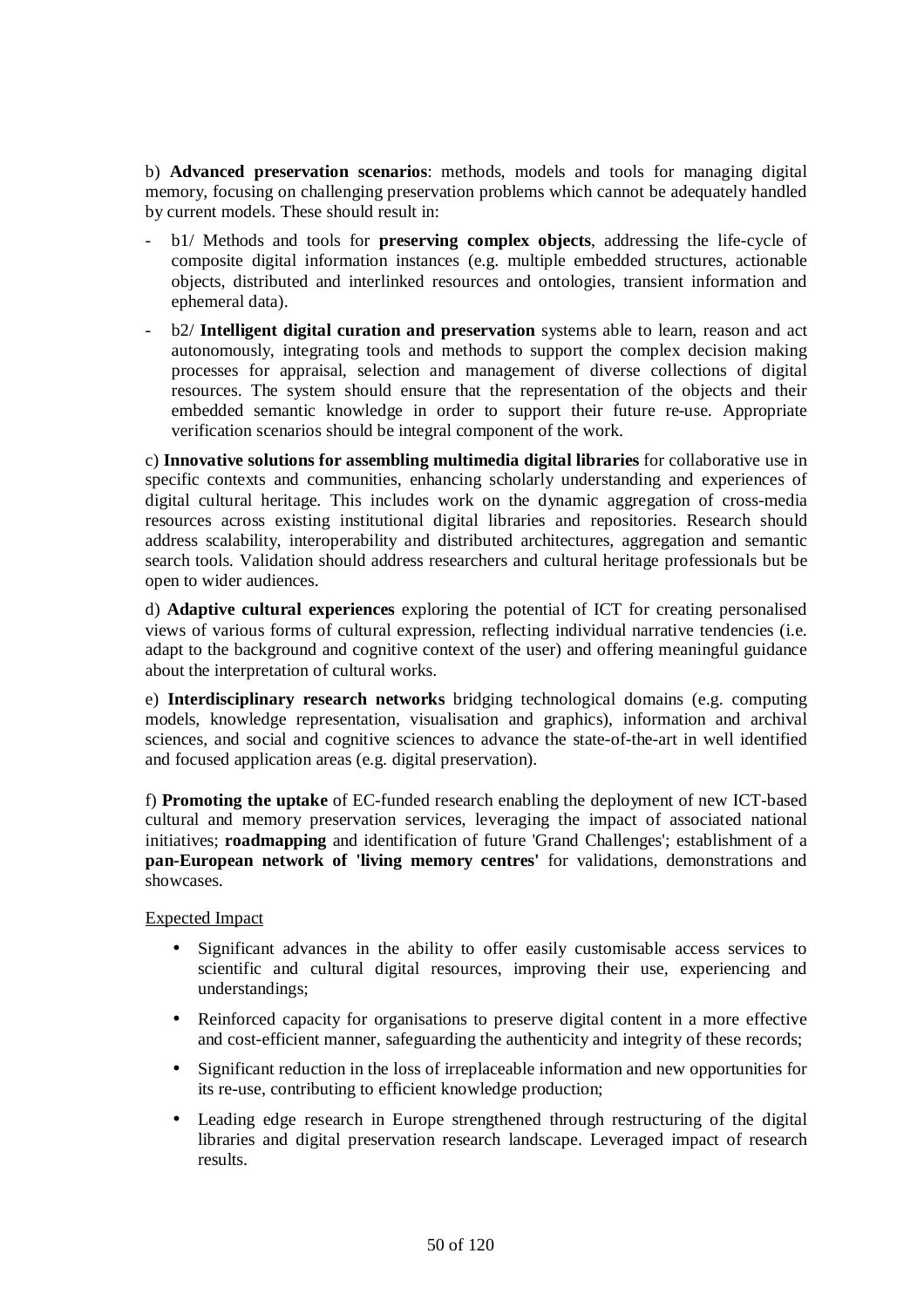b) **Advanced preservation scenarios**: methods, models and tools for managing digital memory, focusing on challenging preservation problems which cannot be adequately handled by current models. These should result in:

- b1/ Methods and tools for **preserving complex objects**, addressing the life-cycle of composite digital information instances (e.g. multiple embedded structures, actionable objects, distributed and interlinked resources and ontologies, transient information and ephemeral data).
- b2/ **Intelligent digital curation and preservation** systems able to learn, reason and act autonomously, integrating tools and methods to support the complex decision making processes for appraisal, selection and management of diverse collections of digital resources. The system should ensure that the representation of the objects and their embedded semantic knowledge in order to support their future re-use. Appropriate verification scenarios should be integral component of the work.

c) **Innovative solutions for assembling multimedia digital libraries** for collaborative use in specific contexts and communities, enhancing scholarly understanding and experiences of digital cultural heritage. This includes work on the dynamic aggregation of cross-media resources across existing institutional digital libraries and repositories. Research should address scalability, interoperability and distributed architectures, aggregation and semantic search tools. Validation should address researchers and cultural heritage professionals but be open to wider audiences.

d) **Adaptive cultural experiences** exploring the potential of ICT for creating personalised views of various forms of cultural expression, reflecting individual narrative tendencies (i.e. adapt to the background and cognitive context of the user) and offering meaningful guidance about the interpretation of cultural works.

e) **Interdisciplinary research networks** bridging technological domains (e.g. computing models, knowledge representation, visualisation and graphics), information and archival sciences, and social and cognitive sciences to advance the state-of-the-art in well identified and focused application areas (e.g. digital preservation).

f) **Promoting the uptake** of EC-funded research enabling the deployment of new ICT-based cultural and memory preservation services, leveraging the impact of associated national initiatives; **roadmapping** and identification of future 'Grand Challenges'; establishment of a **pan-European network of 'living memory centres'** for validations, demonstrations and showcases.

Expected Impact

- Significant advances in the ability to offer easily customisable access services to scientific and cultural digital resources, improving their use, experiencing and understandings;
- Reinforced capacity for organisations to preserve digital content in a more effective and cost-efficient manner, safeguarding the authenticity and integrity of these records;
- Significant reduction in the loss of irreplaceable information and new opportunities for its re-use, contributing to efficient knowledge production;
- Leading edge research in Europe strengthened through restructuring of the digital libraries and digital preservation research landscape. Leveraged impact of research results.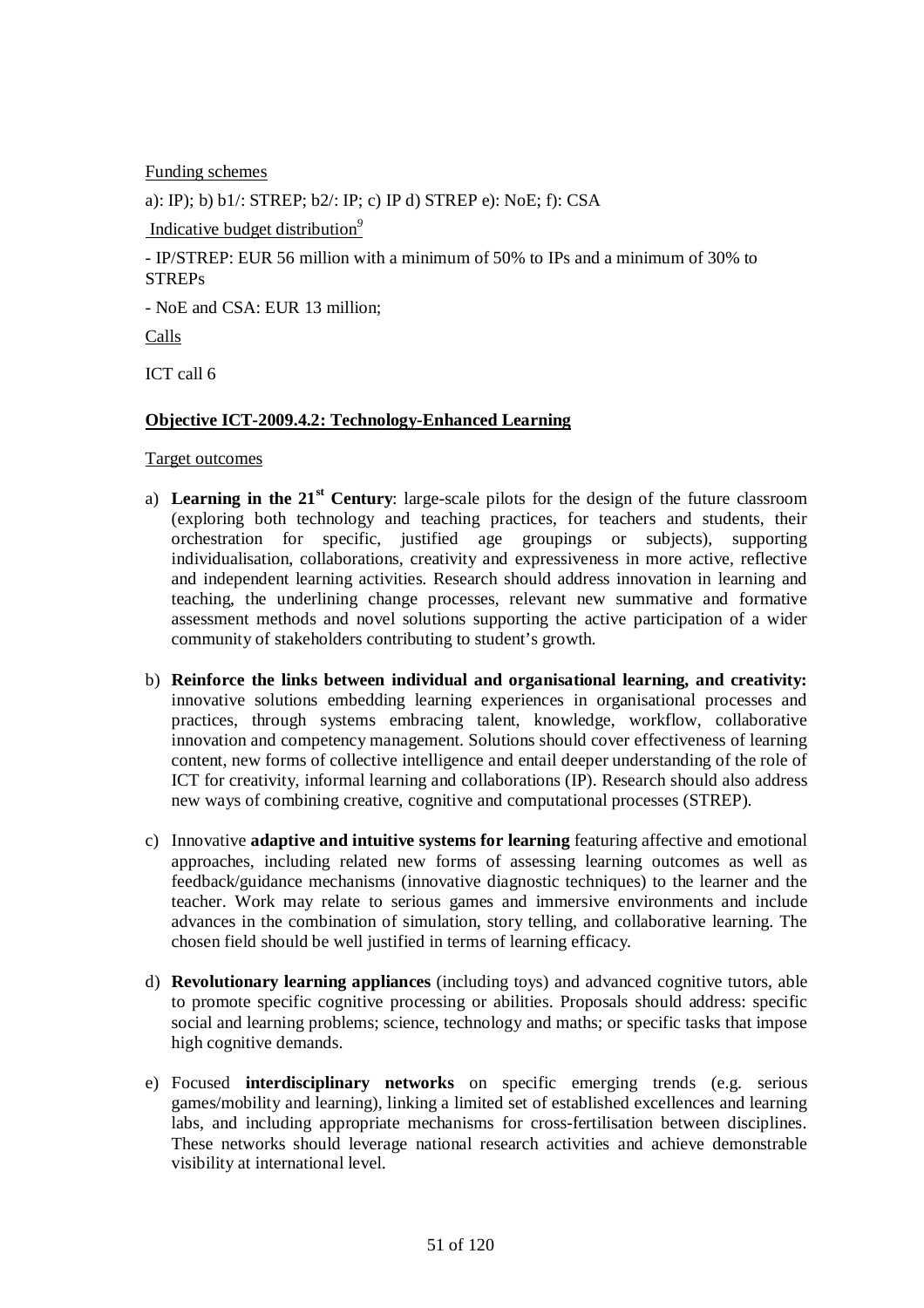Funding schemes

a): IP); b) b1/: STREP; b2/: IP; c) IP d) STREP e): NoE; f): CSA

Indicative budget distribution[9]

- IP/STREP: EUR 56 million with a minimum of 50% to IPs and a minimum of 30% to STREPs

- NoE and CSA: EUR 13 million;

Calls

ICT call 6

**Objective ICT-2009.4.2: Technology-Enhanced Learning**

Target outcomes

a) **Learning in the 21st Century**: large-scale pilots for the design of the future classroom (exploring both technology and teaching practices, for teachers and students, their orchestration for specific, justified age groupings or subjects), supporting individualisation, collaborations, creativity and expressiveness in more active, reflective and independent learning activities. Research should address innovation in learning and teaching, the underlining change processes, relevant new summative and formative assessment methods and novel solutions supporting the active participation of a wider community of stakeholders contributing to student's growth.

b) **Reinforce the links between individual and organisational learning, and creativity:** innovative solutions embedding learning experiences in organisational processes and practices, through systems embracing talent, knowledge, workflow, collaborative innovation and competency management. Solutions should cover effectiveness of learning content, new forms of collective intelligence and entail deeper understanding of the role of ICT for creativity, informal learning and collaborations (IP). Research should also address new ways of combining creative, cognitive and computational processes (STREP).

c) Innovative **adaptive and intuitive systems for learning** featuring affective and emotional approaches, including related new forms of assessing learning outcomes as well as feedback/guidance mechanisms (innovative diagnostic techniques) to the learner and the teacher. Work may relate to serious games and immersive environments and include advances in the combination of simulation, story telling, and collaborative learning. The chosen field should be well justified in terms of learning efficacy.

d) **Revolutionary learning appliances** (including toys) and advanced cognitive tutors, able to promote specific cognitive processing or abilities. Proposals should address: specific social and learning problems; science, technology and maths; or specific tasks that impose high cognitive demands.

e) Focused **interdisciplinary networks** on specific emerging trends (e.g. serious games/mobility and learning), linking a limited set of established excellences and learning labs, and including appropriate mechanisms for cross-fertilisation between disciplines. These networks should leverage national research activities and achieve demonstrable visibility at international level.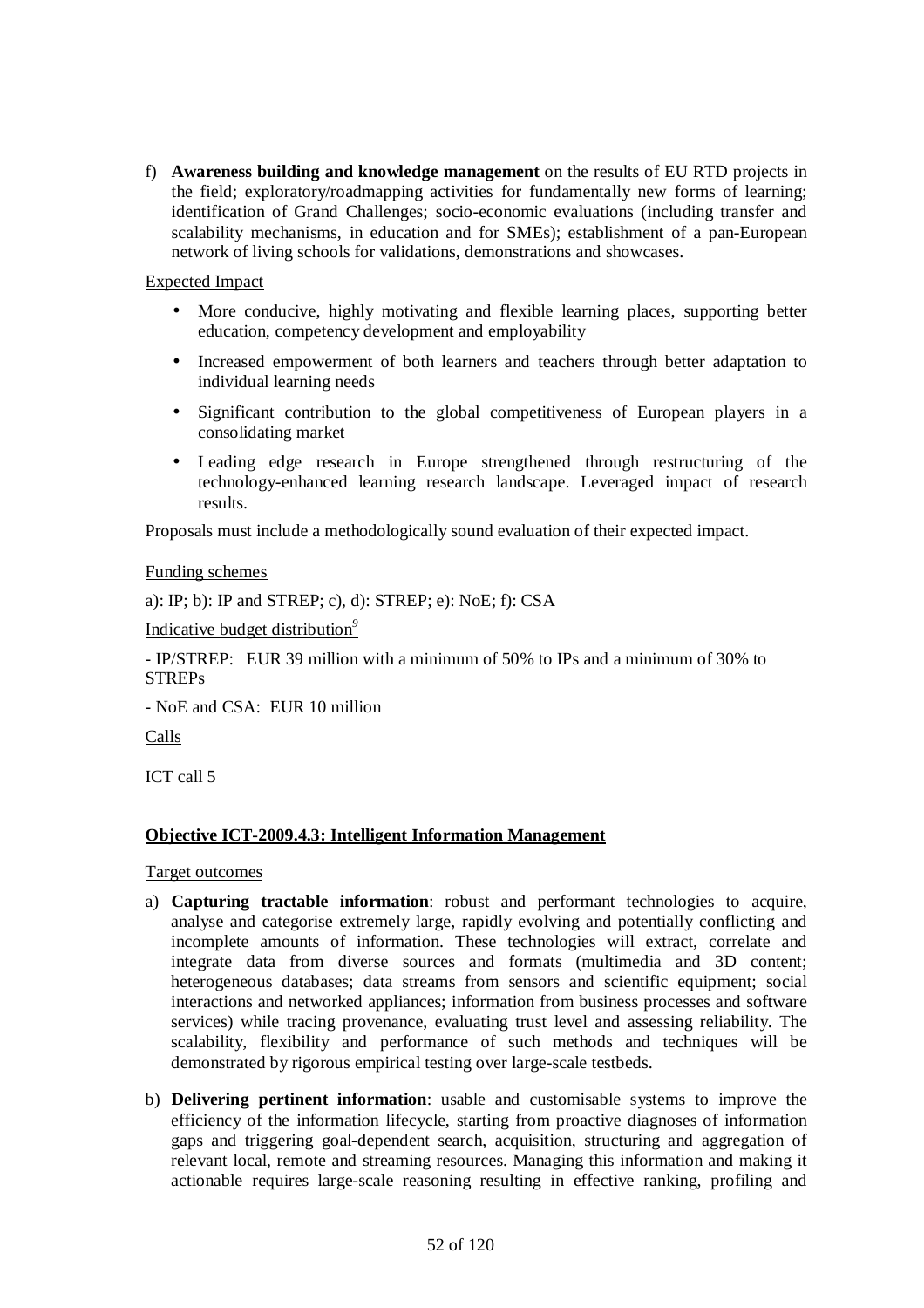f) **Awareness building and knowledge management** on the results of EU RTD projects in the field; exploratory/roadmapping activities for fundamentally new forms of learning; identification of Grand Challenges; socio-economic evaluations (including transfer and scalability mechanisms, in education and for SMEs); establishment of a pan-European network of living schools for validations, demonstrations and showcases.

Expected Impact

- More conducive, highly motivating and flexible learning places, supporting better education, competency development and employability
- Increased empowerment of both learners and teachers through better adaptation to individual learning needs
- Significant contribution to the global competitiveness of European players in a consolidating market
- Leading edge research in Europe strengthened through restructuring of the technology-enhanced learning research landscape. Leveraged impact of research results.

Proposals must include a methodologically sound evaluation of their expected impact.

Funding schemes

a): IP; b): IP and STREP; c), d): STREP; e): NoE; f): CSA

Indicative budget distribution[9]

- IP/STREP: EUR 39 million with a minimum of 50% to IPs and a minimum of 30% to STREPs

- NoE and CSA: EUR 10 million

Calls

ICT call 5

**Objective ICT-2009.4.3: Intelligent Information Management**

Target outcomes

a) **Capturing tractable information**: robust and performant technologies to acquire, analyse and categorise extremely large, rapidly evolving and potentially conflicting and incomplete amounts of information. These technologies will extract, correlate and integrate data from diverse sources and formats (multimedia and 3D content; heterogeneous databases; data streams from sensors and scientific equipment; social interactions and networked appliances; information from business processes and software services) while tracing provenance, evaluating trust level and assessing reliability. The scalability, flexibility and performance of such methods and techniques will be demonstrated by rigorous empirical testing over large-scale testbeds.

b) **Delivering pertinent information**: usable and customisable systems to improve the efficiency of the information lifecycle, starting from proactive diagnoses of information gaps and triggering goal-dependent search, acquisition, structuring and aggregation of relevant local, remote and streaming resources. Managing this information and making it actionable requires large-scale reasoning resulting in effective ranking, profiling and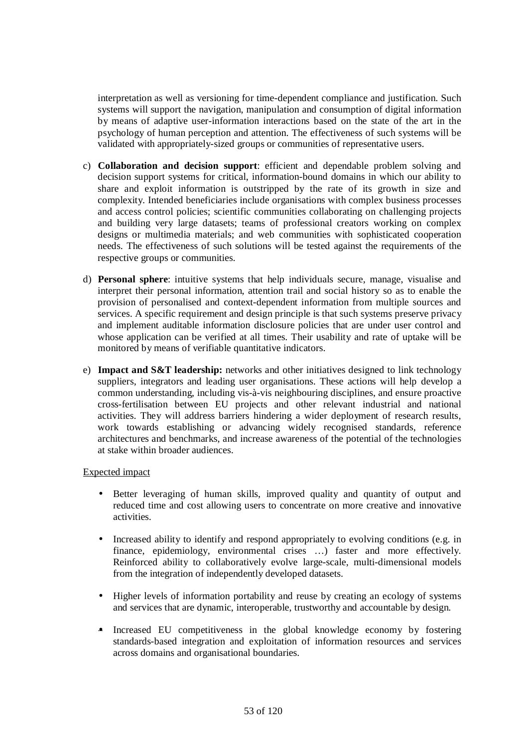interpretation as well as versioning for time-dependent compliance and justification. Such systems will support the navigation, manipulation and consumption of digital information by means of adaptive user-information interactions based on the state of the art in the psychology of human perception and attention. The effectiveness of such systems will be validated with appropriately-sized groups or communities of representative users.

c) **Collaboration and decision support**: efficient and dependable problem solving and decision support systems for critical, information-bound domains in which our ability to share and exploit information is outstripped by the rate of its growth in size and complexity. Intended beneficiaries include organisations with complex business processes and access control policies; scientific communities collaborating on challenging projects and building very large datasets; teams of professional creators working on complex designs or multimedia materials; and web communities with sophisticated cooperation needs. The effectiveness of such solutions will be tested against the requirements of the respective groups or communities.

d) **Personal sphere**: intuitive systems that help individuals secure, manage, visualise and interpret their personal information, attention trail and social history so as to enable the provision of personalised and context-dependent information from multiple sources and services. A specific requirement and design principle is that such systems preserve privacy and implement auditable information disclosure policies that are under user control and whose application can be verified at all times. Their usability and rate of uptake will be monitored by means of verifiable quantitative indicators.

e) **Impact and S&T leadership:** networks and other initiatives designed to link technology suppliers, integrators and leading user organisations. These actions will help develop a common understanding, including vis-à-vis neighbouring disciplines, and ensure proactive cross-fertilisation between EU projects and other relevant industrial and national activities. They will address barriers hindering a wider deployment of research results, work towards establishing or advancing widely recognised standards, reference architectures and benchmarks, and increase awareness of the potential of the technologies at stake within broader audiences.

Expected impact

- Better leveraging of human skills, improved quality and quantity of output and reduced time and cost allowing users to concentrate on more creative and innovative activities.
- Increased ability to identify and respond appropriately to evolving conditions (e.g. in finance, epidemiology, environmental crises …) faster and more effectively. Reinforced ability to collaboratively evolve large-scale, multi-dimensional models from the integration of independently developed datasets.
- Higher levels of information portability and reuse by creating an ecology of systems and services that are dynamic, interoperable, trustworthy and accountable by design.
- Increased EU competitiveness in the global knowledge economy by fostering standards-based integration and exploitation of information resources and services across domains and organisational boundaries.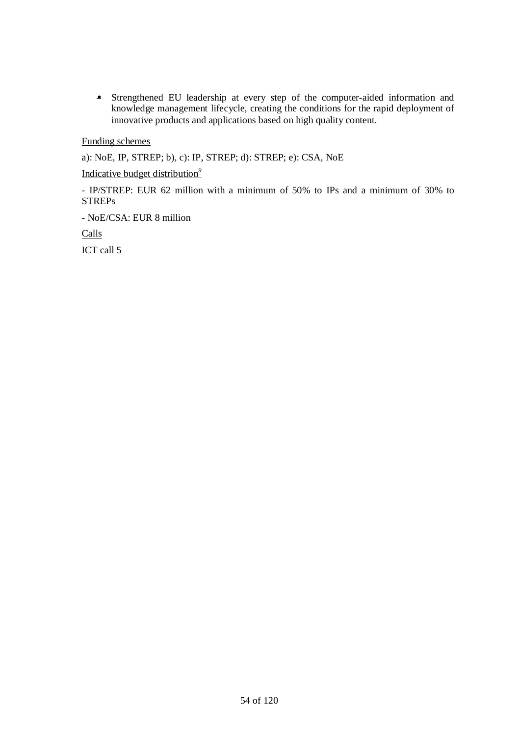- Strengthened EU leadership at every step of the computer-aided information and knowledge management lifecycle, creating the conditions for the rapid deployment of innovative products and applications based on high quality content.

Funding schemes

a): NoE, IP, STREP; b), c): IP, STREP; d): STREP; e): CSA, NoE

Indicative budget distribution[9]

- IP/STREP: EUR 62 million with a minimum of 50% to IPs and a minimum of 30% to STREPs

- NoE/CSA: EUR 8 million

Calls

ICT call 5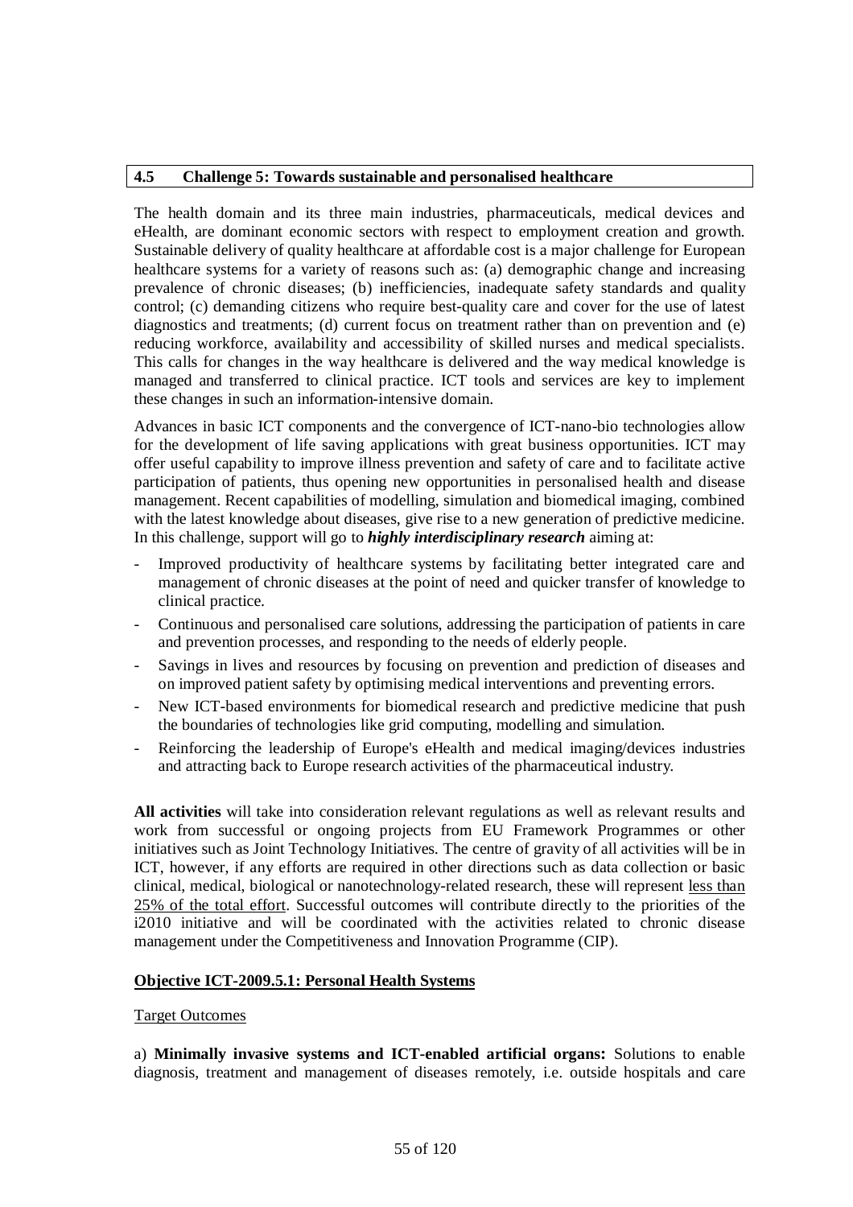## 4.5 Challenge 5: Towards sustainable and personalised healthcare

The health domain and its three main industries, pharmaceuticals, medical devices and eHealth, are dominant economic sectors with respect to employment creation and growth. Sustainable delivery of quality healthcare at affordable cost is a major challenge for European healthcare systems for a variety of reasons such as: (a) demographic change and increasing prevalence of chronic diseases; (b) inefficiencies, inadequate safety standards and quality control; (c) demanding citizens who require best-quality care and cover for the use of latest diagnostics and treatments; (d) current focus on treatment rather than on prevention and (e) reducing workforce, availability and accessibility of skilled nurses and medical specialists. This calls for changes in the way healthcare is delivered and the way medical knowledge is managed and transferred to clinical practice. ICT tools and services are key to implement these changes in such an information-intensive domain.

Advances in basic ICT components and the convergence of ICT-nano-bio technologies allow for the development of life saving applications with great business opportunities. ICT may offer useful capability to improve illness prevention and safety of care and to facilitate active participation of patients, thus opening new opportunities in personalised health and disease management. Recent capabilities of modelling, simulation and biomedical imaging, combined with the latest knowledge about diseases, give rise to a new generation of predictive medicine. In this challenge, support will go to ***highly interdisciplinary research*** aiming at:

- Improved productivity of healthcare systems by facilitating better integrated care and management of chronic diseases at the point of need and quicker transfer of knowledge to clinical practice.
- Continuous and personalised care solutions, addressing the participation of patients in care and prevention processes, and responding to the needs of elderly people.
- Savings in lives and resources by focusing on prevention and prediction of diseases and on improved patient safety by optimising medical interventions and preventing errors.
- New ICT-based environments for biomedical research and predictive medicine that push the boundaries of technologies like grid computing, modelling and simulation.
- Reinforcing the leadership of Europe's eHealth and medical imaging/devices industries and attracting back to Europe research activities of the pharmaceutical industry.

**All activities** will take into consideration relevant regulations as well as relevant results and work from successful or ongoing projects from EU Framework Programmes or other initiatives such as Joint Technology Initiatives. The centre of gravity of all activities will be in ICT, however, if any efforts are required in other directions such as data collection or basic clinical, medical, biological or nanotechnology-related research, these will represent less than 25% of the total effort. Successful outcomes will contribute directly to the priorities of the i2010 initiative and will be coordinated with the activities related to chronic disease management under the Competitiveness and Innovation Programme (CIP).

### Objective ICT-2009.5.1: Personal Health Systems

Target Outcomes

a) **Minimally invasive systems and ICT-enabled artificial organs:** Solutions to enable diagnosis, treatment and management of diseases remotely, i.e. outside hospitals and care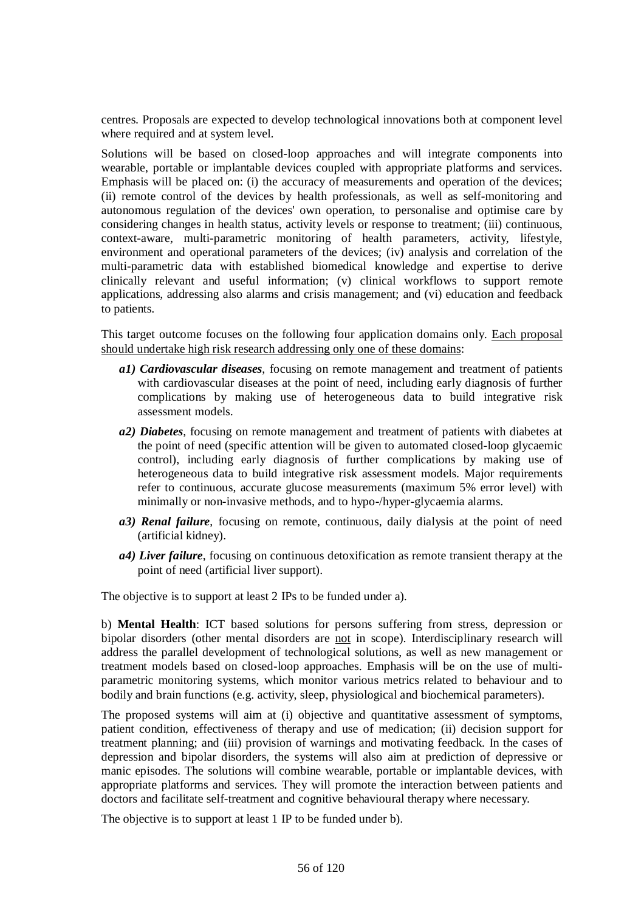centres. Proposals are expected to develop technological innovations both at component level where required and at system level.

Solutions will be based on closed-loop approaches and will integrate components into wearable, portable or implantable devices coupled with appropriate platforms and services. Emphasis will be placed on: (i) the accuracy of measurements and operation of the devices; (ii) remote control of the devices by health professionals, as well as self-monitoring and autonomous regulation of the devices' own operation, to personalise and optimise care by considering changes in health status, activity levels or response to treatment; (iii) continuous, context-aware, multi-parametric monitoring of health parameters, activity, lifestyle, environment and operational parameters of the devices; (iv) analysis and correlation of the multi-parametric data with established biomedical knowledge and expertise to derive clinically relevant and useful information; (v) clinical workflows to support remote applications, addressing also alarms and crisis management; and (vi) education and feedback to patients.

This target outcome focuses on the following four application domains only. <u>Each proposal should undertake high risk research addressing only one of these domains</u>:

- ***a1) Cardiovascular diseases***, focusing on remote management and treatment of patients with cardiovascular diseases at the point of need, including early diagnosis of further complications by making use of heterogeneous data to build integrative risk assessment models.
- ***a2) Diabetes***, focusing on remote management and treatment of patients with diabetes at the point of need (specific attention will be given to automated closed-loop glycaemic control), including early diagnosis of further complications by making use of heterogeneous data to build integrative risk assessment models. Major requirements refer to continuous, accurate glucose measurements (maximum 5% error level) with minimally or non-invasive methods, and to hypo-/hyper-glycaemia alarms.
- ***a3) Renal failure***, focusing on remote, continuous, daily dialysis at the point of need (artificial kidney).
- ***a4) Liver failure***, focusing on continuous detoxification as remote transient therapy at the point of need (artificial liver support).

The objective is to support at least 2 IPs to be funded under a).

b) **Mental Health**: ICT based solutions for persons suffering from stress, depression or bipolar disorders (other mental disorders are <u>not</u> in scope). Interdisciplinary research will address the parallel development of technological solutions, as well as new management or treatment models based on closed-loop approaches. Emphasis will be on the use of multi-parametric monitoring systems, which monitor various metrics related to behaviour and to bodily and brain functions (e.g. activity, sleep, physiological and biochemical parameters).

The proposed systems will aim at (i) objective and quantitative assessment of symptoms, patient condition, effectiveness of therapy and use of medication; (ii) decision support for treatment planning; and (iii) provision of warnings and motivating feedback. In the cases of depression and bipolar disorders, the systems will also aim at prediction of depressive or manic episodes. The solutions will combine wearable, portable or implantable devices, with appropriate platforms and services. They will promote the interaction between patients and doctors and facilitate self-treatment and cognitive behavioural therapy where necessary.

The objective is to support at least 1 IP to be funded under b).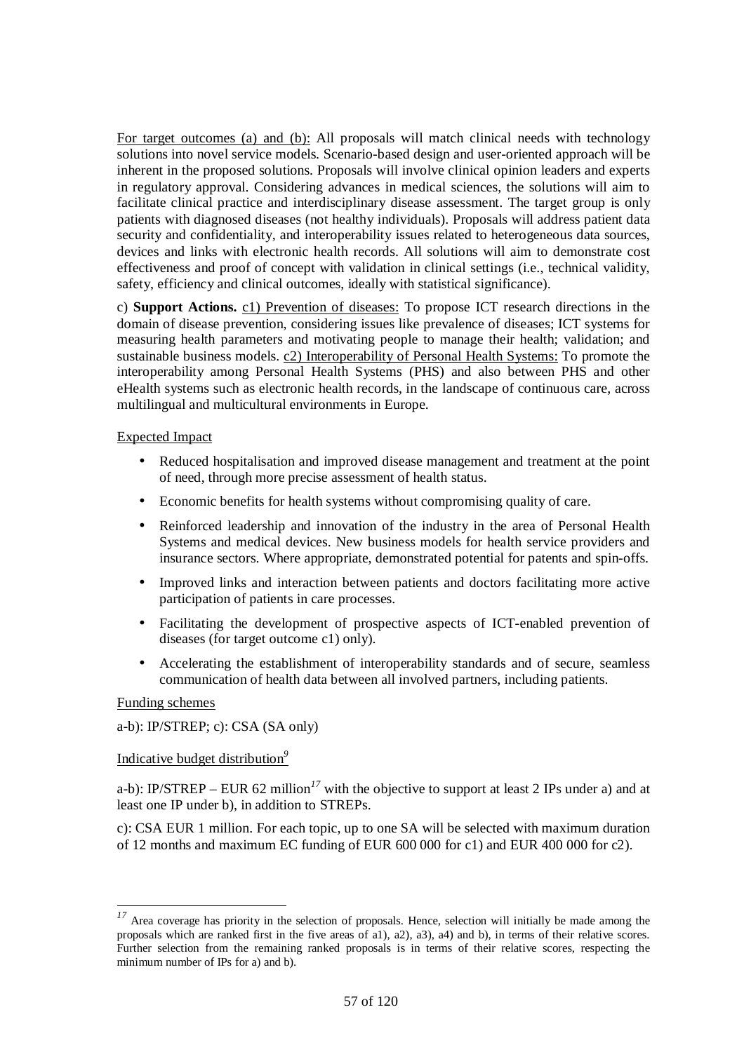For target outcomes (a) and (b): All proposals will match clinical needs with technology solutions into novel service models. Scenario-based design and user-oriented approach will be inherent in the proposed solutions. Proposals will involve clinical opinion leaders and experts in regulatory approval. Considering advances in medical sciences, the solutions will aim to facilitate clinical practice and interdisciplinary disease assessment. The target group is only patients with diagnosed diseases (not healthy individuals). Proposals will address patient data security and confidentiality, and interoperability issues related to heterogeneous data sources, devices and links with electronic health records. All solutions will aim to demonstrate cost effectiveness and proof of concept with validation in clinical settings (i.e., technical validity, safety, efficiency and clinical outcomes, ideally with statistical significance).

c) **Support Actions.** c1) Prevention of diseases: To propose ICT research directions in the domain of disease prevention, considering issues like prevalence of diseases; ICT systems for measuring health parameters and motivating people to manage their health; validation; and sustainable business models. c2) Interoperability of Personal Health Systems: To promote the interoperability among Personal Health Systems (PHS) and also between PHS and other eHealth systems such as electronic health records, in the landscape of continuous care, across multilingual and multicultural environments in Europe.

Expected Impact

- Reduced hospitalisation and improved disease management and treatment at the point of need, through more precise assessment of health status.
- Economic benefits for health systems without compromising quality of care.
- Reinforced leadership and innovation of the industry in the area of Personal Health Systems and medical devices. New business models for health service providers and insurance sectors. Where appropriate, demonstrated potential for patents and spin-offs.
- Improved links and interaction between patients and doctors facilitating more active participation of patients in care processes.
- Facilitating the development of prospective aspects of ICT-enabled prevention of diseases (for target outcome c1) only).
- Accelerating the establishment of interoperability standards and of secure, seamless communication of health data between all involved partners, including patients.

Funding schemes

a-b): IP/STREP; c): CSA (SA only)

Indicative budget distribution[9]

a-b): IP/STREP – EUR 62 million[17] with the objective to support at least 2 IPs under a) and at least one IP under b), in addition to STREPs.

c): CSA EUR 1 million. For each topic, up to one SA will be selected with maximum duration of 12 months and maximum EC funding of EUR 600 000 for c1) and EUR 400 000 for c2).

[17] Area coverage has priority in the selection of proposals. Hence, selection will initially be made among the proposals which are ranked first in the five areas of a1), a2), a3), a4) and b), in terms of their relative scores. Further selection from the remaining ranked proposals is in terms of their relative scores, respecting the minimum number of IPs for a) and b).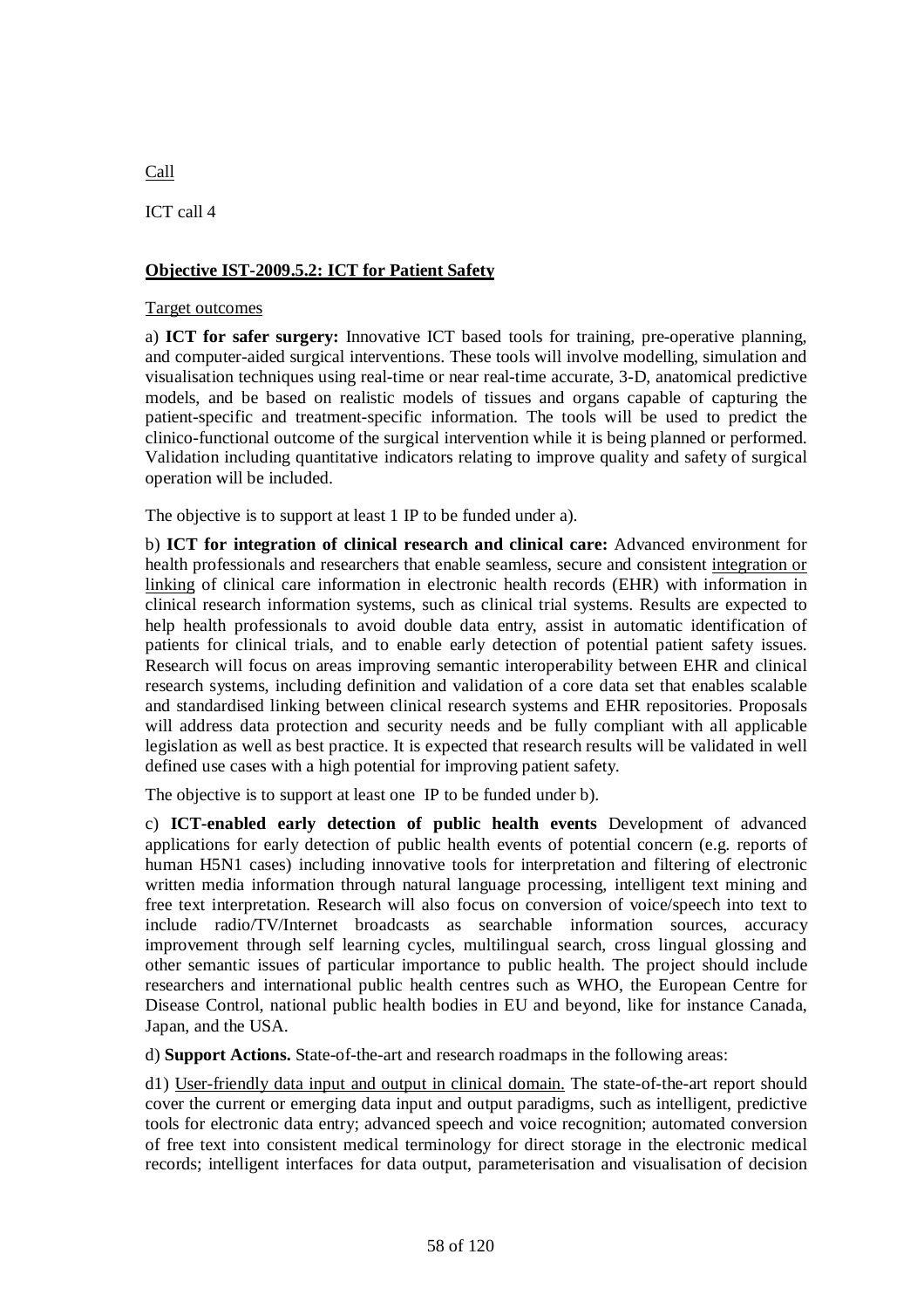<u>Call</u>

ICT call 4

**<u>Objective IST-2009.5.2: ICT for Patient Safety</u>**

<u>Target outcomes</u>

a) **ICT for safer surgery:** Innovative ICT based tools for training, pre-operative planning, and computer-aided surgical interventions. These tools will involve modelling, simulation and visualisation techniques using real-time or near real-time accurate, 3-D, anatomical predictive models, and be based on realistic models of tissues and organs capable of capturing the patient-specific and treatment-specific information. The tools will be used to predict the clinico-functional outcome of the surgical intervention while it is being planned or performed. Validation including quantitative indicators relating to improve quality and safety of surgical operation will be included.

The objective is to support at least 1 IP to be funded under a).

b) **ICT for integration of clinical research and clinical care:** Advanced environment for health professionals and researchers that enable seamless, secure and consistent <u>integration or linking</u> of clinical care information in electronic health records (EHR) with information in clinical research information systems, such as clinical trial systems. Results are expected to help health professionals to avoid double data entry, assist in automatic identification of patients for clinical trials, and to enable early detection of potential patient safety issues. Research will focus on areas improving semantic interoperability between EHR and clinical research systems, including definition and validation of a core data set that enables scalable and standardised linking between clinical research systems and EHR repositories. Proposals will address data protection and security needs and be fully compliant with all applicable legislation as well as best practice. It is expected that research results will be validated in well defined use cases with a high potential for improving patient safety.

The objective is to support at least one IP to be funded under b).

c) **ICT-enabled early detection of public health events** Development of advanced applications for early detection of public health events of potential concern (e.g. reports of human H5N1 cases) including innovative tools for interpretation and filtering of electronic written media information through natural language processing, intelligent text mining and free text interpretation. Research will also focus on conversion of voice/speech into text to include radio/TV/Internet broadcasts as searchable information sources, accuracy improvement through self learning cycles, multilingual search, cross lingual glossing and other semantic issues of particular importance to public health. The project should include researchers and international public health centres such as WHO, the European Centre for Disease Control, national public health bodies in EU and beyond, like for instance Canada, Japan, and the USA.

d) **Support Actions.** State-of-the-art and research roadmaps in the following areas:

d1) <u>User-friendly data input and output in clinical domain.</u> The state-of-the-art report should cover the current or emerging data input and output paradigms, such as intelligent, predictive tools for electronic data entry; advanced speech and voice recognition; automated conversion of free text into consistent medical terminology for direct storage in the electronic medical records; intelligent interfaces for data output, parameterisation and visualisation of decision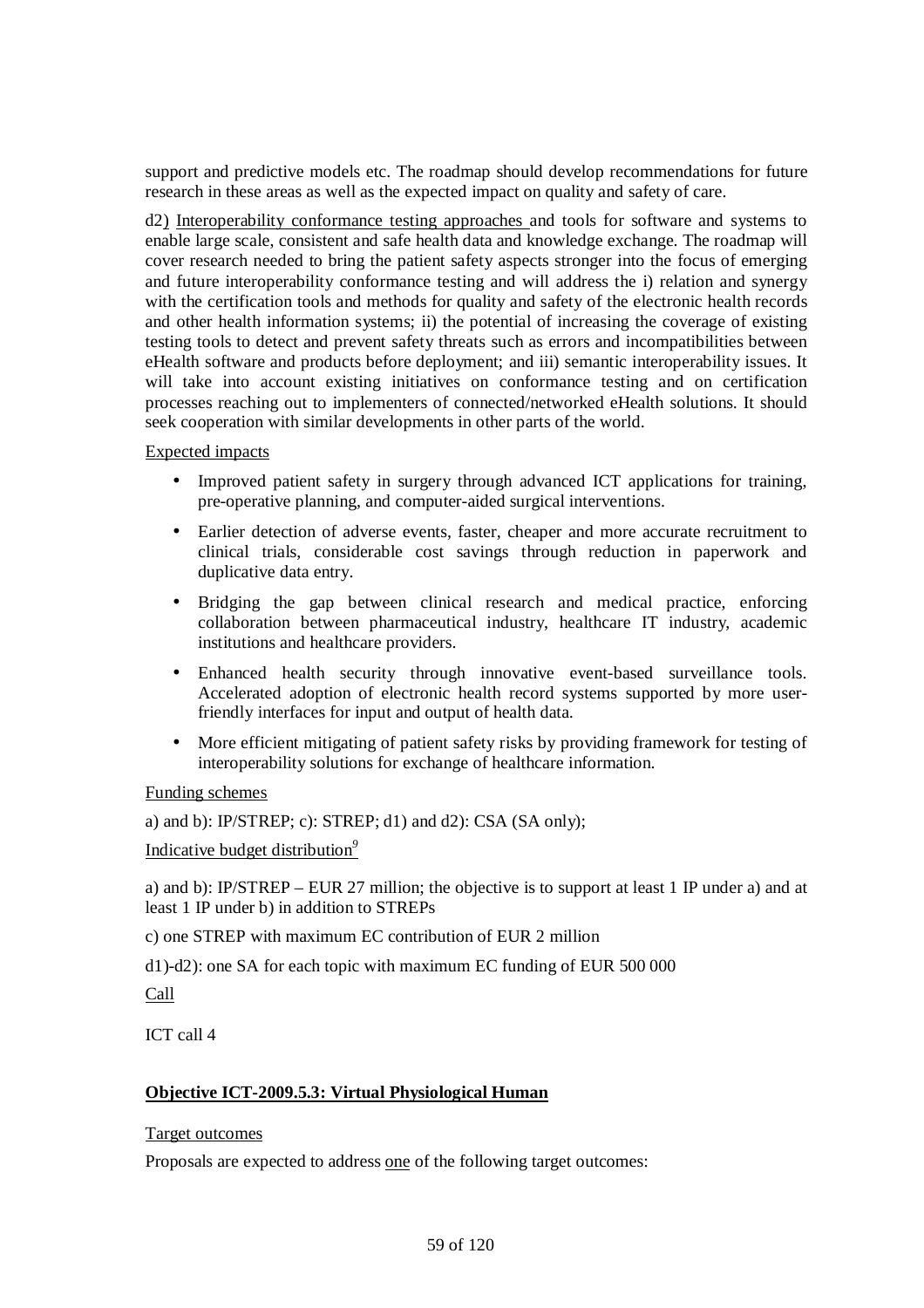support and predictive models etc. The roadmap should develop recommendations for future research in these areas as well as the expected impact on quality and safety of care.

d2) Interoperability conformance testing approaches and tools for software and systems to enable large scale, consistent and safe health data and knowledge exchange. The roadmap will cover research needed to bring the patient safety aspects stronger into the focus of emerging and future interoperability conformance testing and will address the i) relation and synergy with the certification tools and methods for quality and safety of the electronic health records and other health information systems; ii) the potential of increasing the coverage of existing testing tools to detect and prevent safety threats such as errors and incompatibilities between eHealth software and products before deployment; and iii) semantic interoperability issues. It will take into account existing initiatives on conformance testing and on certification processes reaching out to implementers of connected/networked eHealth solutions. It should seek cooperation with similar developments in other parts of the world.

Expected impacts

- Improved patient safety in surgery through advanced ICT applications for training, pre-operative planning, and computer-aided surgical interventions.
- Earlier detection of adverse events, faster, cheaper and more accurate recruitment to clinical trials, considerable cost savings through reduction in paperwork and duplicative data entry.
- Bridging the gap between clinical research and medical practice, enforcing collaboration between pharmaceutical industry, healthcare IT industry, academic institutions and healthcare providers.
- Enhanced health security through innovative event-based surveillance tools. Accelerated adoption of electronic health record systems supported by more user-friendly interfaces for input and output of health data.
- More efficient mitigating of patient safety risks by providing framework for testing of interoperability solutions for exchange of healthcare information.

Funding schemes

a) and b): IP/STREP; c): STREP; d1) and d2): CSA (SA only);

Indicative budget distribution[9]

a) and b): IP/STREP – EUR 27 million; the objective is to support at least 1 IP under a) and at least 1 IP under b) in addition to STREPs

c) one STREP with maximum EC contribution of EUR 2 million

d1)-d2): one SA for each topic with maximum EC funding of EUR 500 000

Call

ICT call 4

**Objective ICT-2009.5.3: Virtual Physiological Human**

Target outcomes

Proposals are expected to address one of the following target outcomes: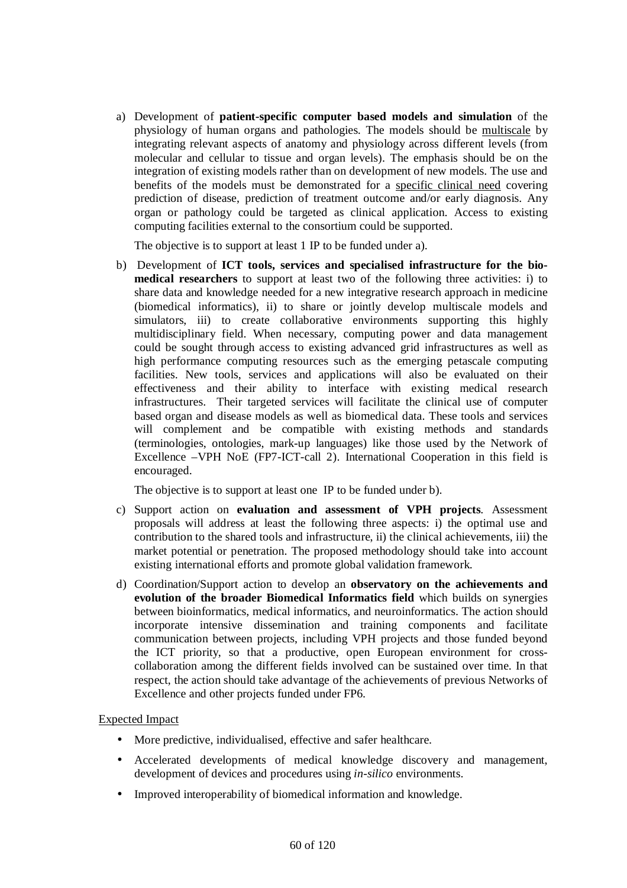a) Development of **patient-specific computer based models and simulation** of the physiology of human organs and pathologies. The models should be multiscale by integrating relevant aspects of anatomy and physiology across different levels (from molecular and cellular to tissue and organ levels). The emphasis should be on the integration of existing models rather than on development of new models. The use and benefits of the models must be demonstrated for a specific clinical need covering prediction of disease, prediction of treatment outcome and/or early diagnosis. Any organ or pathology could be targeted as clinical application. Access to existing computing facilities external to the consortium could be supported.

   The objective is to support at least 1 IP to be funded under a).

b) Development of **ICT tools, services and specialised infrastructure for the bio-medical researchers** to support at least two of the following three activities: i) to share data and knowledge needed for a new integrative research approach in medicine (biomedical informatics), ii) to share or jointly develop multiscale models and simulators, iii) to create collaborative environments supporting this highly multidisciplinary field. When necessary, computing power and data management could be sought through access to existing advanced grid infrastructures as well as high performance computing resources such as the emerging petascale computing facilities. New tools, services and applications will also be evaluated on their effectiveness and their ability to interface with existing medical research infrastructures. Their targeted services will facilitate the clinical use of computer based organ and disease models as well as biomedical data. These tools and services will complement and be compatible with existing methods and standards (terminologies, ontologies, mark-up languages) like those used by the Network of Excellence –VPH NoE (FP7-ICT-call 2). International Cooperation in this field is encouraged.

   The objective is to support at least one IP to be funded under b).

c) Support action on **evaluation and assessment of VPH projects**. Assessment proposals will address at least the following three aspects: i) the optimal use and contribution to the shared tools and infrastructure, ii) the clinical achievements, iii) the market potential or penetration. The proposed methodology should take into account existing international efforts and promote global validation framework.

d) Coordination/Support action to develop an **observatory on the achievements and evolution of the broader Biomedical Informatics field** which builds on synergies between bioinformatics, medical informatics, and neuroinformatics. The action should incorporate intensive dissemination and training components and facilitate communication between projects, including VPH projects and those funded beyond the ICT priority, so that a productive, open European environment for cross-collaboration among the different fields involved can be sustained over time. In that respect, the action should take advantage of the achievements of previous Networks of Excellence and other projects funded under FP6.

Expected Impact

- More predictive, individualised, effective and safer healthcare.
- Accelerated developments of medical knowledge discovery and management, development of devices and procedures using *in-silico* environments.
- Improved interoperability of biomedical information and knowledge.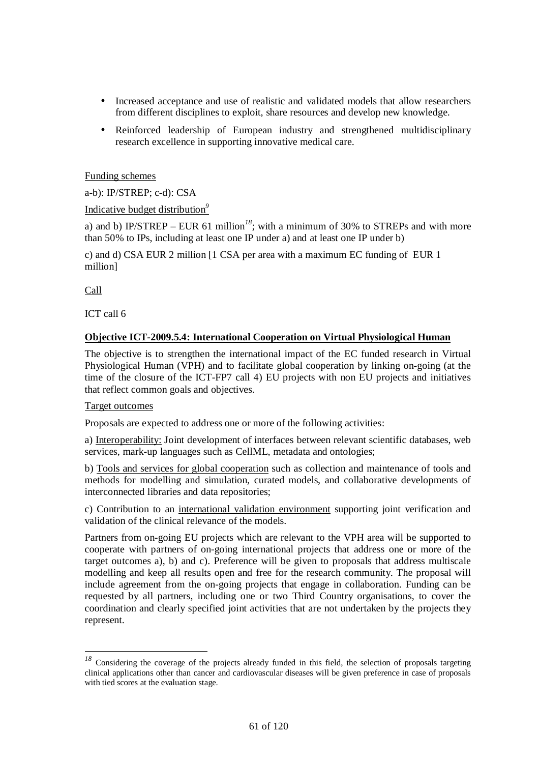- Increased acceptance and use of realistic and validated models that allow researchers from different disciplines to exploit, share resources and develop new knowledge.
- Reinforced leadership of European industry and strengthened multidisciplinary research excellence in supporting innovative medical care.

Funding schemes

a-b): IP/STREP; c-d): CSA

Indicative budget distribution[9]

a) and b) IP/STREP – EUR 61 million[18]; with a minimum of 30% to STREPs and with more than 50% to IPs, including at least one IP under a) and at least one IP under b)

c) and d) CSA EUR 2 million [1 CSA per area with a maximum EC funding of EUR 1 million]

Call

ICT call 6

**Objective ICT-2009.5.4: International Cooperation on Virtual Physiological Human**

The objective is to strengthen the international impact of the EC funded research in Virtual Physiological Human (VPH) and to facilitate global cooperation by linking on-going (at the time of the closure of the ICT-FP7 call 4) EU projects with non EU projects and initiatives that reflect common goals and objectives.

Target outcomes

Proposals are expected to address one or more of the following activities:

a) Interoperability: Joint development of interfaces between relevant scientific databases, web services, mark-up languages such as CellML, metadata and ontologies;

b) Tools and services for global cooperation such as collection and maintenance of tools and methods for modelling and simulation, curated models, and collaborative developments of interconnected libraries and data repositories;

c) Contribution to an international validation environment supporting joint verification and validation of the clinical relevance of the models.

Partners from on-going EU projects which are relevant to the VPH area will be supported to cooperate with partners of on-going international projects that address one or more of the target outcomes a), b) and c). Preference will be given to proposals that address multiscale modelling and keep all results open and free for the research community. The proposal will include agreement from the on-going projects that engage in collaboration. Funding can be requested by all partners, including one or two Third Country organisations, to cover the coordination and clearly specified joint activities that are not undertaken by the projects they represent.

---

[18] Considering the coverage of the projects already funded in this field, the selection of proposals targeting clinical applications other than cancer and cardiovascular diseases will be given preference in case of proposals with tied scores at the evaluation stage.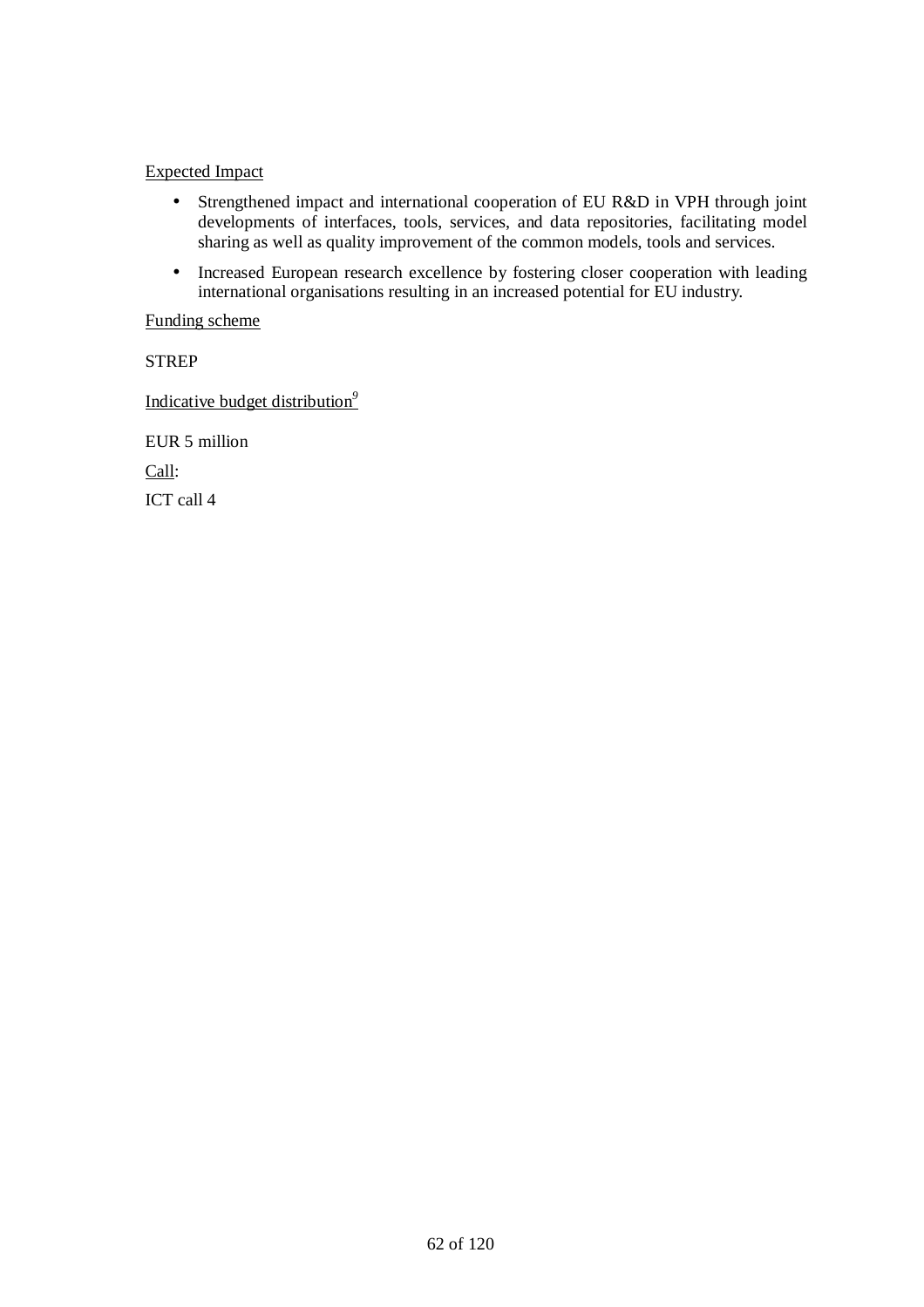Expected Impact

- Strengthened impact and international cooperation of EU R&D in VPH through joint developments of interfaces, tools, services, and data repositories, facilitating model sharing as well as quality improvement of the common models, tools and services.
- Increased European research excellence by fostering closer cooperation with leading international organisations resulting in an increased potential for EU industry.

Funding scheme

STREP

Indicative budget distribution[9]

EUR 5 million

Call:

ICT call 4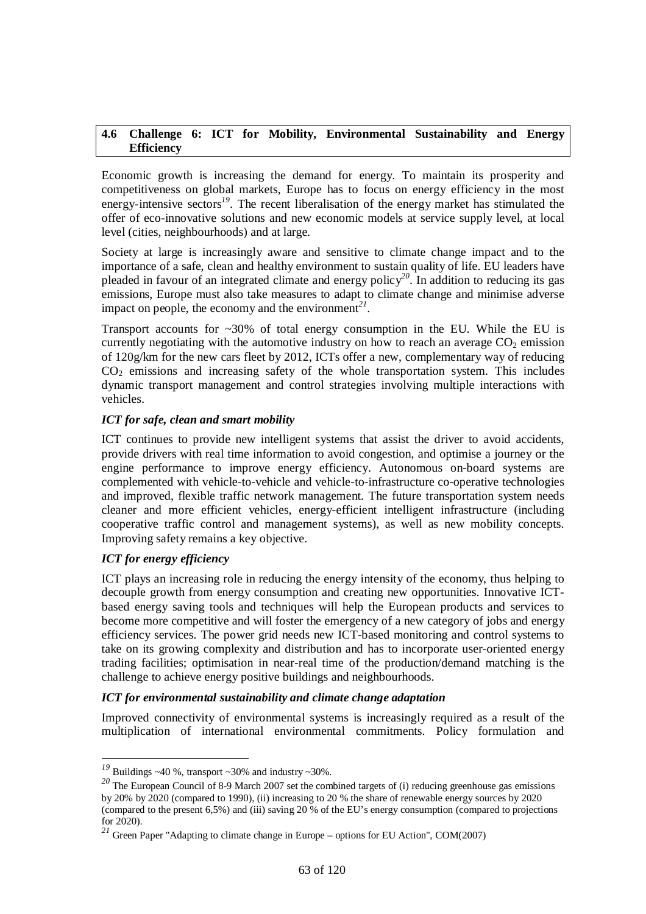## 4.6 Challenge 6: ICT for Mobility, Environmental Sustainability and Energy Efficiency

Economic growth is increasing the demand for energy. To maintain its prosperity and competitiveness on global markets, Europe has to focus on energy efficiency in the most energy-intensive sectors[19]. The recent liberalisation of the energy market has stimulated the offer of eco-innovative solutions and new economic models at service supply level, at local level (cities, neighbourhoods) and at large.

Society at large is increasingly aware and sensitive to climate change impact and to the importance of a safe, clean and healthy environment to sustain quality of life. EU leaders have pleaded in favour of an integrated climate and energy policy[20]. In addition to reducing its gas emissions, Europe must also take measures to adapt to climate change and minimise adverse impact on people, the economy and the environment[21].

Transport accounts for ~30% of total energy consumption in the EU. While the EU is currently negotiating with the automotive industry on how to reach an average $CO_2$ emission of 120g/km for the new cars fleet by 2012, ICTs offer a new, complementary way of reducing $CO_2$ emissions and increasing safety of the whole transportation system. This includes dynamic transport management and control strategies involving multiple interactions with vehicles.

### *ICT for safe, clean and smart mobility*

ICT continues to provide new intelligent systems that assist the driver to avoid accidents, provide drivers with real time information to avoid congestion, and optimise a journey or the engine performance to improve energy efficiency. Autonomous on-board systems are complemented with vehicle-to-vehicle and vehicle-to-infrastructure co-operative technologies and improved, flexible traffic network management. The future transportation system needs cleaner and more efficient vehicles, energy-efficient intelligent infrastructure (including cooperative traffic control and management systems), as well as new mobility concepts. Improving safety remains a key objective.

### *ICT for energy efficiency*

ICT plays an increasing role in reducing the energy intensity of the economy, thus helping to decouple growth from energy consumption and creating new opportunities. Innovative ICT-based energy saving tools and techniques will help the European products and services to become more competitive and will foster the emergency of a new category of jobs and energy efficiency services. The power grid needs new ICT-based monitoring and control systems to take on its growing complexity and distribution and has to incorporate user-oriented energy trading facilities; optimisation in near-real time of the production/demand matching is the challenge to achieve energy positive buildings and neighbourhoods.

### *ICT for environmental sustainability and climate change adaptation*

Improved connectivity of environmental systems is increasingly required as a result of the multiplication of international environmental commitments. Policy formulation and

---

[19] Buildings ~40 %, transport ~30% and industry ~30%.

[20] The European Council of 8-9 March 2007 set the combined targets of (i) reducing greenhouse gas emissions by 20% by 2020 (compared to 1990), (ii) increasing to 20 % the share of renewable energy sources by 2020 (compared to the present 6,5%) and (iii) saving 20 % of the EU's energy consumption (compared to projections for 2020).

[21] Green Paper "Adapting to climate change in Europe – options for EU Action", COM(2007)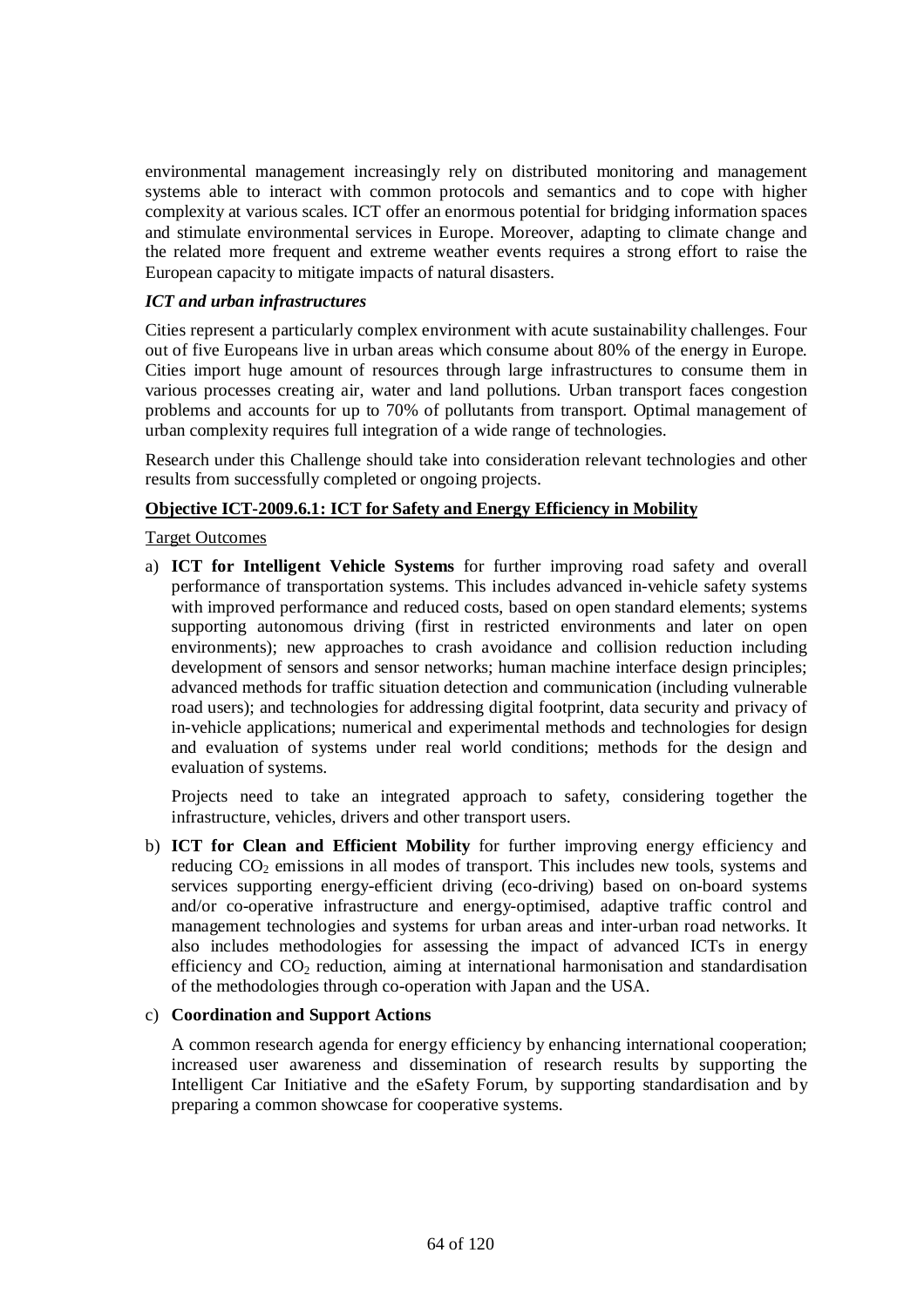environmental management increasingly rely on distributed monitoring and management systems able to interact with common protocols and semantics and to cope with higher complexity at various scales. ICT offer an enormous potential for bridging information spaces and stimulate environmental services in Europe. Moreover, adapting to climate change and the related more frequent and extreme weather events requires a strong effort to raise the European capacity to mitigate impacts of natural disasters.

***ICT and urban infrastructures***

Cities represent a particularly complex environment with acute sustainability challenges. Four out of five Europeans live in urban areas which consume about 80% of the energy in Europe. Cities import huge amount of resources through large infrastructures to consume them in various processes creating air, water and land pollutions. Urban transport faces congestion problems and accounts for up to 70% of pollutants from transport. Optimal management of urban complexity requires full integration of a wide range of technologies.

Research under this Challenge should take into consideration relevant technologies and other results from successfully completed or ongoing projects.

**Objective ICT-2009.6.1: ICT for Safety and Energy Efficiency in Mobility**

Target Outcomes

a) **ICT for Intelligent Vehicle Systems** for further improving road safety and overall performance of transportation systems. This includes advanced in-vehicle safety systems with improved performance and reduced costs, based on open standard elements; systems supporting autonomous driving (first in restricted environments and later on open environments); new approaches to crash avoidance and collision reduction including development of sensors and sensor networks; human machine interface design principles; advanced methods for traffic situation detection and communication (including vulnerable road users); and technologies for addressing digital footprint, data security and privacy of in-vehicle applications; numerical and experimental methods and technologies for design and evaluation of systems under real world conditions; methods for the design and evaluation of systems.

   Projects need to take an integrated approach to safety, considering together the infrastructure, vehicles, drivers and other transport users.

b) **ICT for Clean and Efficient Mobility** for further improving energy efficiency and reducing $CO_2$ emissions in all modes of transport. This includes new tools, systems and services supporting energy-efficient driving (eco-driving) based on on-board systems and/or co-operative infrastructure and energy-optimised, adaptive traffic control and management technologies and systems for urban areas and inter-urban road networks. It also includes methodologies for assessing the impact of advanced ICTs in energy efficiency and $CO_2$ reduction, aiming at international harmonisation and standardisation of the methodologies through co-operation with Japan and the USA.

c) **Coordination and Support Actions**

   A common research agenda for energy efficiency by enhancing international cooperation; increased user awareness and dissemination of research results by supporting the Intelligent Car Initiative and the eSafety Forum, by supporting standardisation and by preparing a common showcase for cooperative systems.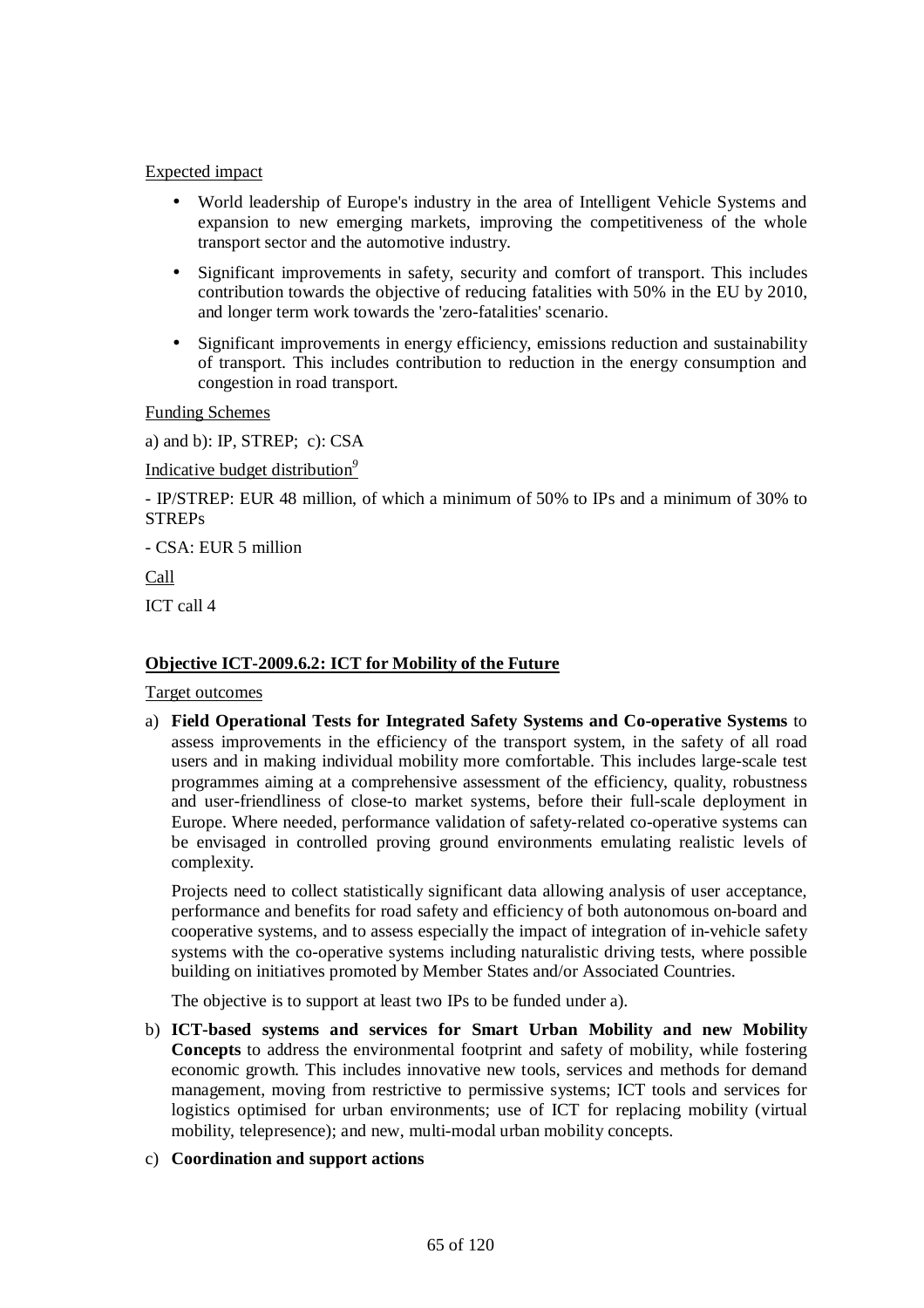Expected impact

- World leadership of Europe's industry in the area of Intelligent Vehicle Systems and expansion to new emerging markets, improving the competitiveness of the whole transport sector and the automotive industry.
- Significant improvements in safety, security and comfort of transport. This includes contribution towards the objective of reducing fatalities with 50% in the EU by 2010, and longer term work towards the 'zero-fatalities' scenario.
- Significant improvements in energy efficiency, emissions reduction and sustainability of transport. This includes contribution to reduction in the energy consumption and congestion in road transport.

Funding Schemes

a) and b): IP, STREP; c): CSA

Indicative budget distribution[9]

- IP/STREP: EUR 48 million, of which a minimum of 50% to IPs and a minimum of 30% to STREPs

- CSA: EUR 5 million

Call

ICT call 4

**Objective ICT-2009.6.2: ICT for Mobility of the Future**

Target outcomes

a) **Field Operational Tests for Integrated Safety Systems and Co-operative Systems** to assess improvements in the efficiency of the transport system, in the safety of all road users and in making individual mobility more comfortable. This includes large-scale test programmes aiming at a comprehensive assessment of the efficiency, quality, robustness and user-friendliness of close-to market systems, before their full-scale deployment in Europe. Where needed, performance validation of safety-related co-operative systems can be envisaged in controlled proving ground environments emulating realistic levels of complexity.

   Projects need to collect statistically significant data allowing analysis of user acceptance, performance and benefits for road safety and efficiency of both autonomous on-board and cooperative systems, and to assess especially the impact of integration of in-vehicle safety systems with the co-operative systems including naturalistic driving tests, where possible building on initiatives promoted by Member States and/or Associated Countries.

   The objective is to support at least two IPs to be funded under a).

b) **ICT-based systems and services for Smart Urban Mobility and new Mobility Concepts** to address the environmental footprint and safety of mobility, while fostering economic growth. This includes innovative new tools, services and methods for demand management, moving from restrictive to permissive systems; ICT tools and services for logistics optimised for urban environments; use of ICT for replacing mobility (virtual mobility, telepresence); and new, multi-modal urban mobility concepts.

c) **Coordination and support actions**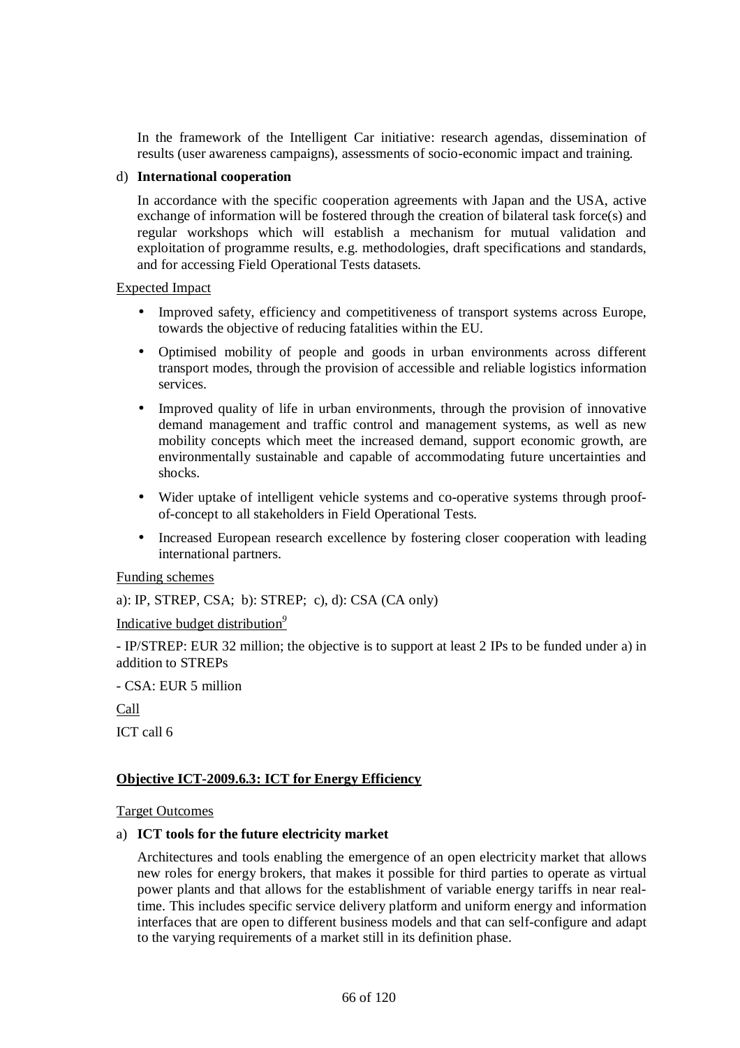In the framework of the Intelligent Car initiative: research agendas, dissemination of results (user awareness campaigns), assessments of socio-economic impact and training.

d) **International cooperation**

In accordance with the specific cooperation agreements with Japan and the USA, active exchange of information will be fostered through the creation of bilateral task force(s) and regular workshops which will establish a mechanism for mutual validation and exploitation of programme results, e.g. methodologies, draft specifications and standards, and for accessing Field Operational Tests datasets.

Expected Impact

- Improved safety, efficiency and competitiveness of transport systems across Europe, towards the objective of reducing fatalities within the EU.
- Optimised mobility of people and goods in urban environments across different transport modes, through the provision of accessible and reliable logistics information services.
- Improved quality of life in urban environments, through the provision of innovative demand management and traffic control and management systems, as well as new mobility concepts which meet the increased demand, support economic growth, are environmentally sustainable and capable of accommodating future uncertainties and shocks.
- Wider uptake of intelligent vehicle systems and co-operative systems through proof-of-concept to all stakeholders in Field Operational Tests.
- Increased European research excellence by fostering closer cooperation with leading international partners.

Funding schemes

a): IP, STREP, CSA; b): STREP; c), d): CSA (CA only)

Indicative budget distribution[9]

- IP/STREP: EUR 32 million; the objective is to support at least 2 IPs to be funded under a) in addition to STREPs

- CSA: EUR 5 million

Call

ICT call 6

**Objective ICT-2009.6.3: ICT for Energy Efficiency**

Target Outcomes

a) **ICT tools for the future electricity market**

Architectures and tools enabling the emergence of an open electricity market that allows new roles for energy brokers, that makes it possible for third parties to operate as virtual power plants and that allows for the establishment of variable energy tariffs in near real-time. This includes specific service delivery platform and uniform energy and information interfaces that are open to different business models and that can self-configure and adapt to the varying requirements of a market still in its definition phase.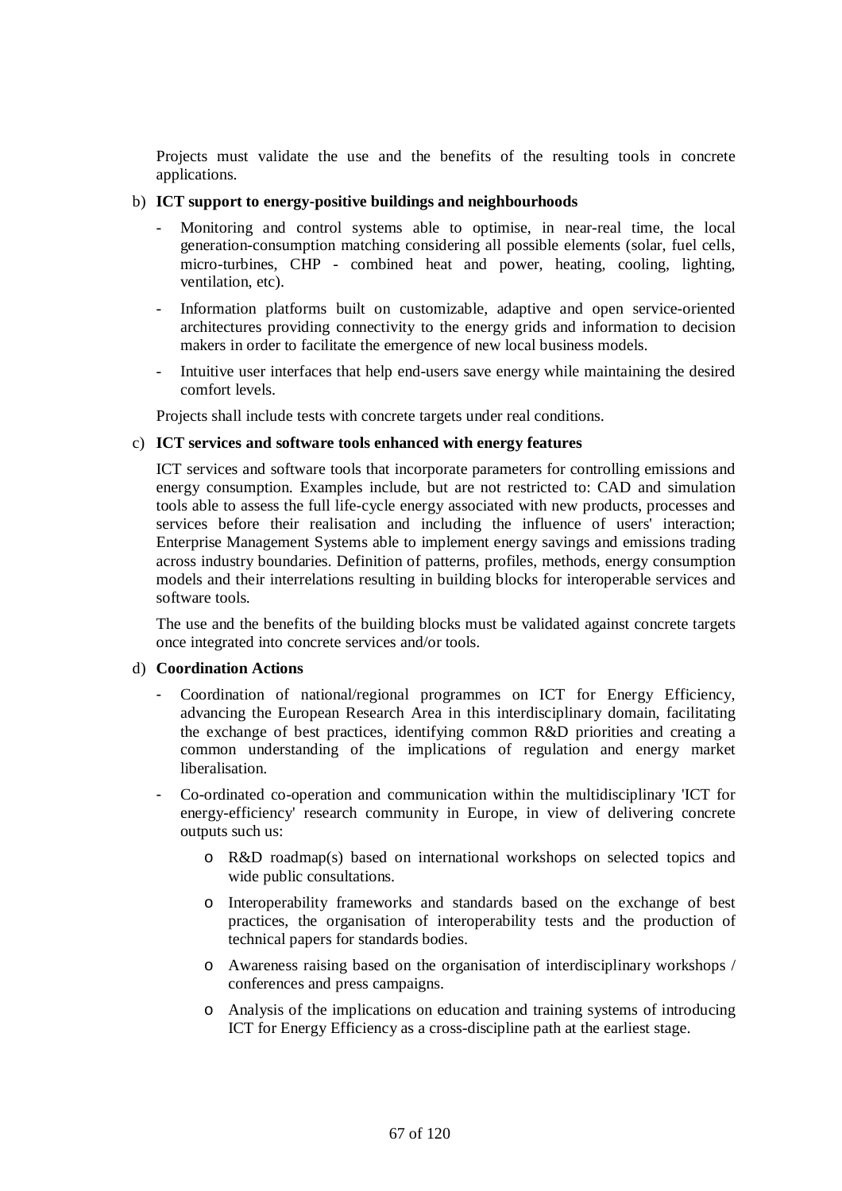Projects must validate the use and the benefits of the resulting tools in concrete applications.

b) **ICT support to energy-positive buildings and neighbourhoods**

- Monitoring and control systems able to optimise, in near-real time, the local generation-consumption matching considering all possible elements (solar, fuel cells, micro-turbines, CHP - combined heat and power, heating, cooling, lighting, ventilation, etc).
- Information platforms built on customizable, adaptive and open service-oriented architectures providing connectivity to the energy grids and information to decision makers in order to facilitate the emergence of new local business models.
- Intuitive user interfaces that help end-users save energy while maintaining the desired comfort levels.

Projects shall include tests with concrete targets under real conditions.

c) **ICT services and software tools enhanced with energy features**

ICT services and software tools that incorporate parameters for controlling emissions and energy consumption. Examples include, but are not restricted to: CAD and simulation tools able to assess the full life-cycle energy associated with new products, processes and services before their realisation and including the influence of users' interaction; Enterprise Management Systems able to implement energy savings and emissions trading across industry boundaries. Definition of patterns, profiles, methods, energy consumption models and their interrelations resulting in building blocks for interoperable services and software tools.

The use and the benefits of the building blocks must be validated against concrete targets once integrated into concrete services and/or tools.

d) **Coordination Actions**

- Coordination of national/regional programmes on ICT for Energy Efficiency, advancing the European Research Area in this interdisciplinary domain, facilitating the exchange of best practices, identifying common R&D priorities and creating a common understanding of the implications of regulation and energy market liberalisation.
- Co-ordinated co-operation and communication within the multidisciplinary 'ICT for energy-efficiency' research community in Europe, in view of delivering concrete outputs such us:
  - R&D roadmap(s) based on international workshops on selected topics and wide public consultations.
  - Interoperability frameworks and standards based on the exchange of best practices, the organisation of interoperability tests and the production of technical papers for standards bodies.
  - Awareness raising based on the organisation of interdisciplinary workshops / conferences and press campaigns.
  - Analysis of the implications on education and training systems of introducing ICT for Energy Efficiency as a cross-discipline path at the earliest stage.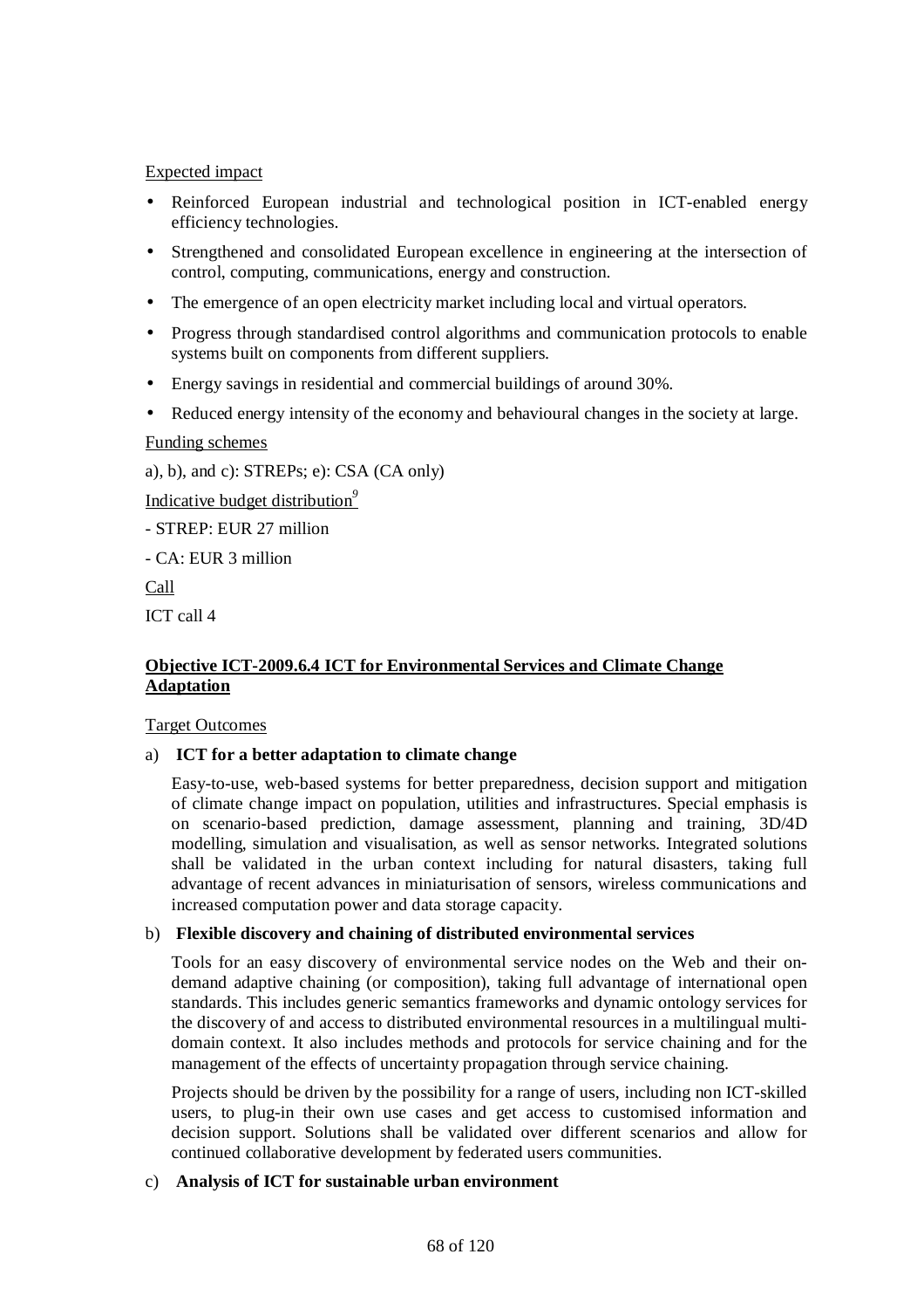Expected impact

- Reinforced European industrial and technological position in ICT-enabled energy efficiency technologies.
- Strengthened and consolidated European excellence in engineering at the intersection of control, computing, communications, energy and construction.
- The emergence of an open electricity market including local and virtual operators.
- Progress through standardised control algorithms and communication protocols to enable systems built on components from different suppliers.
- Energy savings in residential and commercial buildings of around 30%.
- Reduced energy intensity of the economy and behavioural changes in the society at large.

Funding schemes

a), b), and c): STREPs; e): CSA (CA only)

Indicative budget distribution[9]

- STREP: EUR 27 million

- CA: EUR 3 million

Call

ICT call 4

## Objective ICT-2009.6.4 ICT for Environmental Services and Climate Change Adaptation

Target Outcomes

a) **ICT for a better adaptation to climate change**

Easy-to-use, web-based systems for better preparedness, decision support and mitigation of climate change impact on population, utilities and infrastructures. Special emphasis is on scenario-based prediction, damage assessment, planning and training, 3D/4D modelling, simulation and visualisation, as well as sensor networks. Integrated solutions shall be validated in the urban context including for natural disasters, taking full advantage of recent advances in miniaturisation of sensors, wireless communications and increased computation power and data storage capacity.

b) **Flexible discovery and chaining of distributed environmental services**

Tools for an easy discovery of environmental service nodes on the Web and their on-demand adaptive chaining (or composition), taking full advantage of international open standards. This includes generic semantics frameworks and dynamic ontology services for the discovery of and access to distributed environmental resources in a multilingual multi-domain context. It also includes methods and protocols for service chaining and for the management of the effects of uncertainty propagation through service chaining.

Projects should be driven by the possibility for a range of users, including non ICT-skilled users, to plug-in their own use cases and get access to customised information and decision support. Solutions shall be validated over different scenarios and allow for continued collaborative development by federated users communities.

c) **Analysis of ICT for sustainable urban environment**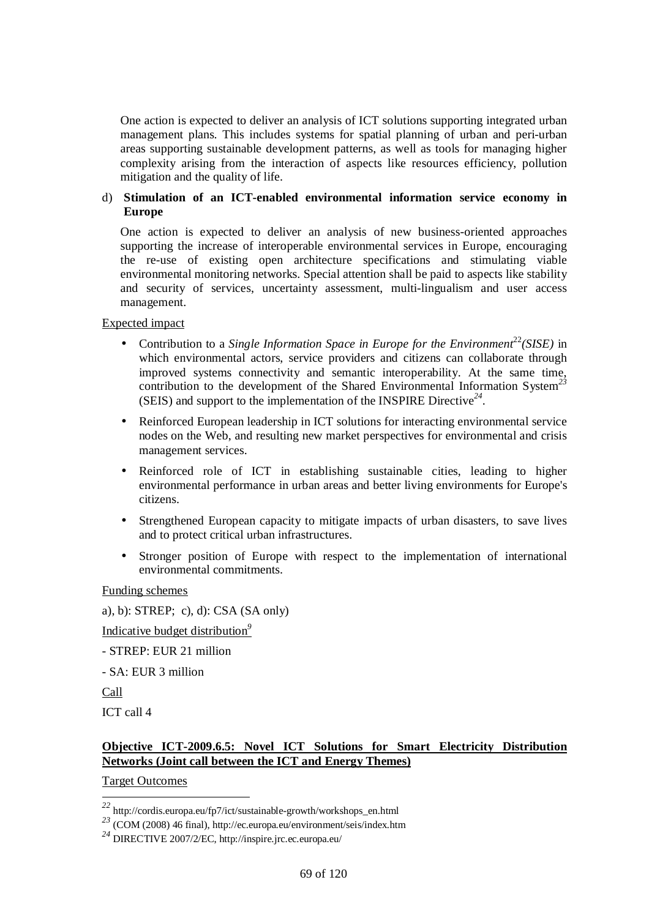One action is expected to deliver an analysis of ICT solutions supporting integrated urban management plans. This includes systems for spatial planning of urban and peri-urban areas supporting sustainable development patterns, as well as tools for managing higher complexity arising from the interaction of aspects like resources efficiency, pollution mitigation and the quality of life.

d) **Stimulation of an ICT-enabled environmental information service economy in Europe**

One action is expected to deliver an analysis of new business-oriented approaches supporting the increase of interoperable environmental services in Europe, encouraging the re-use of existing open architecture specifications and stimulating viable environmental monitoring networks. Special attention shall be paid to aspects like stability and security of services, uncertainty assessment, multi-lingualism and user access management.

Expected impact

- Contribution to a *Single Information Space in Europe for the Environment*[22]*(SISE)* in which environmental actors, service providers and citizens can collaborate through improved systems connectivity and semantic interoperability. At the same time, contribution to the development of the Shared Environmental Information System[23] (SEIS) and support to the implementation of the INSPIRE Directive[24].
- Reinforced European leadership in ICT solutions for interacting environmental service nodes on the Web, and resulting new market perspectives for environmental and crisis management services.
- Reinforced role of ICT in establishing sustainable cities, leading to higher environmental performance in urban areas and better living environments for Europe's citizens.
- Strengthened European capacity to mitigate impacts of urban disasters, to save lives and to protect critical urban infrastructures.
- Stronger position of Europe with respect to the implementation of international environmental commitments.

Funding schemes

a), b): STREP; c), d): CSA (SA only)

Indicative budget distribution[9]

- STREP: EUR 21 million

- SA: EUR 3 million

Call

ICT call 4

**Objective ICT-2009.6.5: Novel ICT Solutions for Smart Electricity Distribution Networks (Joint call between the ICT and Energy Themes)**

Target Outcomes

[22] http://cordis.europa.eu/fp7/ict/sustainable-growth/workshops_en.html

[23] (COM (2008) 46 final), http://ec.europa.eu/environment/seis/index.htm

[24] DIRECTIVE 2007/2/EC, http://inspire.jrc.ec.europa.eu/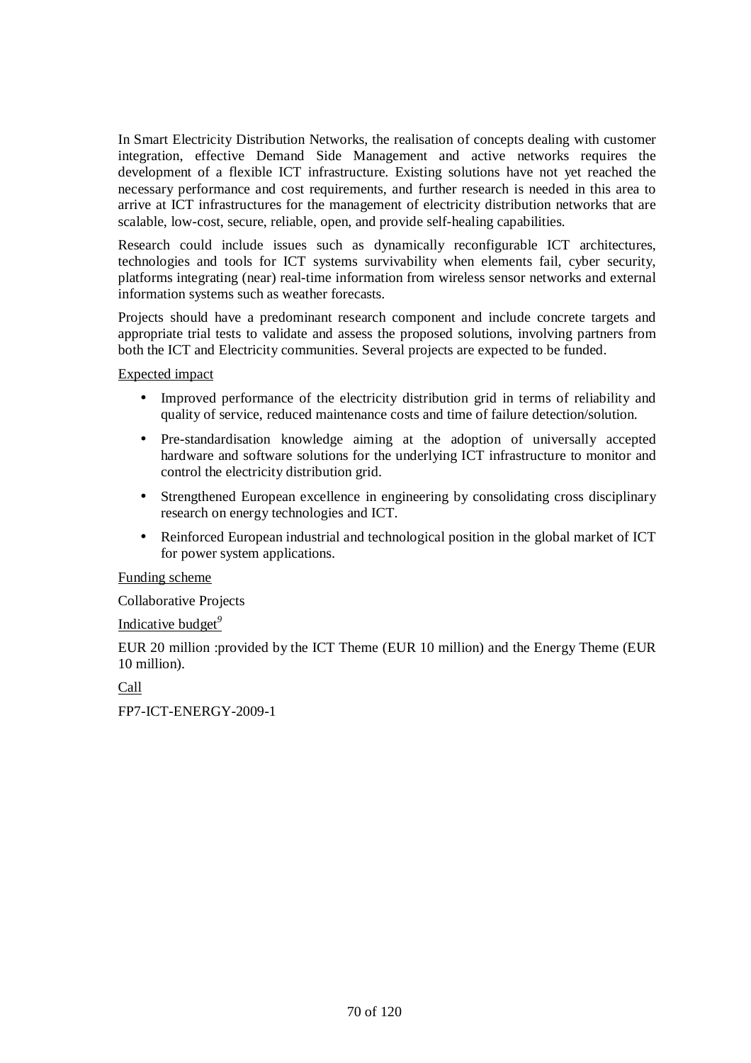In Smart Electricity Distribution Networks, the realisation of concepts dealing with customer integration, effective Demand Side Management and active networks requires the development of a flexible ICT infrastructure. Existing solutions have not yet reached the necessary performance and cost requirements, and further research is needed in this area to arrive at ICT infrastructures for the management of electricity distribution networks that are scalable, low-cost, secure, reliable, open, and provide self-healing capabilities.

Research could include issues such as dynamically reconfigurable ICT architectures, technologies and tools for ICT systems survivability when elements fail, cyber security, platforms integrating (near) real-time information from wireless sensor networks and external information systems such as weather forecasts.

Projects should have a predominant research component and include concrete targets and appropriate trial tests to validate and assess the proposed solutions, involving partners from both the ICT and Electricity communities. Several projects are expected to be funded.

Expected impact

- Improved performance of the electricity distribution grid in terms of reliability and quality of service, reduced maintenance costs and time of failure detection/solution.
- Pre-standardisation knowledge aiming at the adoption of universally accepted hardware and software solutions for the underlying ICT infrastructure to monitor and control the electricity distribution grid.
- Strengthened European excellence in engineering by consolidating cross disciplinary research on energy technologies and ICT.
- Reinforced European industrial and technological position in the global market of ICT for power system applications.

Funding scheme

Collaborative Projects

Indicative budget[9]

EUR 20 million :provided by the ICT Theme (EUR 10 million) and the Energy Theme (EUR 10 million).

Call

FP7-ICT-ENERGY-2009-1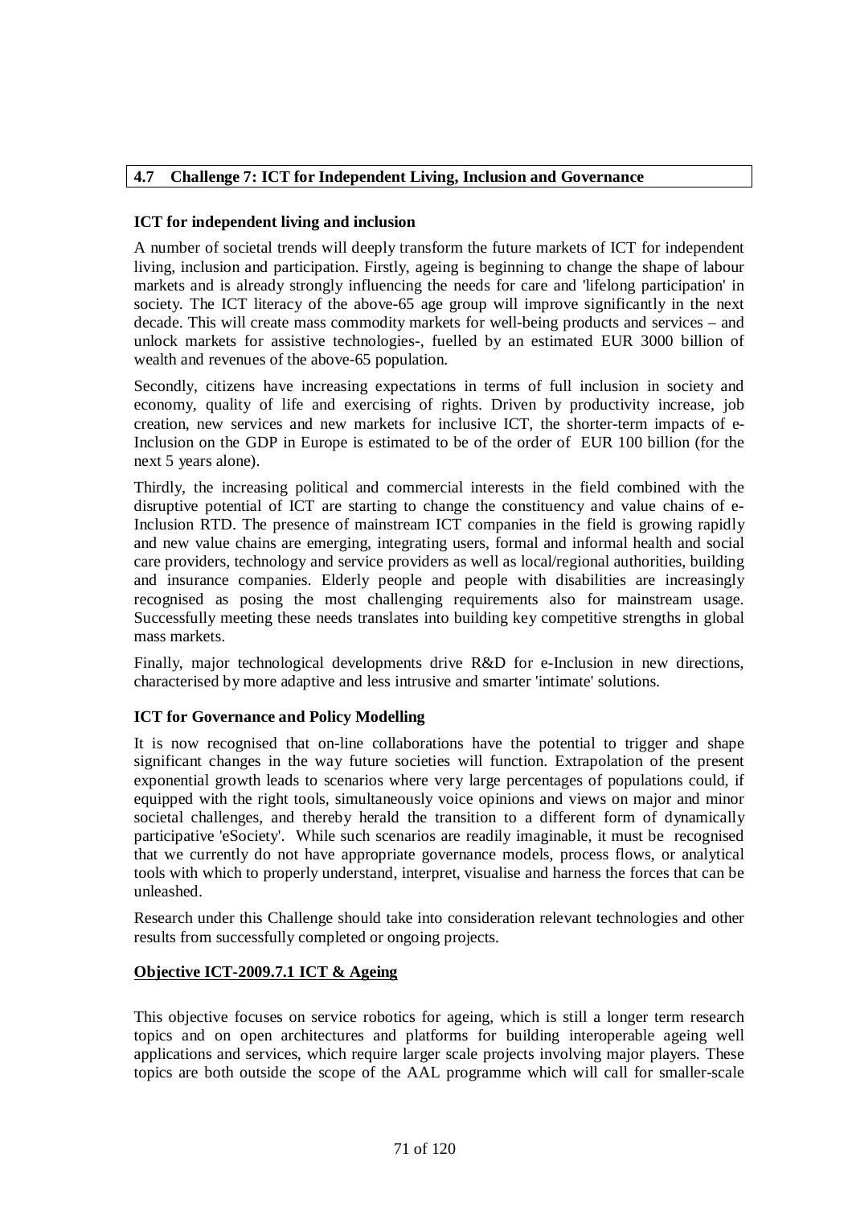## 4.7 Challenge 7: ICT for Independent Living, Inclusion and Governance

**ICT for independent living and inclusion**

A number of societal trends will deeply transform the future markets of ICT for independent living, inclusion and participation. Firstly, ageing is beginning to change the shape of labour markets and is already strongly influencing the needs for care and 'lifelong participation' in society. The ICT literacy of the above-65 age group will improve significantly in the next decade. This will create mass commodity markets for well-being products and services – and unlock markets for assistive technologies-, fuelled by an estimated EUR 3000 billion of wealth and revenues of the above-65 population.

Secondly, citizens have increasing expectations in terms of full inclusion in society and economy, quality of life and exercising of rights. Driven by productivity increase, job creation, new services and new markets for inclusive ICT, the shorter-term impacts of e-Inclusion on the GDP in Europe is estimated to be of the order of EUR 100 billion (for the next 5 years alone).

Thirdly, the increasing political and commercial interests in the field combined with the disruptive potential of ICT are starting to change the constituency and value chains of e-Inclusion RTD. The presence of mainstream ICT companies in the field is growing rapidly and new value chains are emerging, integrating users, formal and informal health and social care providers, technology and service providers as well as local/regional authorities, building and insurance companies. Elderly people and people with disabilities are increasingly recognised as posing the most challenging requirements also for mainstream usage. Successfully meeting these needs translates into building key competitive strengths in global mass markets.

Finally, major technological developments drive R&D for e-Inclusion in new directions, characterised by more adaptive and less intrusive and smarter 'intimate' solutions.

**ICT for Governance and Policy Modelling**

It is now recognised that on-line collaborations have the potential to trigger and shape significant changes in the way future societies will function. Extrapolation of the present exponential growth leads to scenarios where very large percentages of populations could, if equipped with the right tools, simultaneously voice opinions and views on major and minor societal challenges, and thereby herald the transition to a different form of dynamically participative 'eSociety'. While such scenarios are readily imaginable, it must be recognised that we currently do not have appropriate governance models, process flows, or analytical tools with which to properly understand, interpret, visualise and harness the forces that can be unleashed.

Research under this Challenge should take into consideration relevant technologies and other results from successfully completed or ongoing projects.

### Objective ICT-2009.7.1 ICT & Ageing

This objective focuses on service robotics for ageing, which is still a longer term research topics and on open architectures and platforms for building interoperable ageing well applications and services, which require larger scale projects involving major players. These topics are both outside the scope of the AAL programme which will call for smaller-scale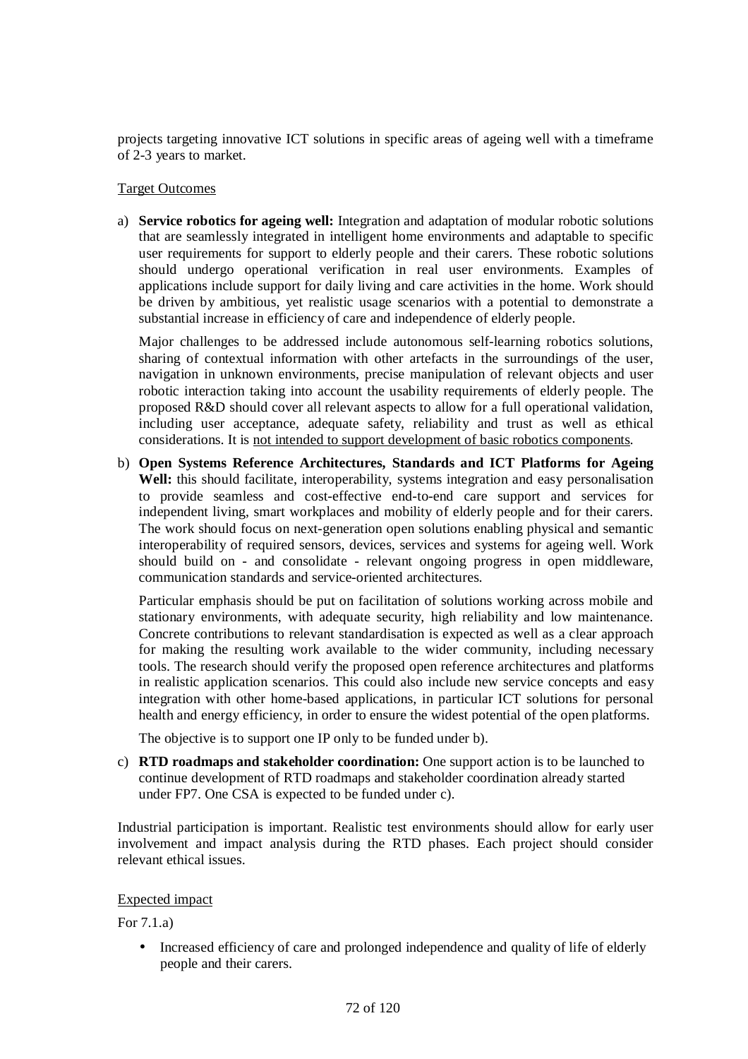projects targeting innovative ICT solutions in specific areas of ageing well with a timeframe of 2-3 years to market.

Target Outcomes

a) **Service robotics for ageing well:** Integration and adaptation of modular robotic solutions that are seamlessly integrated in intelligent home environments and adaptable to specific user requirements for support to elderly people and their carers. These robotic solutions should undergo operational verification in real user environments. Examples of applications include support for daily living and care activities in the home. Work should be driven by ambitious, yet realistic usage scenarios with a potential to demonstrate a substantial increase in efficiency of care and independence of elderly people.

   Major challenges to be addressed include autonomous self-learning robotics solutions, sharing of contextual information with other artefacts in the surroundings of the user, navigation in unknown environments, precise manipulation of relevant objects and user robotic interaction taking into account the usability requirements of elderly people. The proposed R&D should cover all relevant aspects to allow for a full operational validation, including user acceptance, adequate safety, reliability and trust as well as ethical considerations. It is not intended to support development of basic robotics components.

b) **Open Systems Reference Architectures, Standards and ICT Platforms for Ageing Well:** this should facilitate, interoperability, systems integration and easy personalisation to provide seamless and cost-effective end-to-end care support and services for independent living, smart workplaces and mobility of elderly people and for their carers. The work should focus on next-generation open solutions enabling physical and semantic interoperability of required sensors, devices, services and systems for ageing well. Work should build on - and consolidate - relevant ongoing progress in open middleware, communication standards and service-oriented architectures.

   Particular emphasis should be put on facilitation of solutions working across mobile and stationary environments, with adequate security, high reliability and low maintenance. Concrete contributions to relevant standardisation is expected as well as a clear approach for making the resulting work available to the wider community, including necessary tools. The research should verify the proposed open reference architectures and platforms in realistic application scenarios. This could also include new service concepts and easy integration with other home-based applications, in particular ICT solutions for personal health and energy efficiency, in order to ensure the widest potential of the open platforms.

   The objective is to support one IP only to be funded under b).

c) **RTD roadmaps and stakeholder coordination:** One support action is to be launched to continue development of RTD roadmaps and stakeholder coordination already started under FP7. One CSA is expected to be funded under c).

Industrial participation is important. Realistic test environments should allow for early user involvement and impact analysis during the RTD phases. Each project should consider relevant ethical issues.

Expected impact

For 7.1.a)

- Increased efficiency of care and prolonged independence and quality of life of elderly people and their carers.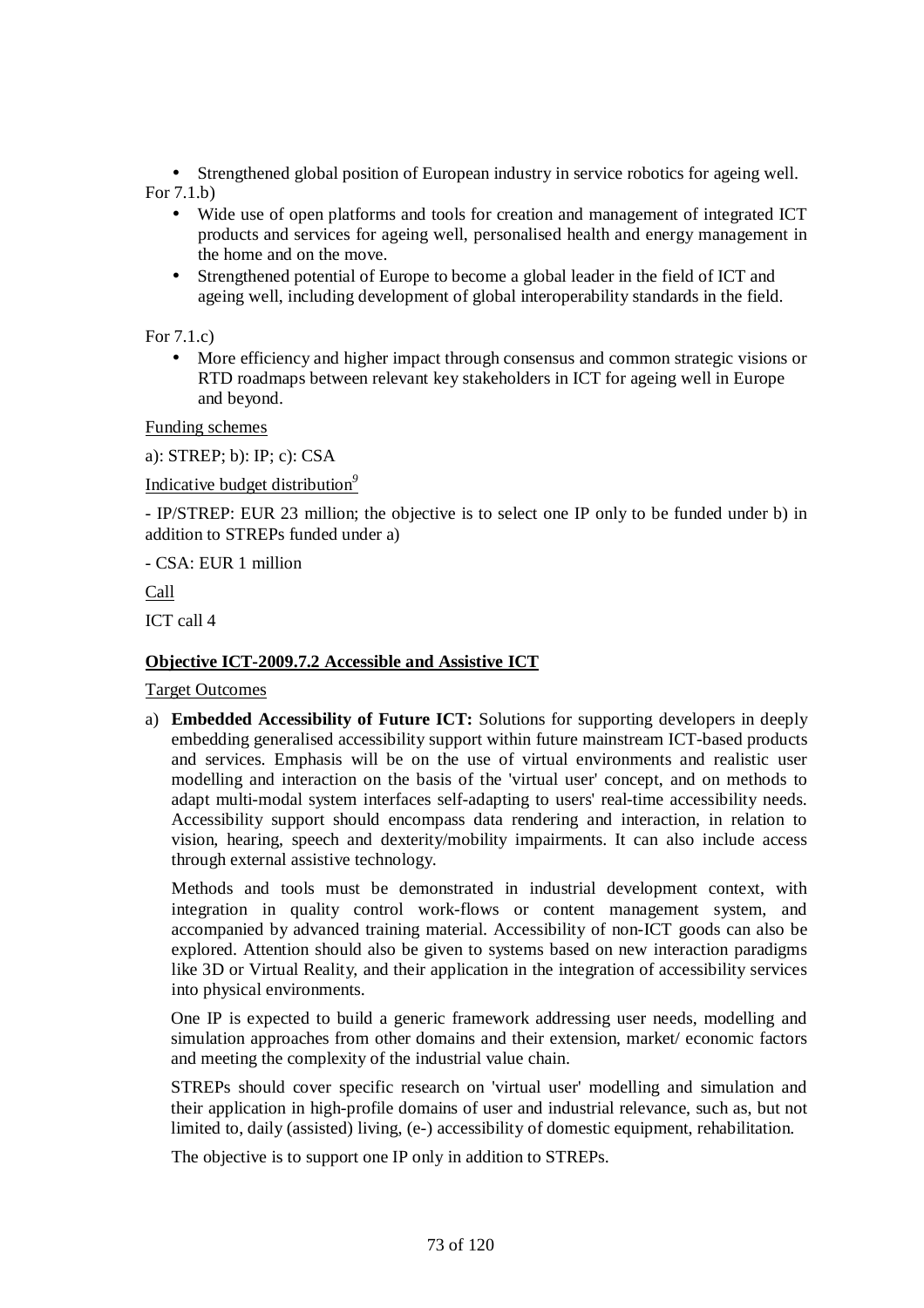- Strengthened global position of European industry in service robotics for ageing well.

For 7.1.b)

- Wide use of open platforms and tools for creation and management of integrated ICT products and services for ageing well, personalised health and energy management in the home and on the move.
- Strengthened potential of Europe to become a global leader in the field of ICT and ageing well, including development of global interoperability standards in the field.

For 7.1.c)

- More efficiency and higher impact through consensus and common strategic visions or RTD roadmaps between relevant key stakeholders in ICT for ageing well in Europe and beyond.

Funding schemes

a): STREP; b): IP; c): CSA

Indicative budget distribution[9]

- IP/STREP: EUR 23 million; the objective is to select one IP only to be funded under b) in addition to STREPs funded under a)

- CSA: EUR 1 million

Call

ICT call 4

**Objective ICT-2009.7.2 Accessible and Assistive ICT**

Target Outcomes

a) **Embedded Accessibility of Future ICT:** Solutions for supporting developers in deeply embedding generalised accessibility support within future mainstream ICT-based products and services. Emphasis will be on the use of virtual environments and realistic user modelling and interaction on the basis of the 'virtual user' concept, and on methods to adapt multi-modal system interfaces self-adapting to users' real-time accessibility needs. Accessibility support should encompass data rendering and interaction, in relation to vision, hearing, speech and dexterity/mobility impairments. It can also include access through external assistive technology.

   Methods and tools must be demonstrated in industrial development context, with integration in quality control work-flows or content management system, and accompanied by advanced training material. Accessibility of non-ICT goods can also be explored. Attention should also be given to systems based on new interaction paradigms like 3D or Virtual Reality, and their application in the integration of accessibility services into physical environments.

   One IP is expected to build a generic framework addressing user needs, modelling and simulation approaches from other domains and their extension, market/ economic factors and meeting the complexity of the industrial value chain.

   STREPs should cover specific research on 'virtual user' modelling and simulation and their application in high-profile domains of user and industrial relevance, such as, but not limited to, daily (assisted) living, (e-) accessibility of domestic equipment, rehabilitation.

   The objective is to support one IP only in addition to STREPs.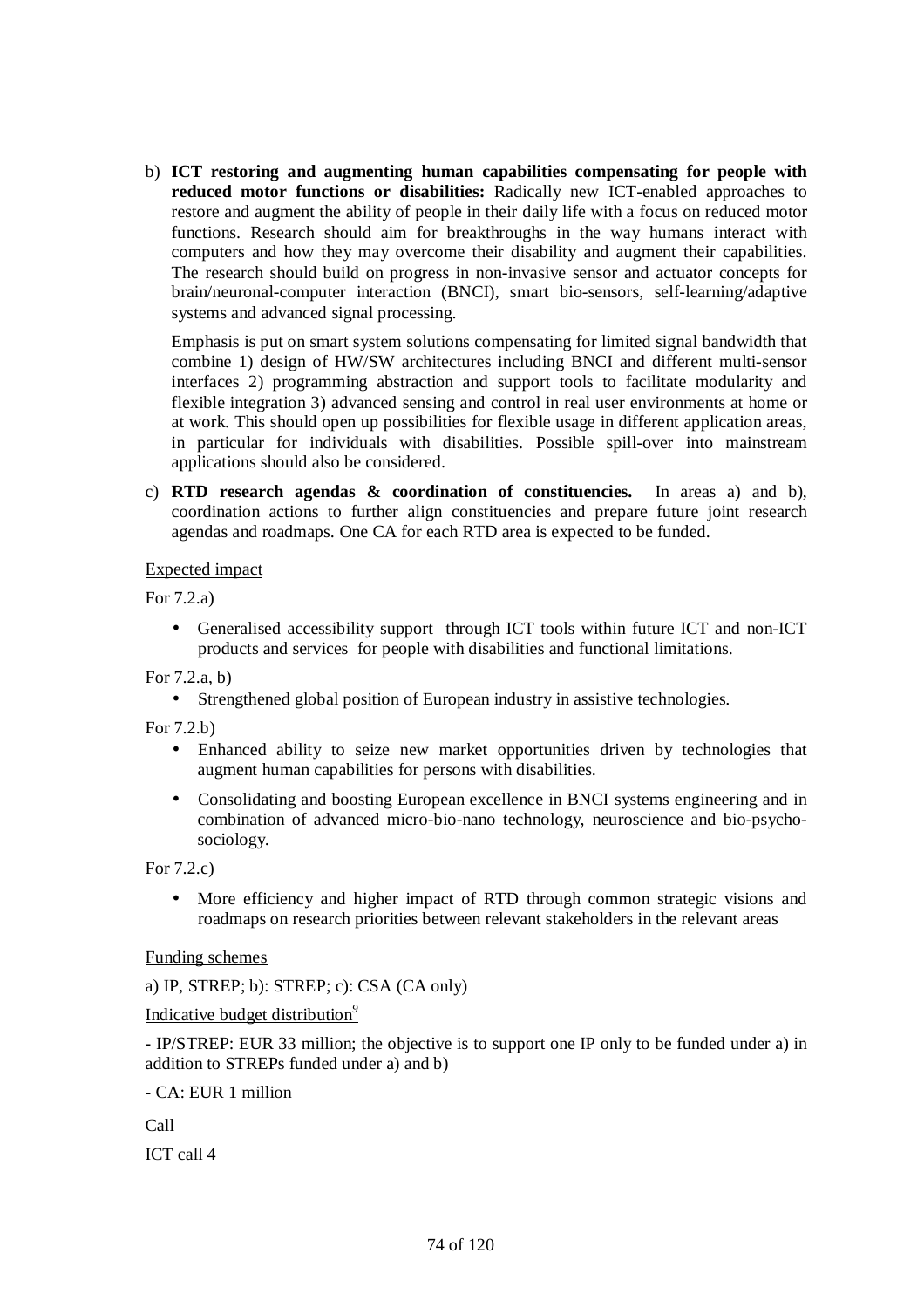b) **ICT restoring and augmenting human capabilities compensating for people with reduced motor functions or disabilities:** Radically new ICT-enabled approaches to restore and augment the ability of people in their daily life with a focus on reduced motor functions. Research should aim for breakthroughs in the way humans interact with computers and how they may overcome their disability and augment their capabilities. The research should build on progress in non-invasive sensor and actuator concepts for brain/neuronal-computer interaction (BNCI), smart bio-sensors, self-learning/adaptive systems and advanced signal processing.

   Emphasis is put on smart system solutions compensating for limited signal bandwidth that combine 1) design of HW/SW architectures including BNCI and different multi-sensor interfaces 2) programming abstraction and support tools to facilitate modularity and flexible integration 3) advanced sensing and control in real user environments at home or at work. This should open up possibilities for flexible usage in different application areas, in particular for individuals with disabilities. Possible spill-over into mainstream applications should also be considered.

c) **RTD research agendas & coordination of constituencies.** In areas a) and b), coordination actions to further align constituencies and prepare future joint research agendas and roadmaps. One CA for each RTD area is expected to be funded.

Expected impact

For 7.2.a)

- Generalised accessibility support through ICT tools within future ICT and non-ICT products and services for people with disabilities and functional limitations.

For 7.2.a, b)

- Strengthened global position of European industry in assistive technologies.

For 7.2.b)

- Enhanced ability to seize new market opportunities driven by technologies that augment human capabilities for persons with disabilities.
- Consolidating and boosting European excellence in BNCI systems engineering and in combination of advanced micro-bio-nano technology, neuroscience and bio-psycho-sociology.

For 7.2.c)

- More efficiency and higher impact of RTD through common strategic visions and roadmaps on research priorities between relevant stakeholders in the relevant areas

Funding schemes

a) IP, STREP; b): STREP; c): CSA (CA only)

Indicative budget distribution[9]

- IP/STREP: EUR 33 million; the objective is to support one IP only to be funded under a) in addition to STREPs funded under a) and b)

- CA: EUR 1 million

Call

ICT call 4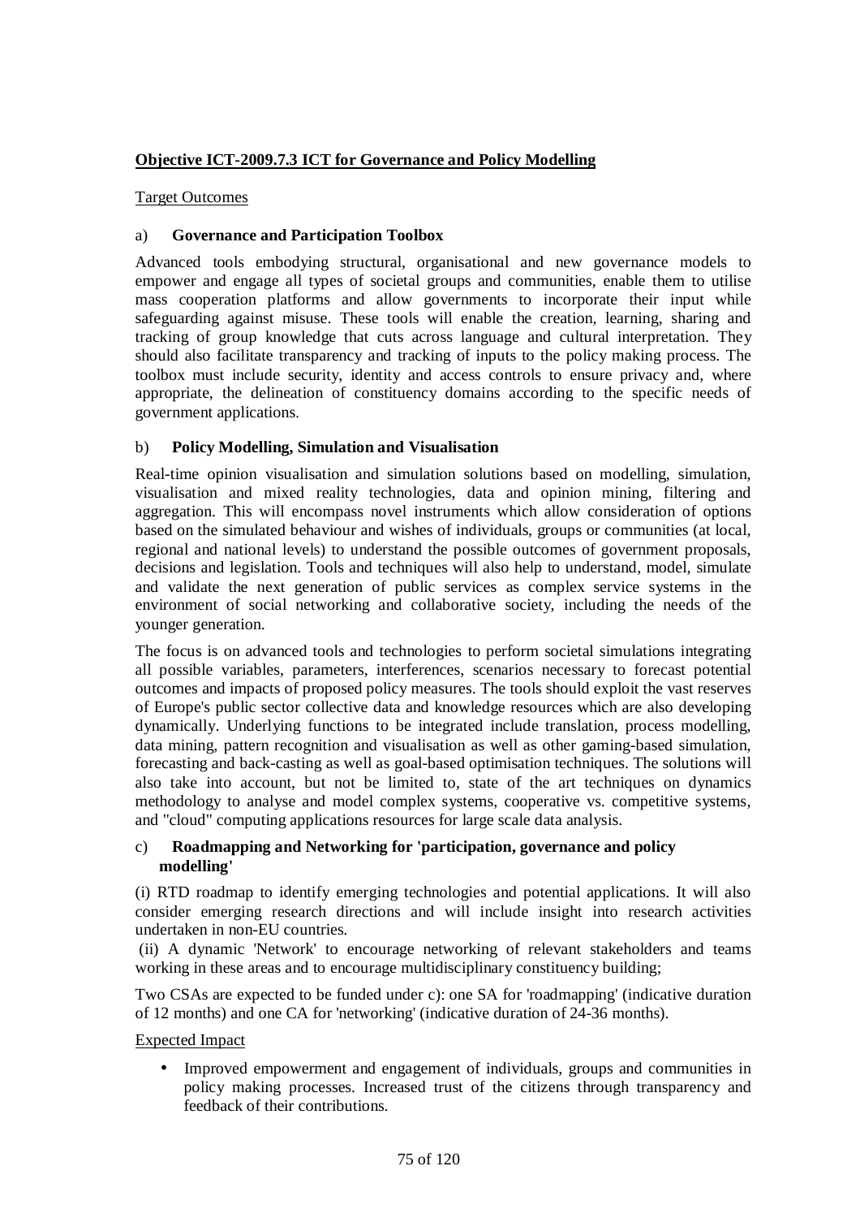**Objective ICT-2009.7.3 ICT for Governance and Policy Modelling**

Target Outcomes

a) **Governance and Participation Toolbox**

Advanced tools embodying structural, organisational and new governance models to empower and engage all types of societal groups and communities, enable them to utilise mass cooperation platforms and allow governments to incorporate their input while safeguarding against misuse. These tools will enable the creation, learning, sharing and tracking of group knowledge that cuts across language and cultural interpretation. They should also facilitate transparency and tracking of inputs to the policy making process. The toolbox must include security, identity and access controls to ensure privacy and, where appropriate, the delineation of constituency domains according to the specific needs of government applications.

b) **Policy Modelling, Simulation and Visualisation**

Real-time opinion visualisation and simulation solutions based on modelling, simulation, visualisation and mixed reality technologies, data and opinion mining, filtering and aggregation. This will encompass novel instruments which allow consideration of options based on the simulated behaviour and wishes of individuals, groups or communities (at local, regional and national levels) to understand the possible outcomes of government proposals, decisions and legislation. Tools and techniques will also help to understand, model, simulate and validate the next generation of public services as complex service systems in the environment of social networking and collaborative society, including the needs of the younger generation.

The focus is on advanced tools and technologies to perform societal simulations integrating all possible variables, parameters, interferences, scenarios necessary to forecast potential outcomes and impacts of proposed policy measures. The tools should exploit the vast reserves of Europe's public sector collective data and knowledge resources which are also developing dynamically. Underlying functions to be integrated include translation, process modelling, data mining, pattern recognition and visualisation as well as other gaming-based simulation, forecasting and back-casting as well as goal-based optimisation techniques. The solutions will also take into account, but not be limited to, state of the art techniques on dynamics methodology to analyse and model complex systems, cooperative vs. competitive systems, and "cloud" computing applications resources for large scale data analysis.

c) **Roadmapping and Networking for 'participation, governance and policy modelling'**

(i) RTD roadmap to identify emerging technologies and potential applications. It will also consider emerging research directions and will include insight into research activities undertaken in non-EU countries.

(ii) A dynamic 'Network' to encourage networking of relevant stakeholders and teams working in these areas and to encourage multidisciplinary constituency building;

Two CSAs are expected to be funded under c): one SA for 'roadmapping' (indicative duration of 12 months) and one CA for 'networking' (indicative duration of 24-36 months).

Expected Impact

- Improved empowerment and engagement of individuals, groups and communities in policy making processes. Increased trust of the citizens through transparency and feedback of their contributions.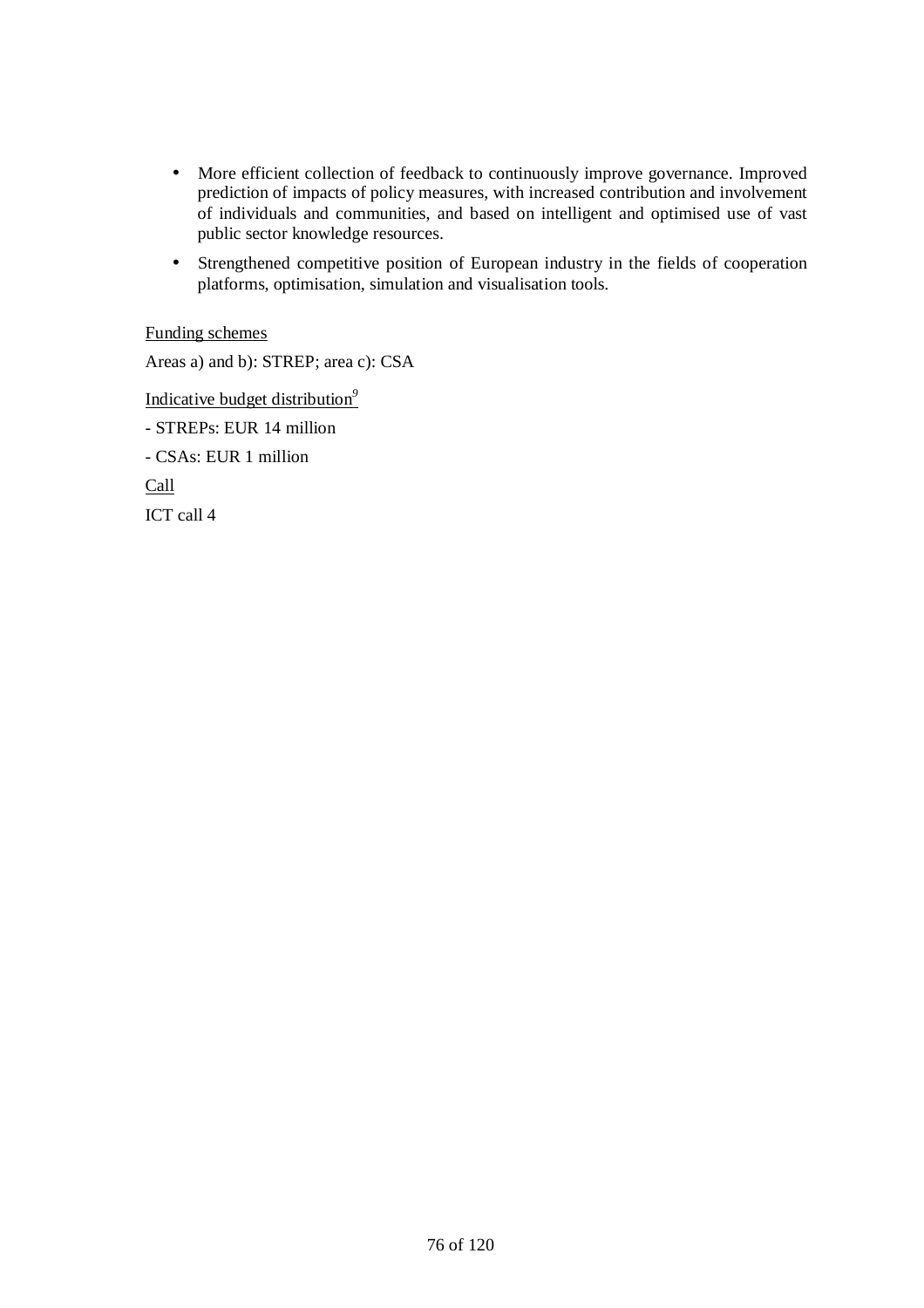- More efficient collection of feedback to continuously improve governance. Improved prediction of impacts of policy measures, with increased contribution and involvement of individuals and communities, and based on intelligent and optimised use of vast public sector knowledge resources.
- Strengthened competitive position of European industry in the fields of cooperation platforms, optimisation, simulation and visualisation tools.

Funding schemes

Areas a) and b): STREP; area c): CSA

Indicative budget distribution[9]

- STREPs: EUR 14 million

- CSAs: EUR 1 million

Call

ICT call 4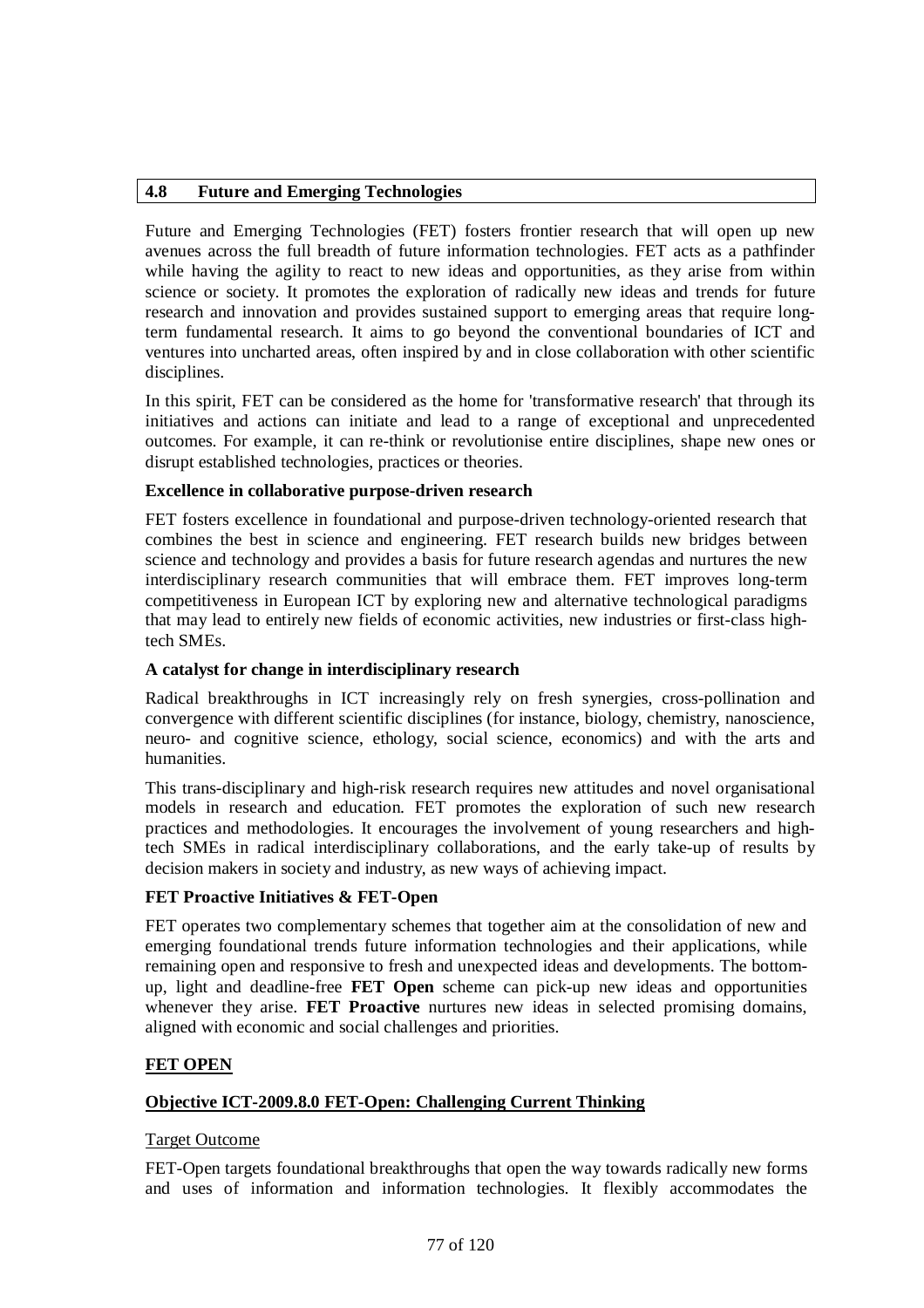## 4.8 Future and Emerging Technologies

Future and Emerging Technologies (FET) fosters frontier research that will open up new avenues across the full breadth of future information technologies. FET acts as a pathfinder while having the agility to react to new ideas and opportunities, as they arise from within science or society. It promotes the exploration of radically new ideas and trends for future research and innovation and provides sustained support to emerging areas that require long-term fundamental research. It aims to go beyond the conventional boundaries of ICT and ventures into uncharted areas, often inspired by and in close collaboration with other scientific disciplines.

In this spirit, FET can be considered as the home for 'transformative research' that through its initiatives and actions can initiate and lead to a range of exceptional and unprecedented outcomes. For example, it can re-think or revolutionise entire disciplines, shape new ones or disrupt established technologies, practices or theories.

**Excellence in collaborative purpose-driven research**

FET fosters excellence in foundational and purpose-driven technology-oriented research that combines the best in science and engineering. FET research builds new bridges between science and technology and provides a basis for future research agendas and nurtures the new interdisciplinary research communities that will embrace them. FET improves long-term competitiveness in European ICT by exploring new and alternative technological paradigms that may lead to entirely new fields of economic activities, new industries or first-class high-tech SMEs.

**A catalyst for change in interdisciplinary research**

Radical breakthroughs in ICT increasingly rely on fresh synergies, cross-pollination and convergence with different scientific disciplines (for instance, biology, chemistry, nanoscience, neuro- and cognitive science, ethology, social science, economics) and with the arts and humanities.

This trans-disciplinary and high-risk research requires new attitudes and novel organisational models in research and education. FET promotes the exploration of such new research practices and methodologies. It encourages the involvement of young researchers and high-tech SMEs in radical interdisciplinary collaborations, and the early take-up of results by decision makers in society and industry, as new ways of achieving impact.

**FET Proactive Initiatives & FET-Open**

FET operates two complementary schemes that together aim at the consolidation of new and emerging foundational trends future information technologies and their applications, while remaining open and responsive to fresh and unexpected ideas and developments. The bottom-up, light and deadline-free **FET Open** scheme can pick-up new ideas and opportunities whenever they arise. **FET Proactive** nurtures new ideas in selected promising domains, aligned with economic and social challenges and priorities.

**FET OPEN**

**Objective ICT-2009.8.0 FET-Open: Challenging Current Thinking**

Target Outcome

FET-Open targets foundational breakthroughs that open the way towards radically new forms and uses of information and information technologies. It flexibly accommodates the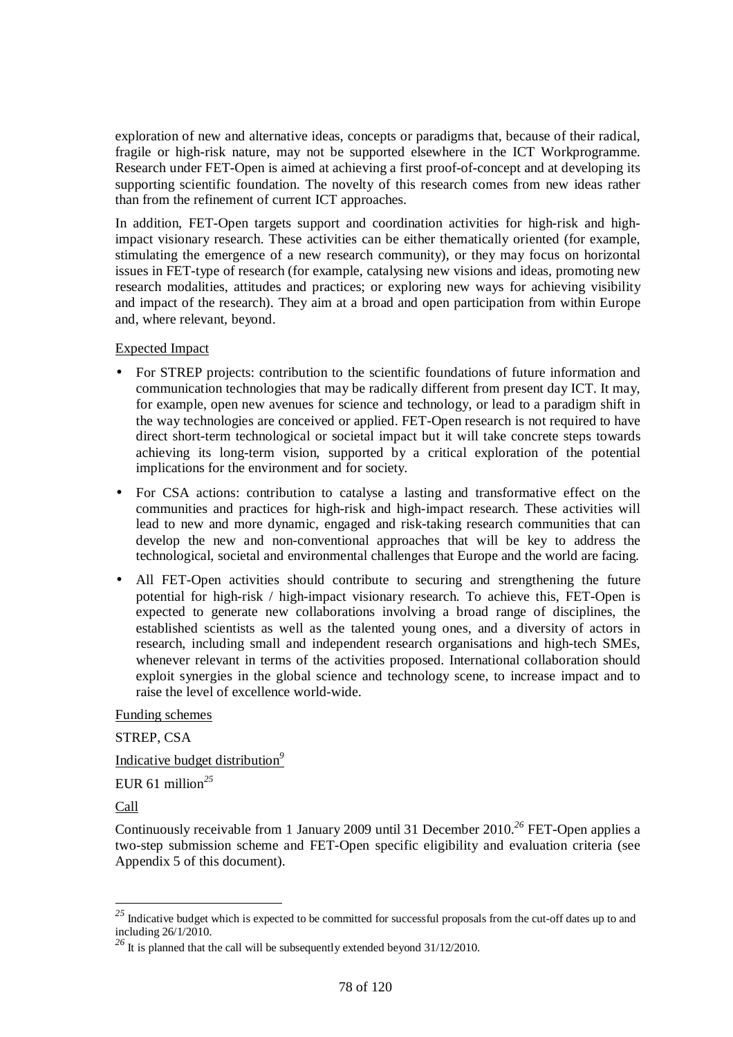exploration of new and alternative ideas, concepts or paradigms that, because of their radical, fragile or high-risk nature, may not be supported elsewhere in the ICT Workprogramme. Research under FET-Open is aimed at achieving a first proof-of-concept and at developing its supporting scientific foundation. The novelty of this research comes from new ideas rather than from the refinement of current ICT approaches.

In addition, FET-Open targets support and coordination activities for high-risk and high-impact visionary research. These activities can be either thematically oriented (for example, stimulating the emergence of a new research community), or they may focus on horizontal issues in FET-type of research (for example, catalysing new visions and ideas, promoting new research modalities, attitudes and practices; or exploring new ways for achieving visibility and impact of the research). They aim at a broad and open participation from within Europe and, where relevant, beyond.

Expected Impact

- For STREP projects: contribution to the scientific foundations of future information and communication technologies that may be radically different from present day ICT. It may, for example, open new avenues for science and technology, or lead to a paradigm shift in the way technologies are conceived or applied. FET-Open research is not required to have direct short-term technological or societal impact but it will take concrete steps towards achieving its long-term vision, supported by a critical exploration of the potential implications for the environment and for society.
- For CSA actions: contribution to catalyse a lasting and transformative effect on the communities and practices for high-risk and high-impact research. These activities will lead to new and more dynamic, engaged and risk-taking research communities that can develop the new and non-conventional approaches that will be key to address the technological, societal and environmental challenges that Europe and the world are facing.
- All FET-Open activities should contribute to securing and strengthening the future potential for high-risk / high-impact visionary research. To achieve this, FET-Open is expected to generate new collaborations involving a broad range of disciplines, the established scientists as well as the talented young ones, and a diversity of actors in research, including small and independent research organisations and high-tech SMEs, whenever relevant in terms of the activities proposed. International collaboration should exploit synergies in the global science and technology scene, to increase impact and to raise the level of excellence world-wide.

Funding schemes

STREP, CSA

Indicative budget distribution[9]

EUR 61 million[25]

Call

Continuously receivable from 1 January 2009 until 31 December 2010.[26] FET-Open applies a two-step submission scheme and FET-Open specific eligibility and evaluation criteria (see Appendix 5 of this document).

---

[25] Indicative budget which is expected to be committed for successful proposals from the cut-off dates up to and including 26/1/2010.

[26] It is planned that the call will be subsequently extended beyond 31/12/2010.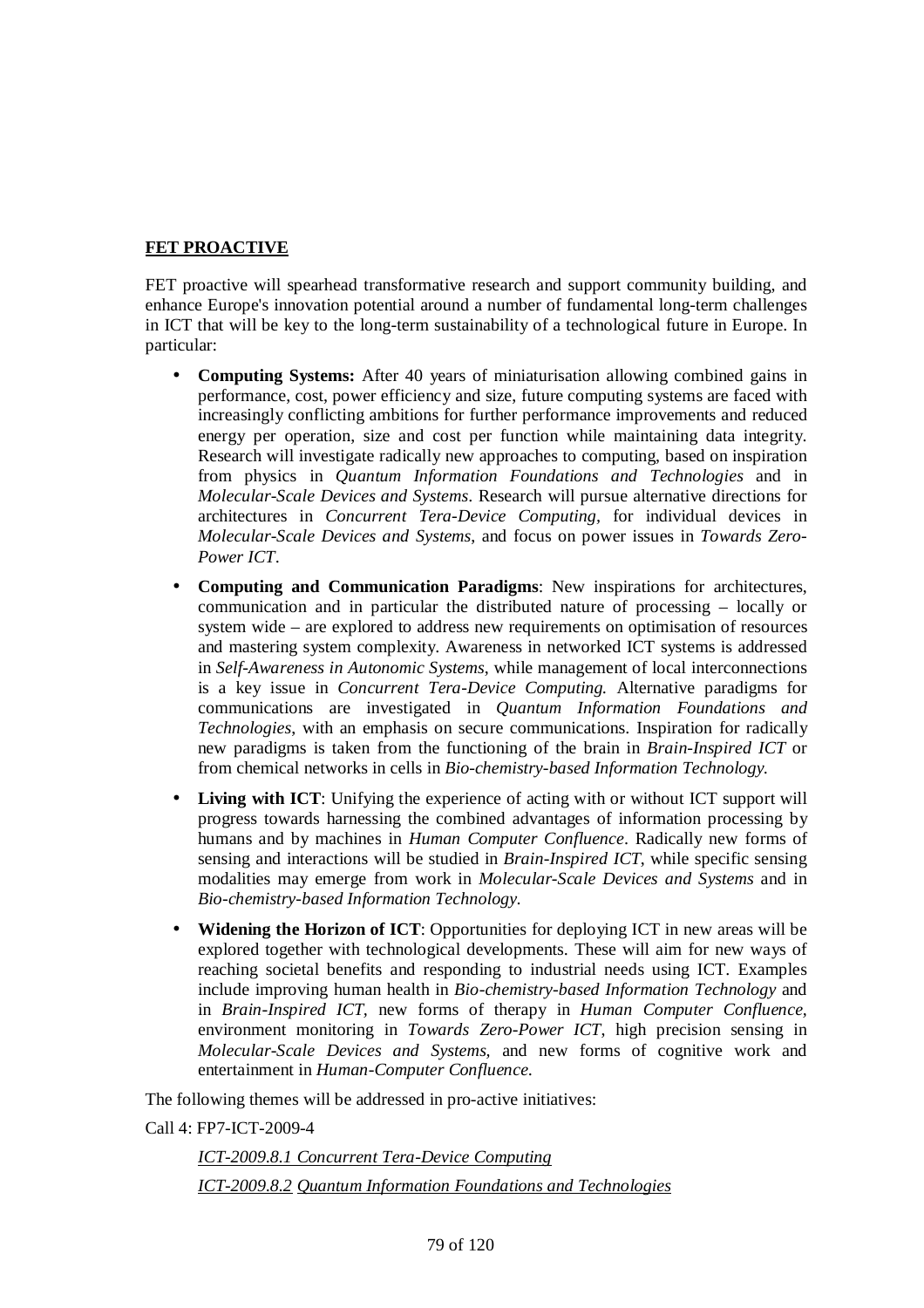**FET PROACTIVE**

FET proactive will spearhead transformative research and support community building, and enhance Europe's innovation potential around a number of fundamental long-term challenges in ICT that will be key to the long-term sustainability of a technological future in Europe. In particular:

- **Computing Systems:** After 40 years of miniaturisation allowing combined gains in performance, cost, power efficiency and size, future computing systems are faced with increasingly conflicting ambitions for further performance improvements and reduced energy per operation, size and cost per function while maintaining data integrity. Research will investigate radically new approaches to computing, based on inspiration from physics in *Quantum Information Foundations and Technologies* and in *Molecular-Scale Devices and Systems*. Research will pursue alternative directions for architectures in *Concurrent Tera-Device Computing*, for individual devices in *Molecular-Scale Devices and Systems*, and focus on power issues in *Towards Zero-Power ICT*.
- **Computing and Communication Paradigms**: New inspirations for architectures, communication and in particular the distributed nature of processing – locally or system wide – are explored to address new requirements on optimisation of resources and mastering system complexity. Awareness in networked ICT systems is addressed in *Self-Awareness in Autonomic Systems*, while management of local interconnections is a key issue in *Concurrent Tera-Device Computing.* Alternative paradigms for communications are investigated in *Quantum Information Foundations and Technologies*, with an emphasis on secure communications. Inspiration for radically new paradigms is taken from the functioning of the brain in *Brain-Inspired ICT* or from chemical networks in cells in *Bio-chemistry-based Information Technology.*
- **Living with ICT**: Unifying the experience of acting with or without ICT support will progress towards harnessing the combined advantages of information processing by humans and by machines in *Human Computer Confluence*. Radically new forms of sensing and interactions will be studied in *Brain-Inspired ICT*, while specific sensing modalities may emerge from work in *Molecular-Scale Devices and Systems* and in *Bio-chemistry-based Information Technology.*
- **Widening the Horizon of ICT**: Opportunities for deploying ICT in new areas will be explored together with technological developments. These will aim for new ways of reaching societal benefits and responding to industrial needs using ICT. Examples include improving human health in *Bio-chemistry-based Information Technology* and in *Brain-Inspired ICT*, new forms of therapy in *Human Computer Confluence*, environment monitoring in *Towards Zero-Power ICT*, high precision sensing in *Molecular-Scale Devices and Systems*, and new forms of cognitive work and entertainment in *Human-Computer Confluence*.

The following themes will be addressed in pro-active initiatives:

Call 4: FP7-ICT-2009-4

*ICT-2009.8.1 Concurrent Tera-Device Computing*

*ICT-2009.8.2 Quantum Information Foundations and Technologies*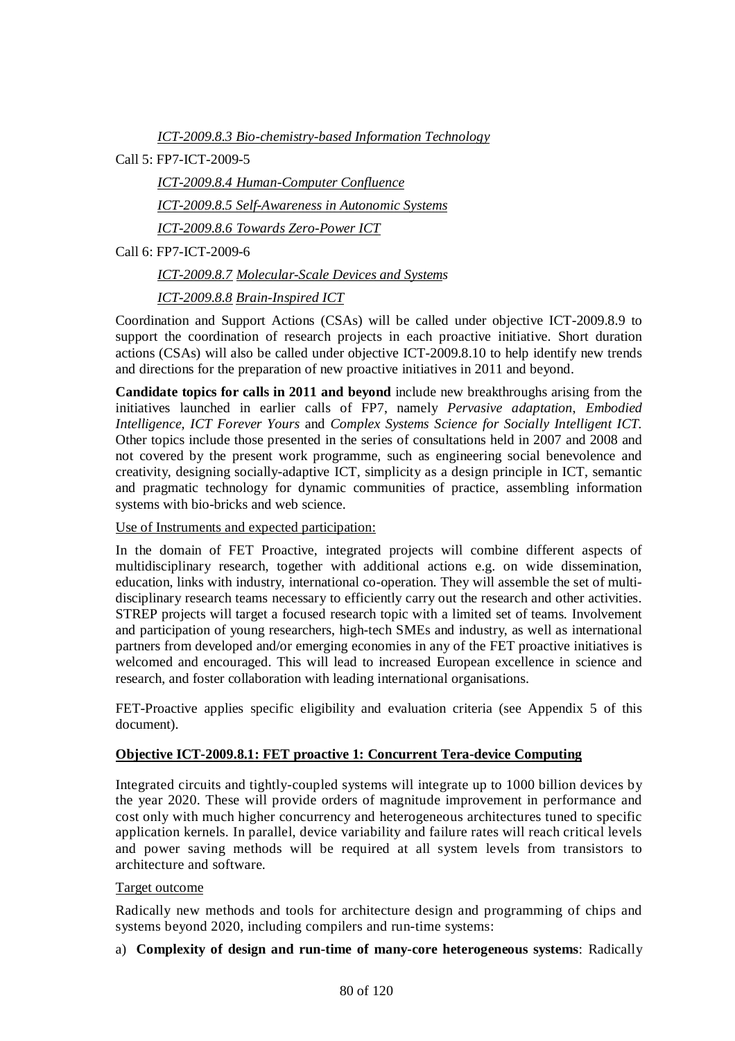*ICT-2009.8.3 Bio-chemistry-based Information Technology*

Call 5: FP7-ICT-2009-5

*ICT-2009.8.4 Human-Computer Confluence*

*ICT-2009.8.5 Self-Awareness in Autonomic Systems*

*ICT-2009.8.6 Towards Zero-Power ICT*

Call 6: FP7-ICT-2009-6

*ICT-2009.8.7 Molecular-Scale Devices and Systems*

*ICT-2009.8.8 Brain-Inspired ICT*

Coordination and Support Actions (CSAs) will be called under objective ICT-2009.8.9 to support the coordination of research projects in each proactive initiative. Short duration actions (CSAs) will also be called under objective ICT-2009.8.10 to help identify new trends and directions for the preparation of new proactive initiatives in 2011 and beyond.

**Candidate topics for calls in 2011 and beyond** include new breakthroughs arising from the initiatives launched in earlier calls of FP7, namely *Pervasive adaptation, Embodied Intelligence, ICT Forever Yours* and *Complex Systems Science for Socially Intelligent ICT.* Other topics include those presented in the series of consultations held in 2007 and 2008 and not covered by the present work programme, such as engineering social benevolence and creativity, designing socially-adaptive ICT, simplicity as a design principle in ICT, semantic and pragmatic technology for dynamic communities of practice, assembling information systems with bio-bricks and web science.

Use of Instruments and expected participation:

In the domain of FET Proactive, integrated projects will combine different aspects of multidisciplinary research, together with additional actions e.g. on wide dissemination, education, links with industry, international co-operation. They will assemble the set of multi-disciplinary research teams necessary to efficiently carry out the research and other activities. STREP projects will target a focused research topic with a limited set of teams. Involvement and participation of young researchers, high-tech SMEs and industry, as well as international partners from developed and/or emerging economies in any of the FET proactive initiatives is welcomed and encouraged. This will lead to increased European excellence in science and research, and foster collaboration with leading international organisations.

FET-Proactive applies specific eligibility and evaluation criteria (see Appendix 5 of this document).

**Objective ICT-2009.8.1: FET proactive 1: Concurrent Tera-device Computing**

Integrated circuits and tightly-coupled systems will integrate up to 1000 billion devices by the year 2020. These will provide orders of magnitude improvement in performance and cost only with much higher concurrency and heterogeneous architectures tuned to specific application kernels. In parallel, device variability and failure rates will reach critical levels and power saving methods will be required at all system levels from transistors to architecture and software.

Target outcome

Radically new methods and tools for architecture design and programming of chips and systems beyond 2020, including compilers and run-time systems:

a) **Complexity of design and run-time of many-core heterogeneous systems**: Radically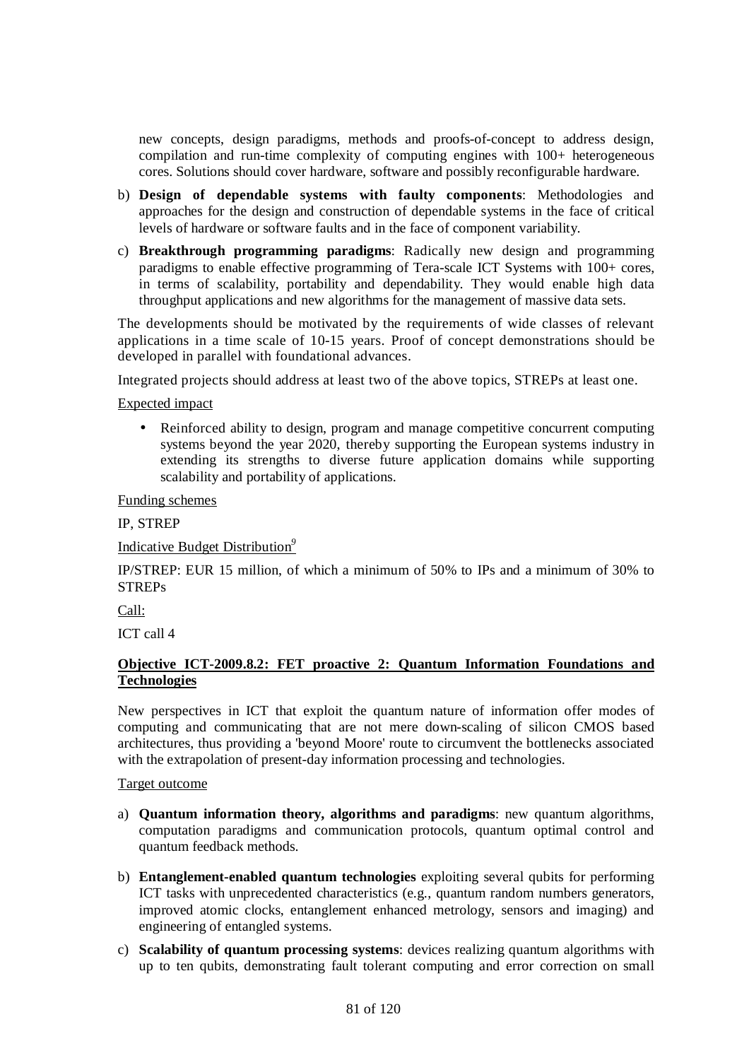new concepts, design paradigms, methods and proofs-of-concept to address design, compilation and run-time complexity of computing engines with 100+ heterogeneous cores. Solutions should cover hardware, software and possibly reconfigurable hardware.

b) **Design of dependable systems with faulty components**: Methodologies and approaches for the design and construction of dependable systems in the face of critical levels of hardware or software faults and in the face of component variability.

c) **Breakthrough programming paradigms**: Radically new design and programming paradigms to enable effective programming of Tera-scale ICT Systems with 100+ cores, in terms of scalability, portability and dependability. They would enable high data throughput applications and new algorithms for the management of massive data sets.

The developments should be motivated by the requirements of wide classes of relevant applications in a time scale of 10-15 years. Proof of concept demonstrations should be developed in parallel with foundational advances.

Integrated projects should address at least two of the above topics, STREPs at least one.

Expected impact

- Reinforced ability to design, program and manage competitive concurrent computing systems beyond the year 2020, thereby supporting the European systems industry in extending its strengths to diverse future application domains while supporting scalability and portability of applications.

Funding schemes

IP, STREP

Indicative Budget Distribution[9]

IP/STREP: EUR 15 million, of which a minimum of 50% to IPs and a minimum of 30% to STREPs

Call:

ICT call 4

**Objective ICT-2009.8.2: FET proactive 2: Quantum Information Foundations and Technologies**

New perspectives in ICT that exploit the quantum nature of information offer modes of computing and communicating that are not mere down-scaling of silicon CMOS based architectures, thus providing a 'beyond Moore' route to circumvent the bottlenecks associated with the extrapolation of present-day information processing and technologies.

Target outcome

a) **Quantum information theory, algorithms and paradigms**: new quantum algorithms, computation paradigms and communication protocols, quantum optimal control and quantum feedback methods.

b) **Entanglement-enabled quantum technologies** exploiting several qubits for performing ICT tasks with unprecedented characteristics (e.g., quantum random numbers generators, improved atomic clocks, entanglement enhanced metrology, sensors and imaging) and engineering of entangled systems.

c) **Scalability of quantum processing systems**: devices realizing quantum algorithms with up to ten qubits, demonstrating fault tolerant computing and error correction on small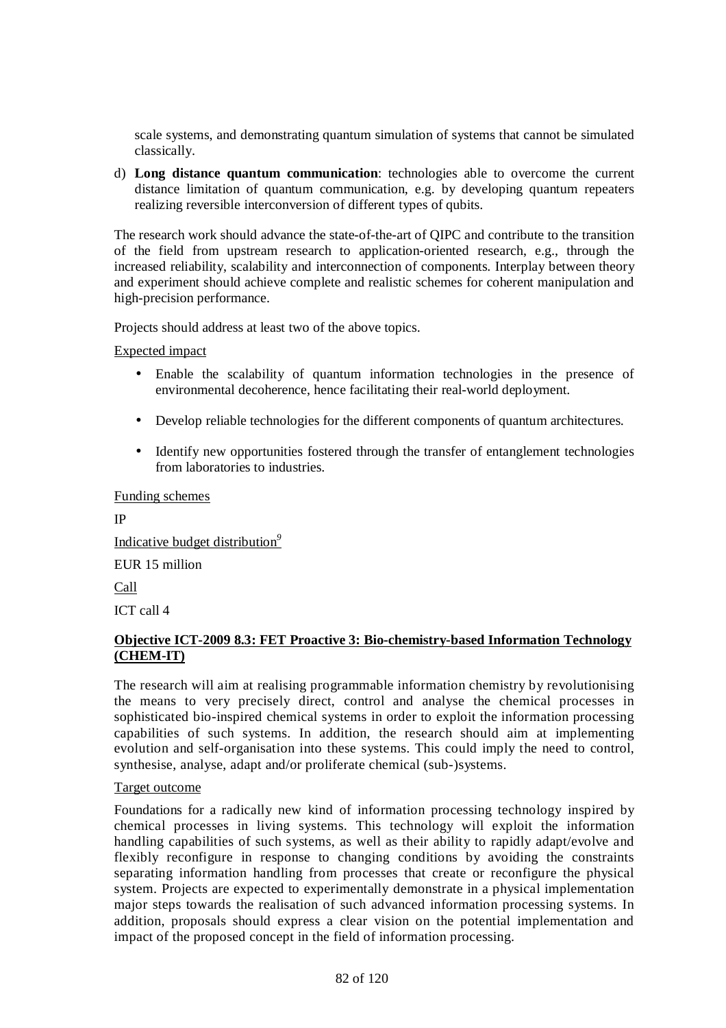scale systems, and demonstrating quantum simulation of systems that cannot be simulated classically.

d) **Long distance quantum communication**: technologies able to overcome the current distance limitation of quantum communication, e.g. by developing quantum repeaters realizing reversible interconversion of different types of qubits.

The research work should advance the state-of-the-art of QIPC and contribute to the transition of the field from upstream research to application-oriented research, e.g., through the increased reliability, scalability and interconnection of components. Interplay between theory and experiment should achieve complete and realistic schemes for coherent manipulation and high-precision performance.

Projects should address at least two of the above topics.

Expected impact

- Enable the scalability of quantum information technologies in the presence of environmental decoherence, hence facilitating their real-world deployment.
- Develop reliable technologies for the different components of quantum architectures.
- Identify new opportunities fostered through the transfer of entanglement technologies from laboratories to industries.

Funding schemes

IP

Indicative budget distribution[9]

EUR 15 million

Call

ICT call 4

**Objective ICT-2009 8.3: FET Proactive 3: Bio-chemistry-based Information Technology (CHEM-IT)**

The research will aim at realising programmable information chemistry by revolutionising the means to very precisely direct, control and analyse the chemical processes in sophisticated bio-inspired chemical systems in order to exploit the information processing capabilities of such systems. In addition, the research should aim at implementing evolution and self-organisation into these systems. This could imply the need to control, synthesise, analyse, adapt and/or proliferate chemical (sub-)systems.

Target outcome

Foundations for a radically new kind of information processing technology inspired by chemical processes in living systems. This technology will exploit the information handling capabilities of such systems, as well as their ability to rapidly adapt/evolve and flexibly reconfigure in response to changing conditions by avoiding the constraints separating information handling from processes that create or reconfigure the physical system. Projects are expected to experimentally demonstrate in a physical implementation major steps towards the realisation of such advanced information processing systems. In addition, proposals should express a clear vision on the potential implementation and impact of the proposed concept in the field of information processing.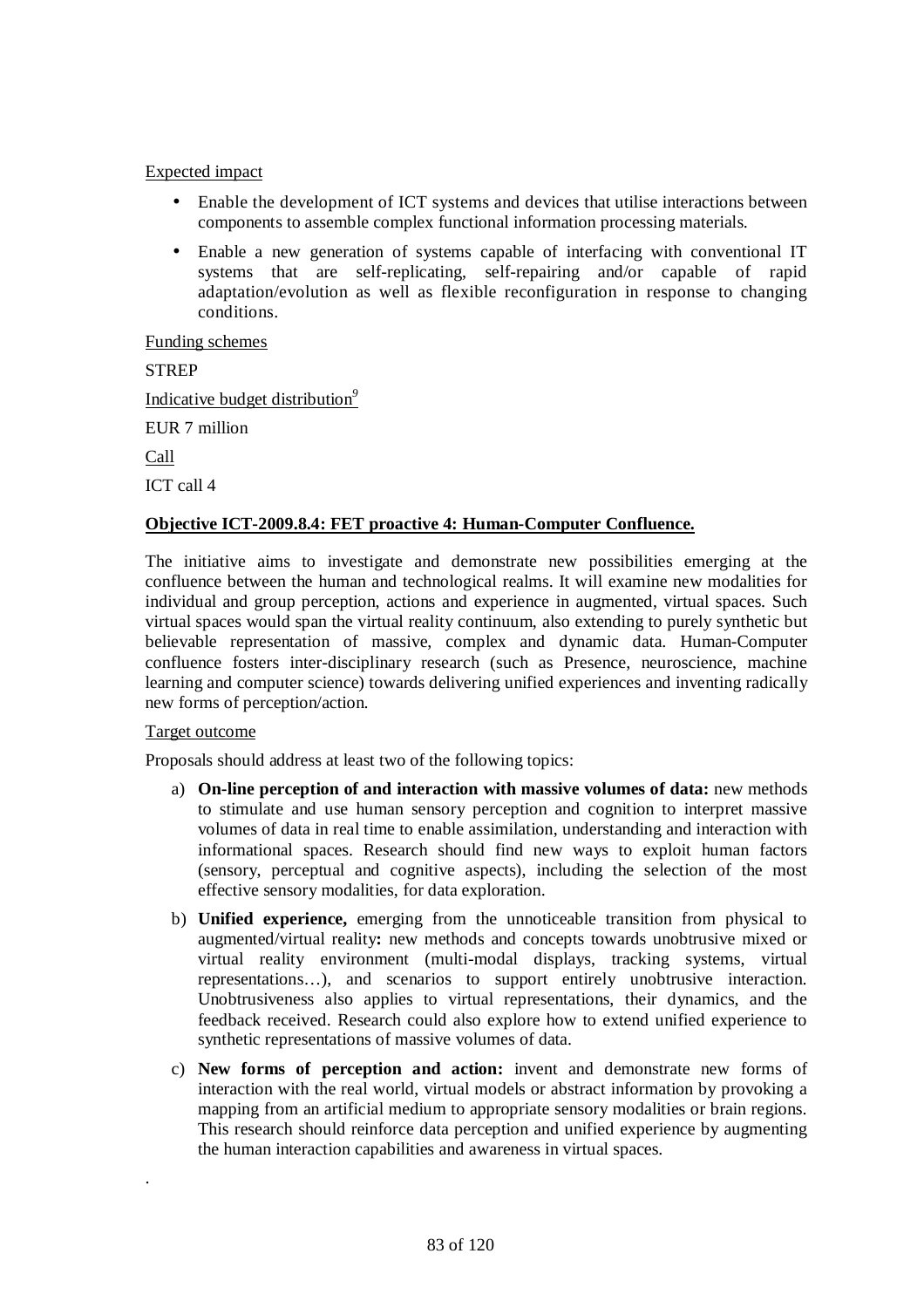Expected impact

- Enable the development of ICT systems and devices that utilise interactions between components to assemble complex functional information processing materials.
- Enable a new generation of systems capable of interfacing with conventional IT systems that are self-replicating, self-repairing and/or capable of rapid adaptation/evolution as well as flexible reconfiguration in response to changing conditions.

Funding schemes

STREP

Indicative budget distribution[9]

EUR 7 million

Call

ICT call 4

**Objective ICT-2009.8.4: FET proactive 4: Human-Computer Confluence.**

The initiative aims to investigate and demonstrate new possibilities emerging at the confluence between the human and technological realms. It will examine new modalities for individual and group perception, actions and experience in augmented, virtual spaces. Such virtual spaces would span the virtual reality continuum, also extending to purely synthetic but believable representation of massive, complex and dynamic data. Human-Computer confluence fosters inter-disciplinary research (such as Presence, neuroscience, machine learning and computer science) towards delivering unified experiences and inventing radically new forms of perception/action.

Target outcome

Proposals should address at least two of the following topics:

a) **On-line perception of and interaction with massive volumes of data:** new methods to stimulate and use human sensory perception and cognition to interpret massive volumes of data in real time to enable assimilation, understanding and interaction with informational spaces. Research should find new ways to exploit human factors (sensory, perceptual and cognitive aspects), including the selection of the most effective sensory modalities, for data exploration.

b) **Unified experience,** emerging from the unnoticeable transition from physical to augmented/virtual reality**:** new methods and concepts towards unobtrusive mixed or virtual reality environment (multi-modal displays, tracking systems, virtual representations…), and scenarios to support entirely unobtrusive interaction. Unobtrusiveness also applies to virtual representations, their dynamics, and the feedback received. Research could also explore how to extend unified experience to synthetic representations of massive volumes of data.

c) **New forms of perception and action:** invent and demonstrate new forms of interaction with the real world, virtual models or abstract information by provoking a mapping from an artificial medium to appropriate sensory modalities or brain regions. This research should reinforce data perception and unified experience by augmenting the human interaction capabilities and awareness in virtual spaces.

.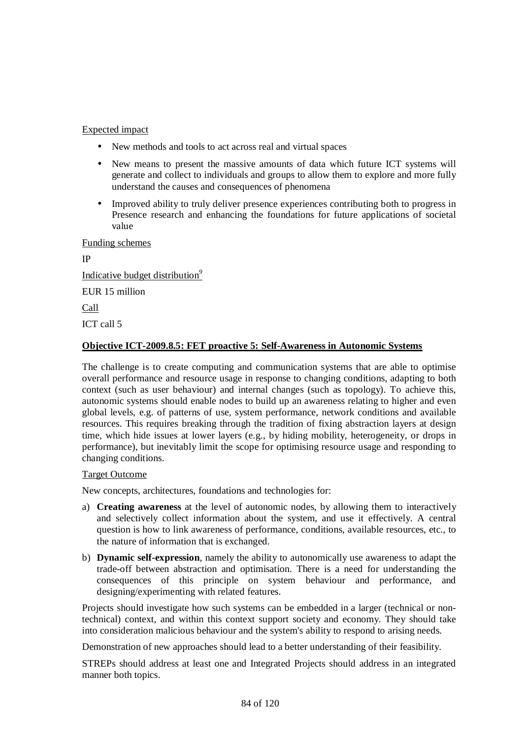Expected impact

- New methods and tools to act across real and virtual spaces
- New means to present the massive amounts of data which future ICT systems will generate and collect to individuals and groups to allow them to explore and more fully understand the causes and consequences of phenomena
- Improved ability to truly deliver presence experiences contributing both to progress in Presence research and enhancing the foundations for future applications of societal value

Funding schemes

IP

Indicative budget distribution[9]

EUR 15 million

Call

ICT call 5

**Objective ICT-2009.8.5: FET proactive 5: Self-Awareness in Autonomic Systems**

The challenge is to create computing and communication systems that are able to optimise overall performance and resource usage in response to changing conditions, adapting to both context (such as user behaviour) and internal changes (such as topology). To achieve this, autonomic systems should enable nodes to build up an awareness relating to higher and even global levels, e.g. of patterns of use, system performance, network conditions and available resources. This requires breaking through the tradition of fixing abstraction layers at design time, which hide issues at lower layers (e.g., by hiding mobility, heterogeneity, or drops in performance), but inevitably limit the scope for optimising resource usage and responding to changing conditions.

Target Outcome

New concepts, architectures, foundations and technologies for:

a) **Creating awareness** at the level of autonomic nodes, by allowing them to interactively and selectively collect information about the system, and use it effectively. A central question is how to link awareness of performance, conditions, available resources, etc., to the nature of information that is exchanged.

b) **Dynamic self-expression**, namely the ability to autonomically use awareness to adapt the trade-off between abstraction and optimisation. There is a need for understanding the consequences of this principle on system behaviour and performance, and designing/experimenting with related features.

Projects should investigate how such systems can be embedded in a larger (technical or non-technical) context, and within this context support society and economy. They should take into consideration malicious behaviour and the system's ability to respond to arising needs.

Demonstration of new approaches should lead to a better understanding of their feasibility.

STREPs should address at least one and Integrated Projects should address in an integrated manner both topics.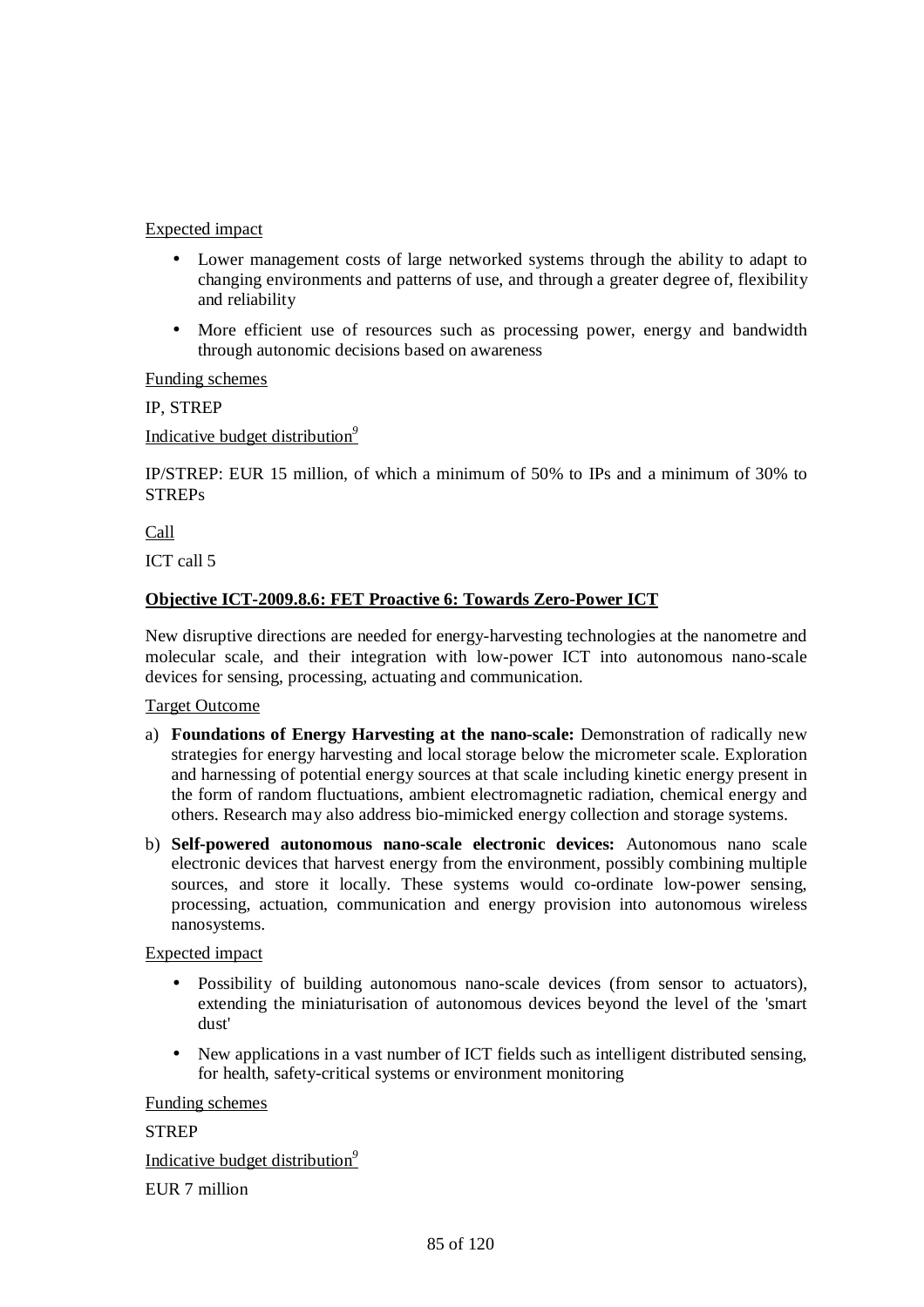Expected impact

- Lower management costs of large networked systems through the ability to adapt to changing environments and patterns of use, and through a greater degree of, flexibility and reliability
- More efficient use of resources such as processing power, energy and bandwidth through autonomic decisions based on awareness

Funding schemes

IP, STREP

Indicative budget distribution[9]

IP/STREP: EUR 15 million, of which a minimum of 50% to IPs and a minimum of 30% to STREPs

Call

ICT call 5

**Objective ICT-2009.8.6: FET Proactive 6: Towards Zero-Power ICT**

New disruptive directions are needed for energy-harvesting technologies at the nanometre and molecular scale, and their integration with low-power ICT into autonomous nano-scale devices for sensing, processing, actuating and communication.

Target Outcome

a) **Foundations of Energy Harvesting at the nano-scale:** Demonstration of radically new strategies for energy harvesting and local storage below the micrometer scale. Exploration and harnessing of potential energy sources at that scale including kinetic energy present in the form of random fluctuations, ambient electromagnetic radiation, chemical energy and others. Research may also address bio-mimicked energy collection and storage systems.

b) **Self-powered autonomous nano-scale electronic devices:** Autonomous nano scale electronic devices that harvest energy from the environment, possibly combining multiple sources, and store it locally. These systems would co-ordinate low-power sensing, processing, actuation, communication and energy provision into autonomous wireless nanosystems.

Expected impact

- Possibility of building autonomous nano-scale devices (from sensor to actuators), extending the miniaturisation of autonomous devices beyond the level of the 'smart dust'
- New applications in a vast number of ICT fields such as intelligent distributed sensing, for health, safety-critical systems or environment monitoring

Funding schemes

STREP

Indicative budget distribution[9]

EUR 7 million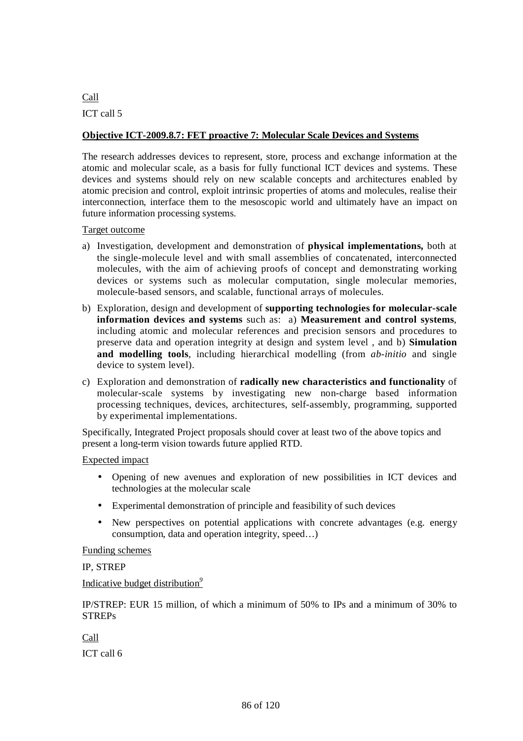Call

ICT call 5

**Objective ICT-2009.8.7: FET proactive 7: Molecular Scale Devices and Systems**

The research addresses devices to represent, store, process and exchange information at the atomic and molecular scale, as a basis for fully functional ICT devices and systems. These devices and systems should rely on new scalable concepts and architectures enabled by atomic precision and control, exploit intrinsic properties of atoms and molecules, realise their interconnection, interface them to the mesoscopic world and ultimately have an impact on future information processing systems.

Target outcome

a) Investigation, development and demonstration of **physical implementations,** both at the single-molecule level and with small assemblies of concatenated, interconnected molecules, with the aim of achieving proofs of concept and demonstrating working devices or systems such as molecular computation, single molecular memories, molecule-based sensors, and scalable, functional arrays of molecules.

b) Exploration, design and development of **supporting technologies for molecular-scale information devices and systems** such as: a) **Measurement and control systems**, including atomic and molecular references and precision sensors and procedures to preserve data and operation integrity at design and system level , and b) **Simulation and modelling tools**, including hierarchical modelling (from *ab-initio* and single device to system level).

c) Exploration and demonstration of **radically new characteristics and functionality** of molecular-scale systems by investigating new non-charge based information processing techniques, devices, architectures, self-assembly, programming, supported by experimental implementations.

Specifically, Integrated Project proposals should cover at least two of the above topics and present a long-term vision towards future applied RTD.

Expected impact

- Opening of new avenues and exploration of new possibilities in ICT devices and technologies at the molecular scale
- Experimental demonstration of principle and feasibility of such devices
- New perspectives on potential applications with concrete advantages (e.g. energy consumption, data and operation integrity, speed…)

Funding schemes

IP, STREP

Indicative budget distribution[9]

IP/STREP: EUR 15 million, of which a minimum of 50% to IPs and a minimum of 30% to STREPs

Call

ICT call 6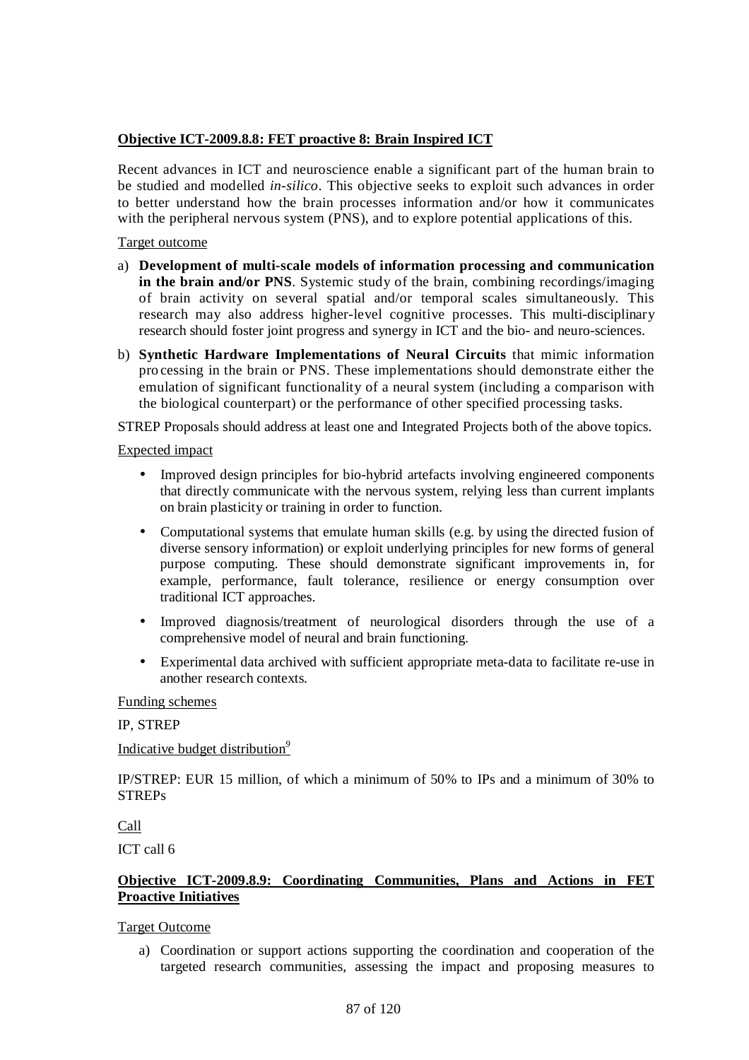**Objective ICT-2009.8.8: FET proactive 8: Brain Inspired ICT**

Recent advances in ICT and neuroscience enable a significant part of the human brain to be studied and modelled *in-silico*. This objective seeks to exploit such advances in order to better understand how the brain processes information and/or how it communicates with the peripheral nervous system (PNS), and to explore potential applications of this.

Target outcome

a) **Development of multi-scale models of information processing and communication in the brain and/or PNS**. Systemic study of the brain, combining recordings/imaging of brain activity on several spatial and/or temporal scales simultaneously. This research may also address higher-level cognitive processes. This multi-disciplinary research should foster joint progress and synergy in ICT and the bio- and neuro-sciences.

b) **Synthetic Hardware Implementations of Neural Circuits** that mimic information processing in the brain or PNS. These implementations should demonstrate either the emulation of significant functionality of a neural system (including a comparison with the biological counterpart) or the performance of other specified processing tasks.

STREP Proposals should address at least one and Integrated Projects both of the above topics.

Expected impact

- Improved design principles for bio-hybrid artefacts involving engineered components that directly communicate with the nervous system, relying less than current implants on brain plasticity or training in order to function.
- Computational systems that emulate human skills (e.g. by using the directed fusion of diverse sensory information) or exploit underlying principles for new forms of general purpose computing. These should demonstrate significant improvements in, for example, performance, fault tolerance, resilience or energy consumption over traditional ICT approaches.
- Improved diagnosis/treatment of neurological disorders through the use of a comprehensive model of neural and brain functioning.
- Experimental data archived with sufficient appropriate meta-data to facilitate re-use in another research contexts.

Funding schemes

IP, STREP

Indicative budget distribution[9]

IP/STREP: EUR 15 million, of which a minimum of 50% to IPs and a minimum of 30% to STREPs

Call

ICT call 6

**Objective ICT-2009.8.9: Coordinating Communities, Plans and Actions in FET Proactive Initiatives**

Target Outcome

a) Coordination or support actions supporting the coordination and cooperation of the targeted research communities, assessing the impact and proposing measures to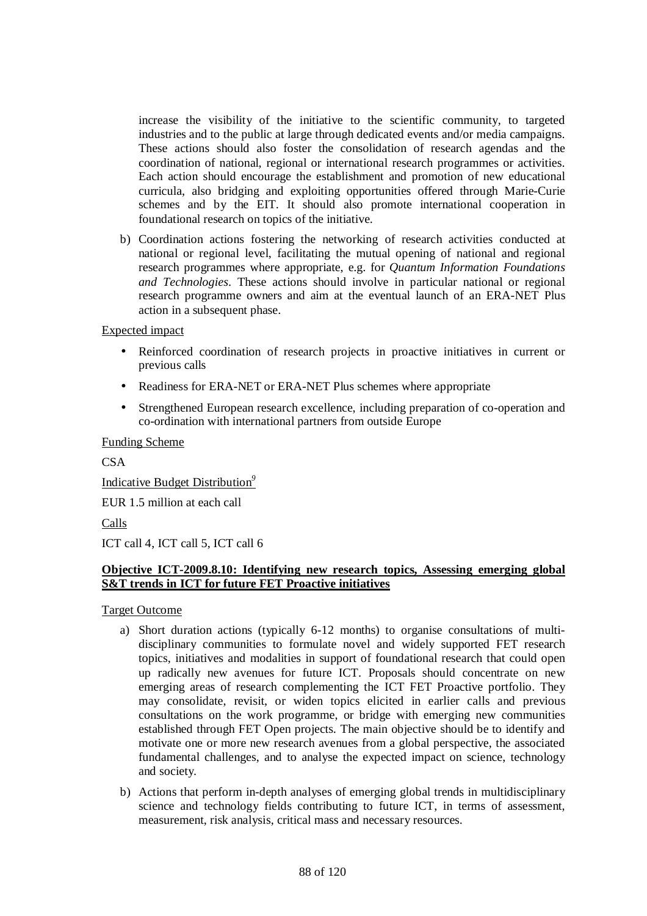increase the visibility of the initiative to the scientific community, to targeted industries and to the public at large through dedicated events and/or media campaigns. These actions should also foster the consolidation of research agendas and the coordination of national, regional or international research programmes or activities. Each action should encourage the establishment and promotion of new educational curricula, also bridging and exploiting opportunities offered through Marie-Curie schemes and by the EIT. It should also promote international cooperation in foundational research on topics of the initiative.

b) Coordination actions fostering the networking of research activities conducted at national or regional level, facilitating the mutual opening of national and regional research programmes where appropriate, e.g. for *Quantum Information Foundations and Technologies*. These actions should involve in particular national or regional research programme owners and aim at the eventual launch of an ERA-NET Plus action in a subsequent phase.

Expected impact

- Reinforced coordination of research projects in proactive initiatives in current or previous calls
- Readiness for ERA-NET or ERA-NET Plus schemes where appropriate
- Strengthened European research excellence, including preparation of co-operation and co-ordination with international partners from outside Europe

Funding Scheme

CSA

Indicative Budget Distribution[9]

EUR 1.5 million at each call

Calls

ICT call 4, ICT call 5, ICT call 6

**Objective ICT-2009.8.10: Identifying new research topics, Assessing emerging global S&T trends in ICT for future FET Proactive initiatives**

Target Outcome

a) Short duration actions (typically 6-12 months) to organise consultations of multi-disciplinary communities to formulate novel and widely supported FET research topics, initiatives and modalities in support of foundational research that could open up radically new avenues for future ICT. Proposals should concentrate on new emerging areas of research complementing the ICT FET Proactive portfolio. They may consolidate, revisit, or widen topics elicited in earlier calls and previous consultations on the work programme, or bridge with emerging new communities established through FET Open projects. The main objective should be to identify and motivate one or more new research avenues from a global perspective, the associated fundamental challenges, and to analyse the expected impact on science, technology and society.

b) Actions that perform in-depth analyses of emerging global trends in multidisciplinary science and technology fields contributing to future ICT, in terms of assessment, measurement, risk analysis, critical mass and necessary resources.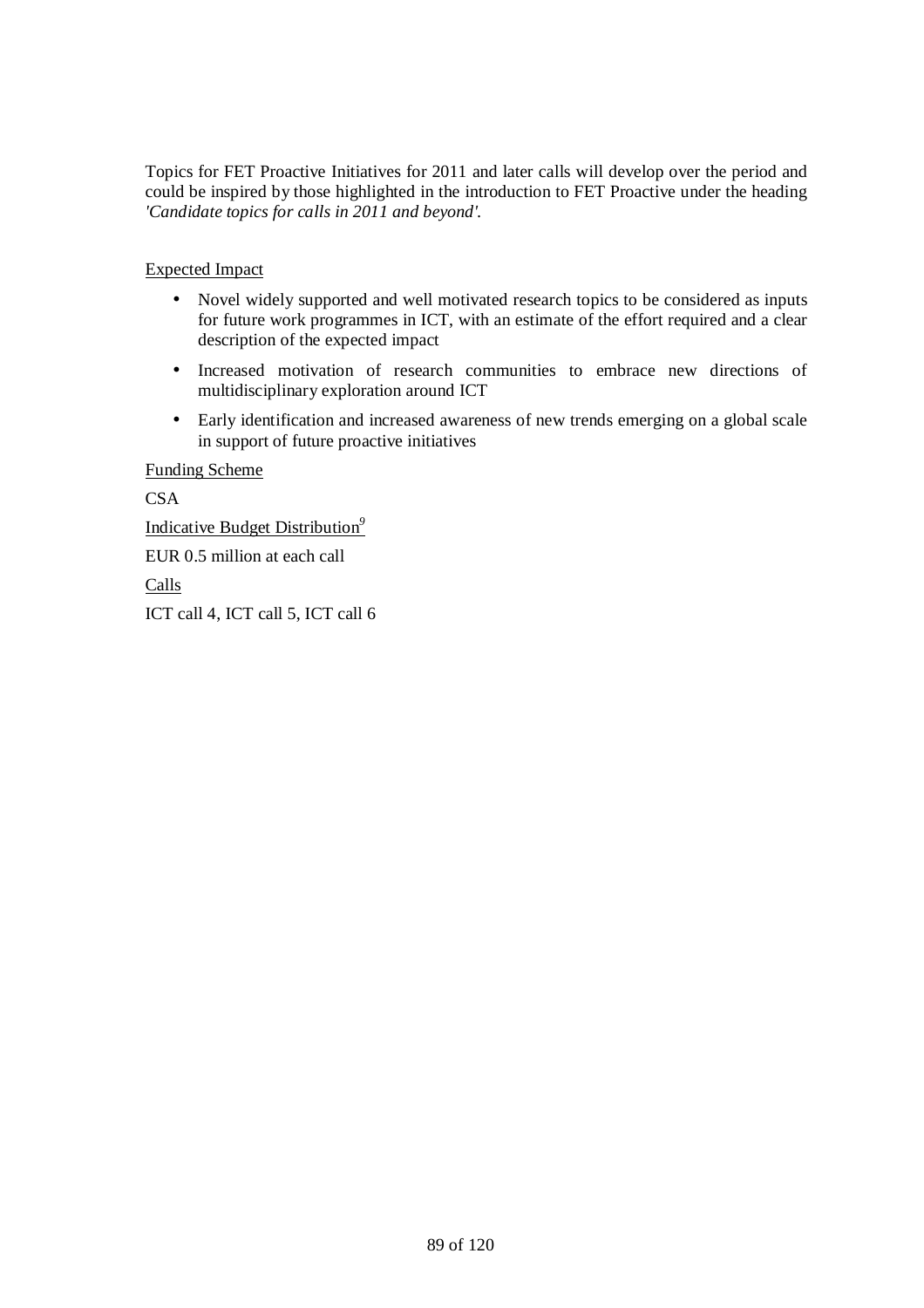Topics for FET Proactive Initiatives for 2011 and later calls will develop over the period and could be inspired by those highlighted in the introduction to FET Proactive under the heading *'Candidate topics for calls in 2011 and beyond'.*

Expected Impact

- Novel widely supported and well motivated research topics to be considered as inputs for future work programmes in ICT, with an estimate of the effort required and a clear description of the expected impact
- Increased motivation of research communities to embrace new directions of multidisciplinary exploration around ICT
- Early identification and increased awareness of new trends emerging on a global scale in support of future proactive initiatives

Funding Scheme

CSA

Indicative Budget Distribution[9]

EUR 0.5 million at each call

Calls

ICT call 4, ICT call 5, ICT call 6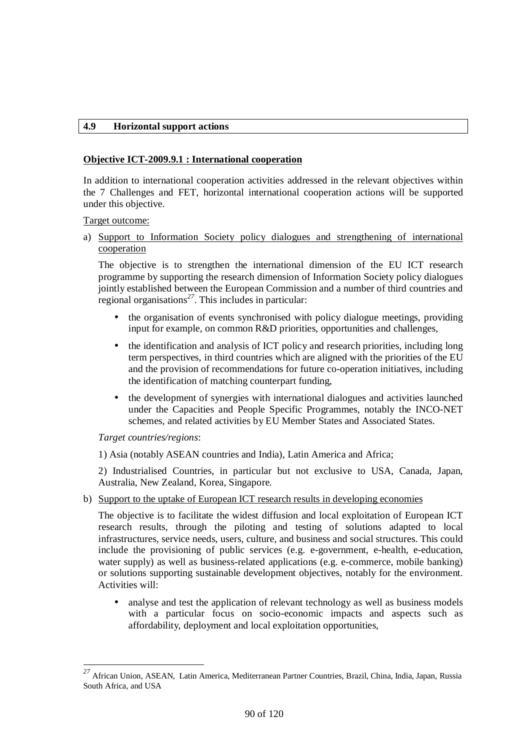## 4.9 Horizontal support actions

**Objective ICT-2009.9.1 : International cooperation**

In addition to international cooperation activities addressed in the relevant objectives within the 7 Challenges and FET, horizontal international cooperation actions will be supported under this objective.

Target outcome:

a) Support to Information Society policy dialogues and strengthening of international cooperation

   The objective is to strengthen the international dimension of the EU ICT research programme by supporting the research dimension of Information Society policy dialogues jointly established between the European Commission and a number of third countries and regional organisations[27]. This includes in particular:

   - the organisation of events synchronised with policy dialogue meetings, providing input for example, on common R&D priorities, opportunities and challenges,
   - the identification and analysis of ICT policy and research priorities, including long term perspectives, in third countries which are aligned with the priorities of the EU and the provision of recommendations for future co-operation initiatives, including the identification of matching counterpart funding,
   - the development of synergies with international dialogues and activities launched under the Capacities and People Specific Programmes, notably the INCO-NET schemes, and related activities by EU Member States and Associated States.

   *Target countries/regions*:

   1) Asia (notably ASEAN countries and India), Latin America and Africa;

   2) Industrialised Countries, in particular but not exclusive to USA, Canada, Japan, Australia, New Zealand, Korea, Singapore.

b) Support to the uptake of European ICT research results in developing economies

   The objective is to facilitate the widest diffusion and local exploitation of European ICT research results, through the piloting and testing of solutions adapted to local infrastructures, service needs, users, culture, and business and social structures. This could include the provisioning of public services (e.g. e-government, e-health, e-education, water supply) as well as business-related applications (e.g. e-commerce, mobile banking) or solutions supporting sustainable development objectives, notably for the environment. Activities will:

   - analyse and test the application of relevant technology as well as business models with a particular focus on socio-economic impacts and aspects such as affordability, deployment and local exploitation opportunities,

---

[27] African Union, ASEAN, Latin America, Mediterranean Partner Countries, Brazil, China, India, Japan, Russia South Africa, and USA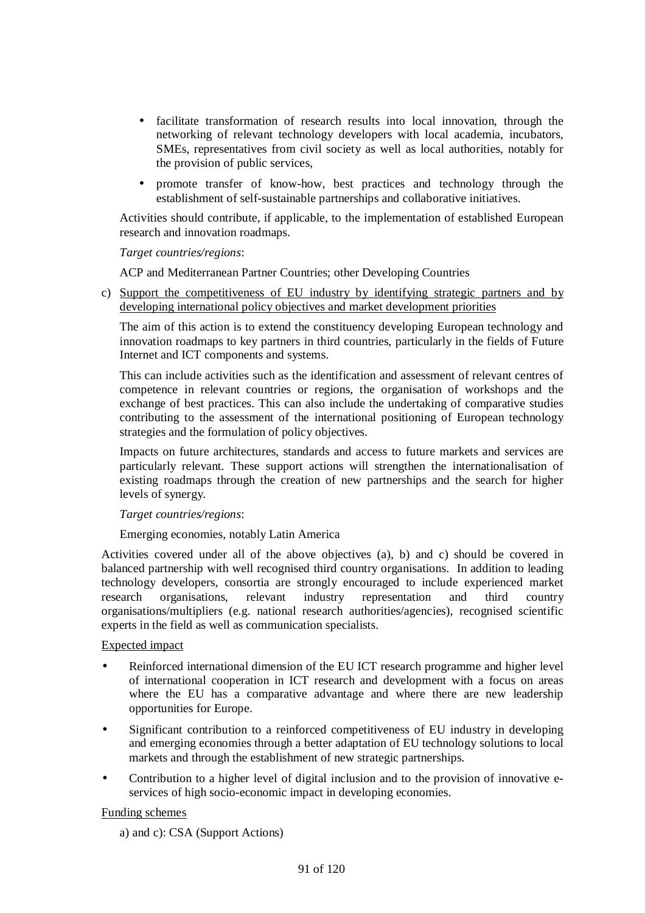- facilitate transformation of research results into local innovation, through the networking of relevant technology developers with local academia, incubators, SMEs, representatives from civil society as well as local authorities, notably for the provision of public services,
- promote transfer of know-how, best practices and technology through the establishment of self-sustainable partnerships and collaborative initiatives.

Activities should contribute, if applicable, to the implementation of established European research and innovation roadmaps.

*Target countries/regions*:

ACP and Mediterranean Partner Countries; other Developing Countries

c) <u>Support the competitiveness of EU industry by identifying strategic partners and by developing international policy objectives and market development priorities</u>

The aim of this action is to extend the constituency developing European technology and innovation roadmaps to key partners in third countries, particularly in the fields of Future Internet and ICT components and systems.

This can include activities such as the identification and assessment of relevant centres of competence in relevant countries or regions, the organisation of workshops and the exchange of best practices. This can also include the undertaking of comparative studies contributing to the assessment of the international positioning of European technology strategies and the formulation of policy objectives.

Impacts on future architectures, standards and access to future markets and services are particularly relevant. These support actions will strengthen the internationalisation of existing roadmaps through the creation of new partnerships and the search for higher levels of synergy.

*Target countries/regions*:

Emerging economies, notably Latin America

Activities covered under all of the above objectives (a), b) and c) should be covered in balanced partnership with well recognised third country organisations. In addition to leading technology developers, consortia are strongly encouraged to include experienced market research organisations, relevant industry representation and third country organisations/multipliers (e.g. national research authorities/agencies), recognised scientific experts in the field as well as communication specialists.

<u>Expected impact</u>

- Reinforced international dimension of the EU ICT research programme and higher level of international cooperation in ICT research and development with a focus on areas where the EU has a comparative advantage and where there are new leadership opportunities for Europe.
- Significant contribution to a reinforced competitiveness of EU industry in developing and emerging economies through a better adaptation of EU technology solutions to local markets and through the establishment of new strategic partnerships.
- Contribution to a higher level of digital inclusion and to the provision of innovative e-services of high socio-economic impact in developing economies.

<u>Funding schemes</u>

a) and c): CSA (Support Actions)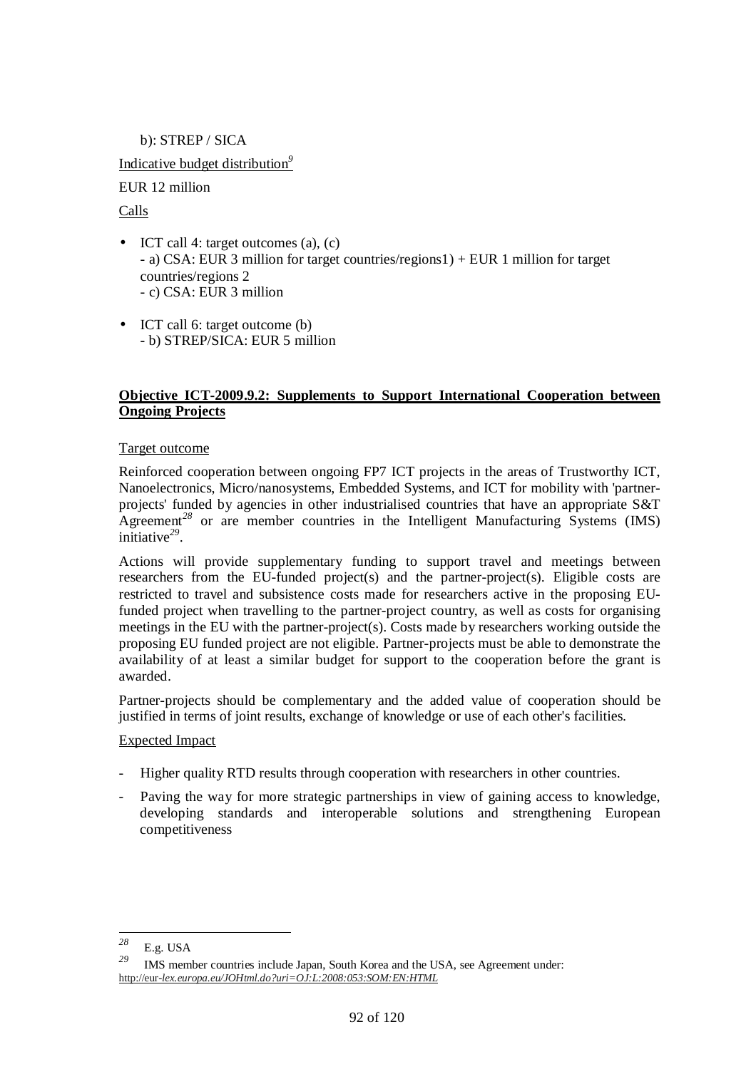b): STREP / SICA

Indicative budget distribution[9]

EUR 12 million

Calls

- ICT call 4: target outcomes (a), (c)
  - a) CSA: EUR 3 million for target countries/regions1) + EUR 1 million for target countries/regions 2
  - c) CSA: EUR 3 million
- ICT call 6: target outcome (b)
  - b) STREP/SICA: EUR 5 million

**Objective ICT-2009.9.2: Supplements to Support International Cooperation between Ongoing Projects**

Target outcome

Reinforced cooperation between ongoing FP7 ICT projects in the areas of Trustworthy ICT, Nanoelectronics, Micro/nanosystems, Embedded Systems, and ICT for mobility with 'partner-projects' funded by agencies in other industrialised countries that have an appropriate S&T Agreement[28] or are member countries in the Intelligent Manufacturing Systems (IMS) initiative[29].

Actions will provide supplementary funding to support travel and meetings between researchers from the EU-funded project(s) and the partner-project(s). Eligible costs are restricted to travel and subsistence costs made for researchers active in the proposing EU-funded project when travelling to the partner-project country, as well as costs for organising meetings in the EU with the partner-project(s). Costs made by researchers working outside the proposing EU funded project are not eligible. Partner-projects must be able to demonstrate the availability of at least a similar budget for support to the cooperation before the grant is awarded.

Partner-projects should be complementary and the added value of cooperation should be justified in terms of joint results, exchange of knowledge or use of each other's facilities.

Expected Impact

- Higher quality RTD results through cooperation with researchers in other countries.
- Paving the way for more strategic partnerships in view of gaining access to knowledge, developing standards and interoperable solutions and strengthening European competitiveness

---

[28] E.g. USA

[29] IMS member countries include Japan, South Korea and the USA, see Agreement under: http://eur-lex.europa.eu/JOHtml.do?uri=OJ:L:2008:053:SOM:EN:HTML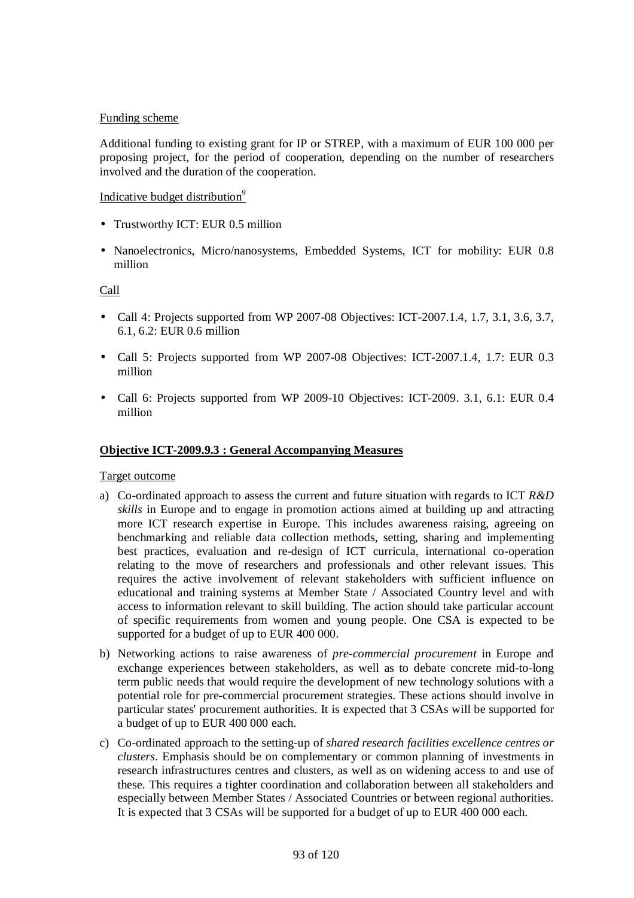Funding scheme

Additional funding to existing grant for IP or STREP, with a maximum of EUR 100 000 per proposing project, for the period of cooperation, depending on the number of researchers involved and the duration of the cooperation.

Indicative budget distribution[9]

- Trustworthy ICT: EUR 0.5 million
- Nanoelectronics, Micro/nanosystems, Embedded Systems, ICT for mobility: EUR 0.8 million

Call

- Call 4: Projects supported from WP 2007-08 Objectives: ICT-2007.1.4, 1.7, 3.1, 3.6, 3.7, 6.1, 6.2: EUR 0.6 million
- Call 5: Projects supported from WP 2007-08 Objectives: ICT-2007.1.4, 1.7: EUR 0.3 million
- Call 6: Projects supported from WP 2009-10 Objectives: ICT-2009. 3.1, 6.1: EUR 0.4 million

**Objective ICT-2009.9.3 : General Accompanying Measures**

Target outcome

a) Co-ordinated approach to assess the current and future situation with regards to ICT *R&D skills* in Europe and to engage in promotion actions aimed at building up and attracting more ICT research expertise in Europe. This includes awareness raising, agreeing on benchmarking and reliable data collection methods, setting, sharing and implementing best practices, evaluation and re-design of ICT curricula, international co-operation relating to the move of researchers and professionals and other relevant issues. This requires the active involvement of relevant stakeholders with sufficient influence on educational and training systems at Member State / Associated Country level and with access to information relevant to skill building. The action should take particular account of specific requirements from women and young people. One CSA is expected to be supported for a budget of up to EUR 400 000.

b) Networking actions to raise awareness of *pre-commercial procurement* in Europe and exchange experiences between stakeholders, as well as to debate concrete mid-to-long term public needs that would require the development of new technology solutions with a potential role for pre-commercial procurement strategies. These actions should involve in particular states' procurement authorities. It is expected that 3 CSAs will be supported for a budget of up to EUR 400 000 each.

c) Co-ordinated approach to the setting-up of *shared research facilities excellence centres or clusters*. Emphasis should be on complementary or common planning of investments in research infrastructures centres and clusters, as well as on widening access to and use of these. This requires a tighter coordination and collaboration between all stakeholders and especially between Member States / Associated Countries or between regional authorities. It is expected that 3 CSAs will be supported for a budget of up to EUR 400 000 each.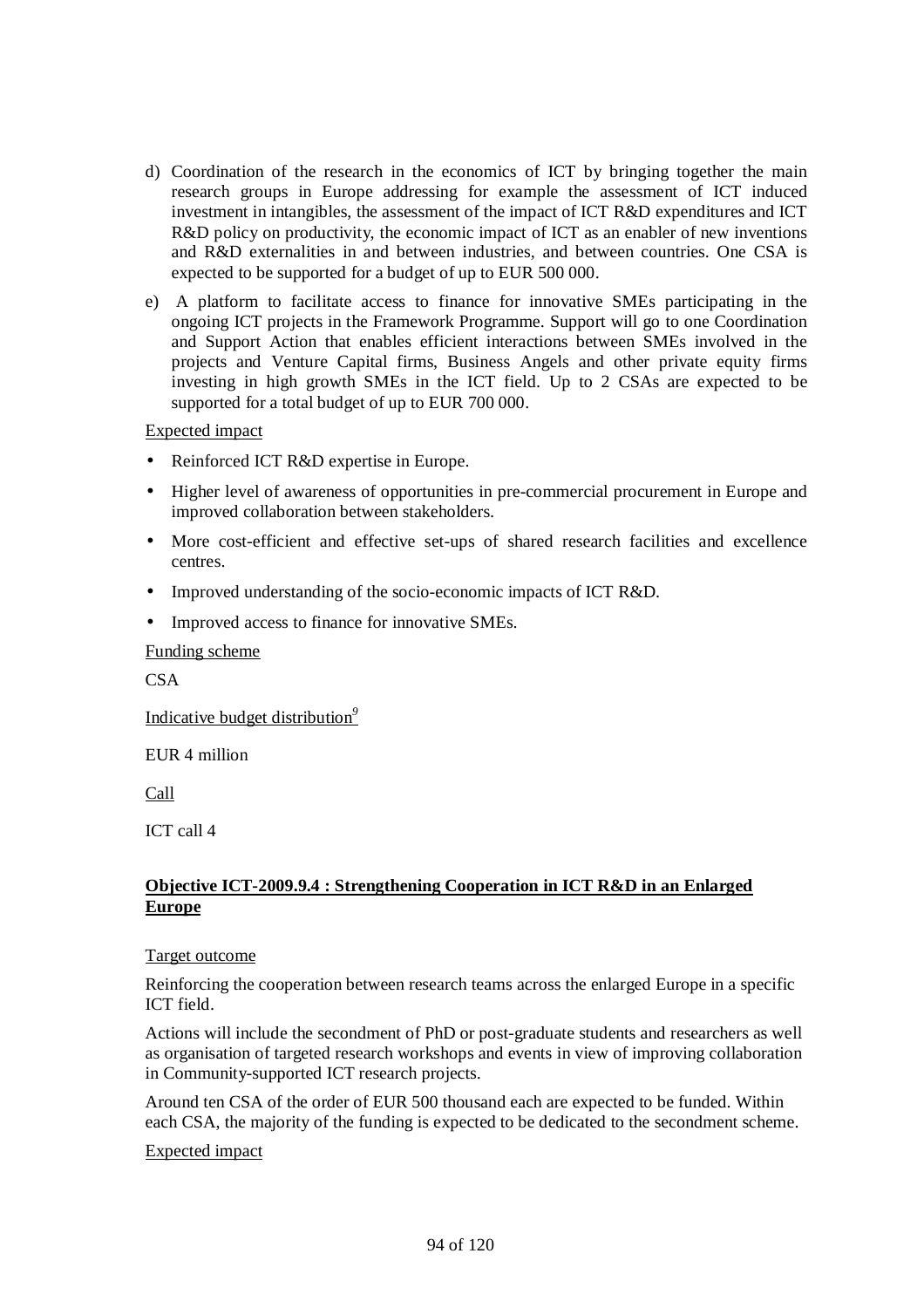d) Coordination of the research in the economics of ICT by bringing together the main research groups in Europe addressing for example the assessment of ICT induced investment in intangibles, the assessment of the impact of ICT R&D expenditures and ICT R&D policy on productivity, the economic impact of ICT as an enabler of new inventions and R&D externalities in and between industries, and between countries. One CSA is expected to be supported for a budget of up to EUR 500 000.

e) A platform to facilitate access to finance for innovative SMEs participating in the ongoing ICT projects in the Framework Programme. Support will go to one Coordination and Support Action that enables efficient interactions between SMEs involved in the projects and Venture Capital firms, Business Angels and other private equity firms investing in high growth SMEs in the ICT field. Up to 2 CSAs are expected to be supported for a total budget of up to EUR 700 000.

Expected impact

- Reinforced ICT R&D expertise in Europe.
- Higher level of awareness of opportunities in pre-commercial procurement in Europe and improved collaboration between stakeholders.
- More cost-efficient and effective set-ups of shared research facilities and excellence centres.
- Improved understanding of the socio-economic impacts of ICT R&D.
- Improved access to finance for innovative SMEs.

Funding scheme

CSA

Indicative budget distribution[9]

EUR 4 million

Call

ICT call 4

### Objective ICT-2009.9.4 : Strengthening Cooperation in ICT R&D in an Enlarged Europe

Target outcome

Reinforcing the cooperation between research teams across the enlarged Europe in a specific ICT field.

Actions will include the secondment of PhD or post-graduate students and researchers as well as organisation of targeted research workshops and events in view of improving collaboration in Community-supported ICT research projects.

Around ten CSA of the order of EUR 500 thousand each are expected to be funded. Within each CSA, the majority of the funding is expected to be dedicated to the secondment scheme.

Expected impact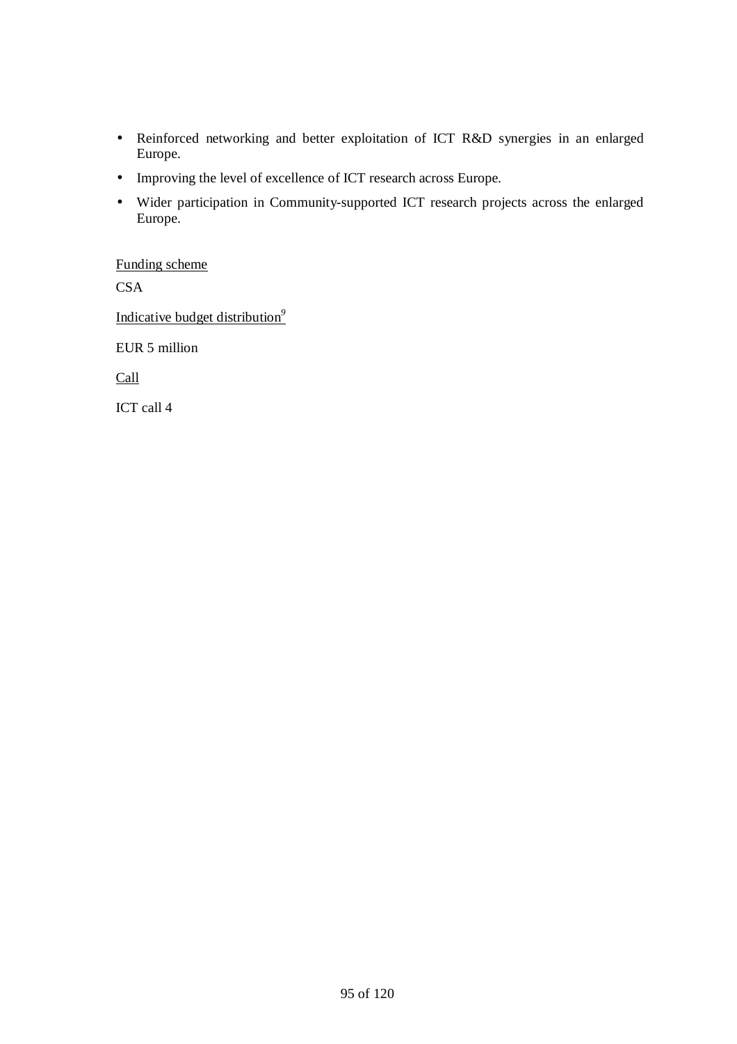- Reinforced networking and better exploitation of ICT R&D synergies in an enlarged Europe.
- Improving the level of excellence of ICT research across Europe.
- Wider participation in Community-supported ICT research projects across the enlarged Europe.

Funding scheme

CSA

Indicative budget distribution[9]

EUR 5 million

Call

ICT call 4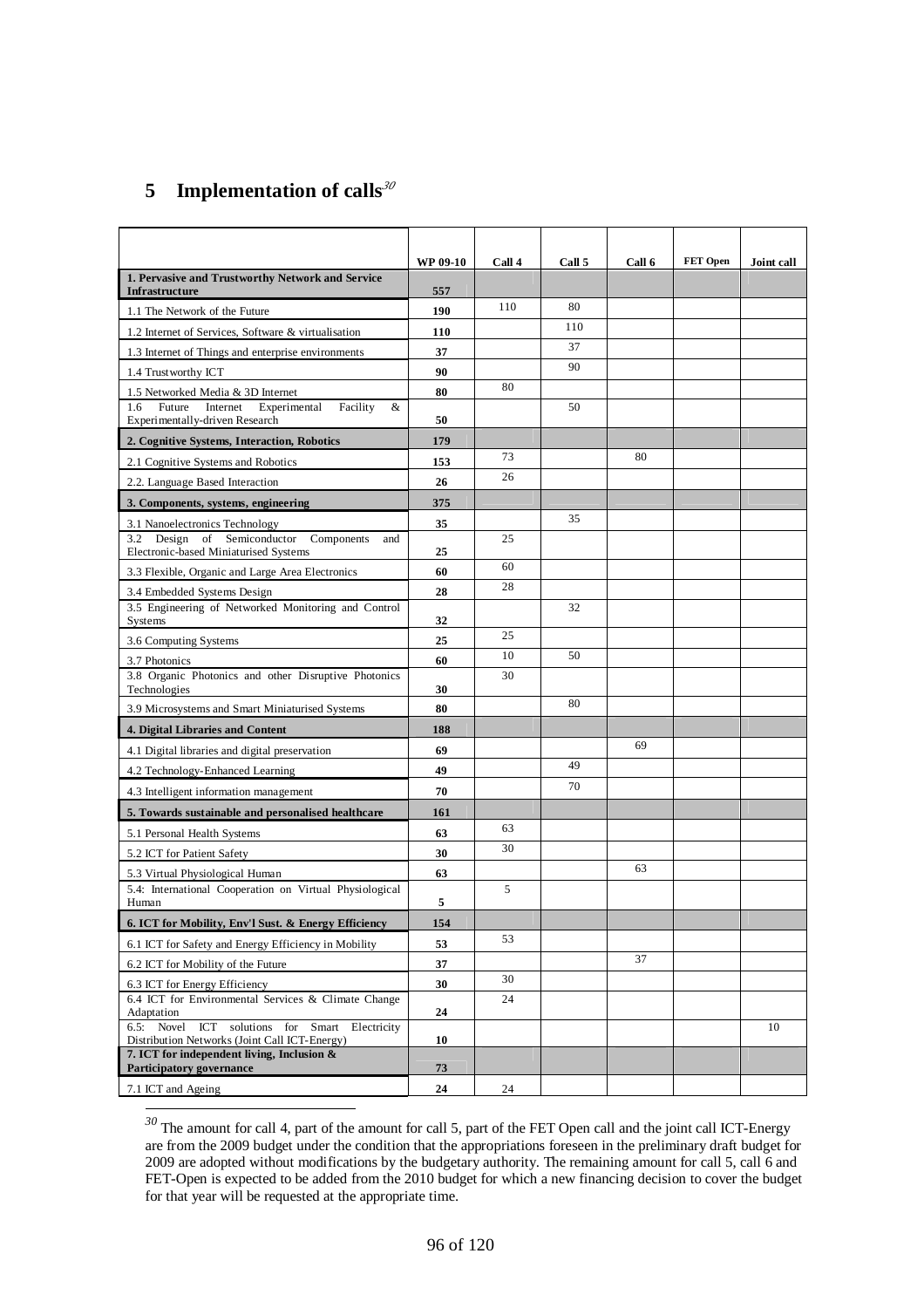# 5 Implementation of calls[30]

| | WP 09-10 | Call 4 | Call 5 | Call 6 | FET Open | Joint call |
|---|---|---|---|---|---|---|
| **1. Pervasive and Trustworthy Network and Service Infrastructure** | **557** | | | | | |
| 1.1 The Network of the Future | **190** | 110 | 80 | | | |
| 1.2 Internet of Services, Software & virtualisation | **110** | | 110 | | | |
| 1.3 Internet of Things and enterprise environments | **37** | | 37 | | | |
| 1.4 Trustworthy ICT | **90** | | 90 | | | |
| 1.5 Networked Media & 3D Internet | **80** | 80 | | | | |
| 1.6 Future Internet Experimental Facility & Experimentally-driven Research | **50** | | 50 | | | |
| **2. Cognitive Systems, Interaction, Robotics** | **179** | | | | | |
| 2.1 Cognitive Systems and Robotics | **153** | 73 | | 80 | | |
| 2.2. Language Based Interaction | **26** | 26 | | | | |
| **3. Components, systems, engineering** | **375** | | | | | |
| 3.1 Nanoelectronics Technology | **35** | | 35 | | | |
| 3.2 Design of Semiconductor Components and Electronic-based Miniaturised Systems | **25** | 25 | | | | |
| 3.3 Flexible, Organic and Large Area Electronics | **60** | 60 | | | | |
| 3.4 Embedded Systems Design | **28** | 28 | | | | |
| 3.5 Engineering of Networked Monitoring and Control Systems | **32** | | 32 | | | |
| 3.6 Computing Systems | **25** | 25 | | | | |
| 3.7 Photonics | **60** | 10 | 50 | | | |
| 3.8 Organic Photonics and other Disruptive Photonics Technologies | **30** | 30 | | | | |
| 3.9 Microsystems and Smart Miniaturised Systems | **80** | | 80 | | | |
| **4. Digital Libraries and Content** | **188** | | | | | |
| 4.1 Digital libraries and digital preservation | **69** | | | 69 | | |
| 4.2 Technology-Enhanced Learning | **49** | | 49 | | | |
| 4.3 Intelligent information management | **70** | | 70 | | | |
| **5. Towards sustainable and personalised healthcare** | **161** | | | | | |
| 5.1 Personal Health Systems | **63** | 63 | | | | |
| 5.2 ICT for Patient Safety | **30** | 30 | | | | |
| 5.3 Virtual Physiological Human | **63** | | | 63 | | |
| 5.4: International Cooperation on Virtual Physiological Human | **5** | 5 | | | | |
| **6. ICT for Mobility, Env'l Sust. & Energy Efficiency** | **154** | | | | | |
| 6.1 ICT for Safety and Energy Efficiency in Mobility | **53** | 53 | | | | |
| 6.2 ICT for Mobility of the Future | **37** | | | 37 | | |
| 6.3 ICT for Energy Efficiency | **30** | 30 | | | | |
| 6.4 ICT for Environmental Services & Climate Change Adaptation | **24** | 24 | | | | |
| 6.5: Novel ICT solutions for Smart Electricity Distribution Networks (Joint Call ICT-Energy) | **10** | | | | | 10 |
| **7. ICT for independent living, Inclusion & Participatory governance** | **73** | | | | | |
| 7.1 ICT and Ageing | **24** | 24 | | | | |

[30] The amount for call 4, part of the amount for call 5, part of the FET Open call and the joint call ICT-Energy are from the 2009 budget under the condition that the appropriations foreseen in the preliminary draft budget for 2009 are adopted without modifications by the budgetary authority. The remaining amount for call 5, call 6 and FET-Open is expected to be added from the 2010 budget for which a new financing decision to cover the budget for that year will be requested at the appropriate time.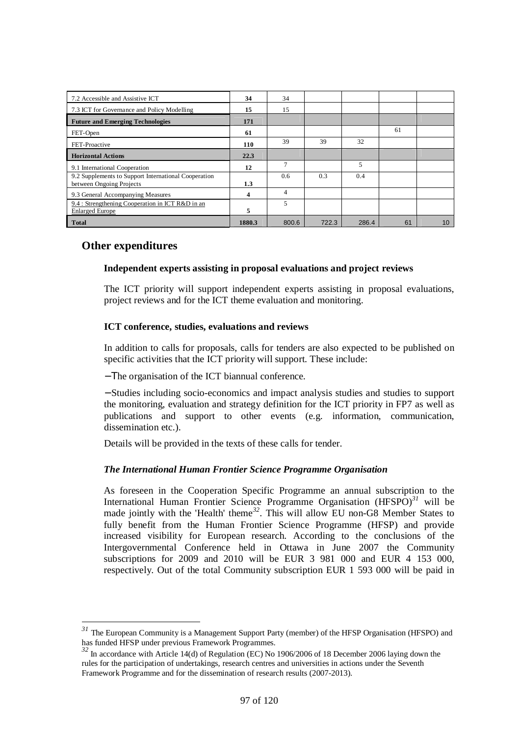| | | | | | | |
|---|---|---|---|---|---|---|
| 7.2 Accessible and Assistive ICT | **34** | 34 | | | | |
| 7.3 ICT for Governance and Policy Modelling | **15** | 15 | | | | |
| **Future and Emerging Technologies** | **171** | | | | | |
| FET-Open | **61** | | | | 61 | |
| FET-Proactive | **110** | 39 | 39 | 32 | | |
| **Horizontal Actions** | **22.3** | | | | | |
| 9.1 International Cooperation | **12** | 7 | | 5 | | |
| 9.2 Supplements to Support International Cooperation between Ongoing Projects | **1.3** | 0.6 | 0.3 | 0.4 | | |
| 9.3 General Accompanying Measures | **4** | 4 | | | | |
| 9.4 : Strengthening Cooperation in ICT R&D in an Enlarged Europe | **5** | 5 | | | | |
| **Total** | **1880.3** | 800.6 | 722.3 | 286.4 | 61 | 10 |

## Other expenditures

**Independent experts assisting in proposal evaluations and project reviews**

The ICT priority will support independent experts assisting in proposal evaluations, project reviews and for the ICT theme evaluation and monitoring.

**ICT conference, studies, evaluations and reviews**

In addition to calls for proposals, calls for tenders are also expected to be published on specific activities that the ICT priority will support. These include:

– The organisation of the ICT biannual conference.

– Studies including socio-economics and impact analysis studies and studies to support the monitoring, evaluation and strategy definition for the ICT priority in FP7 as well as publications and support to other events (e.g. information, communication, dissemination etc.).

Details will be provided in the texts of these calls for tender.

***The International Human Frontier Science Programme Organisation***

As foreseen in the Cooperation Specific Programme an annual subscription to the International Human Frontier Science Programme Organisation (HFSPO)[31] will be made jointly with the 'Health' theme[32]. This will allow EU non-G8 Member States to fully benefit from the Human Frontier Science Programme (HFSP) and provide increased visibility for European research. According to the conclusions of the Intergovernmental Conference held in Ottawa in June 2007 the Community subscriptions for 2009 and 2010 will be EUR 3 981 000 and EUR 4 153 000, respectively. Out of the total Community subscription EUR 1 593 000 will be paid in

[31] The European Community is a Management Support Party (member) of the HFSP Organisation (HFSPO) and has funded HFSP under previous Framework Programmes.

[32] In accordance with Article 14(d) of Regulation (EC) No 1906/2006 of 18 December 2006 laying down the rules for the participation of undertakings, research centres and universities in actions under the Seventh Framework Programme and for the dissemination of research results (2007-2013).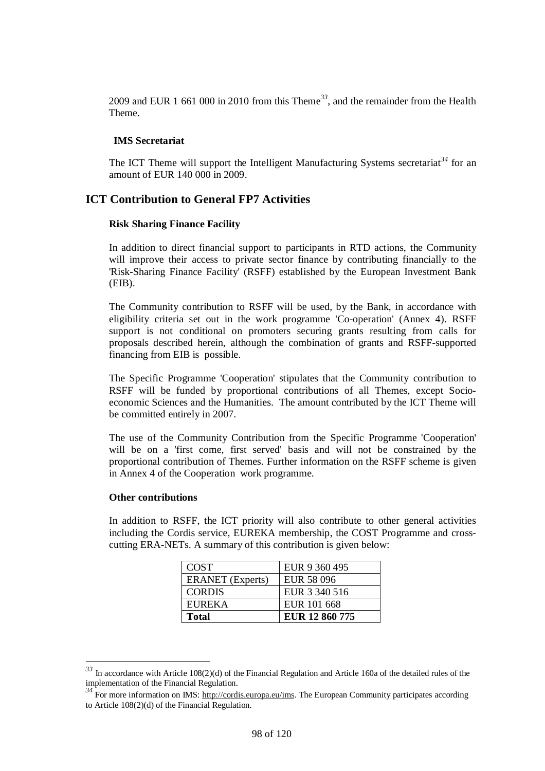2009 and EUR 1 661 000 in 2010 from this Theme[33], and the remainder from the Health Theme.

**IMS Secretariat**

The ICT Theme will support the Intelligent Manufacturing Systems secretariat[34] for an amount of EUR 140 000 in 2009.

## ICT Contribution to General FP7 Activities

**Risk Sharing Finance Facility**

In addition to direct financial support to participants in RTD actions, the Community will improve their access to private sector finance by contributing financially to the 'Risk-Sharing Finance Facility' (RSFF) established by the European Investment Bank (EIB).

The Community contribution to RSFF will be used, by the Bank, in accordance with eligibility criteria set out in the work programme 'Co-operation' (Annex 4). RSFF support is not conditional on promoters securing grants resulting from calls for proposals described herein, although the combination of grants and RSFF-supported financing from EIB is possible.

The Specific Programme 'Cooperation' stipulates that the Community contribution to RSFF will be funded by proportional contributions of all Themes, except Socio-economic Sciences and the Humanities. The amount contributed by the ICT Theme will be committed entirely in 2007.

The use of the Community Contribution from the Specific Programme 'Cooperation' will be on a 'first come, first served' basis and will not be constrained by the proportional contribution of Themes. Further information on the RSFF scheme is given in Annex 4 of the Cooperation work programme.

**Other contributions**

In addition to RSFF, the ICT priority will also contribute to other general activities including the Cordis service, EUREKA membership, the COST Programme and cross-cutting ERA-NETs. A summary of this contribution is given below:

| | |
|---|---|
| COST | EUR 9 360 495 |
| ERANET (Experts) | EUR 58 096 |
| CORDIS | EUR 3 340 516 |
| EUREKA | EUR 101 668 |
| **Total** | **EUR 12 860 775** |

[33] In accordance with Article 108(2)(d) of the Financial Regulation and Article 160a of the detailed rules of the implementation of the Financial Regulation.

[34] For more information on IMS: http://cordis.europa.eu/ims. The European Community participates according to Article 108(2)(d) of the Financial Regulation.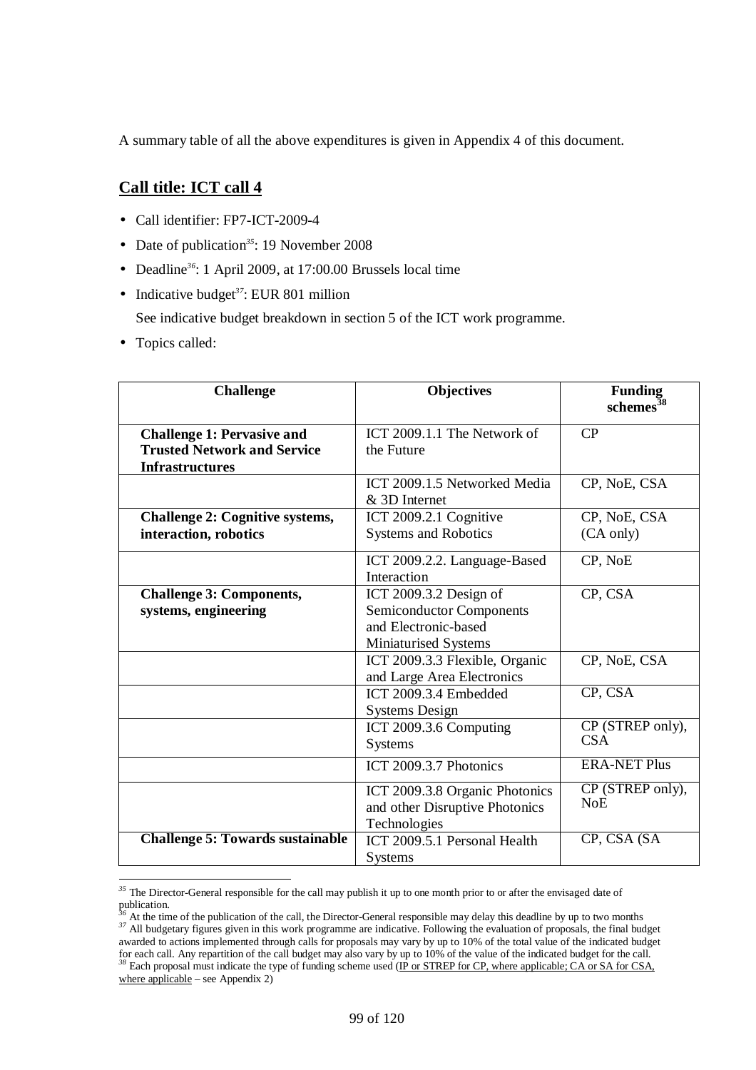A summary table of all the above expenditures is given in Appendix 4 of this document.

## Call title: ICT call 4

- Call identifier: FP7-ICT-2009-4
- Date of publication[35]: 19 November 2008
- Deadline[36]: 1 April 2009, at 17:00.00 Brussels local time
- Indicative budget[37]: EUR 801 million

  See indicative budget breakdown in section 5 of the ICT work programme.
- Topics called:

| Challenge | Objectives | Funding schemes[38] |
|---|---|---|
| **Challenge 1: Pervasive and Trusted Network and Service Infrastructures** | ICT 2009.1.1 The Network of the Future | CP |
| | ICT 2009.1.5 Networked Media & 3D Internet | CP, NoE, CSA |
| **Challenge 2: Cognitive systems, interaction, robotics** | ICT 2009.2.1 Cognitive Systems and Robotics | CP, NoE, CSA (CA only) |
| | ICT 2009.2.2. Language-Based Interaction | CP, NoE |
| **Challenge 3: Components, systems, engineering** | ICT 2009.3.2 Design of Semiconductor Components and Electronic-based Miniaturised Systems | CP, CSA |
| | ICT 2009.3.3 Flexible, Organic and Large Area Electronics | CP, NoE, CSA |
| | ICT 2009.3.4 Embedded Systems Design | CP, CSA |
| | ICT 2009.3.6 Computing Systems | CP (STREP only), CSA |
| | ICT 2009.3.7 Photonics | ERA-NET Plus |
| | ICT 2009.3.8 Organic Photonics and other Disruptive Photonics Technologies | CP (STREP only), NoE |
| **Challenge 5: Towards sustainable** | ICT 2009.5.1 Personal Health Systems | CP, CSA (SA |

[35] The Director-General responsible for the call may publish it up to one month prior to or after the envisaged date of publication.

[36] At the time of the publication of the call, the Director-General responsible may delay this deadline by up to two months

[37] All budgetary figures given in this work programme are indicative. Following the evaluation of proposals, the final budget awarded to actions implemented through calls for proposals may vary by up to 10% of the total value of the indicated budget for each call. Any repartition of the call budget may also vary by up to 10% of the value of the indicated budget for the call.

[38] Each proposal must indicate the type of funding scheme used (IP or STREP for CP, where applicable; CA or SA for CSA, where applicable – see Appendix 2)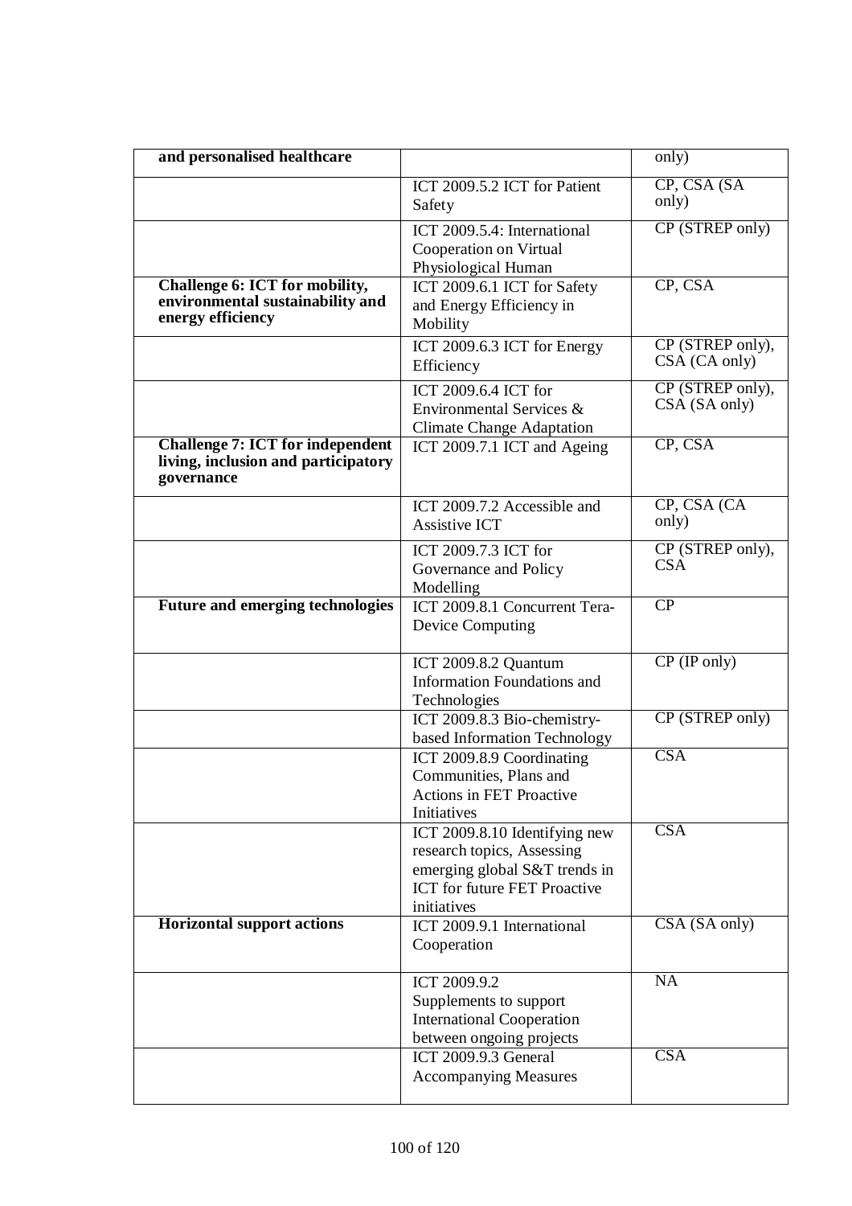| | | |
|---|---|---|
| **and personalised healthcare** | | only) |
| | ICT 2009.5.2 ICT for Patient Safety | CP, CSA (SA only) |
| | ICT 2009.5.4: International Cooperation on Virtual Physiological Human | CP (STREP only) |
| **Challenge 6: ICT for mobility, environmental sustainability and energy efficiency** | ICT 2009.6.1 ICT for Safety and Energy Efficiency in Mobility | CP, CSA |
| | ICT 2009.6.3 ICT for Energy Efficiency | CP (STREP only), CSA (CA only) |
| | ICT 2009.6.4 ICT for Environmental Services & Climate Change Adaptation | CP (STREP only), CSA (SA only) |
| **Challenge 7: ICT for independent living, inclusion and participatory governance** | ICT 2009.7.1 ICT and Ageing | CP, CSA |
| | ICT 2009.7.2 Accessible and Assistive ICT | CP, CSA (CA only) |
| | ICT 2009.7.3 ICT for Governance and Policy Modelling | CP (STREP only), CSA |
| **Future and emerging technologies** | ICT 2009.8.1 Concurrent Tera-Device Computing | CP |
| | ICT 2009.8.2 Quantum Information Foundations and Technologies | CP (IP only) |
| | ICT 2009.8.3 Bio-chemistry-based Information Technology | CP (STREP only) |
| | ICT 2009.8.9 Coordinating Communities, Plans and Actions in FET Proactive Initiatives | CSA |
| | ICT 2009.8.10 Identifying new research topics, Assessing emerging global S&T trends in ICT for future FET Proactive initiatives | CSA |
| **Horizontal support actions** | ICT 2009.9.1 International Cooperation | CSA (SA only) |
| | ICT 2009.9.2 Supplements to support International Cooperation between ongoing projects | NA |
| | ICT 2009.9.3 General Accompanying Measures | CSA |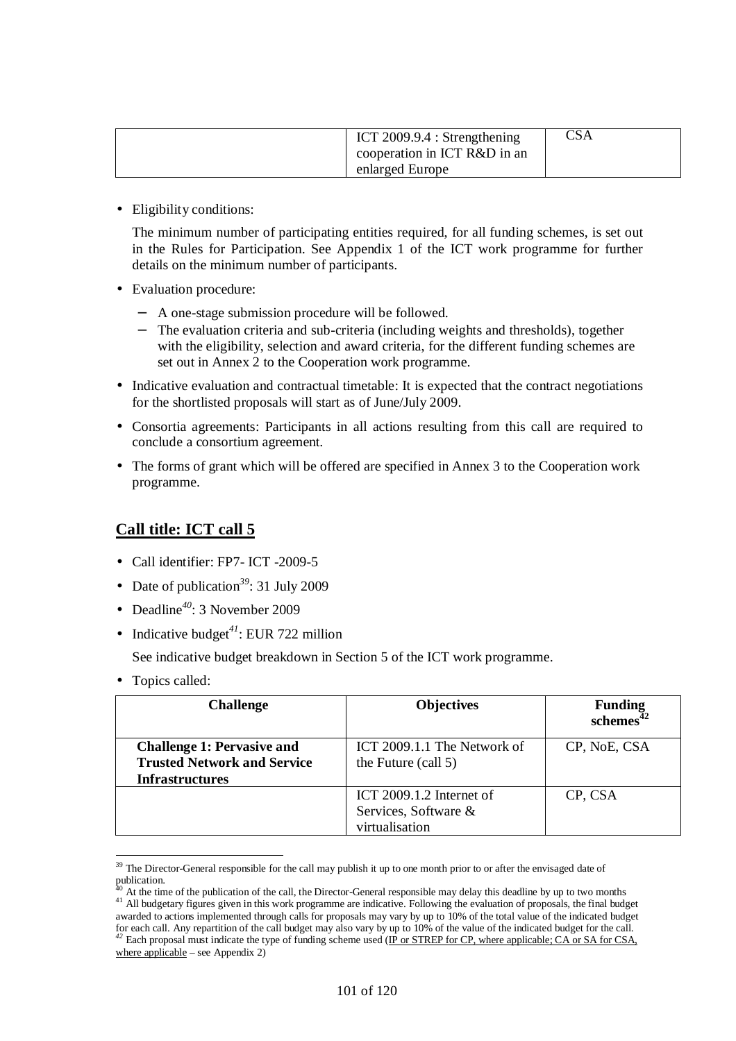| | | |
|---|---|---|
| | ICT 2009.9.4 : Strengthening cooperation in ICT R&D in an enlarged Europe | CSA |

- Eligibility conditions:

  The minimum number of participating entities required, for all funding schemes, is set out in the Rules for Participation. See Appendix 1 of the ICT work programme for further details on the minimum number of participants.

- Evaluation procedure:
  - A one-stage submission procedure will be followed.
  - The evaluation criteria and sub-criteria (including weights and thresholds), together with the eligibility, selection and award criteria, for the different funding schemes are set out in Annex 2 to the Cooperation work programme.

- Indicative evaluation and contractual timetable: It is expected that the contract negotiations for the shortlisted proposals will start as of June/July 2009.

- Consortia agreements: Participants in all actions resulting from this call are required to conclude a consortium agreement.

- The forms of grant which will be offered are specified in Annex 3 to the Cooperation work programme.

## Call title: ICT call 5

- Call identifier: FP7- ICT -2009-5
- Date of publication[39]: 31 July 2009
- Deadline[40]: 3 November 2009
- Indicative budget[41]: EUR 722 million

  See indicative budget breakdown in Section 5 of the ICT work programme.

- Topics called:

| Challenge | Objectives | Funding schemes[42] |
|---|---|---|
| **Challenge 1: Pervasive and Trusted Network and Service Infrastructures** | ICT 2009.1.1 The Network of the Future (call 5) | CP, NoE, CSA |
| | ICT 2009.1.2 Internet of Services, Software & virtualisation | CP, CSA |

[39] The Director-General responsible for the call may publish it up to one month prior to or after the envisaged date of publication.

[40] At the time of the publication of the call, the Director-General responsible may delay this deadline by up to two months

[41] All budgetary figures given in this work programme are indicative. Following the evaluation of proposals, the final budget awarded to actions implemented through calls for proposals may vary by up to 10% of the total value of the indicated budget for each call. Any repartition of the call budget may also vary by up to 10% of the value of the indicated budget for the call.

[42] Each proposal must indicate the type of funding scheme used (IP or STREP for CP, where applicable; CA or SA for CSA, where applicable – see Appendix 2)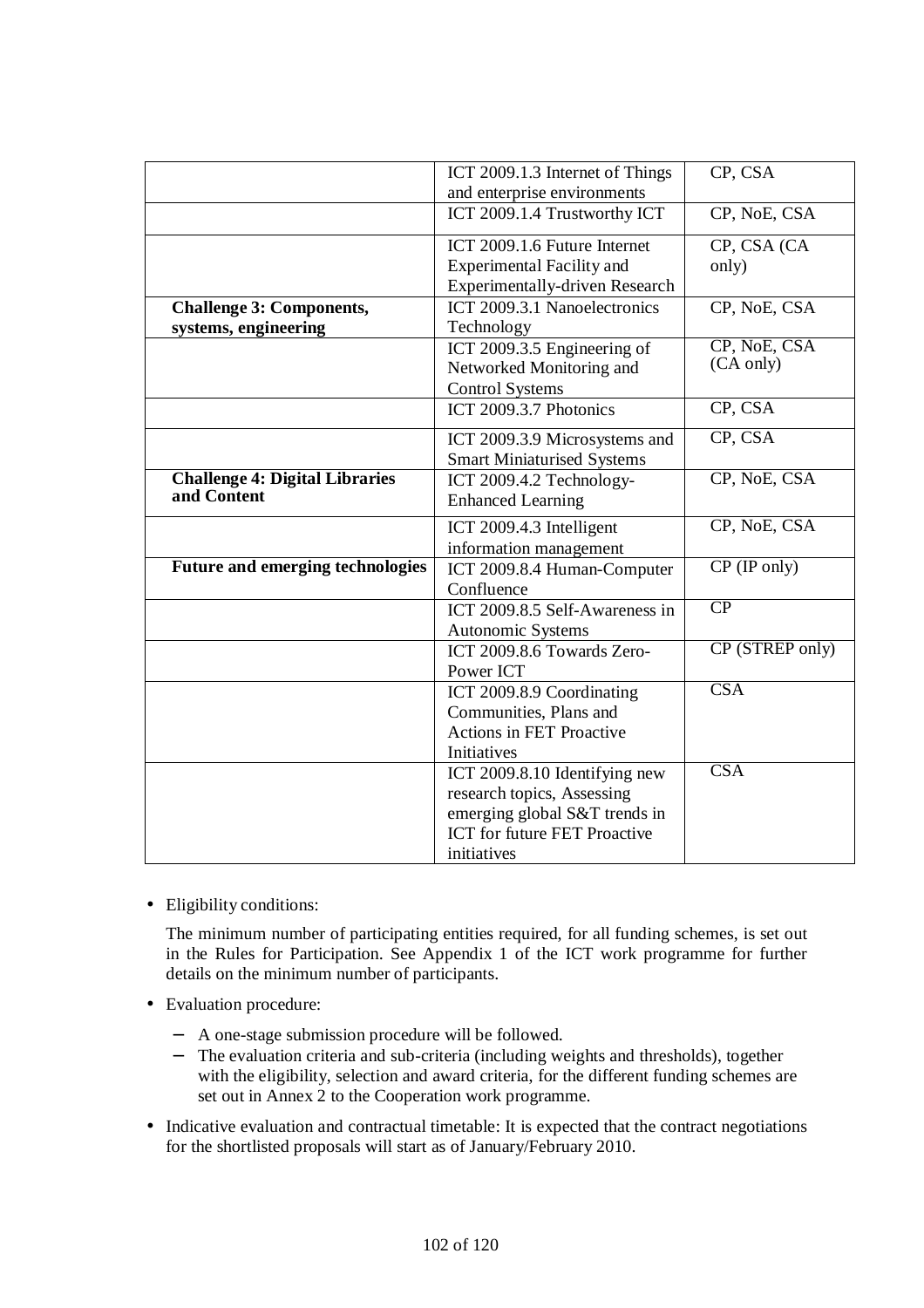| | | |
|---|---|---|
| | ICT 2009.1.3 Internet of Things and enterprise environments | CP, CSA |
| | ICT 2009.1.4 Trustworthy ICT | CP, NoE, CSA |
| | ICT 2009.1.6 Future Internet Experimental Facility and Experimentally-driven Research | CP, CSA (CA only) |
| **Challenge 3: Components, systems, engineering** | ICT 2009.3.1 Nanoelectronics Technology | CP, NoE, CSA |
| | ICT 2009.3.5 Engineering of Networked Monitoring and Control Systems | CP, NoE, CSA (CA only) |
| | ICT 2009.3.7 Photonics | CP, CSA |
| | ICT 2009.3.9 Microsystems and Smart Miniaturised Systems | CP, CSA |
| **Challenge 4: Digital Libraries and Content** | ICT 2009.4.2 Technology-Enhanced Learning | CP, NoE, CSA |
| | ICT 2009.4.3 Intelligent information management | CP, NoE, CSA |
| **Future and emerging technologies** | ICT 2009.8.4 Human-Computer Confluence | CP (IP only) |
| | ICT 2009.8.5 Self-Awareness in Autonomic Systems | CP |
| | ICT 2009.8.6 Towards Zero-Power ICT | CP (STREP only) |
| | ICT 2009.8.9 Coordinating Communities, Plans and Actions in FET Proactive Initiatives | CSA |
| | ICT 2009.8.10 Identifying new research topics, Assessing emerging global S&T trends in ICT for future FET Proactive initiatives | CSA |

- Eligibility conditions:

  The minimum number of participating entities required, for all funding schemes, is set out in the Rules for Participation. See Appendix 1 of the ICT work programme for further details on the minimum number of participants.

- Evaluation procedure:
  - A one-stage submission procedure will be followed.
  - The evaluation criteria and sub-criteria (including weights and thresholds), together with the eligibility, selection and award criteria, for the different funding schemes are set out in Annex 2 to the Cooperation work programme.

- Indicative evaluation and contractual timetable: It is expected that the contract negotiations for the shortlisted proposals will start as of January/February 2010.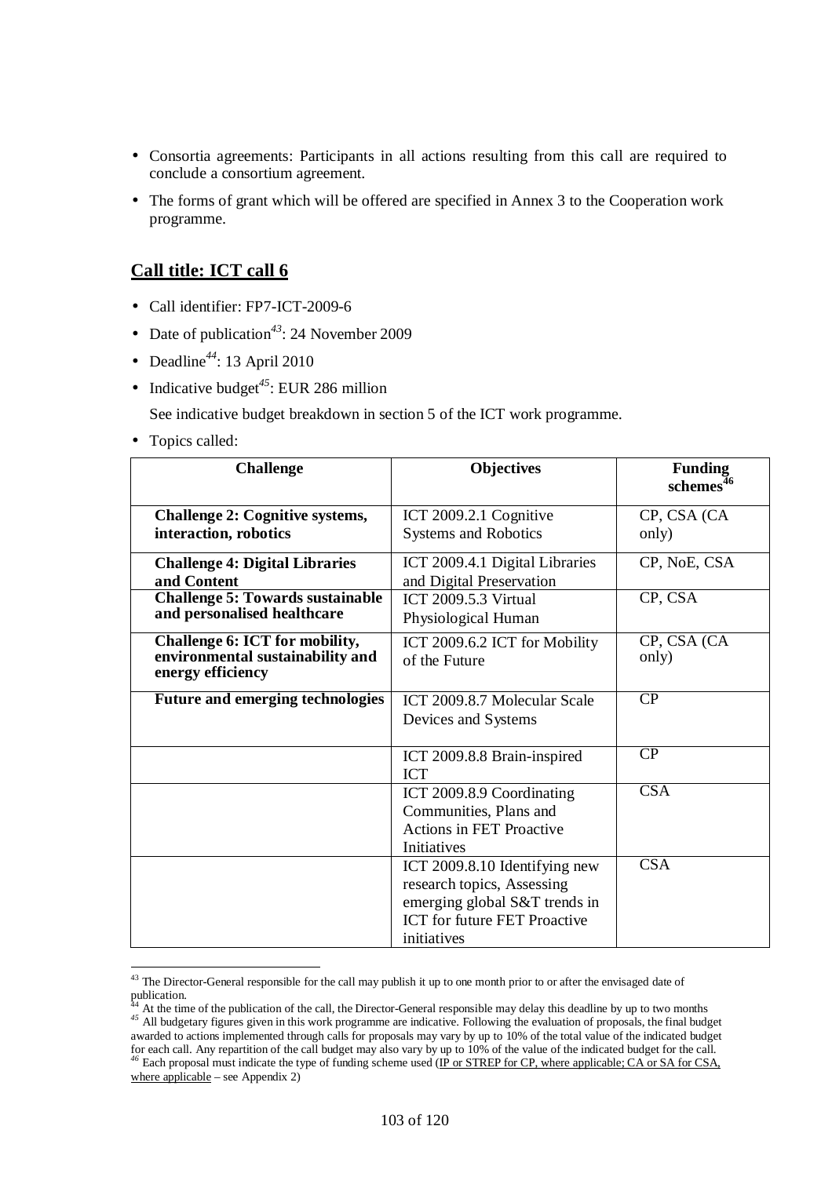- Consortia agreements: Participants in all actions resulting from this call are required to conclude a consortium agreement.
- The forms of grant which will be offered are specified in Annex 3 to the Cooperation work programme.

## Call title: ICT call 6

- Call identifier: FP7-ICT-2009-6
- Date of publication[43]: 24 November 2009
- Deadline[44]: 13 April 2010
- Indicative budget[45]: EUR 286 million

  See indicative budget breakdown in section 5 of the ICT work programme.

- Topics called:

| Challenge | Objectives | Funding schemes[46] |
|---|---|---|
| **Challenge 2: Cognitive systems, interaction, robotics** | ICT 2009.2.1 Cognitive Systems and Robotics | CP, CSA (CA only) |
| **Challenge 4: Digital Libraries and Content** | ICT 2009.4.1 Digital Libraries and Digital Preservation | CP, NoE, CSA |
| **Challenge 5: Towards sustainable and personalised healthcare** | ICT 2009.5.3 Virtual Physiological Human | CP, CSA |
| **Challenge 6: ICT for mobility, environmental sustainability and energy efficiency** | ICT 2009.6.2 ICT for Mobility of the Future | CP, CSA (CA only) |
| **Future and emerging technologies** | ICT 2009.8.7 Molecular Scale Devices and Systems | CP |
| | ICT 2009.8.8 Brain-inspired ICT | CP |
| | ICT 2009.8.9 Coordinating Communities, Plans and Actions in FET Proactive Initiatives | CSA |
| | ICT 2009.8.10 Identifying new research topics, Assessing emerging global S&T trends in ICT for future FET Proactive initiatives | CSA |

---

[43] The Director-General responsible for the call may publish it up to one month prior to or after the envisaged date of publication.

[44] At the time of the publication of the call, the Director-General responsible may delay this deadline by up to two months

[45] All budgetary figures given in this work programme are indicative. Following the evaluation of proposals, the final budget awarded to actions implemented through calls for proposals may vary by up to 10% of the total value of the indicated budget for each call. Any repartition of the call budget may also vary by up to 10% of the value of the indicated budget for the call.

[46] Each proposal must indicate the type of funding scheme used (IP or STREP for CP, where applicable; CA or SA for CSA, where applicable – see Appendix 2)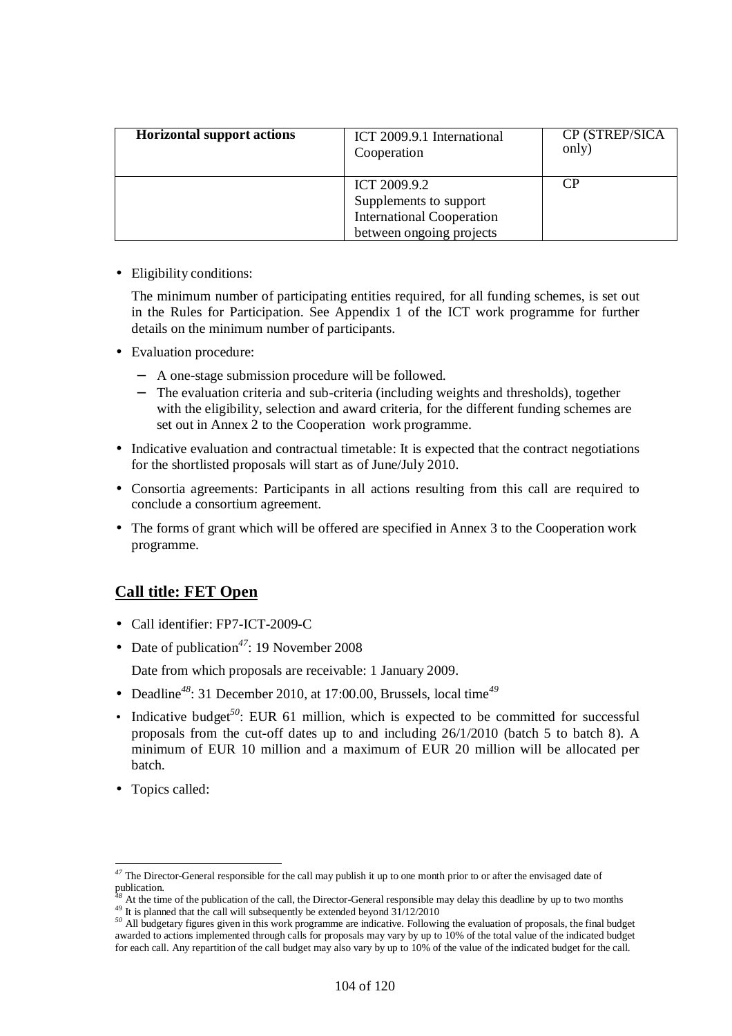| Horizontal support actions | ICT 2009.9.1 International Cooperation | CP (STREP/SICA only) |
|---|---|---|
| | ICT 2009.9.2 Supplements to support International Cooperation between ongoing projects | CP |

- Eligibility conditions:

  The minimum number of participating entities required, for all funding schemes, is set out in the Rules for Participation. See Appendix 1 of the ICT work programme for further details on the minimum number of participants.

- Evaluation procedure:
  - A one-stage submission procedure will be followed.
  - The evaluation criteria and sub-criteria (including weights and thresholds), together with the eligibility, selection and award criteria, for the different funding schemes are set out in Annex 2 to the Cooperation work programme.

- Indicative evaluation and contractual timetable: It is expected that the contract negotiations for the shortlisted proposals will start as of June/July 2010.

- Consortia agreements: Participants in all actions resulting from this call are required to conclude a consortium agreement.

- The forms of grant which will be offered are specified in Annex 3 to the Cooperation work programme.

## Call title: FET Open

- Call identifier: FP7-ICT-2009-C
- Date of publication[47]: 19 November 2008

  Date from which proposals are receivable: 1 January 2009.

- Deadline[48]: 31 December 2010, at 17:00.00, Brussels, local time[49]
- Indicative budget[50]: EUR 61 million, which is expected to be committed for successful proposals from the cut-off dates up to and including 26/1/2010 (batch 5 to batch 8). A minimum of EUR 10 million and a maximum of EUR 20 million will be allocated per batch.
- Topics called:

---

[47] The Director-General responsible for the call may publish it up to one month prior to or after the envisaged date of publication.

[48] At the time of the publication of the call, the Director-General responsible may delay this deadline by up to two months

[49] It is planned that the call will subsequently be extended beyond 31/12/2010

[50] All budgetary figures given in this work programme are indicative. Following the evaluation of proposals, the final budget awarded to actions implemented through calls for proposals may vary by up to 10% of the total value of the indicated budget for each call. Any repartition of the call budget may also vary by up to 10% of the value of the indicated budget for the call.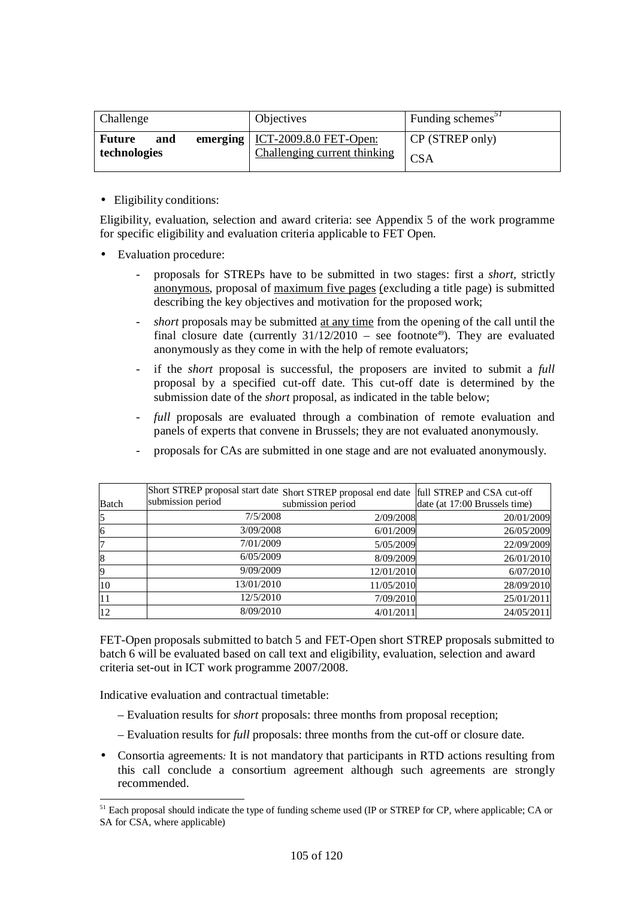| Challenge | Objectives | Funding schemes[51] |
|---|---|---|
| **Future and emerging technologies** | ICT-2009.8.0 FET-Open: Challenging current thinking | CP (STREP only)<br>CSA |

- Eligibility conditions:

Eligibility, evaluation, selection and award criteria: see Appendix 5 of the work programme for specific eligibility and evaluation criteria applicable to FET Open.

- Evaluation procedure:
  - proposals for STREPs have to be submitted in two stages: first a *short*, strictly anonymous, proposal of maximum five pages (excluding a title page) is submitted describing the key objectives and motivation for the proposed work;
  - *short* proposals may be submitted at any time from the opening of the call until the final closure date (currently 31/12/2010 – see footnote[49]). They are evaluated anonymously as they come in with the help of remote evaluators;
  - if the *short* proposal is successful, the proposers are invited to submit a *full* proposal by a specified cut-off date. This cut-off date is determined by the submission date of the *short* proposal, as indicated in the table below;
  - *full* proposals are evaluated through a combination of remote evaluation and panels of experts that convene in Brussels; they are not evaluated anonymously.
  - proposals for CAs are submitted in one stage and are not evaluated anonymously.

| Batch | Short STREP proposal start date submission period | Short STREP proposal end date submission period | full STREP and CSA cut-off date (at 17:00 Brussels time) |
|---|---|---|---|
| 5 | 7/5/2008 | 2/09/2008 | 20/01/2009 |
| 6 | 3/09/2008 | 6/01/2009 | 26/05/2009 |
| 7 | 7/01/2009 | 5/05/2009 | 22/09/2009 |
| 8 | 6/05/2009 | 8/09/2009 | 26/01/2010 |
| 9 | 9/09/2009 | 12/01/2010 | 6/07/2010 |
| 10 | 13/01/2010 | 11/05/2010 | 28/09/2010 |
| 11 | 12/5/2010 | 7/09/2010 | 25/01/2011 |
| 12 | 8/09/2010 | 4/01/2011 | 24/05/2011 |

FET-Open proposals submitted to batch 5 and FET-Open short STREP proposals submitted to batch 6 will be evaluated based on call text and eligibility, evaluation, selection and award criteria set-out in ICT work programme 2007/2008.

Indicative evaluation and contractual timetable:

– Evaluation results for *short* proposals: three months from proposal reception;

– Evaluation results for *full* proposals: three months from the cut-off or closure date.

- Consortia agreements*:* It is not mandatory that participants in RTD actions resulting from this call conclude a consortium agreement although such agreements are strongly recommended.

[51] Each proposal should indicate the type of funding scheme used (IP or STREP for CP, where applicable; CA or SA for CSA, where applicable)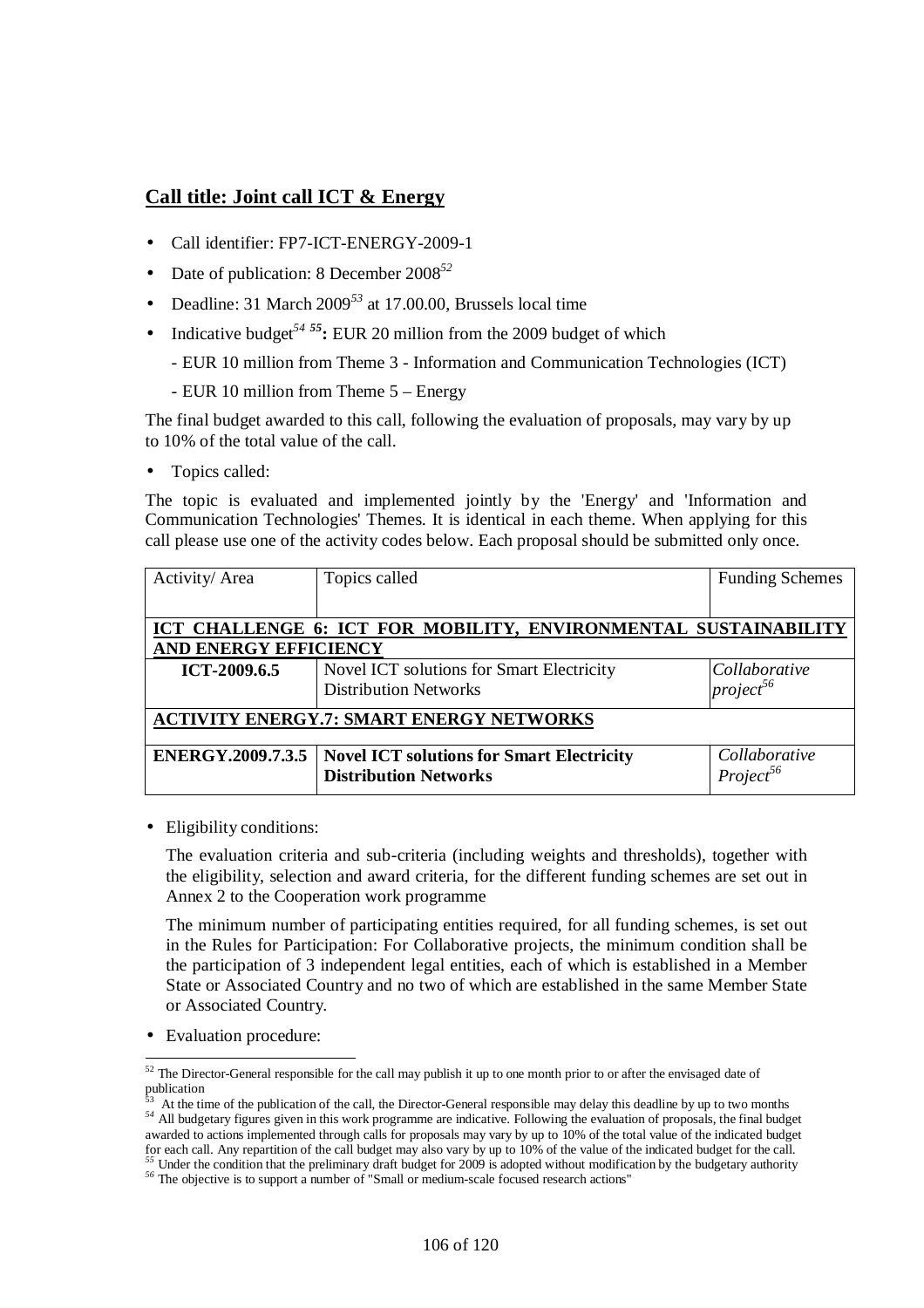## Call title: Joint call ICT & Energy

- Call identifier: FP7-ICT-ENERGY-2009-1
- Date of publication: 8 December 2008[52]
- Deadline: 31 March 2009[53] at 17.00.00, Brussels local time
- Indicative budget[54] [55]**:** EUR 20 million from the 2009 budget of which
  - EUR 10 million from Theme 3 - Information and Communication Technologies (ICT)
  - EUR 10 million from Theme 5 – Energy

The final budget awarded to this call, following the evaluation of proposals, may vary by up to 10% of the total value of the call.

- Topics called:

The topic is evaluated and implemented jointly by the 'Energy' and 'Information and Communication Technologies' Themes. It is identical in each theme. When applying for this call please use one of the activity codes below. Each proposal should be submitted only once.

| Activity/ Area | Topics called | Funding Schemes |
|---|---|---|
| **ICT CHALLENGE 6: ICT FOR MOBILITY, ENVIRONMENTAL SUSTAINABILITY AND ENERGY EFFICIENCY** | | |
| **ICT-2009.6.5** | Novel ICT solutions for Smart Electricity Distribution Networks | *Collaborative project*[56] |
| **ACTIVITY ENERGY.7: SMART ENERGY NETWORKS** | | |
| **ENERGY.2009.7.3.5** | **Novel ICT solutions for Smart Electricity Distribution Networks** | *Collaborative Project*[56] |

- Eligibility conditions:

  The evaluation criteria and sub-criteria (including weights and thresholds), together with the eligibility, selection and award criteria, for the different funding schemes are set out in Annex 2 to the Cooperation work programme

  The minimum number of participating entities required, for all funding schemes, is set out in the Rules for Participation: For Collaborative projects, the minimum condition shall be the participation of 3 independent legal entities, each of which is established in a Member State or Associated Country and no two of which are established in the same Member State or Associated Country.

- Evaluation procedure:

---

[52] The Director-General responsible for the call may publish it up to one month prior to or after the envisaged date of publication

[53] At the time of the publication of the call, the Director-General responsible may delay this deadline by up to two months

[54] All budgetary figures given in this work programme are indicative. Following the evaluation of proposals, the final budget awarded to actions implemented through calls for proposals may vary by up to 10% of the total value of the indicated budget for each call. Any repartition of the call budget may also vary by up to 10% of the value of the indicated budget for the call.

[55] Under the condition that the preliminary draft budget for 2009 is adopted without modification by the budgetary authority

[56] The objective is to support a number of "Small or medium-scale focused research actions"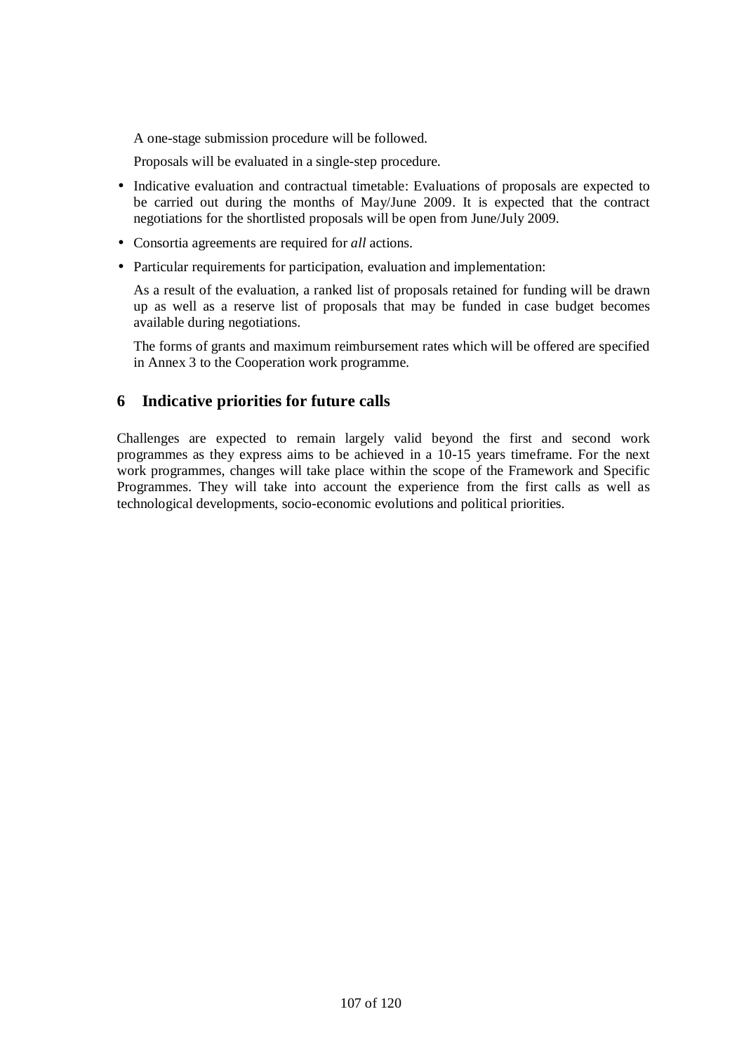A one-stage submission procedure will be followed.

Proposals will be evaluated in a single-step procedure.

- Indicative evaluation and contractual timetable: Evaluations of proposals are expected to be carried out during the months of May/June 2009. It is expected that the contract negotiations for the shortlisted proposals will be open from June/July 2009.
- Consortia agreements are required for *all* actions.
- Particular requirements for participation, evaluation and implementation:

  As a result of the evaluation, a ranked list of proposals retained for funding will be drawn up as well as a reserve list of proposals that may be funded in case budget becomes available during negotiations.

  The forms of grants and maximum reimbursement rates which will be offered are specified in Annex 3 to the Cooperation work programme.

# 6 Indicative priorities for future calls

Challenges are expected to remain largely valid beyond the first and second work programmes as they express aims to be achieved in a 10-15 years timeframe. For the next work programmes, changes will take place within the scope of the Framework and Specific Programmes. They will take into account the experience from the first calls as well as technological developments, socio-economic evolutions and political priorities.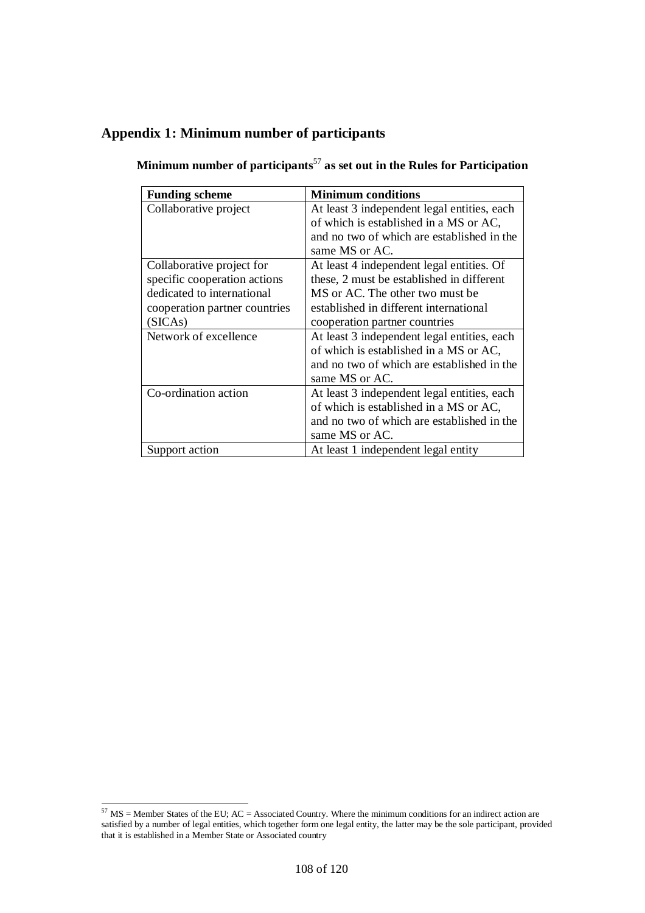## Appendix 1: Minimum number of participants

**Minimum number of participants[57] as set out in the Rules for Participation**

| Funding scheme | Minimum conditions |
|---|---|
| Collaborative project | At least 3 independent legal entities, each of which is established in a MS or AC, and no two of which are established in the same MS or AC. |
| Collaborative project for specific cooperation actions dedicated to international cooperation partner countries (SICAs) | At least 4 independent legal entities. Of these, 2 must be established in different MS or AC. The other two must be established in different international cooperation partner countries |
| Network of excellence | At least 3 independent legal entities, each of which is established in a MS or AC, and no two of which are established in the same MS or AC. |
| Co-ordination action | At least 3 independent legal entities, each of which is established in a MS or AC, and no two of which are established in the same MS or AC. |
| Support action | At least 1 independent legal entity |

[57] MS = Member States of the EU; AC = Associated Country. Where the minimum conditions for an indirect action are satisfied by a number of legal entities, which together form one legal entity, the latter may be the sole participant, provided that it is established in a Member State or Associated country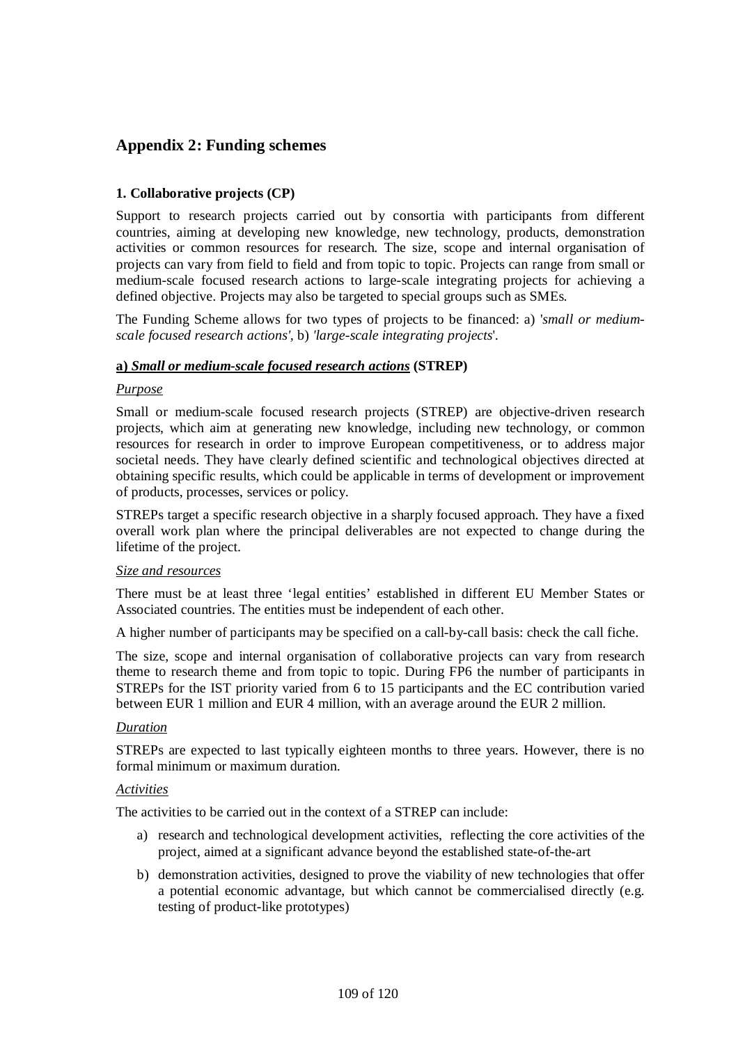## Appendix 2: Funding schemes

### 1. Collaborative projects (CP)

Support to research projects carried out by consortia with participants from different countries, aiming at developing new knowledge, new technology, products, demonstration activities or common resources for research. The size, scope and internal organisation of projects can vary from field to field and from topic to topic. Projects can range from small or medium-scale focused research actions to large-scale integrating projects for achieving a defined objective. Projects may also be targeted to special groups such as SMEs.

The Funding Scheme allows for two types of projects to be financed: a) '*small or medium-scale focused research actions'*, b) *'large-scale integrating projects*'.

#### a) *Small or medium-scale focused research actions* (STREP)

*Purpose*

Small or medium-scale focused research projects (STREP) are objective-driven research projects, which aim at generating new knowledge, including new technology, or common resources for research in order to improve European competitiveness, or to address major societal needs. They have clearly defined scientific and technological objectives directed at obtaining specific results, which could be applicable in terms of development or improvement of products, processes, services or policy.

STREPs target a specific research objective in a sharply focused approach. They have a fixed overall work plan where the principal deliverables are not expected to change during the lifetime of the project.

*Size and resources*

There must be at least three 'legal entities' established in different EU Member States or Associated countries. The entities must be independent of each other.

A higher number of participants may be specified on a call-by-call basis: check the call fiche.

The size, scope and internal organisation of collaborative projects can vary from research theme to research theme and from topic to topic. During FP6 the number of participants in STREPs for the IST priority varied from 6 to 15 participants and the EC contribution varied between EUR 1 million and EUR 4 million, with an average around the EUR 2 million.

*Duration*

STREPs are expected to last typically eighteen months to three years. However, there is no formal minimum or maximum duration.

*Activities*

The activities to be carried out in the context of a STREP can include:

a) research and technological development activities, reflecting the core activities of the project, aimed at a significant advance beyond the established state-of-the-art
b) demonstration activities, designed to prove the viability of new technologies that offer a potential economic advantage, but which cannot be commercialised directly (e.g. testing of product-like prototypes)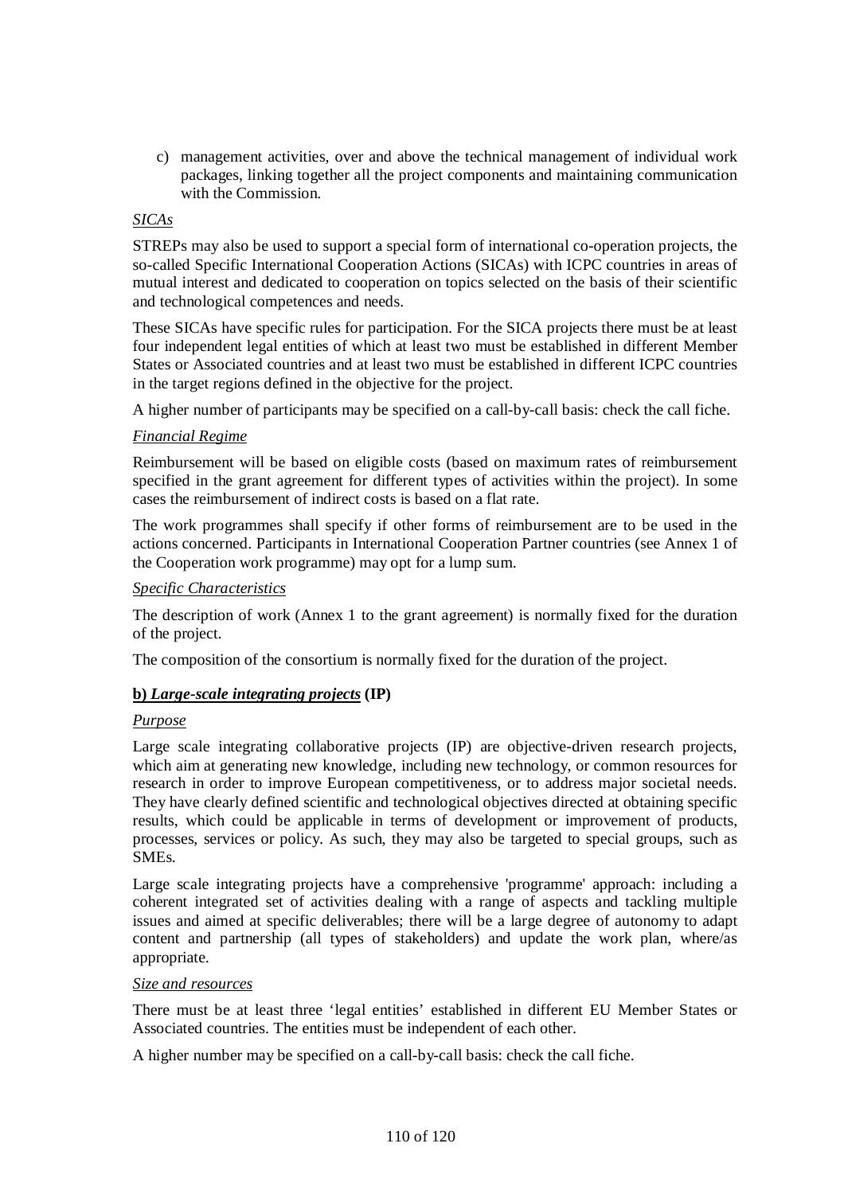c) management activities, over and above the technical management of individual work packages, linking together all the project components and maintaining communication with the Commission.

*SICAs*

STREPs may also be used to support a special form of international co-operation projects, the so-called Specific International Cooperation Actions (SICAs) with ICPC countries in areas of mutual interest and dedicated to cooperation on topics selected on the basis of their scientific and technological competences and needs.

These SICAs have specific rules for participation. For the SICA projects there must be at least four independent legal entities of which at least two must be established in different Member States or Associated countries and at least two must be established in different ICPC countries in the target regions defined in the objective for the project.

A higher number of participants may be specified on a call-by-call basis: check the call fiche.

*Financial Regime*

Reimbursement will be based on eligible costs (based on maximum rates of reimbursement specified in the grant agreement for different types of activities within the project). In some cases the reimbursement of indirect costs is based on a flat rate.

The work programmes shall specify if other forms of reimbursement are to be used in the actions concerned. Participants in International Cooperation Partner countries (see Annex 1 of the Cooperation work programme) may opt for a lump sum.

*Specific Characteristics*

The description of work (Annex 1 to the grant agreement) is normally fixed for the duration of the project.

The composition of the consortium is normally fixed for the duration of the project.

**b) *Large-scale integrating projects* (IP)**

*Purpose*

Large scale integrating collaborative projects (IP) are objective-driven research projects, which aim at generating new knowledge, including new technology, or common resources for research in order to improve European competitiveness, or to address major societal needs. They have clearly defined scientific and technological objectives directed at obtaining specific results, which could be applicable in terms of development or improvement of products, processes, services or policy. As such, they may also be targeted to special groups, such as SMEs.

Large scale integrating projects have a comprehensive 'programme' approach: including a coherent integrated set of activities dealing with a range of aspects and tackling multiple issues and aimed at specific deliverables; there will be a large degree of autonomy to adapt content and partnership (all types of stakeholders) and update the work plan, where/as appropriate.

*Size and resources*

There must be at least three 'legal entities' established in different EU Member States or Associated countries. The entities must be independent of each other.

A higher number may be specified on a call-by-call basis: check the call fiche.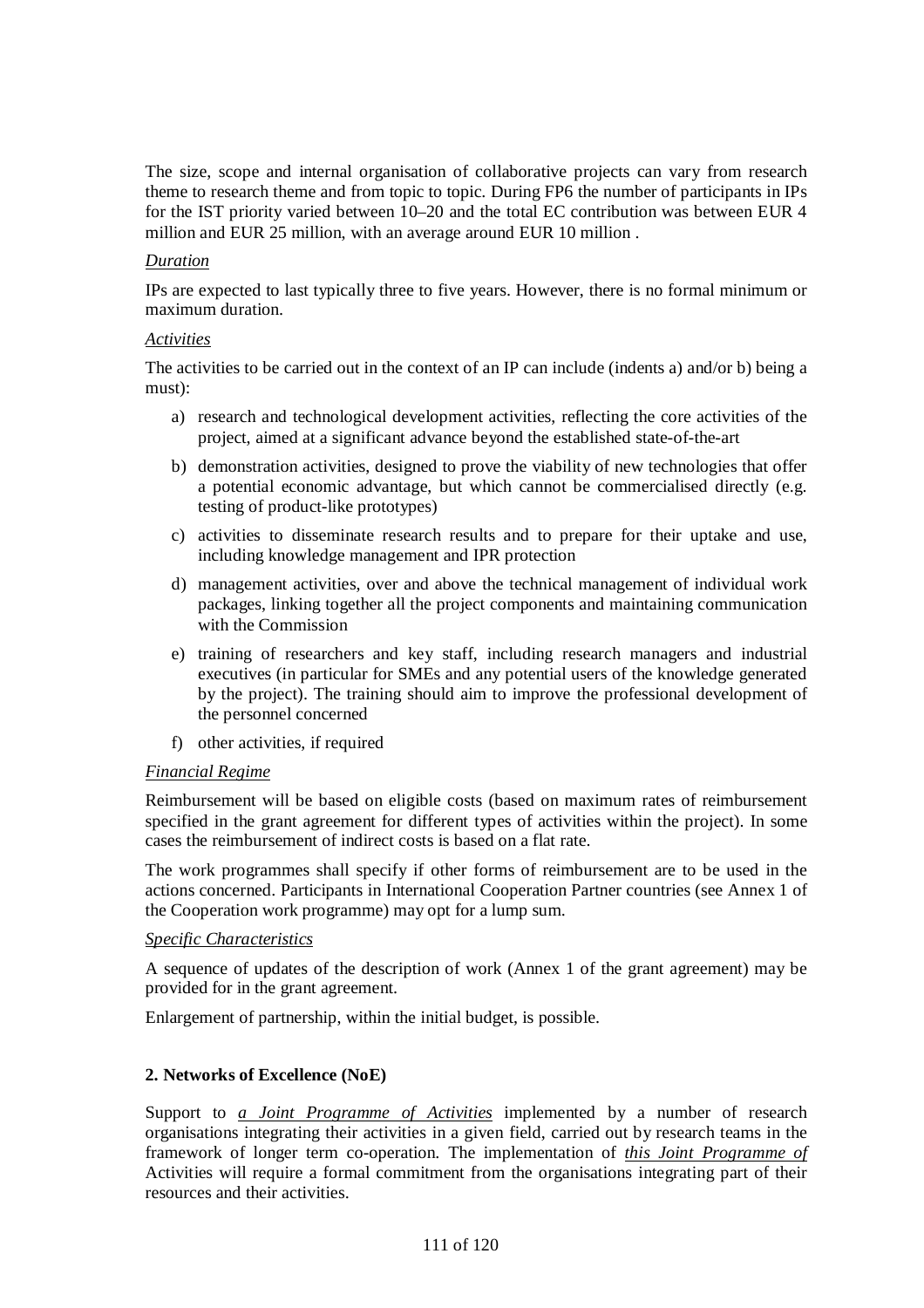The size, scope and internal organisation of collaborative projects can vary from research theme to research theme and from topic to topic. During FP6 the number of participants in IPs for the IST priority varied between 10–20 and the total EC contribution was between EUR 4 million and EUR 25 million, with an average around EUR 10 million .

<u>*Duration*</u>

IPs are expected to last typically three to five years. However, there is no formal minimum or maximum duration.

<u>*Activities*</u>

The activities to be carried out in the context of an IP can include (indents a) and/or b) being a must):

a) research and technological development activities, reflecting the core activities of the project, aimed at a significant advance beyond the established state-of-the-art
b) demonstration activities, designed to prove the viability of new technologies that offer a potential economic advantage, but which cannot be commercialised directly (e.g. testing of product-like prototypes)
c) activities to disseminate research results and to prepare for their uptake and use, including knowledge management and IPR protection
d) management activities, over and above the technical management of individual work packages, linking together all the project components and maintaining communication with the Commission
e) training of researchers and key staff, including research managers and industrial executives (in particular for SMEs and any potential users of the knowledge generated by the project). The training should aim to improve the professional development of the personnel concerned
f) other activities, if required

<u>*Financial Regime*</u>

Reimbursement will be based on eligible costs (based on maximum rates of reimbursement specified in the grant agreement for different types of activities within the project). In some cases the reimbursement of indirect costs is based on a flat rate.

The work programmes shall specify if other forms of reimbursement are to be used in the actions concerned. Participants in International Cooperation Partner countries (see Annex 1 of the Cooperation work programme) may opt for a lump sum.

<u>*Specific Characteristics*</u>

A sequence of updates of the description of work (Annex 1 of the grant agreement) may be provided for in the grant agreement.

Enlargement of partnership, within the initial budget, is possible.

**2. Networks of Excellence (NoE)**

Support to <u>*a Joint Programme of Activities*</u> implemented by a number of research organisations integrating their activities in a given field, carried out by research teams in the framework of longer term co-operation. The implementation of <u>*this Joint Programme of*</u> Activities will require a formal commitment from the organisations integrating part of their resources and their activities.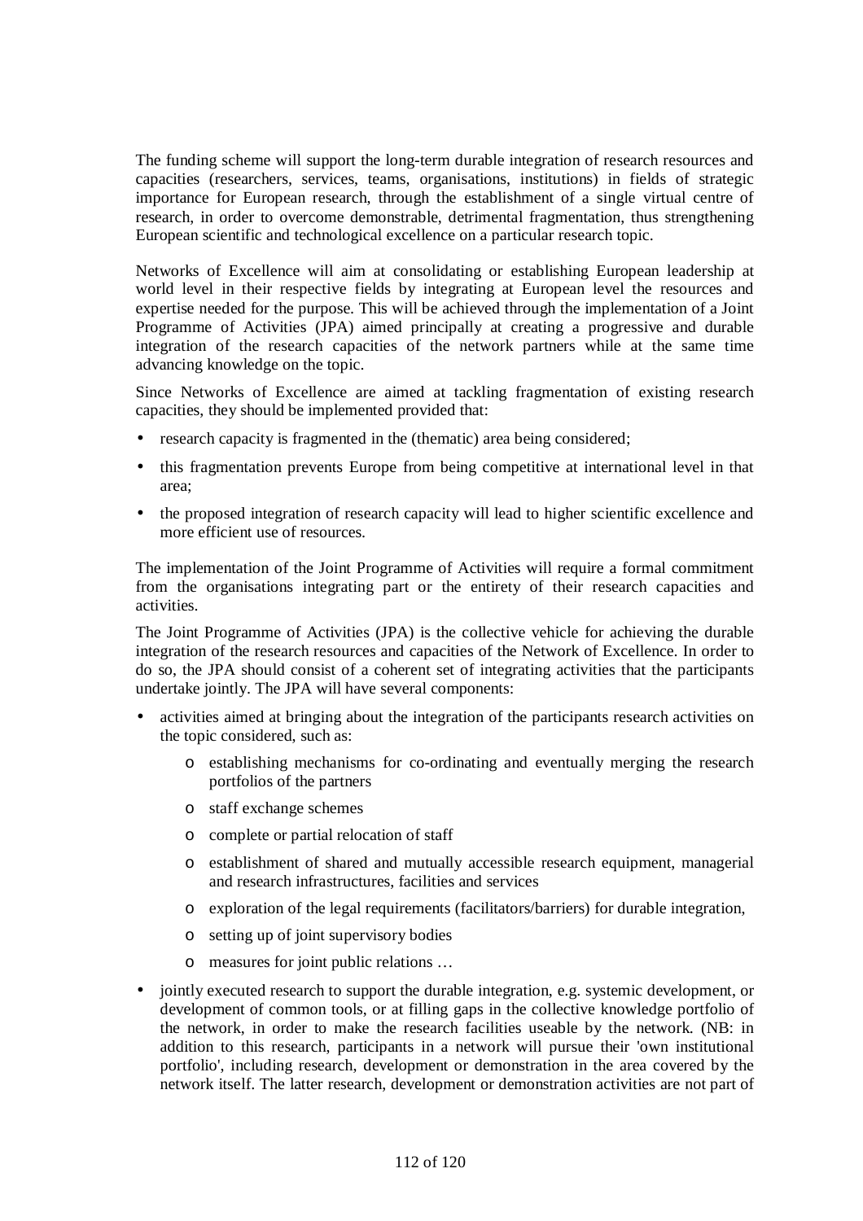The funding scheme will support the long-term durable integration of research resources and capacities (researchers, services, teams, organisations, institutions) in fields of strategic importance for European research, through the establishment of a single virtual centre of research, in order to overcome demonstrable, detrimental fragmentation, thus strengthening European scientific and technological excellence on a particular research topic.

Networks of Excellence will aim at consolidating or establishing European leadership at world level in their respective fields by integrating at European level the resources and expertise needed for the purpose. This will be achieved through the implementation of a Joint Programme of Activities (JPA) aimed principally at creating a progressive and durable integration of the research capacities of the network partners while at the same time advancing knowledge on the topic.

Since Networks of Excellence are aimed at tackling fragmentation of existing research capacities, they should be implemented provided that:

- research capacity is fragmented in the (thematic) area being considered;
- this fragmentation prevents Europe from being competitive at international level in that area;
- the proposed integration of research capacity will lead to higher scientific excellence and more efficient use of resources.

The implementation of the Joint Programme of Activities will require a formal commitment from the organisations integrating part or the entirety of their research capacities and activities.

The Joint Programme of Activities (JPA) is the collective vehicle for achieving the durable integration of the research resources and capacities of the Network of Excellence. In order to do so, the JPA should consist of a coherent set of integrating activities that the participants undertake jointly. The JPA will have several components:

- activities aimed at bringing about the integration of the participants research activities on the topic considered, such as:
    - establishing mechanisms for co-ordinating and eventually merging the research portfolios of the partners
    - staff exchange schemes
    - complete or partial relocation of staff
    - establishment of shared and mutually accessible research equipment, managerial and research infrastructures, facilities and services
    - exploration of the legal requirements (facilitators/barriers) for durable integration,
    - setting up of joint supervisory bodies
    - measures for joint public relations …
- jointly executed research to support the durable integration, e.g. systemic development, or development of common tools, or at filling gaps in the collective knowledge portfolio of the network, in order to make the research facilities useable by the network. (NB: in addition to this research, participants in a network will pursue their 'own institutional portfolio', including research, development or demonstration in the area covered by the network itself. The latter research, development or demonstration activities are not part of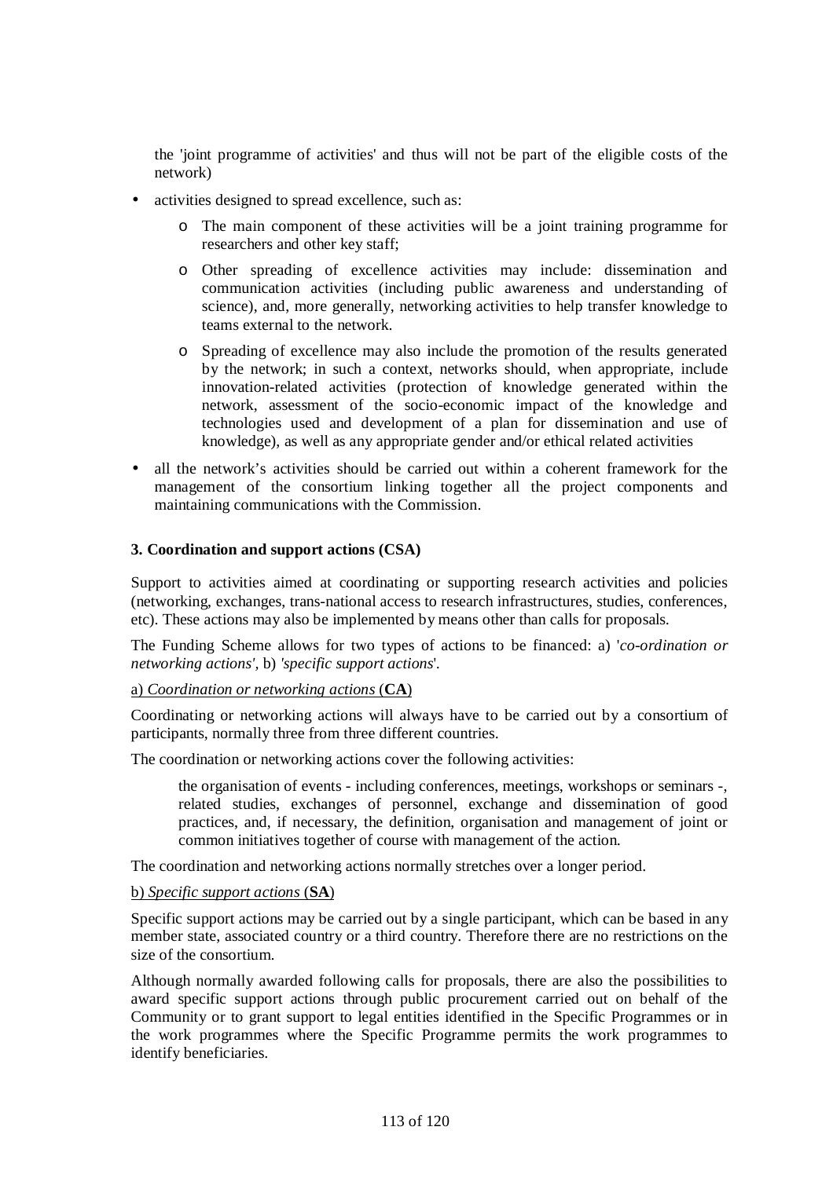the 'joint programme of activities' and thus will not be part of the eligible costs of the network)

- activities designed to spread excellence, such as:
  - The main component of these activities will be a joint training programme for researchers and other key staff;
  - Other spreading of excellence activities may include: dissemination and communication activities (including public awareness and understanding of science), and, more generally, networking activities to help transfer knowledge to teams external to the network.
  - Spreading of excellence may also include the promotion of the results generated by the network; in such a context, networks should, when appropriate, include innovation-related activities (protection of knowledge generated within the network, assessment of the socio-economic impact of the knowledge and technologies used and development of a plan for dissemination and use of knowledge), as well as any appropriate gender and/or ethical related activities
- all the network's activities should be carried out within a coherent framework for the management of the consortium linking together all the project components and maintaining communications with the Commission.

**3. Coordination and support actions (CSA)**

Support to activities aimed at coordinating or supporting research activities and policies (networking, exchanges, trans-national access to research infrastructures, studies, conferences, etc). These actions may also be implemented by means other than calls for proposals.

The Funding Scheme allows for two types of actions to be financed: a) '*co-ordination or networking actions'*, b) *'specific support actions*'.

a) *Coordination or networking actions* (**CA**)

Coordinating or networking actions will always have to be carried out by a consortium of participants, normally three from three different countries.

The coordination or networking actions cover the following activities:

> the organisation of events - including conferences, meetings, workshops or seminars -, related studies, exchanges of personnel, exchange and dissemination of good practices, and, if necessary, the definition, organisation and management of joint or common initiatives together of course with management of the action.

The coordination and networking actions normally stretches over a longer period.

b) *Specific support actions* (**SA**)

Specific support actions may be carried out by a single participant, which can be based in any member state, associated country or a third country. Therefore there are no restrictions on the size of the consortium.

Although normally awarded following calls for proposals, there are also the possibilities to award specific support actions through public procurement carried out on behalf of the Community or to grant support to legal entities identified in the Specific Programmes or in the work programmes where the Specific Programme permits the work programmes to identify beneficiaries.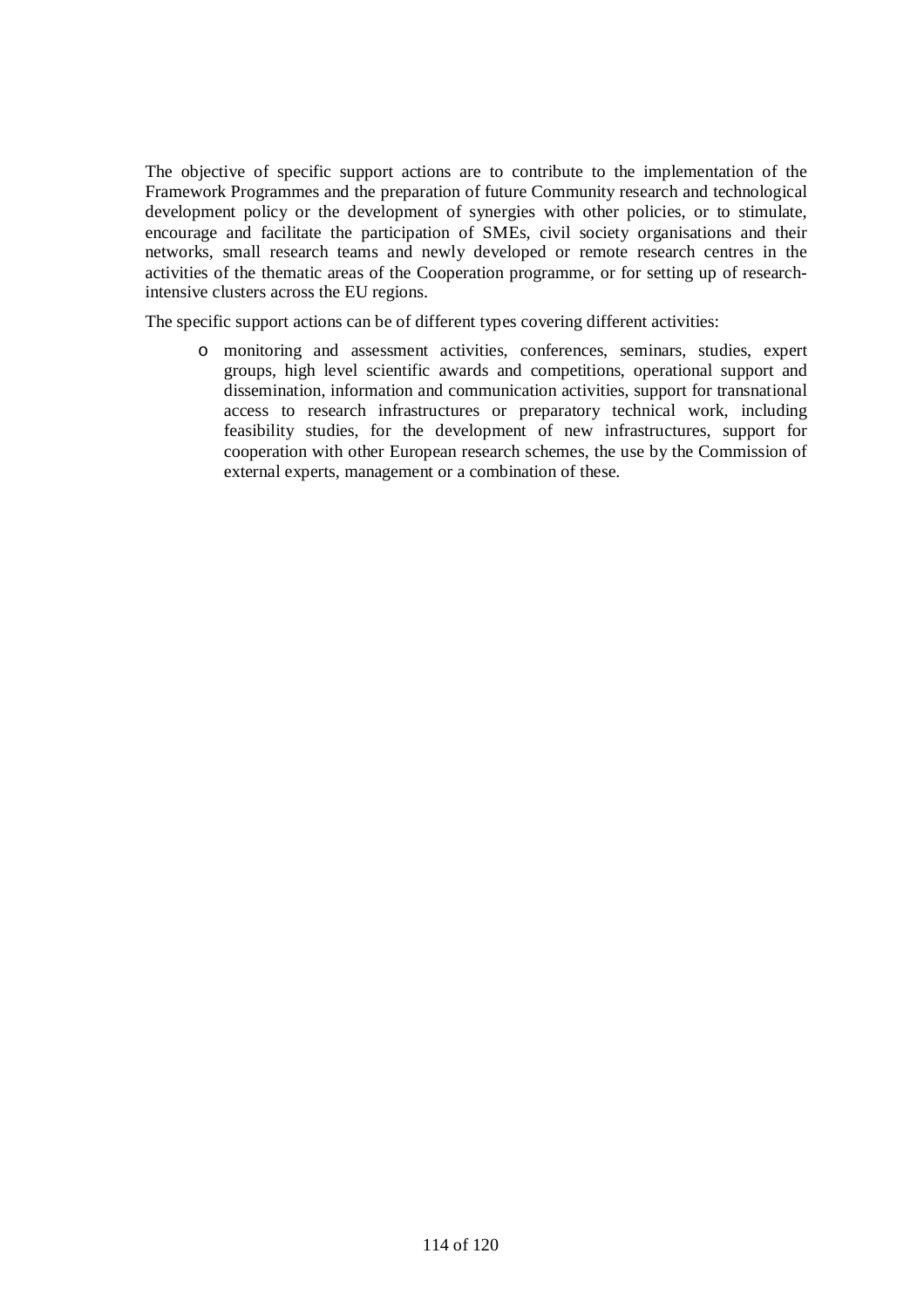The objective of specific support actions are to contribute to the implementation of the Framework Programmes and the preparation of future Community research and technological development policy or the development of synergies with other policies, or to stimulate, encourage and facilitate the participation of SMEs, civil society organisations and their networks, small research teams and newly developed or remote research centres in the activities of the thematic areas of the Cooperation programme, or for setting up of research-intensive clusters across the EU regions.

The specific support actions can be of different types covering different activities:

- monitoring and assessment activities, conferences, seminars, studies, expert groups, high level scientific awards and competitions, operational support and dissemination, information and communication activities, support for transnational access to research infrastructures or preparatory technical work, including feasibility studies, for the development of new infrastructures, support for cooperation with other European research schemes, the use by the Commission of external experts, management or a combination of these.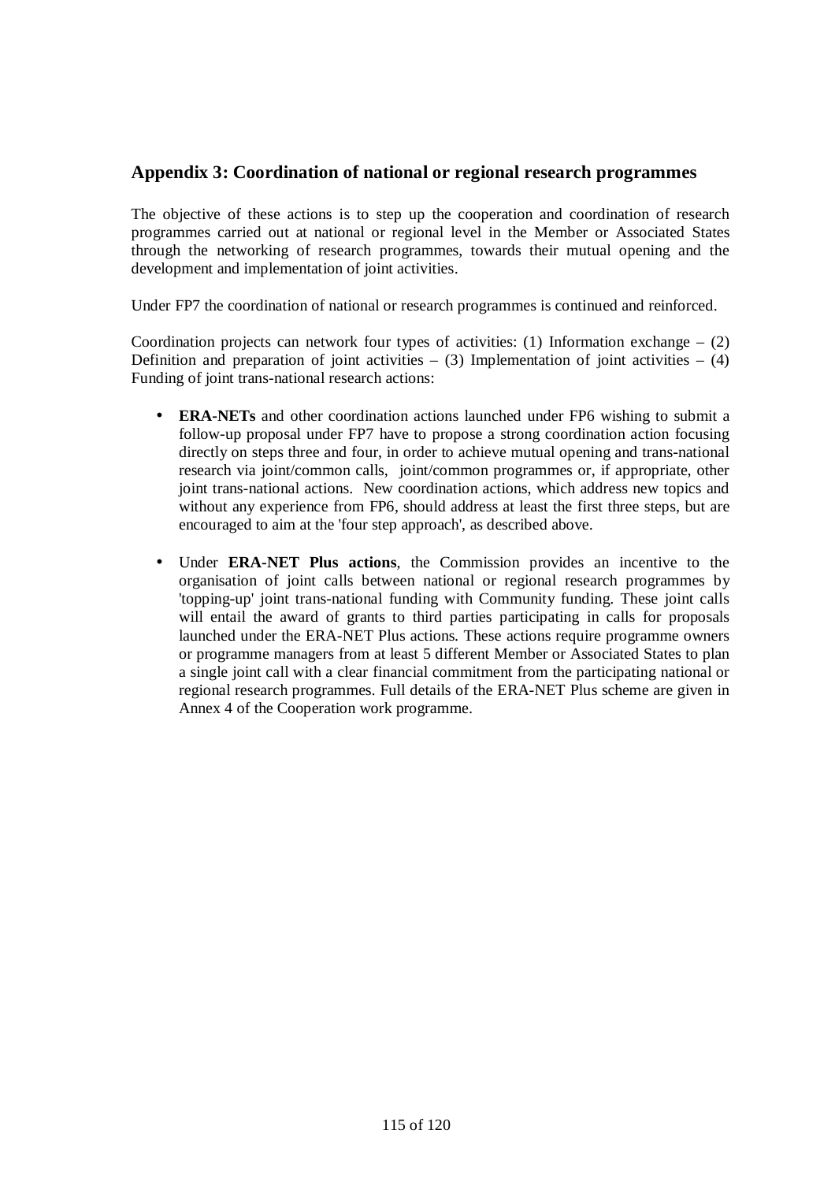## Appendix 3: Coordination of national or regional research programmes

The objective of these actions is to step up the cooperation and coordination of research programmes carried out at national or regional level in the Member or Associated States through the networking of research programmes, towards their mutual opening and the development and implementation of joint activities.

Under FP7 the coordination of national or research programmes is continued and reinforced.

Coordination projects can network four types of activities: (1) Information exchange – (2) Definition and preparation of joint activities – (3) Implementation of joint activities – (4) Funding of joint trans-national research actions:

- **ERA-NETs** and other coordination actions launched under FP6 wishing to submit a follow-up proposal under FP7 have to propose a strong coordination action focusing directly on steps three and four, in order to achieve mutual opening and trans-national research via joint/common calls, joint/common programmes or, if appropriate, other joint trans-national actions. New coordination actions, which address new topics and without any experience from FP6, should address at least the first three steps, but are encouraged to aim at the 'four step approach', as described above.

- Under **ERA-NET Plus actions**, the Commission provides an incentive to the organisation of joint calls between national or regional research programmes by 'topping-up' joint trans-national funding with Community funding. These joint calls will entail the award of grants to third parties participating in calls for proposals launched under the ERA-NET Plus actions. These actions require programme owners or programme managers from at least 5 different Member or Associated States to plan a single joint call with a clear financial commitment from the participating national or regional research programmes. Full details of the ERA-NET Plus scheme are given in Annex 4 of the Cooperation work programme.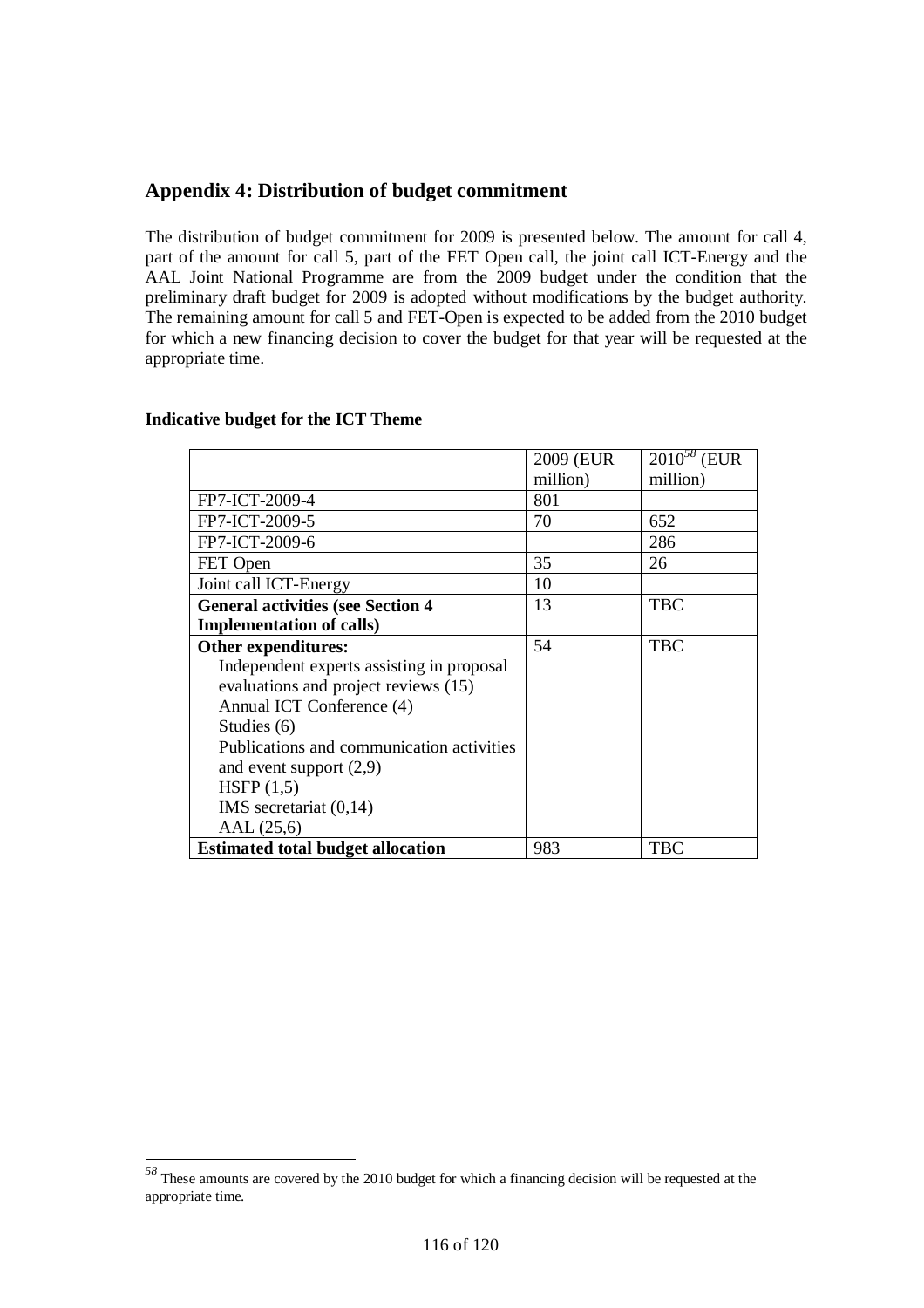## Appendix 4: Distribution of budget commitment

The distribution of budget commitment for 2009 is presented below. The amount for call 4, part of the amount for call 5, part of the FET Open call, the joint call ICT-Energy and the AAL Joint National Programme are from the 2009 budget under the condition that the preliminary draft budget for 2009 is adopted without modifications by the budget authority. The remaining amount for call 5 and FET-Open is expected to be added from the 2010 budget for which a new financing decision to cover the budget for that year will be requested at the appropriate time.

**Indicative budget for the ICT Theme**

| | 2009 (EUR million) | 2010[58] (EUR million) |
|---|---|---|
| FP7-ICT-2009-4 | 801 | |
| FP7-ICT-2009-5 | 70 | 652 |
| FP7-ICT-2009-6 | | 286 |
| FET Open | 35 | 26 |
| Joint call ICT-Energy | 10 | |
| **General activities (see Section 4 Implementation of calls)** | 13 | TBC |
| **Other expenditures:**<br>Independent experts assisting in proposal evaluations and project reviews (15)<br>Annual ICT Conference (4)<br>Studies (6)<br>Publications and communication activities and event support (2,9)<br>HSFP (1,5)<br>IMS secretariat (0,14)<br>AAL (25,6) | 54 | TBC |
| **Estimated total budget allocation** | 983 | TBC |

[58] These amounts are covered by the 2010 budget for which a financing decision will be requested at the appropriate time.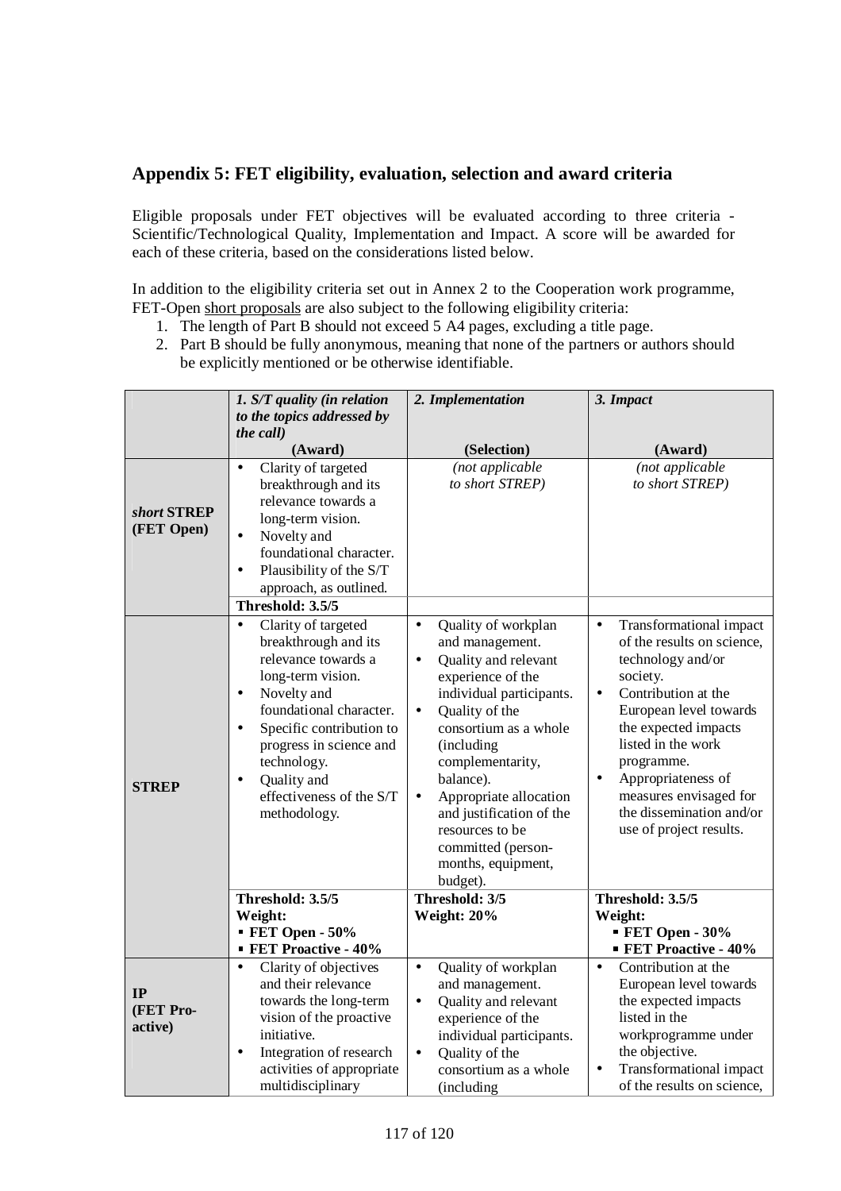## Appendix 5: FET eligibility, evaluation, selection and award criteria

Eligible proposals under FET objectives will be evaluated according to three criteria - Scientific/Technological Quality, Implementation and Impact. A score will be awarded for each of these criteria, based on the considerations listed below.

In addition to the eligibility criteria set out in Annex 2 to the Cooperation work programme, FET-Open short proposals are also subject to the following eligibility criteria:

1. The length of Part B should not exceed 5 A4 pages, excluding a title page.
2. Part B should be fully anonymous, meaning that none of the partners or authors should be explicitly mentioned or be otherwise identifiable.

| | *1. S/T quality (in relation to the topics addressed by the call)* **(Award)** | *2. Implementation* **(Selection)** | *3. Impact* **(Award)** |
|---|---|---|---|
| ***short* STREP (FET Open)** | • Clarity of targeted breakthrough and its relevance towards a long-term vision.<br>• Novelty and foundational character.<br>• Plausibility of the S/T approach, as outlined. | *(not applicable to short STREP)* | *(not applicable to short STREP)* |
| | **Threshold: 3.5/5** | | |
| **STREP** | • Clarity of targeted breakthrough and its relevance towards a long-term vision.<br>• Novelty and foundational character.<br>• Specific contribution to progress in science and technology.<br>• Quality and effectiveness of the S/T methodology. | • Quality of workplan and management.<br>• Quality and relevant experience of the individual participants.<br>• Quality of the consortium as a whole (including complementarity, balance).<br>• Appropriate allocation and justification of the resources to be committed (person-months, equipment, budget). | • Transformational impact of the results on science, technology and/or society.<br>• Contribution at the European level towards the expected impacts listed in the work programme.<br>• Appropriateness of measures envisaged for the dissemination and/or use of project results. |
| | **Threshold: 3.5/5**<br>**Weight:**<br>▪ **FET Open - 50%**<br>▪ **FET Proactive - 40%** | **Threshold: 3/5**<br>**Weight: 20%** | **Threshold: 3.5/5**<br>**Weight:**<br>▪ **FET Open - 30%**<br>▪ **FET Proactive - 40%** |
| **IP (FET Pro-active)** | • Clarity of objectives and their relevance towards the long-term vision of the proactive initiative.<br>• Integration of research activities of appropriate multidisciplinary | • Quality of workplan and management.<br>• Quality and relevant experience of the individual participants.<br>• Quality of the consortium as a whole (including | • Contribution at the European level towards the expected impacts listed in the workprogramme under the objective.<br>• Transformational impact of the results on science, |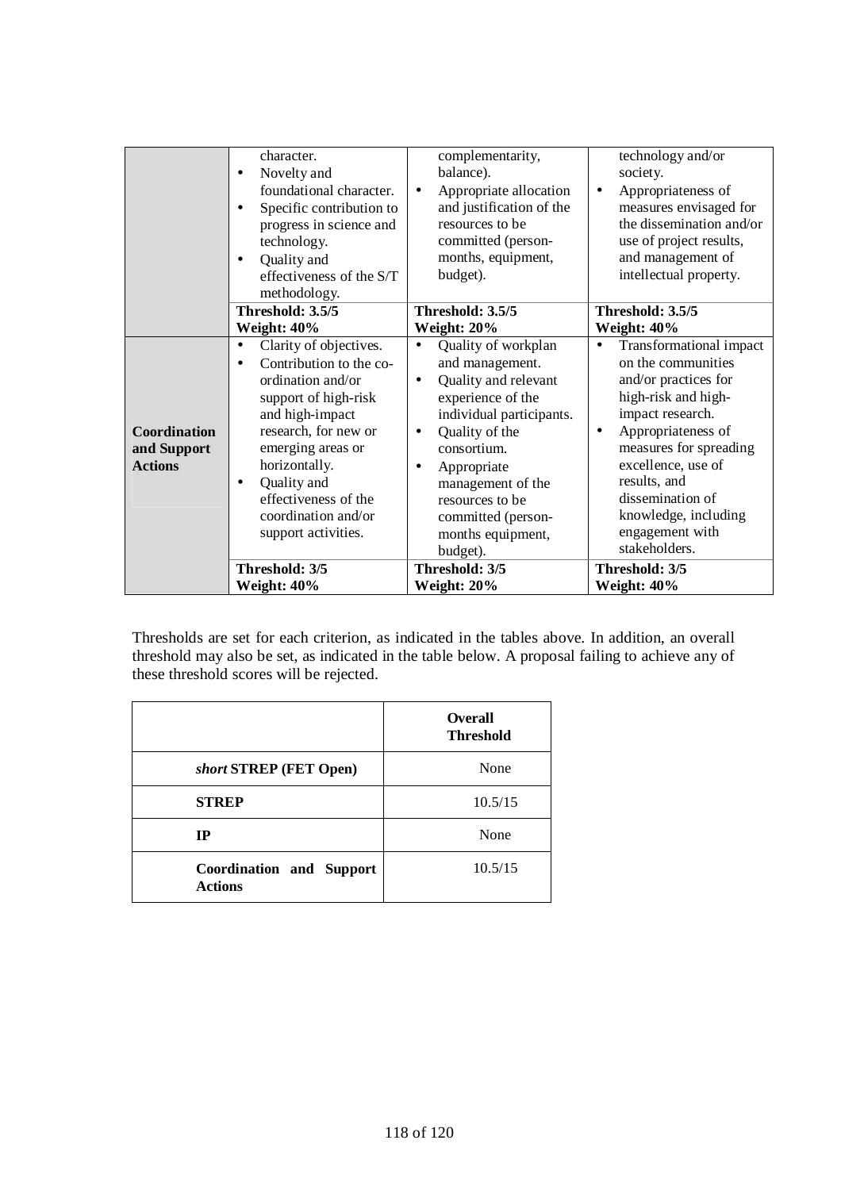|  |  |  |  |
|---|---|---|---|
|  | character.<br>• Novelty and foundational character.<br>• Specific contribution to progress in science and technology.<br>• Quality and effectiveness of the S/T methodology. | complementarity, balance).<br>• Appropriate allocation and justification of the resources to be committed (person-months, equipment, budget). | technology and/or society.<br>• Appropriateness of measures envisaged for the dissemination and/or use of project results, and management of intellectual property. |
|  | **Threshold: 3.5/5**<br>**Weight: 40%** | **Threshold: 3.5/5**<br>**Weight: 20%** | **Threshold: 3.5/5**<br>**Weight: 40%** |
| **Coordination and Support Actions** | • Clarity of objectives.<br>• Contribution to the co-ordination and/or support of high-risk and high-impact research, for new or emerging areas or horizontally.<br>• Quality and effectiveness of the coordination and/or support activities. | • Quality of workplan and management.<br>• Quality and relevant experience of the individual participants.<br>• Quality of the consortium.<br>• Appropriate management of the resources to be committed (person-months equipment, budget). | • Transformational impact on the communities and/or practices for high-risk and high-impact research.<br>• Appropriateness of measures for spreading excellence, use of results, and dissemination of knowledge, including engagement with stakeholders. |
|  | **Threshold: 3/5**<br>**Weight: 40%** | **Threshold: 3/5**<br>**Weight: 20%** | **Threshold: 3/5**<br>**Weight: 40%** |

Thresholds are set for each criterion, as indicated in the tables above. In addition, an overall threshold may also be set, as indicated in the table below. A proposal failing to achieve any of these threshold scores will be rejected.

|  | **Overall Threshold** |
|---|---|
| ***short* STREP (FET Open)** | None |
| **STREP** | 10.5/15 |
| **IP** | None |
| **Coordination and Support Actions** | 10.5/15 |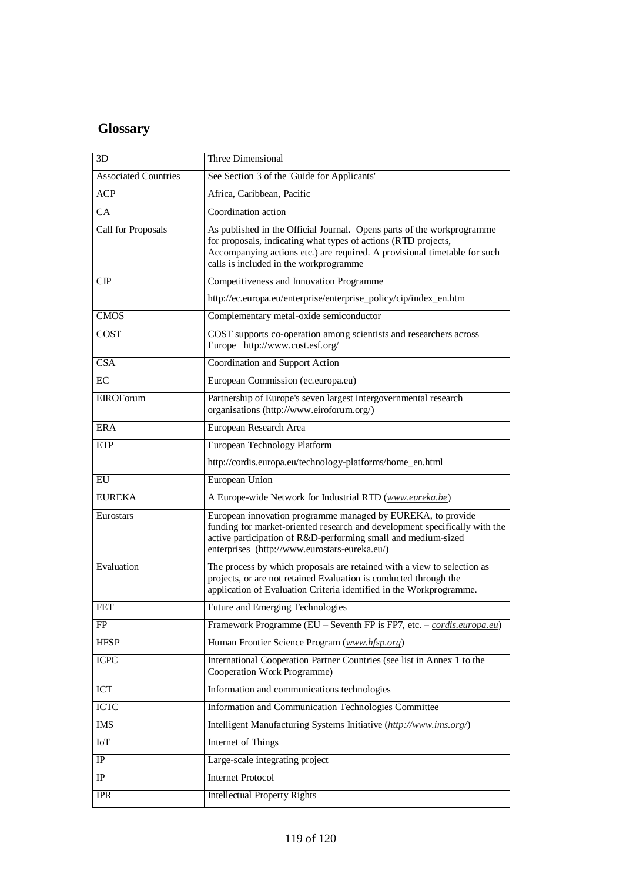## Glossary

| | |
|---|---|
| 3D | Three Dimensional |
| Associated Countries | See Section 3 of the 'Guide for Applicants' |
| ACP | Africa, Caribbean, Pacific |
| CA | Coordination action |
| Call for Proposals | As published in the Official Journal. Opens parts of the workprogramme for proposals, indicating what types of actions (RTD projects, Accompanying actions etc.) are required. A provisional timetable for such calls is included in the workprogramme |
| CIP | Competitiveness and Innovation Programme<br>http://ec.europa.eu/enterprise/enterprise_policy/cip/index_en.htm |
| CMOS | Complementary metal-oxide semiconductor |
| COST | COST supports co-operation among scientists and researchers across Europe http://www.cost.esf.org/ |
| CSA | Coordination and Support Action |
| EC | European Commission (ec.europa.eu) |
| EIROForum | Partnership of Europe's seven largest intergovernmental research organisations (http://www.eiroforum.org/) |
| ERA | European Research Area |
| ETP | European Technology Platform<br>http://cordis.europa.eu/technology-platforms/home_en.html |
| EU | European Union |
| EUREKA | A Europe-wide Network for Industrial RTD (*www.eureka.be*) |
| Eurostars | European innovation programme managed by EUREKA, to provide funding for market-oriented research and development specifically with the active participation of R&D-performing small and medium-sized enterprises (http://www.eurostars-eureka.eu/) |
| Evaluation | The process by which proposals are retained with a view to selection as projects, or are not retained Evaluation is conducted through the application of Evaluation Criteria identified in the Workprogramme. |
| FET | Future and Emerging Technologies |
| FP | Framework Programme (EU – Seventh FP is FP7, etc. – *cordis.europa.eu*) |
| HFSP | Human Frontier Science Program (*www.hfsp.org*) |
| ICPC | International Cooperation Partner Countries (see list in Annex 1 to the Cooperation Work Programme) |
| ICT | Information and communications technologies |
| ICTC | Information and Communication Technologies Committee |
| IMS | Intelligent Manufacturing Systems Initiative (*http://www.ims.org/*) |
| IoT | Internet of Things |
| IP | Large-scale integrating project |
| IP | Internet Protocol |
| IPR | Intellectual Property Rights |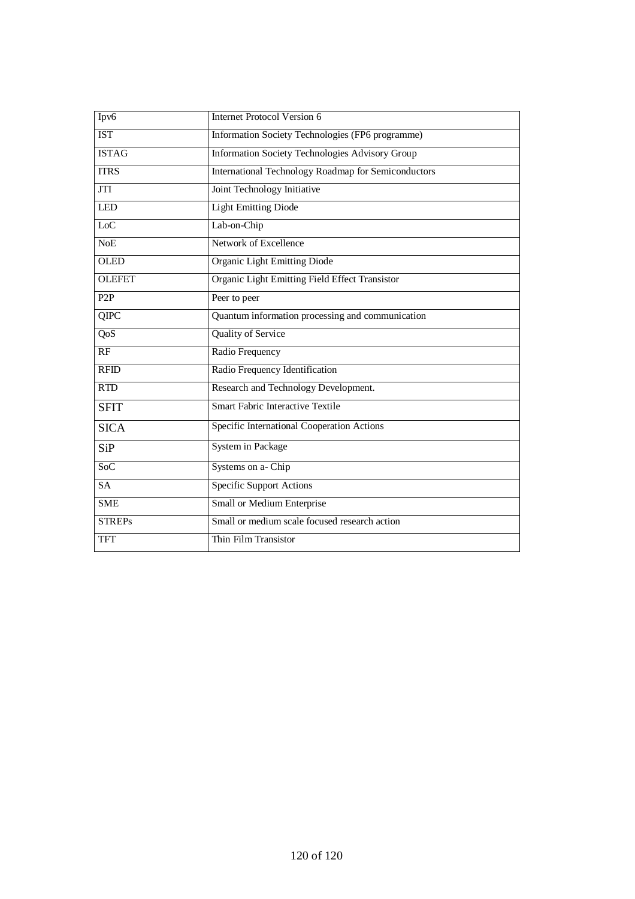| | |
|---|---|
| Ipv6 | Internet Protocol Version 6 |
| IST | Information Society Technologies (FP6 programme) |
| ISTAG | Information Society Technologies Advisory Group |
| ITRS | International Technology Roadmap for Semiconductors |
| JTI | Joint Technology Initiative |
| LED | Light Emitting Diode |
| LoC | Lab-on-Chip |
| NoE | Network of Excellence |
| OLED | Organic Light Emitting Diode |
| OLEFET | Organic Light Emitting Field Effect Transistor |
| P2P | Peer to peer |
| QIPC | Quantum information processing and communication |
| QoS | Quality of Service |
| RF | Radio Frequency |
| RFID | Radio Frequency Identification |
| RTD | Research and Technology Development. |
| SFIT | Smart Fabric Interactive Textile |
| SICA | Specific International Cooperation Actions |
| SiP | System in Package |
| SoC | Systems on a- Chip |
| SA | Specific Support Actions |
| SME | Small or Medium Enterprise |
| STREPs | Small or medium scale focused research action |
| TFT | Thin Film Transistor |